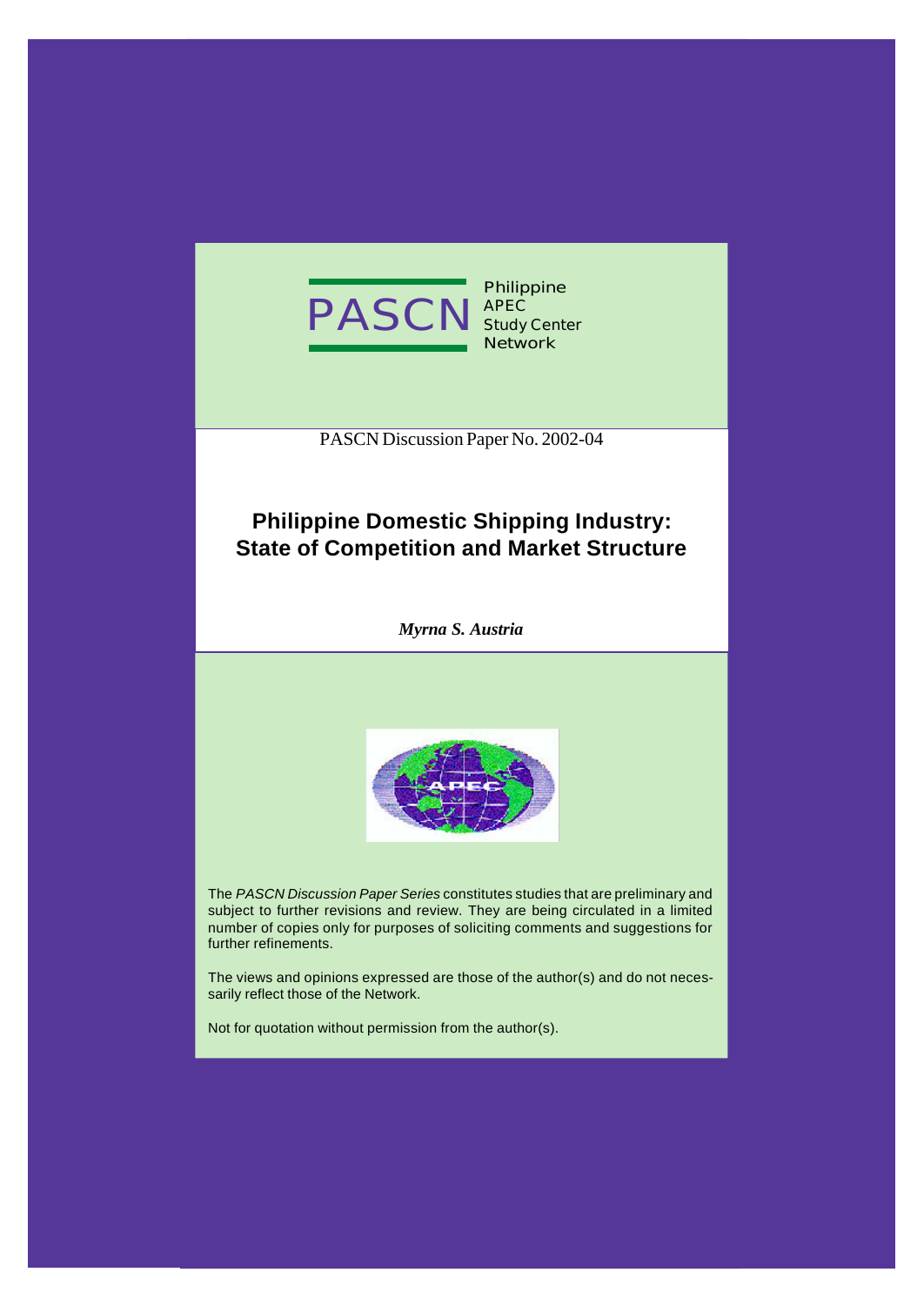PASCN Philippine APEC Study Center Network

PASCN Discussion Paper No. 2002-04

# Philippine Domestic Shipping Industry: State of Competition and Market Structure

*Myrna S. Austria*

The *PASCN Discussion Paper Series* constitutes studies that are preliminary and subject to further revisions and review. They are being circulated in a limited number of copies only for purposes of soliciting comments and suggestions for further refinements.

The views and opinions expressed are those of the author(s) and do not necessarily reflect those of the Network.

Not for quotation without permission from the author(s).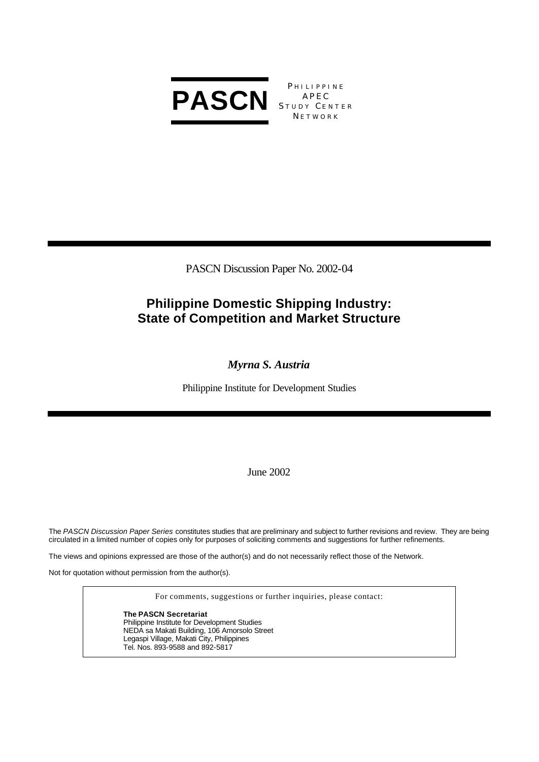**PASCN** PHILIPPINE APEC STUDY CENTER NETWORK

PASCN Discussion Paper No. 2002-04

# Philippine Domestic Shipping Industry: State of Competition and Market Structure

***Myrna S. Austria***

Philippine Institute for Development Studies

June 2002

The *PASCN Discussion Paper Series* constitutes studies that are preliminary and subject to further revisions and review. They are being circulated in a limited number of copies only for purposes of soliciting comments and suggestions for further refinements.

The views and opinions expressed are those of the author(s) and do not necessarily reflect those of the Network.

Not for quotation without permission from the author(s).

For comments, suggestions or further inquiries, please contact:

**The PASCN Secretariat**
Philippine Institute for Development Studies
NEDA sa Makati Building, 106 Amorsolo Street
Legaspi Village, Makati City, Philippines
Tel. Nos. 893-9588 and 892-5817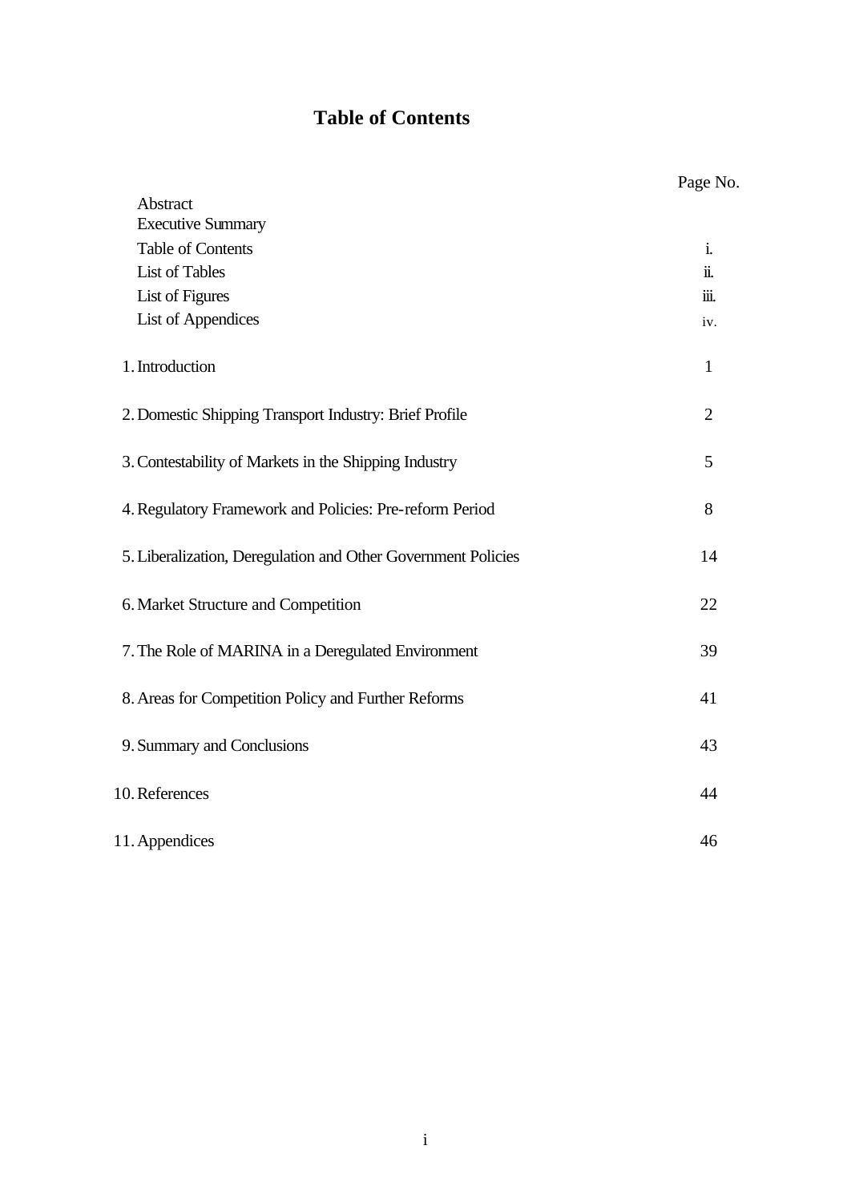# Table of Contents

| | Page No. |
|---|---|
| Abstract | |
| Executive Summary | |
| Table of Contents | i. |
| List of Tables | ii. |
| List of Figures | iii. |
| List of Appendices | iv. |
| 1. Introduction | 1 |
| 2. Domestic Shipping Transport Industry: Brief Profile | 2 |
| 3. Contestability of Markets in the Shipping Industry | 5 |
| 4. Regulatory Framework and Policies: Pre-reform Period | 8 |
| 5. Liberalization, Deregulation and Other Government Policies | 14 |
| 6. Market Structure and Competition | 22 |
| 7. The Role of MARINA in a Deregulated Environment | 39 |
| 8. Areas for Competition Policy and Further Reforms | 41 |
| 9. Summary and Conclusions | 43 |
| 10. References | 44 |
| 11. Appendices | 46 |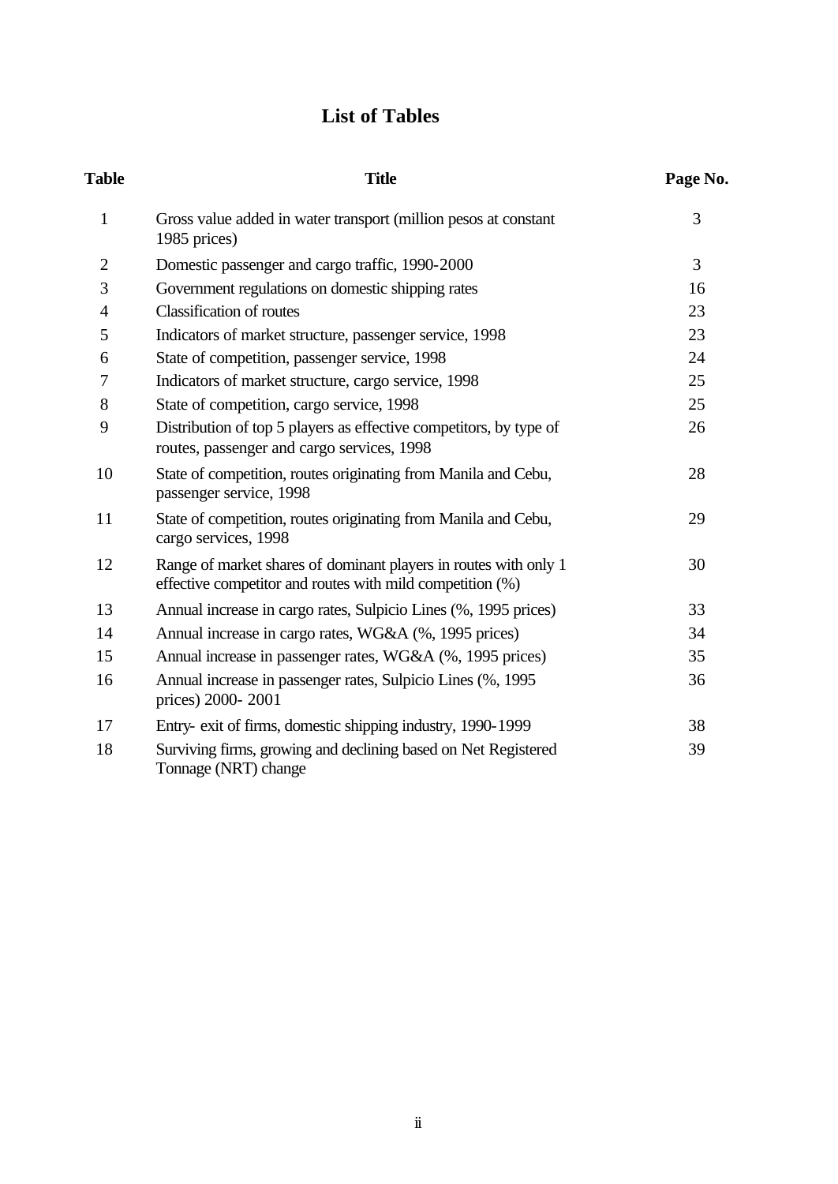# List of Tables

| Table | Title | Page No. |
|---|---|---|
| 1 | Gross value added in water transport (million pesos at constant 1985 prices) | 3 |
| 2 | Domestic passenger and cargo traffic, 1990-2000 | 3 |
| 3 | Government regulations on domestic shipping rates | 16 |
| 4 | Classification of routes | 23 |
| 5 | Indicators of market structure, passenger service, 1998 | 23 |
| 6 | State of competition, passenger service, 1998 | 24 |
| 7 | Indicators of market structure, cargo service, 1998 | 25 |
| 8 | State of competition, cargo service, 1998 | 25 |
| 9 | Distribution of top 5 players as effective competitors, by type of routes, passenger and cargo services, 1998 | 26 |
| 10 | State of competition, routes originating from Manila and Cebu, passenger service, 1998 | 28 |
| 11 | State of competition, routes originating from Manila and Cebu, cargo services, 1998 | 29 |
| 12 | Range of market shares of dominant players in routes with only 1 effective competitor and routes with mild competition (%) | 30 |
| 13 | Annual increase in cargo rates, Sulpicio Lines (%, 1995 prices) | 33 |
| 14 | Annual increase in cargo rates, WG&A (%, 1995 prices) | 34 |
| 15 | Annual increase in passenger rates, WG&A (%, 1995 prices) | 35 |
| 16 | Annual increase in passenger rates, Sulpicio Lines (%, 1995 prices) 2000- 2001 | 36 |
| 17 | Entry- exit of firms, domestic shipping industry, 1990-1999 | 38 |
| 18 | Surviving firms, growing and declining based on Net Registered Tonnage (NRT) change | 39 |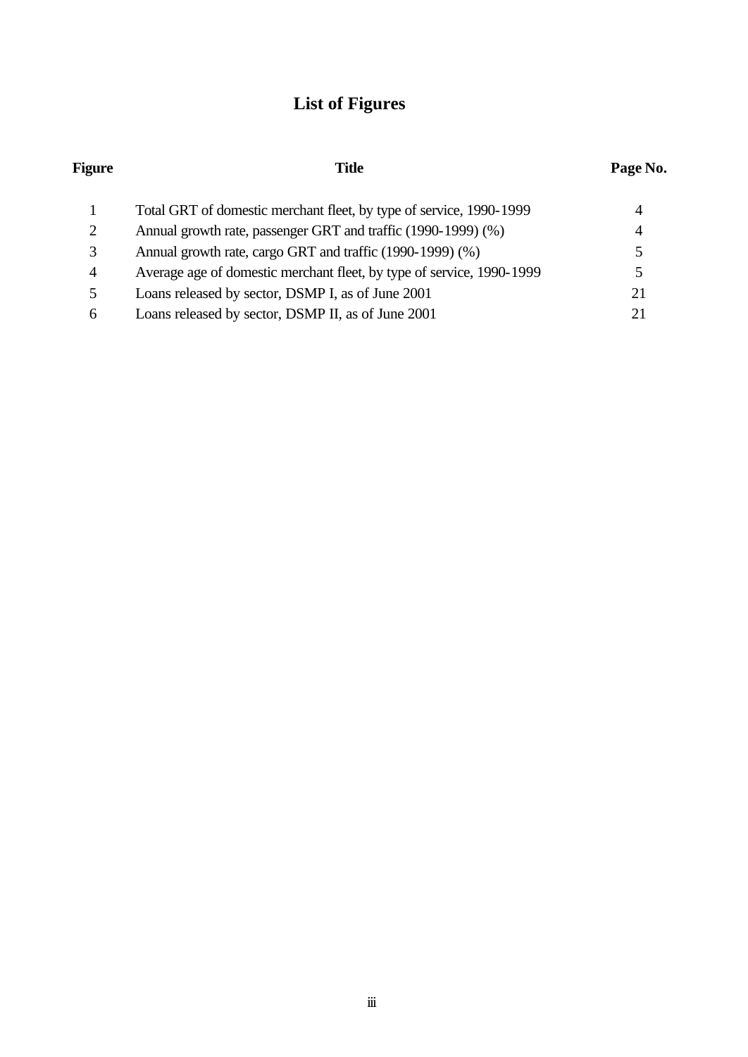# List of Figures

| Figure | Title | Page No. |
|---|---|---|
| 1 | Total GRT of domestic merchant fleet, by type of service, 1990-1999 | 4 |
| 2 | Annual growth rate, passenger GRT and traffic (1990-1999) (%) | 4 |
| 3 | Annual growth rate, cargo GRT and traffic (1990-1999) (%) | 5 |
| 4 | Average age of domestic merchant fleet, by type of service, 1990-1999 | 5 |
| 5 | Loans released by sector, DSMP I, as of June 2001 | 21 |
| 6 | Loans released by sector, DSMP II, as of June 2001 | 21 |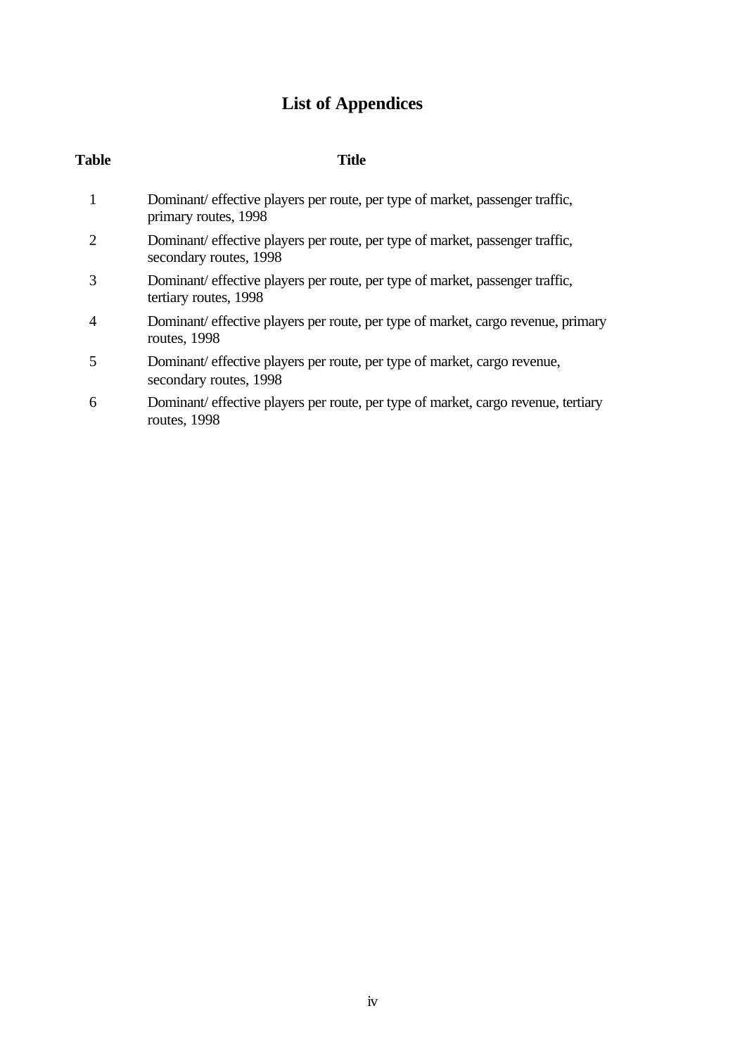# List of Appendices

| Table | Title |
|---|---|
| 1 | Dominant/ effective players per route, per type of market, passenger traffic, primary routes, 1998 |
| 2 | Dominant/ effective players per route, per type of market, passenger traffic, secondary routes, 1998 |
| 3 | Dominant/ effective players per route, per type of market, passenger traffic, tertiary routes, 1998 |
| 4 | Dominant/ effective players per route, per type of market, cargo revenue, primary routes, 1998 |
| 5 | Dominant/ effective players per route, per type of market, cargo revenue, secondary routes, 1998 |
| 6 | Dominant/ effective players per route, per type of market, cargo revenue, tertiary routes, 1998 |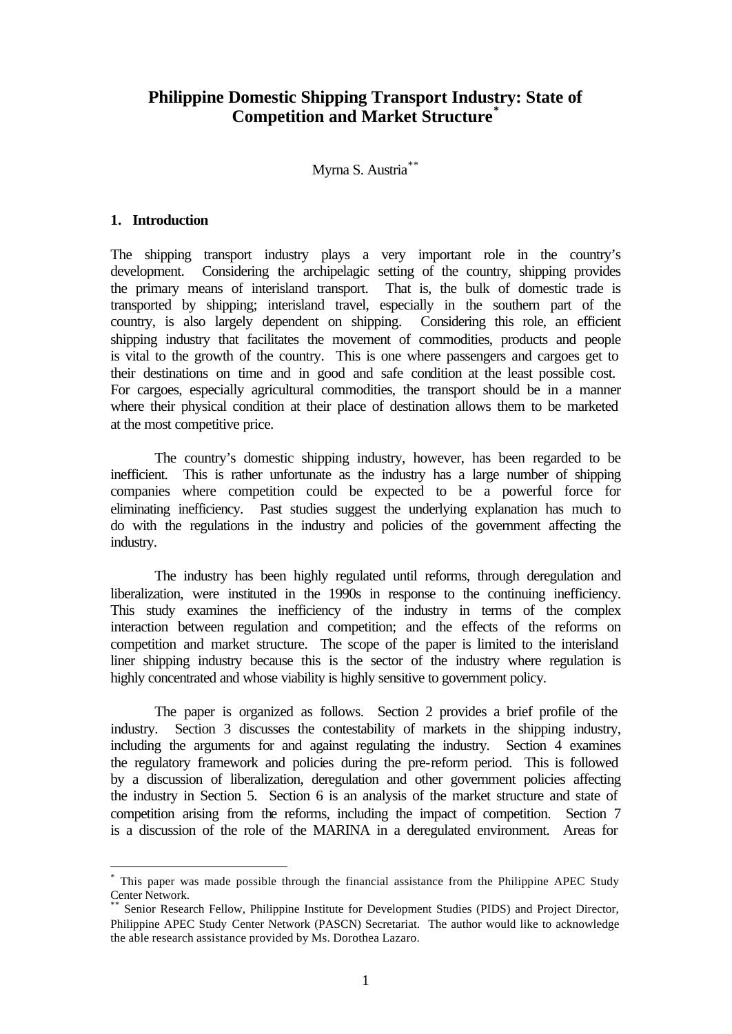# Philippine Domestic Shipping Transport Industry: State of Competition and Market Structure[*]

Myrna S. Austria[**]

## 1. Introduction

The shipping transport industry plays a very important role in the country's development. Considering the archipelagic setting of the country, shipping provides the primary means of interisland transport. That is, the bulk of domestic trade is transported by shipping; interisland travel, especially in the southern part of the country, is also largely dependent on shipping. Considering this role, an efficient shipping industry that facilitates the movement of commodities, products and people is vital to the growth of the country. This is one where passengers and cargoes get to their destinations on time and in good and safe condition at the least possible cost. For cargoes, especially agricultural commodities, the transport should be in a manner where their physical condition at their place of destination allows them to be marketed at the most competitive price.

The country's domestic shipping industry, however, has been regarded to be inefficient. This is rather unfortunate as the industry has a large number of shipping companies where competition could be expected to be a powerful force for eliminating inefficiency. Past studies suggest the underlying explanation has much to do with the regulations in the industry and policies of the government affecting the industry.

The industry has been highly regulated until reforms, through deregulation and liberalization, were instituted in the 1990s in response to the continuing inefficiency. This study examines the inefficiency of the industry in terms of the complex interaction between regulation and competition; and the effects of the reforms on competition and market structure. The scope of the paper is limited to the interisland liner shipping industry because this is the sector of the industry where regulation is highly concentrated and whose viability is highly sensitive to government policy.

The paper is organized as follows. Section 2 provides a brief profile of the industry. Section 3 discusses the contestability of markets in the shipping industry, including the arguments for and against regulating the industry. Section 4 examines the regulatory framework and policies during the pre-reform period. This is followed by a discussion of liberalization, deregulation and other government policies affecting the industry in Section 5. Section 6 is an analysis of the market structure and state of competition arising from the reforms, including the impact of competition. Section 7 is a discussion of the role of the MARINA in a deregulated environment. Areas for

---

[*] This paper was made possible through the financial assistance from the Philippine APEC Study Center Network.

[**] Senior Research Fellow, Philippine Institute for Development Studies (PIDS) and Project Director, Philippine APEC Study Center Network (PASCN) Secretariat. The author would like to acknowledge the able research assistance provided by Ms. Dorothea Lazaro.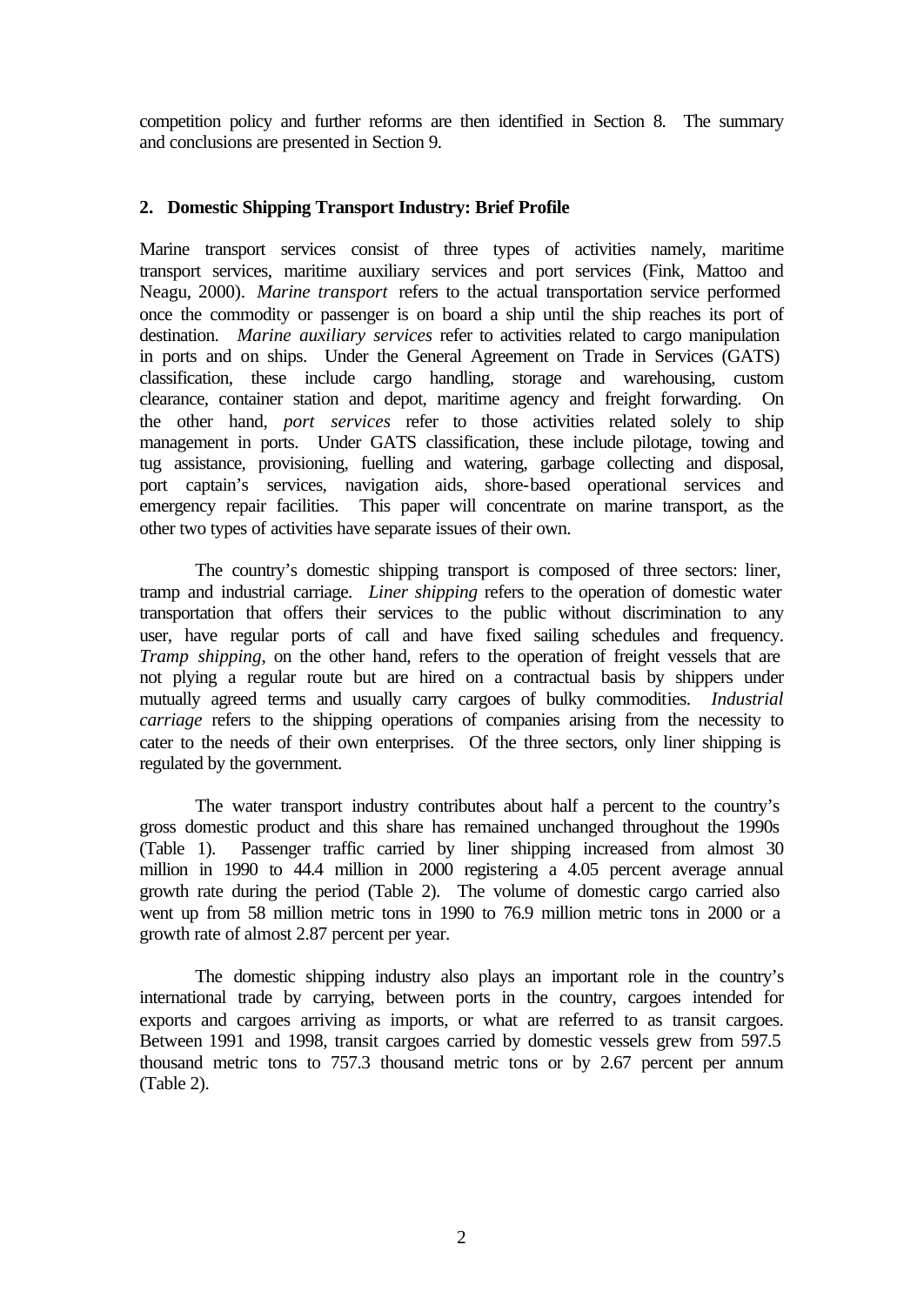competition policy and further reforms are then identified in Section 8. The summary and conclusions are presented in Section 9.

## 2. Domestic Shipping Transport Industry: Brief Profile

Marine transport services consist of three types of activities namely, maritime transport services, maritime auxiliary services and port services (Fink, Mattoo and Neagu, 2000). *Marine transport* refers to the actual transportation service performed once the commodity or passenger is on board a ship until the ship reaches its port of destination. *Marine auxiliary services* refer to activities related to cargo manipulation in ports and on ships. Under the General Agreement on Trade in Services (GATS) classification, these include cargo handling, storage and warehousing, custom clearance, container station and depot, maritime agency and freight forwarding. On the other hand, *port services* refer to those activities related solely to ship management in ports. Under GATS classification, these include pilotage, towing and tug assistance, provisioning, fuelling and watering, garbage collecting and disposal, port captain's services, navigation aids, shore-based operational services and emergency repair facilities. This paper will concentrate on marine transport, as the other two types of activities have separate issues of their own.

The country's domestic shipping transport is composed of three sectors: liner, tramp and industrial carriage. *Liner shipping* refers to the operation of domestic water transportation that offers their services to the public without discrimination to any user, have regular ports of call and have fixed sailing schedules and frequency. *Tramp shipping*, on the other hand, refers to the operation of freight vessels that are not plying a regular route but are hired on a contractual basis by shippers under mutually agreed terms and usually carry cargoes of bulky commodities. *Industrial carriage* refers to the shipping operations of companies arising from the necessity to cater to the needs of their own enterprises. Of the three sectors, only liner shipping is regulated by the government.

The water transport industry contributes about half a percent to the country's gross domestic product and this share has remained unchanged throughout the 1990s (Table 1). Passenger traffic carried by liner shipping increased from almost 30 million in 1990 to 44.4 million in 2000 registering a 4.05 percent average annual growth rate during the period (Table 2). The volume of domestic cargo carried also went up from 58 million metric tons in 1990 to 76.9 million metric tons in 2000 or a growth rate of almost 2.87 percent per year.

The domestic shipping industry also plays an important role in the country's international trade by carrying, between ports in the country, cargoes intended for exports and cargoes arriving as imports, or what are referred to as transit cargoes. Between 1991 and 1998, transit cargoes carried by domestic vessels grew from 597.5 thousand metric tons to 757.3 thousand metric tons or by 2.67 percent per annum (Table 2).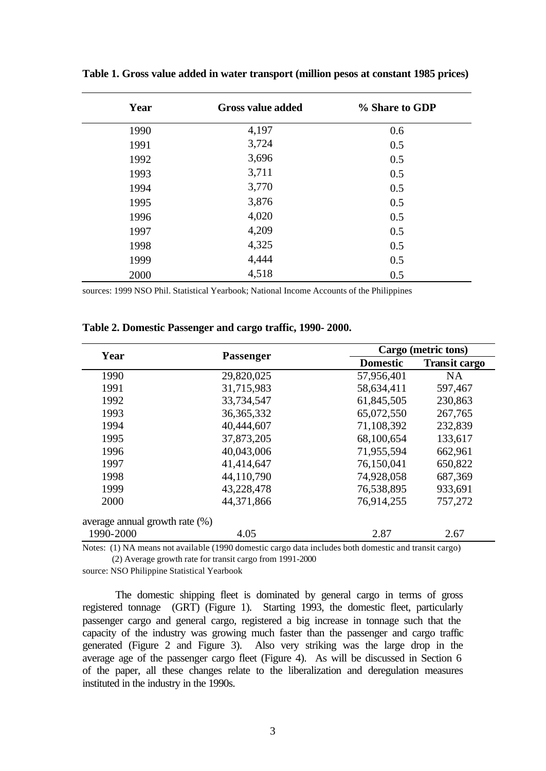**Table 1. Gross value added in water transport (million pesos at constant 1985 prices)**

| Year | Gross value added | % Share to GDP |
|---|---|---|
| 1990 | 4,197 | 0.6 |
| 1991 | 3,724 | 0.5 |
| 1992 | 3,696 | 0.5 |
| 1993 | 3,711 | 0.5 |
| 1994 | 3,770 | 0.5 |
| 1995 | 3,876 | 0.5 |
| 1996 | 4,020 | 0.5 |
| 1997 | 4,209 | 0.5 |
| 1998 | 4,325 | 0.5 |
| 1999 | 4,444 | 0.5 |
| 2000 | 4,518 | 0.5 |

sources: 1999 NSO Phil. Statistical Yearbook; National Income Accounts of the Philippines

**Table 2. Domestic Passenger and cargo traffic, 1990- 2000.**

| Year | Passenger | Cargo (metric tons) | |
|---|---|---|---|
| | | **Domestic** | **Transit cargo** |
| 1990 | 29,820,025 | 57,956,401 | NA |
| 1991 | 31,715,983 | 58,634,411 | 597,467 |
| 1992 | 33,734,547 | 61,845,505 | 230,863 |
| 1993 | 36,365,332 | 65,072,550 | 267,765 |
| 1994 | 40,444,607 | 71,108,392 | 232,839 |
| 1995 | 37,873,205 | 68,100,654 | 133,617 |
| 1996 | 40,043,006 | 71,955,594 | 662,961 |
| 1997 | 41,414,647 | 76,150,041 | 650,822 |
| 1998 | 44,110,790 | 74,928,058 | 687,369 |
| 1999 | 43,228,478 | 76,538,895 | 933,691 |
| 2000 | 44,371,866 | 76,914,255 | 757,272 |
| average annual growth rate (%) | | | |
| 1990-2000 | 4.05 | 2.87 | 2.67 |

Notes: (1) NA means not available (1990 domestic cargo data includes both domestic and transit cargo)
(2) Average growth rate for transit cargo from 1991-2000

source: NSO Philippine Statistical Yearbook

The domestic shipping fleet is dominated by general cargo in terms of gross registered tonnage (GRT) (Figure 1). Starting 1993, the domestic fleet, particularly passenger cargo and general cargo, registered a big increase in tonnage such that the capacity of the industry was growing much faster than the passenger and cargo traffic generated (Figure 2 and Figure 3). Also very striking was the large drop in the average age of the passenger cargo fleet (Figure 4). As will be discussed in Section 6 of the paper, all these changes relate to the liberalization and deregulation measures instituted in the industry in the 1990s.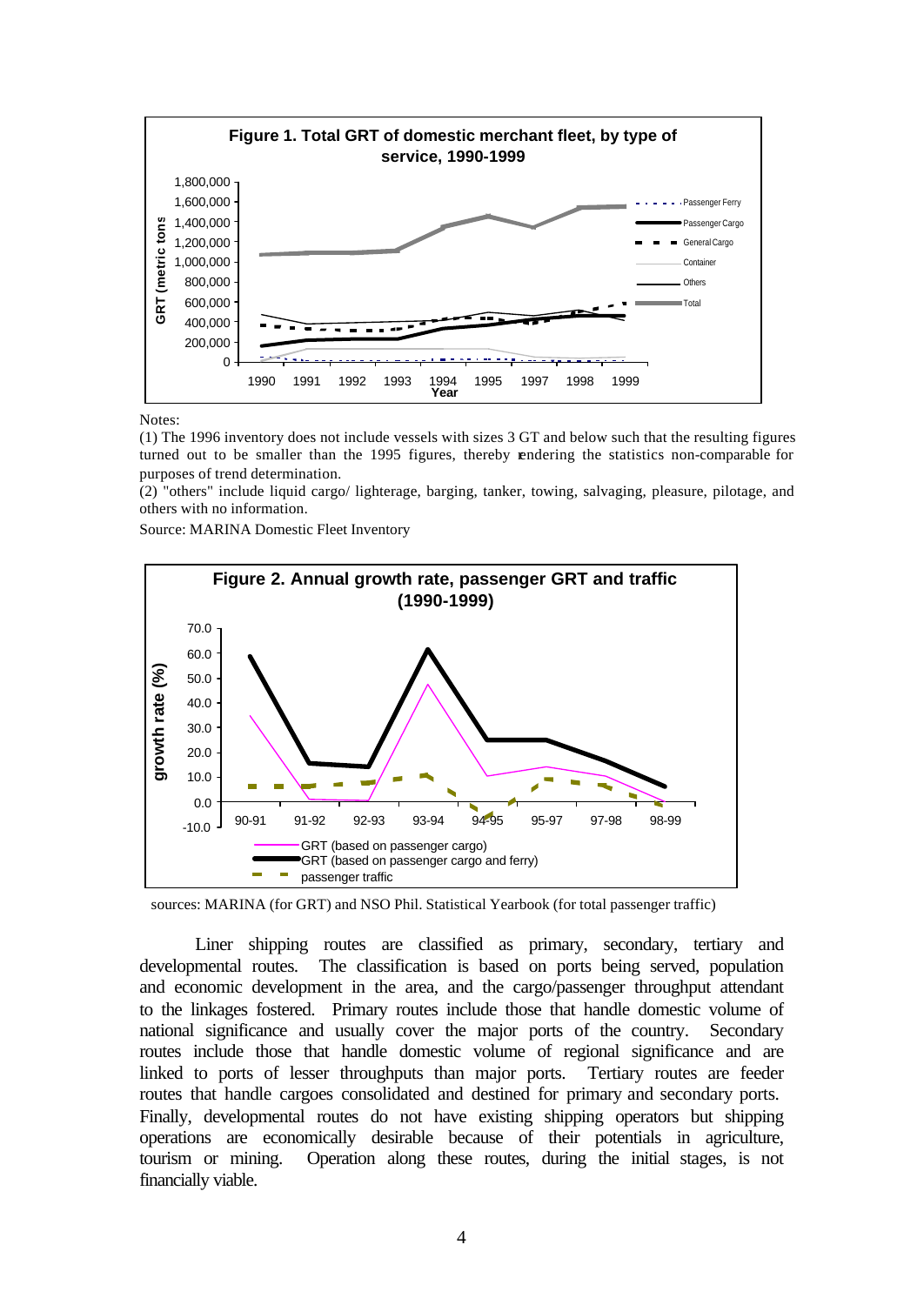**Figure 1. Total GRT of domestic merchant fleet, by type of service, 1990-1999**

Notes:

(1) The 1996 inventory does not include vessels with sizes 3 GT and below such that the resulting figures turned out to be smaller than the 1995 figures, thereby rendering the statistics non-comparable for purposes of trend determination.

(2) "others" include liquid cargo/ lighterage, barging, tanker, towing, salvaging, pleasure, pilotage, and others with no information.

Source: MARINA Domestic Fleet Inventory

**Figure 2. Annual growth rate, passenger GRT and traffic (1990-1999)**

sources: MARINA (for GRT) and NSO Phil. Statistical Yearbook (for total passenger traffic)

Liner shipping routes are classified as primary, secondary, tertiary and developmental routes. The classification is based on ports being served, population and economic development in the area, and the cargo/passenger throughput attendant to the linkages fostered. Primary routes include those that handle domestic volume of national significance and usually cover the major ports of the country. Secondary routes include those that handle domestic volume of regional significance and are linked to ports of lesser throughputs than major ports. Tertiary routes are feeder routes that handle cargoes consolidated and destined for primary and secondary ports. Finally, developmental routes do not have existing shipping operators but shipping operations are economically desirable because of their potentials in agriculture, tourism or mining. Operation along these routes, during the initial stages, is not financially viable.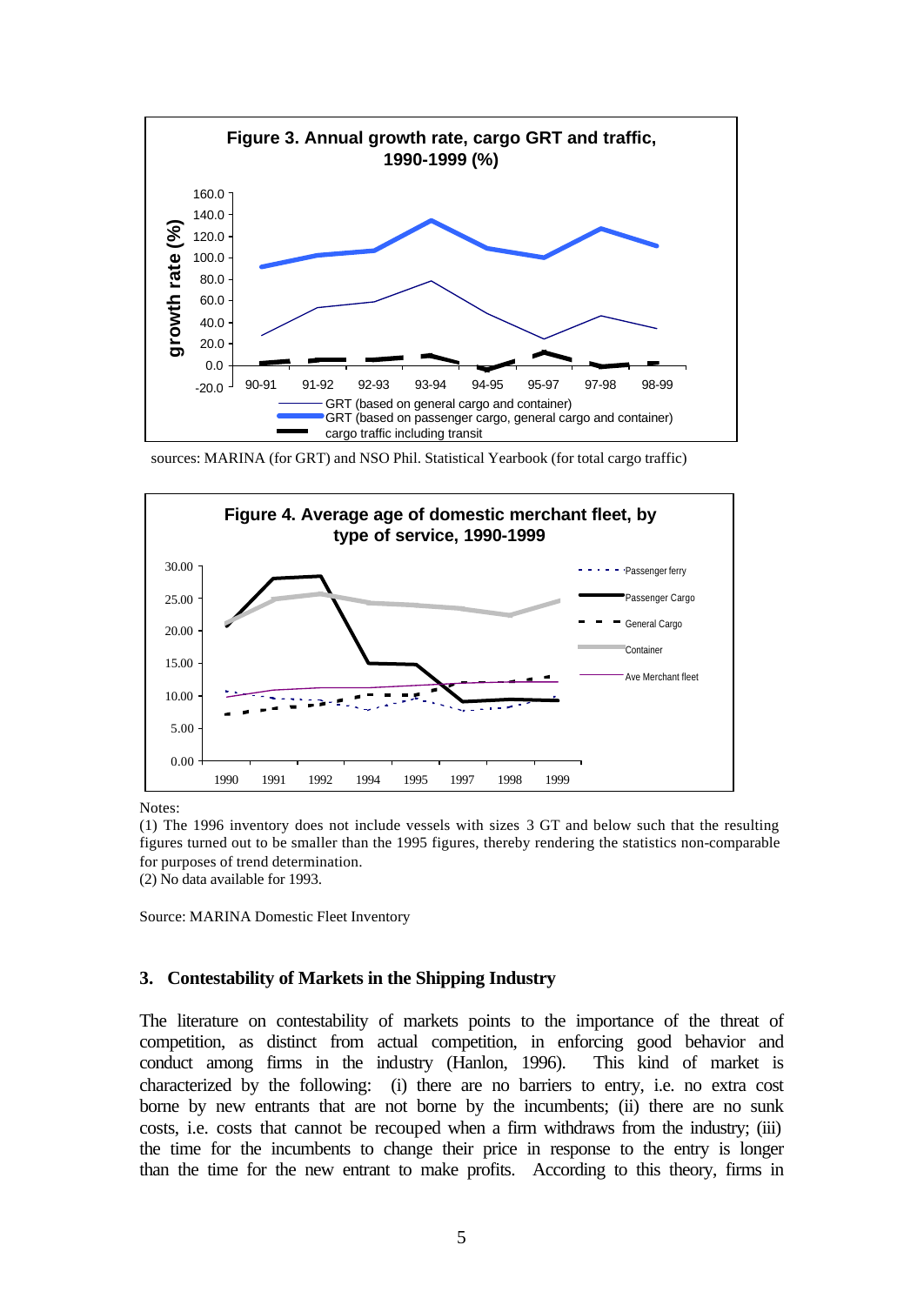**Figure 3. Annual growth rate, cargo GRT and traffic, 1990-1999 (%)**

sources: MARINA (for GRT) and NSO Phil. Statistical Yearbook (for total cargo traffic)

**Figure 4. Average age of domestic merchant fleet, by type of service, 1990-1999**

Notes:

(1) The 1996 inventory does not include vessels with sizes 3 GT and below such that the resulting figures turned out to be smaller than the 1995 figures, thereby rendering the statistics non-comparable for purposes of trend determination.

(2) No data available for 1993.

Source: MARINA Domestic Fleet Inventory

### 3. Contestability of Markets in the Shipping Industry

The literature on contestability of markets points to the importance of the threat of competition, as distinct from actual competition, in enforcing good behavior and conduct among firms in the industry (Hanlon, 1996). This kind of market is characterized by the following: (i) there are no barriers to entry, i.e. no extra cost borne by new entrants that are not borne by the incumbents; (ii) there are no sunk costs, i.e. costs that cannot be recouped when a firm withdraws from the industry; (iii) the time for the incumbents to change their price in response to the entry is longer than the time for the new entrant to make profits. According to this theory, firms in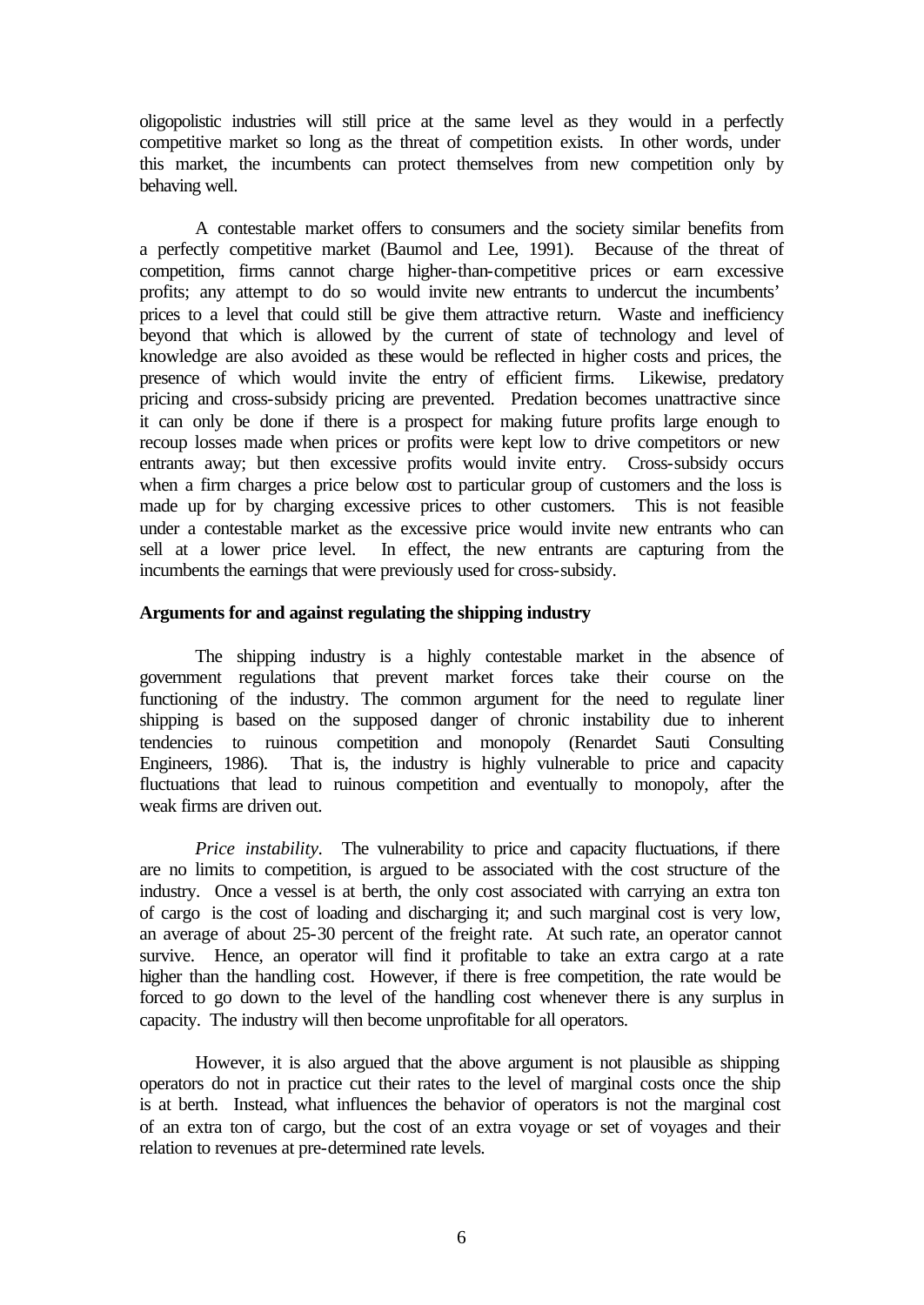oligopolistic industries will still price at the same level as they would in a perfectly competitive market so long as the threat of competition exists. In other words, under this market, the incumbents can protect themselves from new competition only by behaving well.

A contestable market offers to consumers and the society similar benefits from a perfectly competitive market (Baumol and Lee, 1991). Because of the threat of competition, firms cannot charge higher-than-competitive prices or earn excessive profits; any attempt to do so would invite new entrants to undercut the incumbents' prices to a level that could still be give them attractive return. Waste and inefficiency beyond that which is allowed by the current of state of technology and level of knowledge are also avoided as these would be reflected in higher costs and prices, the presence of which would invite the entry of efficient firms. Likewise, predatory pricing and cross-subsidy pricing are prevented. Predation becomes unattractive since it can only be done if there is a prospect for making future profits large enough to recoup losses made when prices or profits were kept low to drive competitors or new entrants away; but then excessive profits would invite entry. Cross-subsidy occurs when a firm charges a price below cost to particular group of customers and the loss is made up for by charging excessive prices to other customers. This is not feasible under a contestable market as the excessive price would invite new entrants who can sell at a lower price level. In effect, the new entrants are capturing from the incumbents the earnings that were previously used for cross-subsidy.

**Arguments for and against regulating the shipping industry**

The shipping industry is a highly contestable market in the absence of government regulations that prevent market forces take their course on the functioning of the industry. The common argument for the need to regulate liner shipping is based on the supposed danger of chronic instability due to inherent tendencies to ruinous competition and monopoly (Renardet Sauti Consulting Engineers, 1986). That is, the industry is highly vulnerable to price and capacity fluctuations that lead to ruinous competition and eventually to monopoly, after the weak firms are driven out.

*Price instability*. The vulnerability to price and capacity fluctuations, if there are no limits to competition, is argued to be associated with the cost structure of the industry. Once a vessel is at berth, the only cost associated with carrying an extra ton of cargo is the cost of loading and discharging it; and such marginal cost is very low, an average of about 25-30 percent of the freight rate. At such rate, an operator cannot survive. Hence, an operator will find it profitable to take an extra cargo at a rate higher than the handling cost. However, if there is free competition, the rate would be forced to go down to the level of the handling cost whenever there is any surplus in capacity. The industry will then become unprofitable for all operators.

However, it is also argued that the above argument is not plausible as shipping operators do not in practice cut their rates to the level of marginal costs once the ship is at berth. Instead, what influences the behavior of operators is not the marginal cost of an extra ton of cargo, but the cost of an extra voyage or set of voyages and their relation to revenues at pre-determined rate levels.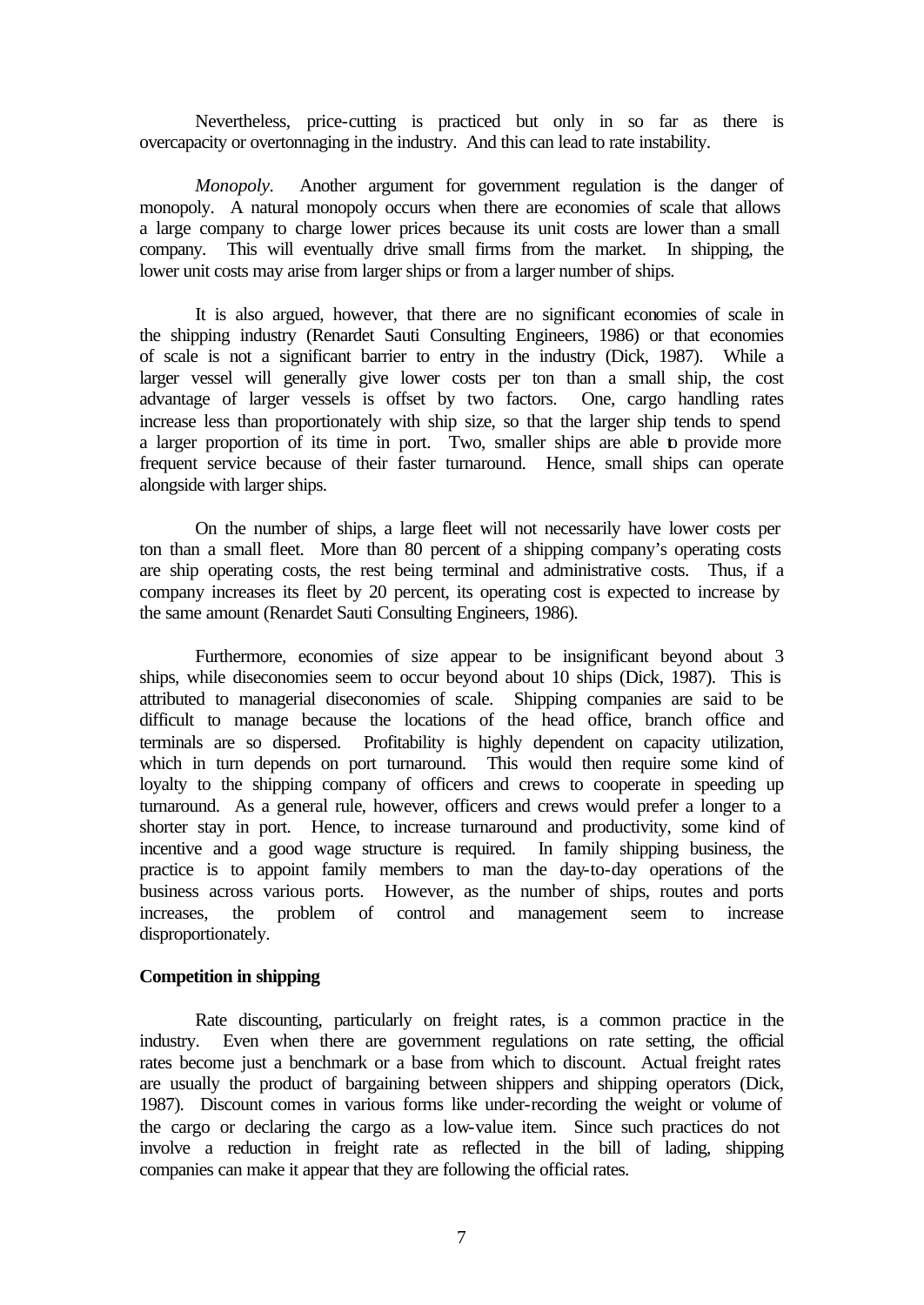Nevertheless, price-cutting is practiced but only in so far as there is overcapacity or overtonnaging in the industry. And this can lead to rate instability.

*Monopoly*. Another argument for government regulation is the danger of monopoly. A natural monopoly occurs when there are economies of scale that allows a large company to charge lower prices because its unit costs are lower than a small company. This will eventually drive small firms from the market. In shipping, the lower unit costs may arise from larger ships or from a larger number of ships.

It is also argued, however, that there are no significant economies of scale in the shipping industry (Renardet Sauti Consulting Engineers, 1986) or that economies of scale is not a significant barrier to entry in the industry (Dick, 1987). While a larger vessel will generally give lower costs per ton than a small ship, the cost advantage of larger vessels is offset by two factors. One, cargo handling rates increase less than proportionately with ship size, so that the larger ship tends to spend a larger proportion of its time in port. Two, smaller ships are able to provide more frequent service because of their faster turnaround. Hence, small ships can operate alongside with larger ships.

On the number of ships, a large fleet will not necessarily have lower costs per ton than a small fleet. More than 80 percent of a shipping company's operating costs are ship operating costs, the rest being terminal and administrative costs. Thus, if a company increases its fleet by 20 percent, its operating cost is expected to increase by the same amount (Renardet Sauti Consulting Engineers, 1986).

Furthermore, economies of size appear to be insignificant beyond about 3 ships, while diseconomies seem to occur beyond about 10 ships (Dick, 1987). This is attributed to managerial diseconomies of scale. Shipping companies are said to be difficult to manage because the locations of the head office, branch office and terminals are so dispersed. Profitability is highly dependent on capacity utilization, which in turn depends on port turnaround. This would then require some kind of loyalty to the shipping company of officers and crews to cooperate in speeding up turnaround. As a general rule, however, officers and crews would prefer a longer to a shorter stay in port. Hence, to increase turnaround and productivity, some kind of incentive and a good wage structure is required. In family shipping business, the practice is to appoint family members to man the day-to-day operations of the business across various ports. However, as the number of ships, routes and ports increases, the problem of control and management seem to increase disproportionately.

**Competition in shipping**

Rate discounting, particularly on freight rates, is a common practice in the industry. Even when there are government regulations on rate setting, the official rates become just a benchmark or a base from which to discount. Actual freight rates are usually the product of bargaining between shippers and shipping operators (Dick, 1987). Discount comes in various forms like under-recording the weight or volume of the cargo or declaring the cargo as a low-value item. Since such practices do not involve a reduction in freight rate as reflected in the bill of lading, shipping companies can make it appear that they are following the official rates.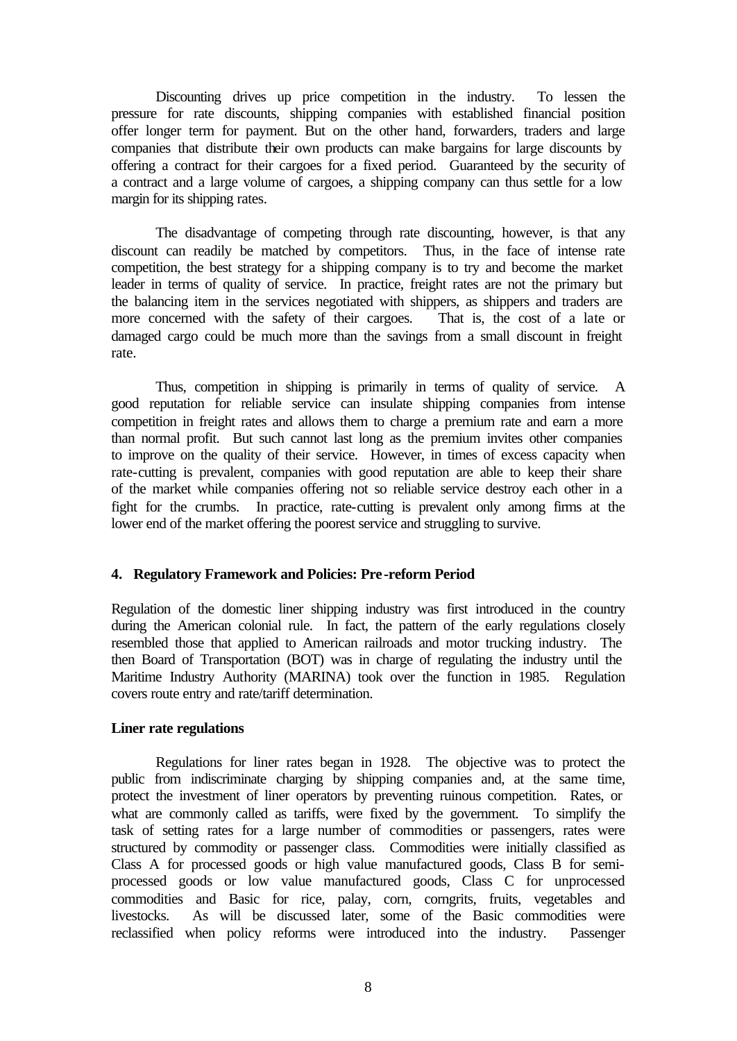Discounting drives up price competition in the industry. To lessen the pressure for rate discounts, shipping companies with established financial position offer longer term for payment. But on the other hand, forwarders, traders and large companies that distribute their own products can make bargains for large discounts by offering a contract for their cargoes for a fixed period. Guaranteed by the security of a contract and a large volume of cargoes, a shipping company can thus settle for a low margin for its shipping rates.

The disadvantage of competing through rate discounting, however, is that any discount can readily be matched by competitors. Thus, in the face of intense rate competition, the best strategy for a shipping company is to try and become the market leader in terms of quality of service. In practice, freight rates are not the primary but the balancing item in the services negotiated with shippers, as shippers and traders are more concerned with the safety of their cargoes. That is, the cost of a late or damaged cargo could be much more than the savings from a small discount in freight rate.

Thus, competition in shipping is primarily in terms of quality of service. A good reputation for reliable service can insulate shipping companies from intense competition in freight rates and allows them to charge a premium rate and earn a more than normal profit. But such cannot last long as the premium invites other companies to improve on the quality of their service. However, in times of excess capacity when rate-cutting is prevalent, companies with good reputation are able to keep their share of the market while companies offering not so reliable service destroy each other in a fight for the crumbs. In practice, rate-cutting is prevalent only among firms at the lower end of the market offering the poorest service and struggling to survive.

## 4. Regulatory Framework and Policies: Pre-reform Period

Regulation of the domestic liner shipping industry was first introduced in the country during the American colonial rule. In fact, the pattern of the early regulations closely resembled those that applied to American railroads and motor trucking industry. The then Board of Transportation (BOT) was in charge of regulating the industry until the Maritime Industry Authority (MARINA) took over the function in 1985. Regulation covers route entry and rate/tariff determination.

### Liner rate regulations

Regulations for liner rates began in 1928. The objective was to protect the public from indiscriminate charging by shipping companies and, at the same time, protect the investment of liner operators by preventing ruinous competition. Rates, or what are commonly called as tariffs, were fixed by the government. To simplify the task of setting rates for a large number of commodities or passengers, rates were structured by commodity or passenger class. Commodities were initially classified as Class A for processed goods or high value manufactured goods, Class B for semi-processed goods or low value manufactured goods, Class C for unprocessed commodities and Basic for rice, palay, corn, corngrits, fruits, vegetables and livestocks. As will be discussed later, some of the Basic commodities were reclassified when policy reforms were introduced into the industry. Passenger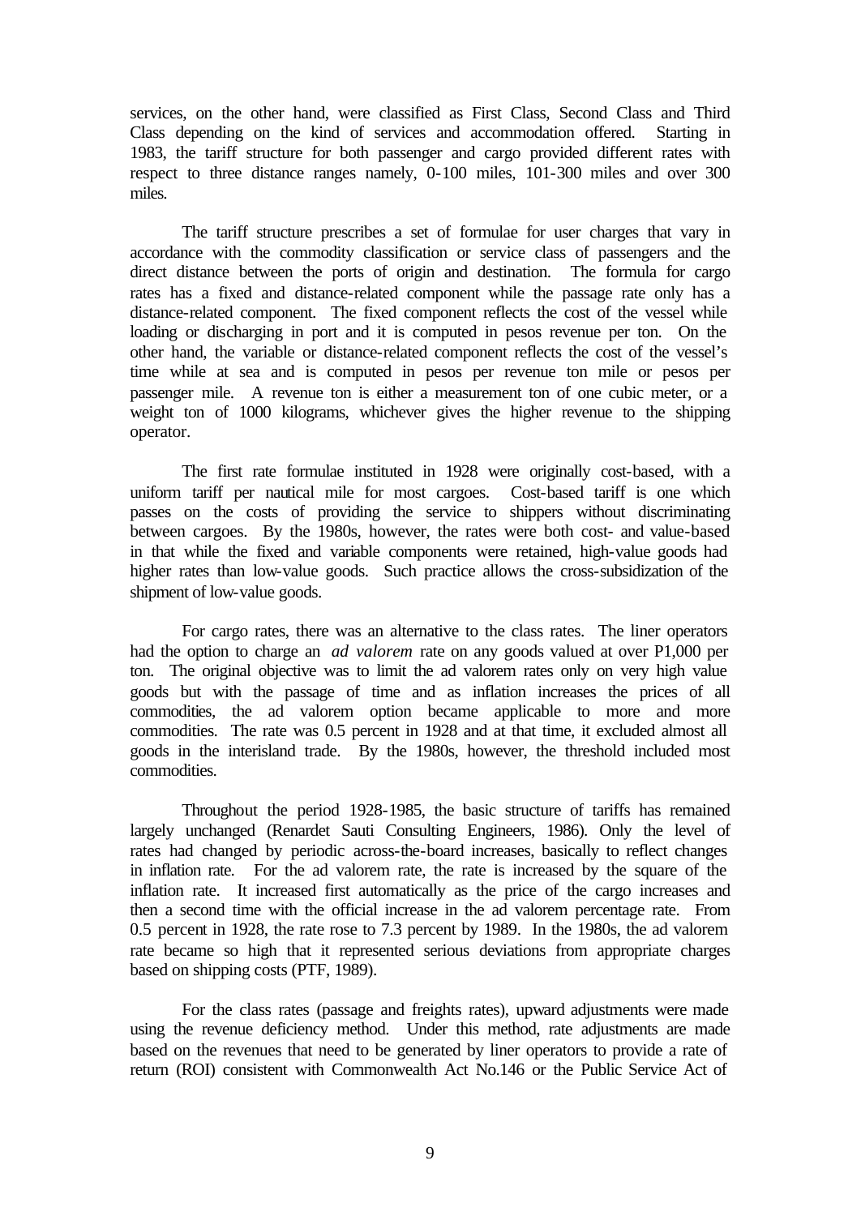services, on the other hand, were classified as First Class, Second Class and Third Class depending on the kind of services and accommodation offered. Starting in 1983, the tariff structure for both passenger and cargo provided different rates with respect to three distance ranges namely, 0-100 miles, 101-300 miles and over 300 miles.

The tariff structure prescribes a set of formulae for user charges that vary in accordance with the commodity classification or service class of passengers and the direct distance between the ports of origin and destination. The formula for cargo rates has a fixed and distance-related component while the passage rate only has a distance-related component. The fixed component reflects the cost of the vessel while loading or discharging in port and it is computed in pesos revenue per ton. On the other hand, the variable or distance-related component reflects the cost of the vessel's time while at sea and is computed in pesos per revenue ton mile or pesos per passenger mile. A revenue ton is either a measurement ton of one cubic meter, or a weight ton of 1000 kilograms, whichever gives the higher revenue to the shipping operator.

The first rate formulae instituted in 1928 were originally cost-based, with a uniform tariff per nautical mile for most cargoes. Cost-based tariff is one which passes on the costs of providing the service to shippers without discriminating between cargoes. By the 1980s, however, the rates were both cost- and value-based in that while the fixed and variable components were retained, high-value goods had higher rates than low-value goods. Such practice allows the cross-subsidization of the shipment of low-value goods.

For cargo rates, there was an alternative to the class rates. The liner operators had the option to charge an *ad valorem* rate on any goods valued at over P1,000 per ton. The original objective was to limit the ad valorem rates only on very high value goods but with the passage of time and as inflation increases the prices of all commodities, the ad valorem option became applicable to more and more commodities. The rate was 0.5 percent in 1928 and at that time, it excluded almost all goods in the interisland trade. By the 1980s, however, the threshold included most commodities.

Throughout the period 1928-1985, the basic structure of tariffs has remained largely unchanged (Renardet Sauti Consulting Engineers, 1986). Only the level of rates had changed by periodic across-the-board increases, basically to reflect changes in inflation rate. For the ad valorem rate, the rate is increased by the square of the inflation rate. It increased first automatically as the price of the cargo increases and then a second time with the official increase in the ad valorem percentage rate. From 0.5 percent in 1928, the rate rose to 7.3 percent by 1989. In the 1980s, the ad valorem rate became so high that it represented serious deviations from appropriate charges based on shipping costs (PTF, 1989).

For the class rates (passage and freights rates), upward adjustments were made using the revenue deficiency method. Under this method, rate adjustments are made based on the revenues that need to be generated by liner operators to provide a rate of return (ROI) consistent with Commonwealth Act No.146 or the Public Service Act of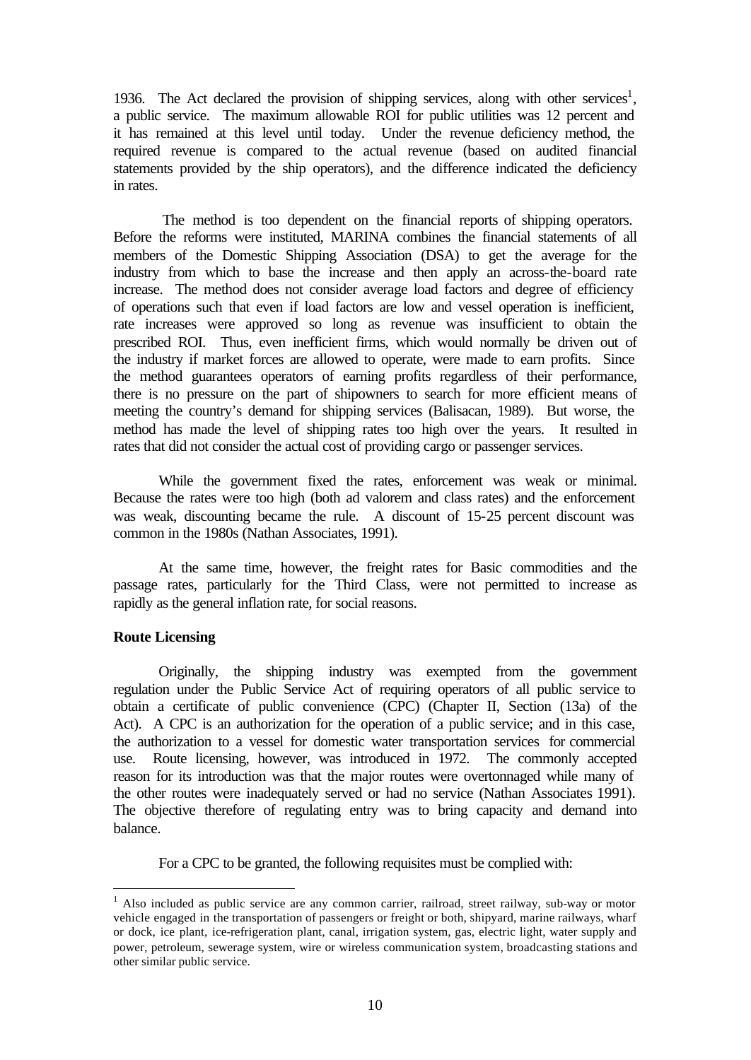1936. The Act declared the provision of shipping services, along with other services[1], a public service. The maximum allowable ROI for public utilities was 12 percent and it has remained at this level until today. Under the revenue deficiency method, the required revenue is compared to the actual revenue (based on audited financial statements provided by the ship operators), and the difference indicated the deficiency in rates.

The method is too dependent on the financial reports of shipping operators. Before the reforms were instituted, MARINA combines the financial statements of all members of the Domestic Shipping Association (DSA) to get the average for the industry from which to base the increase and then apply an across-the-board rate increase. The method does not consider average load factors and degree of efficiency of operations such that even if load factors are low and vessel operation is inefficient, rate increases were approved so long as revenue was insufficient to obtain the prescribed ROI. Thus, even inefficient firms, which would normally be driven out of the industry if market forces are allowed to operate, were made to earn profits. Since the method guarantees operators of earning profits regardless of their performance, there is no pressure on the part of shipowners to search for more efficient means of meeting the country's demand for shipping services (Balisacan, 1989). But worse, the method has made the level of shipping rates too high over the years. It resulted in rates that did not consider the actual cost of providing cargo or passenger services.

While the government fixed the rates, enforcement was weak or minimal. Because the rates were too high (both ad valorem and class rates) and the enforcement was weak, discounting became the rule. A discount of 15-25 percent discount was common in the 1980s (Nathan Associates, 1991).

At the same time, however, the freight rates for Basic commodities and the passage rates, particularly for the Third Class, were not permitted to increase as rapidly as the general inflation rate, for social reasons.

**Route Licensing**

Originally, the shipping industry was exempted from the government regulation under the Public Service Act of requiring operators of all public service to obtain a certificate of public convenience (CPC) (Chapter II, Section (13a) of the Act). A CPC is an authorization for the operation of a public service; and in this case, the authorization to a vessel for domestic water transportation services for commercial use. Route licensing, however, was introduced in 1972. The commonly accepted reason for its introduction was that the major routes were overtonnaged while many of the other routes were inadequately served or had no service (Nathan Associates 1991). The objective therefore of regulating entry was to bring capacity and demand into balance.

For a CPC to be granted, the following requisites must be complied with:

[1] Also included as public service are any common carrier, railroad, street railway, sub-way or motor vehicle engaged in the transportation of passengers or freight or both, shipyard, marine railways, wharf or dock, ice plant, ice-refrigeration plant, canal, irrigation system, gas, electric light, water supply and power, petroleum, sewerage system, wire or wireless communication system, broadcasting stations and other similar public service.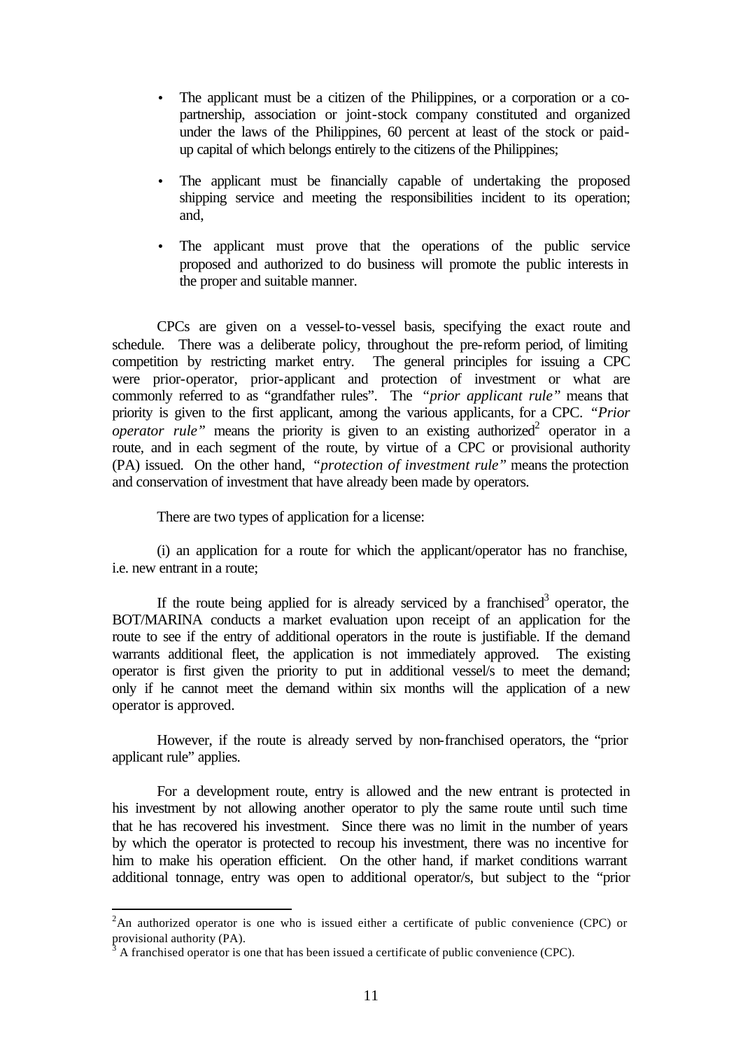- The applicant must be a citizen of the Philippines, or a corporation or a co-partnership, association or joint-stock company constituted and organized under the laws of the Philippines, 60 percent at least of the stock or paid-up capital of which belongs entirely to the citizens of the Philippines;

- The applicant must be financially capable of undertaking the proposed shipping service and meeting the responsibilities incident to its operation; and,

- The applicant must prove that the operations of the public service proposed and authorized to do business will promote the public interests in the proper and suitable manner.

CPCs are given on a vessel-to-vessel basis, specifying the exact route and schedule. There was a deliberate policy, throughout the pre-reform period, of limiting competition by restricting market entry. The general principles for issuing a CPC were prior-operator, prior-applicant and protection of investment or what are commonly referred to as "grandfather rules". The *"prior applicant rule"* means that priority is given to the first applicant, among the various applicants, for a CPC. *"Prior operator rule"* means the priority is given to an existing authorized[2] operator in a route, and in each segment of the route, by virtue of a CPC or provisional authority (PA) issued. On the other hand, *"protection of investment rule"* means the protection and conservation of investment that have already been made by operators.

There are two types of application for a license:

(i) an application for a route for which the applicant/operator has no franchise, i.e. new entrant in a route;

If the route being applied for is already serviced by a franchised[3] operator, the BOT/MARINA conducts a market evaluation upon receipt of an application for the route to see if the entry of additional operators in the route is justifiable. If the demand warrants additional fleet, the application is not immediately approved. The existing operator is first given the priority to put in additional vessel/s to meet the demand; only if he cannot meet the demand within six months will the application of a new operator is approved.

However, if the route is already served by non-franchised operators, the "prior applicant rule" applies.

For a development route, entry is allowed and the new entrant is protected in his investment by not allowing another operator to ply the same route until such time that he has recovered his investment. Since there was no limit in the number of years by which the operator is protected to recoup his investment, there was no incentive for him to make his operation efficient. On the other hand, if market conditions warrant additional tonnage, entry was open to additional operator/s, but subject to the "prior

---

[2] An authorized operator is one who is issued either a certificate of public convenience (CPC) or provisional authority (PA).

[3] A franchised operator is one that has been issued a certificate of public convenience (CPC).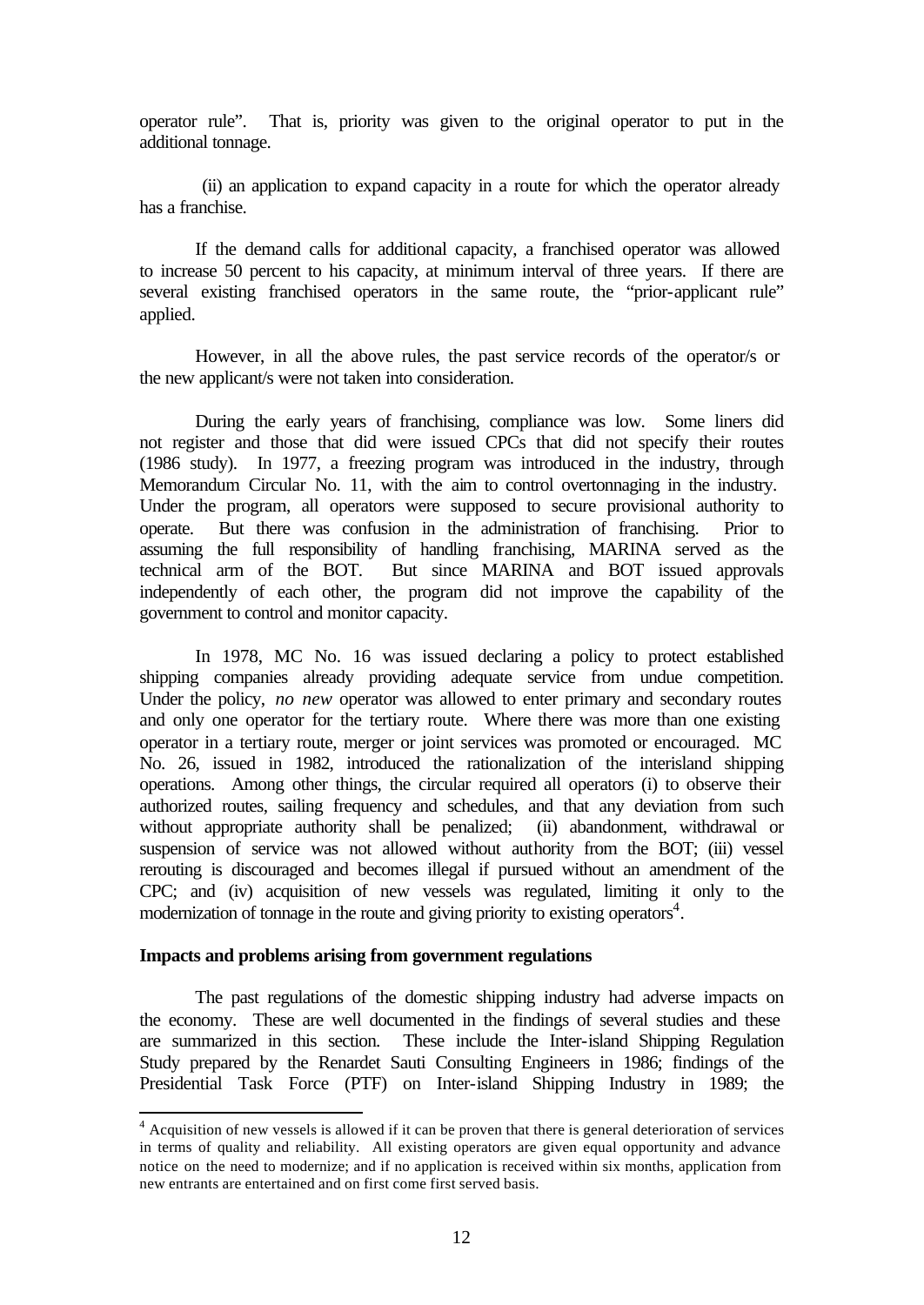operator rule". That is, priority was given to the original operator to put in the additional tonnage.

(ii) an application to expand capacity in a route for which the operator already has a franchise.

If the demand calls for additional capacity, a franchised operator was allowed to increase 50 percent to his capacity, at minimum interval of three years. If there are several existing franchised operators in the same route, the "prior-applicant rule" applied.

However, in all the above rules, the past service records of the operator/s or the new applicant/s were not taken into consideration.

During the early years of franchising, compliance was low. Some liners did not register and those that did were issued CPCs that did not specify their routes (1986 study). In 1977, a freezing program was introduced in the industry, through Memorandum Circular No. 11, with the aim to control overtonnaging in the industry. Under the program, all operators were supposed to secure provisional authority to operate. But there was confusion in the administration of franchising. Prior to assuming the full responsibility of handling franchising, MARINA served as the technical arm of the BOT. But since MARINA and BOT issued approvals independently of each other, the program did not improve the capability of the government to control and monitor capacity.

In 1978, MC No. 16 was issued declaring a policy to protect established shipping companies already providing adequate service from undue competition. Under the policy, *no new* operator was allowed to enter primary and secondary routes and only one operator for the tertiary route. Where there was more than one existing operator in a tertiary route, merger or joint services was promoted or encouraged. MC No. 26, issued in 1982, introduced the rationalization of the interisland shipping operations. Among other things, the circular required all operators (i) to observe their authorized routes, sailing frequency and schedules, and that any deviation from such without appropriate authority shall be penalized; (ii) abandonment, withdrawal or suspension of service was not allowed without authority from the BOT; (iii) vessel rerouting is discouraged and becomes illegal if pursued without an amendment of the CPC; and (iv) acquisition of new vessels was regulated, limiting it only to the modernization of tonnage in the route and giving priority to existing operators[4].

**Impacts and problems arising from government regulations**

The past regulations of the domestic shipping industry had adverse impacts on the economy. These are well documented in the findings of several studies and these are summarized in this section. These include the Inter-island Shipping Regulation Study prepared by the Renardet Sauti Consulting Engineers in 1986; findings of the Presidential Task Force (PTF) on Inter-island Shipping Industry in 1989; the

[4] Acquisition of new vessels is allowed if it can be proven that there is general deterioration of services in terms of quality and reliability. All existing operators are given equal opportunity and advance notice on the need to modernize; and if no application is received within six months, application from new entrants are entertained and on first come first served basis.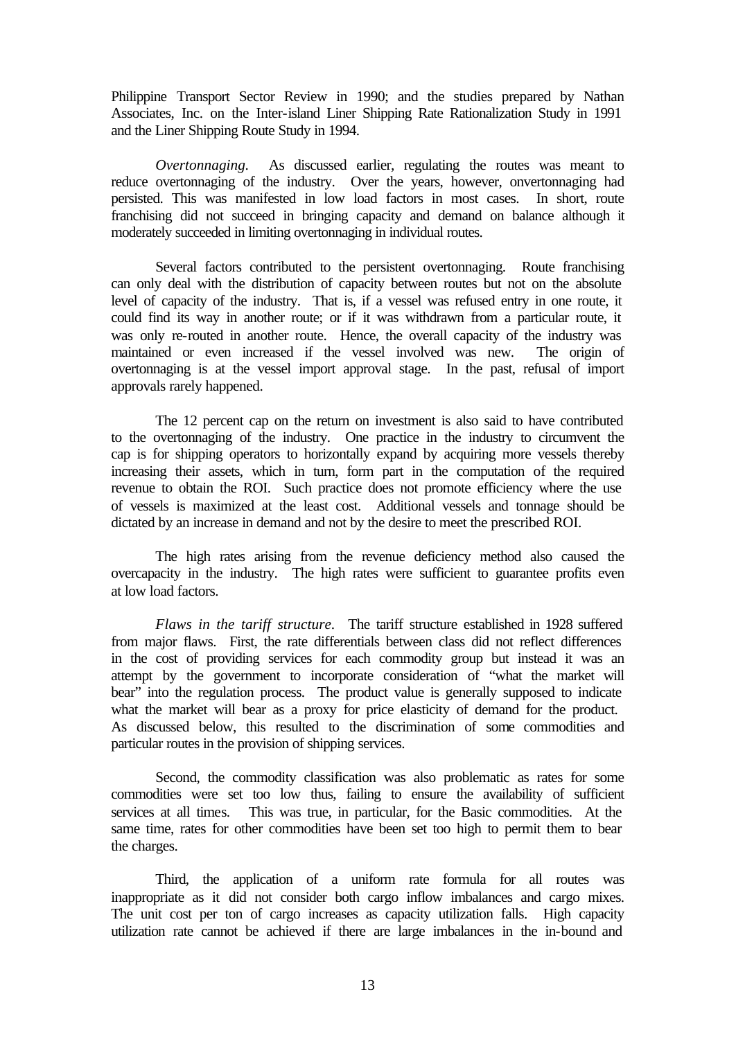Philippine Transport Sector Review in 1990; and the studies prepared by Nathan Associates, Inc. on the Inter-island Liner Shipping Rate Rationalization Study in 1991 and the Liner Shipping Route Study in 1994.

*Overtonnaging.* As discussed earlier, regulating the routes was meant to reduce overtonnaging of the industry. Over the years, however, onvertonnaging had persisted. This was manifested in low load factors in most cases. In short, route franchising did not succeed in bringing capacity and demand on balance although it moderately succeeded in limiting overtonnaging in individual routes.

Several factors contributed to the persistent overtonnaging. Route franchising can only deal with the distribution of capacity between routes but not on the absolute level of capacity of the industry. That is, if a vessel was refused entry in one route, it could find its way in another route; or if it was withdrawn from a particular route, it was only re-routed in another route. Hence, the overall capacity of the industry was maintained or even increased if the vessel involved was new. The origin of overtonnaging is at the vessel import approval stage. In the past, refusal of import approvals rarely happened.

The 12 percent cap on the return on investment is also said to have contributed to the overtonnaging of the industry. One practice in the industry to circumvent the cap is for shipping operators to horizontally expand by acquiring more vessels thereby increasing their assets, which in turn, form part in the computation of the required revenue to obtain the ROI. Such practice does not promote efficiency where the use of vessels is maximized at the least cost. Additional vessels and tonnage should be dictated by an increase in demand and not by the desire to meet the prescribed ROI.

The high rates arising from the revenue deficiency method also caused the overcapacity in the industry. The high rates were sufficient to guarantee profits even at low load factors.

*Flaws in the tariff structure.* The tariff structure established in 1928 suffered from major flaws. First, the rate differentials between class did not reflect differences in the cost of providing services for each commodity group but instead it was an attempt by the government to incorporate consideration of "what the market will bear" into the regulation process. The product value is generally supposed to indicate what the market will bear as a proxy for price elasticity of demand for the product. As discussed below, this resulted to the discrimination of some commodities and particular routes in the provision of shipping services.

Second, the commodity classification was also problematic as rates for some commodities were set too low thus, failing to ensure the availability of sufficient services at all times. This was true, in particular, for the Basic commodities. At the same time, rates for other commodities have been set too high to permit them to bear the charges.

Third, the application of a uniform rate formula for all routes was inappropriate as it did not consider both cargo inflow imbalances and cargo mixes. The unit cost per ton of cargo increases as capacity utilization falls. High capacity utilization rate cannot be achieved if there are large imbalances in the in-bound and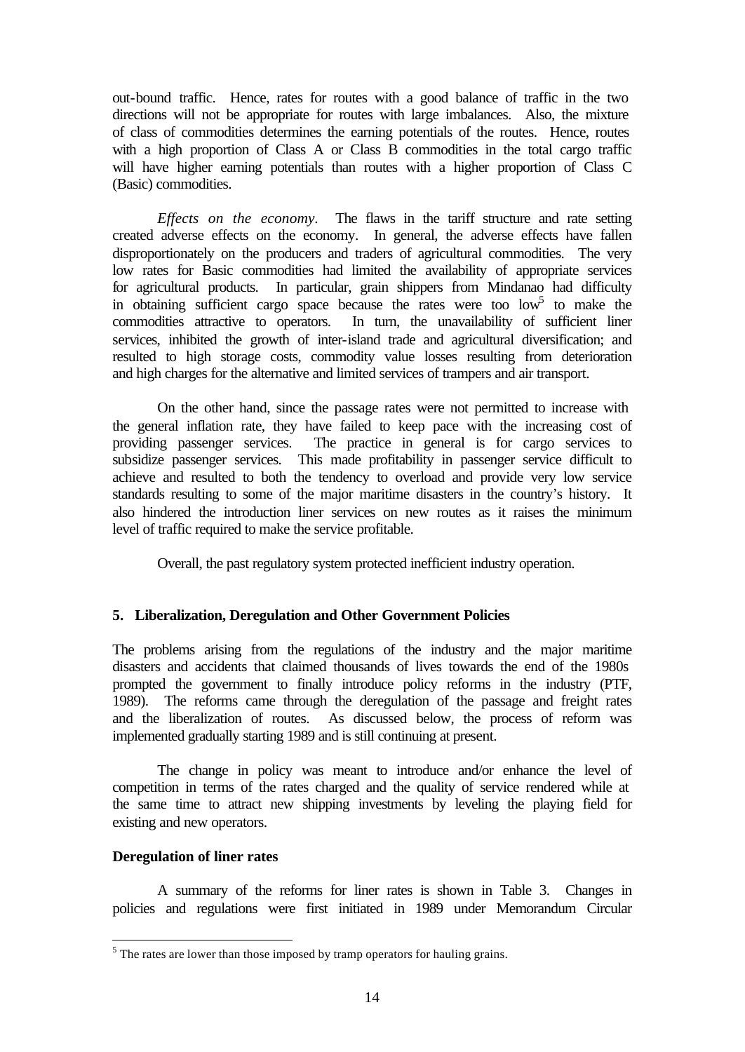out-bound traffic. Hence, rates for routes with a good balance of traffic in the two directions will not be appropriate for routes with large imbalances. Also, the mixture of class of commodities determines the earning potentials of the routes. Hence, routes with a high proportion of Class A or Class B commodities in the total cargo traffic will have higher earning potentials than routes with a higher proportion of Class C (Basic) commodities.

*Effects on the economy.* The flaws in the tariff structure and rate setting created adverse effects on the economy. In general, the adverse effects have fallen disproportionately on the producers and traders of agricultural commodities. The very low rates for Basic commodities had limited the availability of appropriate services for agricultural products. In particular, grain shippers from Mindanao had difficulty in obtaining sufficient cargo space because the rates were too low[5] to make the commodities attractive to operators. In turn, the unavailability of sufficient liner services, inhibited the growth of inter-island trade and agricultural diversification; and resulted to high storage costs, commodity value losses resulting from deterioration and high charges for the alternative and limited services of trampers and air transport.

On the other hand, since the passage rates were not permitted to increase with the general inflation rate, they have failed to keep pace with the increasing cost of providing passenger services. The practice in general is for cargo services to subsidize passenger services. This made profitability in passenger service difficult to achieve and resulted to both the tendency to overload and provide very low service standards resulting to some of the major maritime disasters in the country's history. It also hindered the introduction liner services on new routes as it raises the minimum level of traffic required to make the service profitable.

Overall, the past regulatory system protected inefficient industry operation.

## 5. Liberalization, Deregulation and Other Government Policies

The problems arising from the regulations of the industry and the major maritime disasters and accidents that claimed thousands of lives towards the end of the 1980s prompted the government to finally introduce policy reforms in the industry (PTF, 1989). The reforms came through the deregulation of the passage and freight rates and the liberalization of routes. As discussed below, the process of reform was implemented gradually starting 1989 and is still continuing at present.

The change in policy was meant to introduce and/or enhance the level of competition in terms of the rates charged and the quality of service rendered while at the same time to attract new shipping investments by leveling the playing field for existing and new operators.

### Deregulation of liner rates

A summary of the reforms for liner rates is shown in Table 3. Changes in policies and regulations were first initiated in 1989 under Memorandum Circular

[5] The rates are lower than those imposed by tramp operators for hauling grains.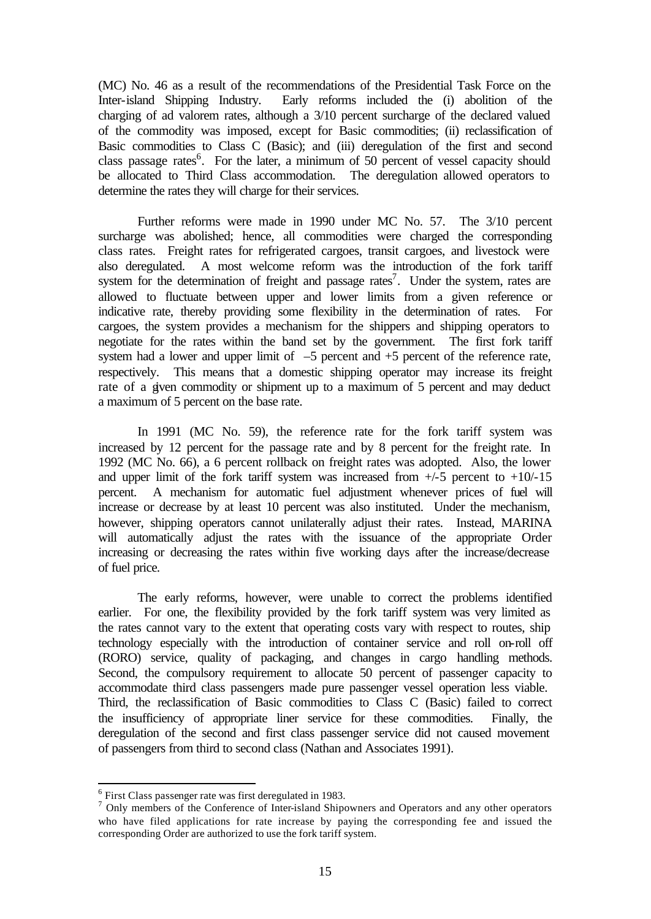(MC) No. 46 as a result of the recommendations of the Presidential Task Force on the Inter-island Shipping Industry. Early reforms included the (i) abolition of the charging of ad valorem rates, although a 3/10 percent surcharge of the declared valued of the commodity was imposed, except for Basic commodities; (ii) reclassification of Basic commodities to Class C (Basic); and (iii) deregulation of the first and second class passage rates[6]. For the later, a minimum of 50 percent of vessel capacity should be allocated to Third Class accommodation. The deregulation allowed operators to determine the rates they will charge for their services.

Further reforms were made in 1990 under MC No. 57. The 3/10 percent surcharge was abolished; hence, all commodities were charged the corresponding class rates. Freight rates for refrigerated cargoes, transit cargoes, and livestock were also deregulated. A most welcome reform was the introduction of the fork tariff system for the determination of freight and passage rates[7]. Under the system, rates are allowed to fluctuate between upper and lower limits from a given reference or indicative rate, thereby providing some flexibility in the determination of rates. For cargoes, the system provides a mechanism for the shippers and shipping operators to negotiate for the rates within the band set by the government. The first fork tariff system had a lower and upper limit of –5 percent and +5 percent of the reference rate, respectively. This means that a domestic shipping operator may increase its freight rate of a given commodity or shipment up to a maximum of 5 percent and may deduct a maximum of 5 percent on the base rate.

In 1991 (MC No. 59), the reference rate for the fork tariff system was increased by 12 percent for the passage rate and by 8 percent for the freight rate. In 1992 (MC No. 66), a 6 percent rollback on freight rates was adopted. Also, the lower and upper limit of the fork tariff system was increased from +/-5 percent to +10/-15 percent. A mechanism for automatic fuel adjustment whenever prices of fuel will increase or decrease by at least 10 percent was also instituted. Under the mechanism, however, shipping operators cannot unilaterally adjust their rates. Instead, MARINA will automatically adjust the rates with the issuance of the appropriate Order increasing or decreasing the rates within five working days after the increase/decrease of fuel price.

The early reforms, however, were unable to correct the problems identified earlier. For one, the flexibility provided by the fork tariff system was very limited as the rates cannot vary to the extent that operating costs vary with respect to routes, ship technology especially with the introduction of container service and roll on-roll off (RORO) service, quality of packaging, and changes in cargo handling methods. Second, the compulsory requirement to allocate 50 percent of passenger capacity to accommodate third class passengers made pure passenger vessel operation less viable. Third, the reclassification of Basic commodities to Class C (Basic) failed to correct the insufficiency of appropriate liner service for these commodities. Finally, the deregulation of the second and first class passenger service did not caused movement of passengers from third to second class (Nathan and Associates 1991).

---

[6] First Class passenger rate was first deregulated in 1983.

[7] Only members of the Conference of Inter-island Shipowners and Operators and any other operators who have filed applications for rate increase by paying the corresponding fee and issued the corresponding Order are authorized to use the fork tariff system.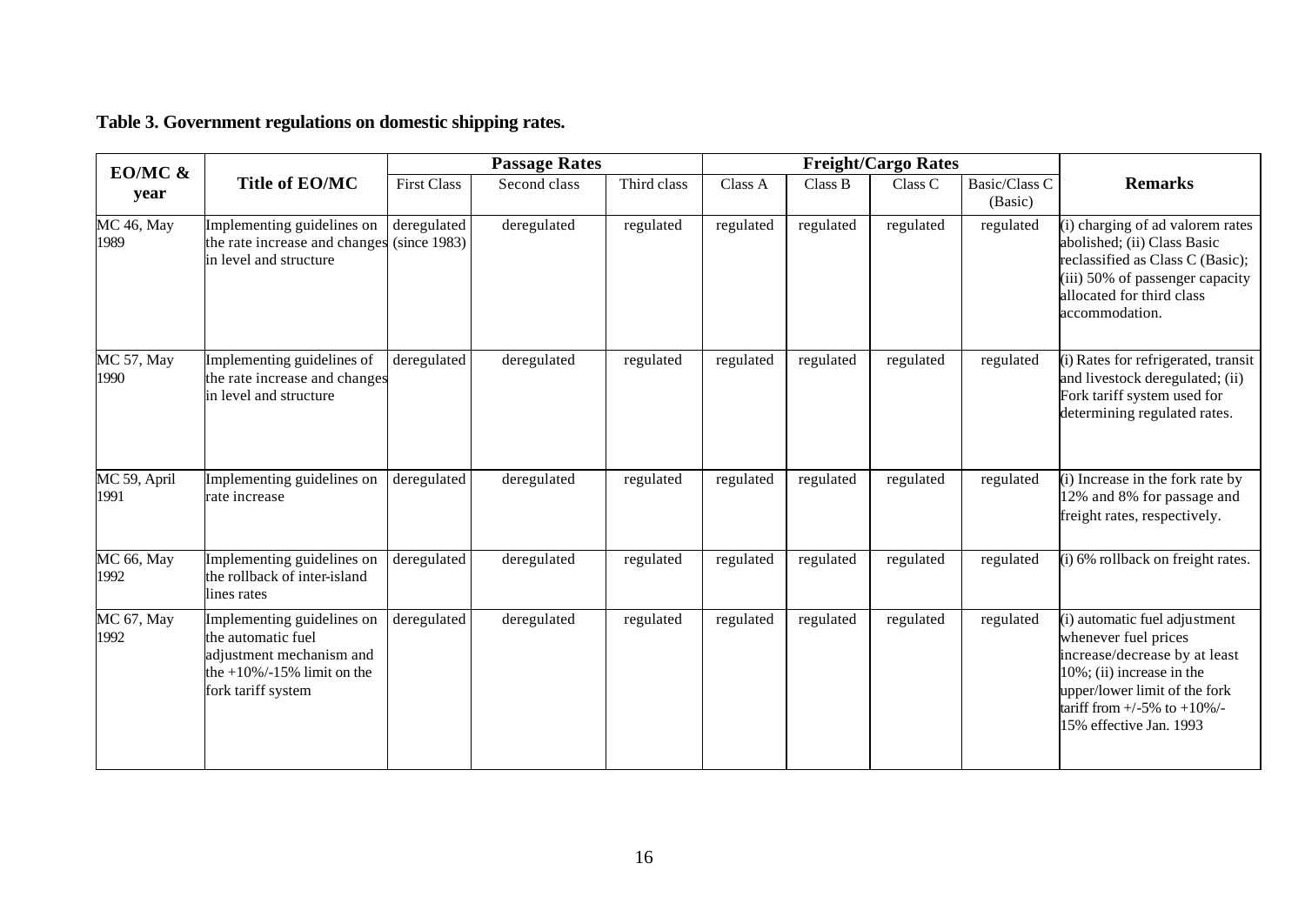**Table 3. Government regulations on domestic shipping rates.**

| EO/MC & year | Title of EO/MC | Passage Rates | | | Freight/Cargo Rates | | | | Remarks |
|---|---|---|---|---|---|---|---|---|---|
| | | First Class | Second class | Third class | Class A | Class B | Class C | Basic/Class C (Basic) | |
| MC 46, May 1989 | Implementing guidelines on the rate increase and changes in level and structure | deregulated (since 1983) | deregulated | regulated | regulated | regulated | regulated | regulated | (i) charging of ad valorem rates abolished; (ii) Class Basic reclassified as Class C (Basic); (iii) 50% of passenger capacity allocated for third class accommodation. |
| MC 57, May 1990 | Implementing guidelines of the rate increase and changes in level and structure | deregulated | deregulated | regulated | regulated | regulated | regulated | regulated | (i) Rates for refrigerated, transit and livestock deregulated; (ii) Fork tariff system used for determining regulated rates. |
| MC 59, April 1991 | Implementing guidelines on rate increase | deregulated | deregulated | regulated | regulated | regulated | regulated | regulated | (i) Increase in the fork rate by 12% and 8% for passage and freight rates, respectively. |
| MC 66, May 1992 | Implementing guidelines on the rollback of inter-island lines rates | deregulated | deregulated | regulated | regulated | regulated | regulated | regulated | (i) 6% rollback on freight rates. |
| MC 67, May 1992 | Implementing guidelines on the automatic fuel adjustment mechanism and the +10%/-15% limit on the fork tariff system | deregulated | deregulated | regulated | regulated | regulated | regulated | regulated | (i) automatic fuel adjustment whenever fuel prices increase/decrease by at least 10%; (ii) increase in the upper/lower limit of the fork tariff from +/-5% to +10%/-15% effective Jan. 1993 |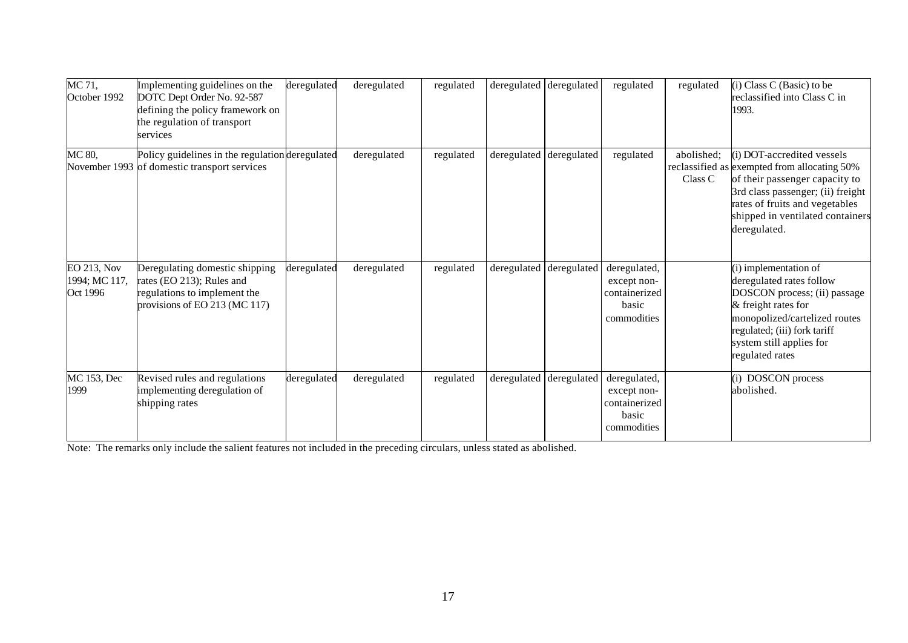| | | | | | | | | | |
|---|---|---|---|---|---|---|---|---|---|
| MC 71, October 1992 | Implementing guidelines on the DOTC Dept Order No. 92-587 defining the policy framework on the regulation of transport services | deregulated | deregulated | regulated | deregulated | deregulated | regulated | regulated | (i) Class C (Basic) to be reclassified into Class C in 1993. |
| MC 80, November 1993 | Policy guidelines in the regulation of domestic transport services | deregulated | deregulated | regulated | deregulated | deregulated | regulated | abolished; reclassified as Class C | (i) DOT-accredited vessels exempted from allocating 50% of their passenger capacity to 3rd class passenger; (ii) freight rates of fruits and vegetables shipped in ventilated containers deregulated. |
| EO 213, Nov 1994; MC 117, Oct 1996 | Deregulating domestic shipping rates (EO 213); Rules and regulations to implement the provisions of EO 213 (MC 117) | deregulated | deregulated | regulated | deregulated | deregulated | deregulated, except non-containerized basic commodities | | (i) implementation of deregulated rates follow DOSCON process; (ii) passage & freight rates for monopolized/cartelized routes regulated; (iii) fork tariff system still applies for regulated rates |
| MC 153, Dec 1999 | Revised rules and regulations implementing deregulation of shipping rates | deregulated | deregulated | regulated | deregulated | deregulated | deregulated, except non-containerized basic commodities | | (i) DOSCON process abolished. |

Note: The remarks only include the salient features not included in the preceding circulars, unless stated as abolished.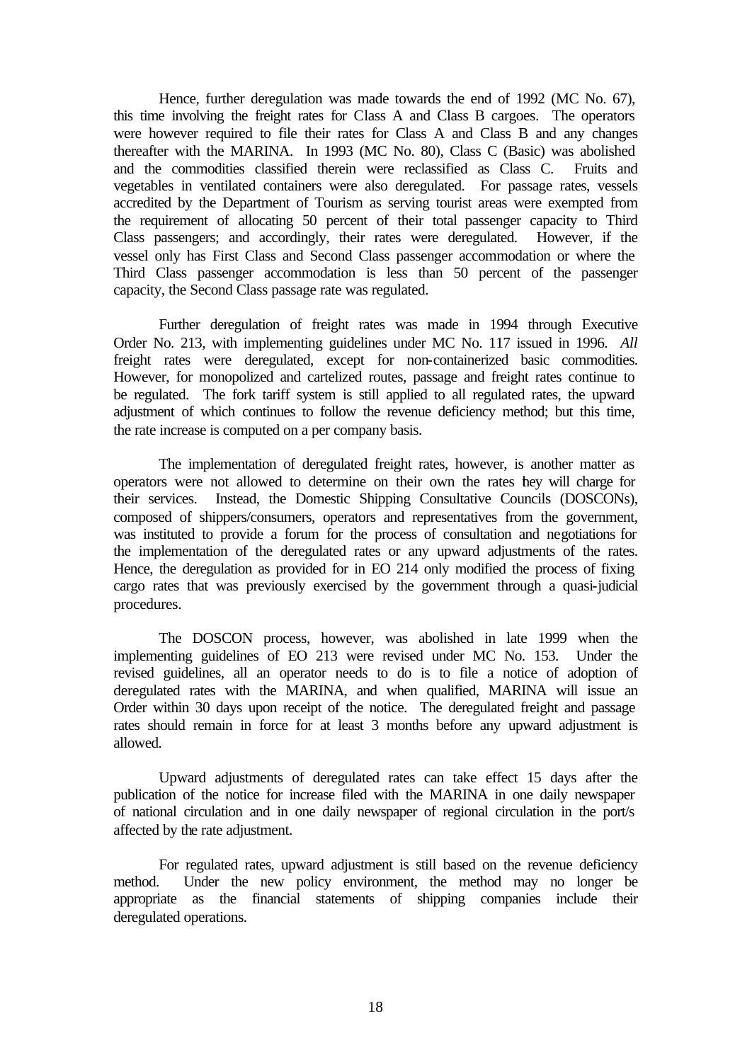Hence, further deregulation was made towards the end of 1992 (MC No. 67), this time involving the freight rates for Class A and Class B cargoes. The operators were however required to file their rates for Class A and Class B and any changes thereafter with the MARINA. In 1993 (MC No. 80), Class C (Basic) was abolished and the commodities classified therein were reclassified as Class C. Fruits and vegetables in ventilated containers were also deregulated. For passage rates, vessels accredited by the Department of Tourism as serving tourist areas were exempted from the requirement of allocating 50 percent of their total passenger capacity to Third Class passengers; and accordingly, their rates were deregulated. However, if the vessel only has First Class and Second Class passenger accommodation or where the Third Class passenger accommodation is less than 50 percent of the passenger capacity, the Second Class passage rate was regulated.

Further deregulation of freight rates was made in 1994 through Executive Order No. 213, with implementing guidelines under MC No. 117 issued in 1996. *All* freight rates were deregulated, except for non-containerized basic commodities. However, for monopolized and cartelized routes, passage and freight rates continue to be regulated. The fork tariff system is still applied to all regulated rates, the upward adjustment of which continues to follow the revenue deficiency method; but this time, the rate increase is computed on a per company basis.

The implementation of deregulated freight rates, however, is another matter as operators were not allowed to determine on their own the rates they will charge for their services. Instead, the Domestic Shipping Consultative Councils (DOSCONs), composed of shippers/consumers, operators and representatives from the government, was instituted to provide a forum for the process of consultation and negotiations for the implementation of the deregulated rates or any upward adjustments of the rates. Hence, the deregulation as provided for in EO 214 only modified the process of fixing cargo rates that was previously exercised by the government through a quasi-judicial procedures.

The DOSCON process, however, was abolished in late 1999 when the implementing guidelines of EO 213 were revised under MC No. 153. Under the revised guidelines, all an operator needs to do is to file a notice of adoption of deregulated rates with the MARINA, and when qualified, MARINA will issue an Order within 30 days upon receipt of the notice. The deregulated freight and passage rates should remain in force for at least 3 months before any upward adjustment is allowed.

Upward adjustments of deregulated rates can take effect 15 days after the publication of the notice for increase filed with the MARINA in one daily newspaper of national circulation and in one daily newspaper of regional circulation in the port/s affected by the rate adjustment.

For regulated rates, upward adjustment is still based on the revenue deficiency method. Under the new policy environment, the method may no longer be appropriate as the financial statements of shipping companies include their deregulated operations.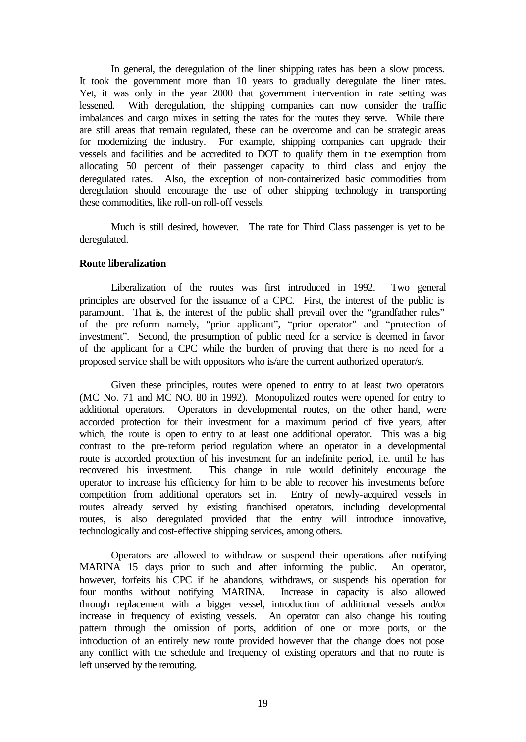In general, the deregulation of the liner shipping rates has been a slow process. It took the government more than 10 years to gradually deregulate the liner rates. Yet, it was only in the year 2000 that government intervention in rate setting was lessened. With deregulation, the shipping companies can now consider the traffic imbalances and cargo mixes in setting the rates for the routes they serve. While there are still areas that remain regulated, these can be overcome and can be strategic areas for modernizing the industry. For example, shipping companies can upgrade their vessels and facilities and be accredited to DOT to qualify them in the exemption from allocating 50 percent of their passenger capacity to third class and enjoy the deregulated rates. Also, the exception of non-containerized basic commodities from deregulation should encourage the use of other shipping technology in transporting these commodities, like roll-on roll-off vessels.

Much is still desired, however. The rate for Third Class passenger is yet to be deregulated.

**Route liberalization**

Liberalization of the routes was first introduced in 1992. Two general principles are observed for the issuance of a CPC. First, the interest of the public is paramount. That is, the interest of the public shall prevail over the "grandfather rules" of the pre-reform namely, "prior applicant", "prior operator" and "protection of investment". Second, the presumption of public need for a service is deemed in favor of the applicant for a CPC while the burden of proving that there is no need for a proposed service shall be with oppositors who is/are the current authorized operator/s.

Given these principles, routes were opened to entry to at least two operators (MC No. 71 and MC NO. 80 in 1992). Monopolized routes were opened for entry to additional operators. Operators in developmental routes, on the other hand, were accorded protection for their investment for a maximum period of five years, after which, the route is open to entry to at least one additional operator. This was a big contrast to the pre-reform period regulation where an operator in a developmental route is accorded protection of his investment for an indefinite period, i.e. until he has recovered his investment. This change in rule would definitely encourage the operator to increase his efficiency for him to be able to recover his investments before competition from additional operators set in. Entry of newly-acquired vessels in routes already served by existing franchised operators, including developmental routes, is also deregulated provided that the entry will introduce innovative, technologically and cost-effective shipping services, among others.

Operators are allowed to withdraw or suspend their operations after notifying MARINA 15 days prior to such and after informing the public. An operator, however, forfeits his CPC if he abandons, withdraws, or suspends his operation for four months without notifying MARINA. Increase in capacity is also allowed through replacement with a bigger vessel, introduction of additional vessels and/or increase in frequency of existing vessels. An operator can also change his routing pattern through the omission of ports, addition of one or more ports, or the introduction of an entirely new route provided however that the change does not pose any conflict with the schedule and frequency of existing operators and that no route is left unserved by the rerouting.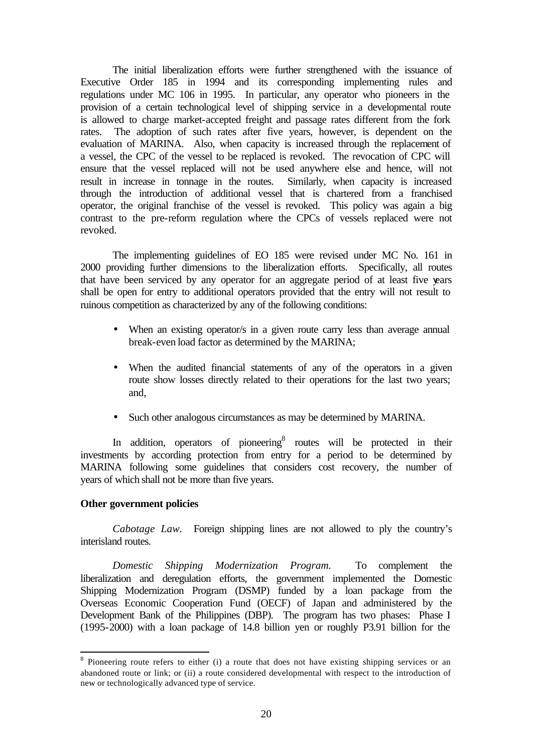The initial liberalization efforts were further strengthened with the issuance of Executive Order 185 in 1994 and its corresponding implementing rules and regulations under MC 106 in 1995. In particular, any operator who pioneers in the provision of a certain technological level of shipping service in a developmental route is allowed to charge market-accepted freight and passage rates different from the fork rates. The adoption of such rates after five years, however, is dependent on the evaluation of MARINA. Also, when capacity is increased through the replacement of a vessel, the CPC of the vessel to be replaced is revoked. The revocation of CPC will ensure that the vessel replaced will not be used anywhere else and hence, will not result in increase in tonnage in the routes. Similarly, when capacity is increased through the introduction of additional vessel that is chartered from a franchised operator, the original franchise of the vessel is revoked. This policy was again a big contrast to the pre-reform regulation where the CPCs of vessels replaced were not revoked.

The implementing guidelines of EO 185 were revised under MC No. 161 in 2000 providing further dimensions to the liberalization efforts. Specifically, all routes that have been serviced by any operator for an aggregate period of at least five years shall be open for entry to additional operators provided that the entry will not result to ruinous competition as characterized by any of the following conditions:

- When an existing operator/s in a given route carry less than average annual break-even load factor as determined by the MARINA;
- When the audited financial statements of any of the operators in a given route show losses directly related to their operations for the last two years; and,
- Such other analogous circumstances as may be determined by MARINA.

In addition, operators of pioneering[8] routes will be protected in their investments by according protection from entry for a period to be determined by MARINA following some guidelines that considers cost recovery, the number of years of which shall not be more than five years.

**Other government policies**

*Cabotage Law.* Foreign shipping lines are not allowed to ply the country's interisland routes.

*Domestic Shipping Modernization Program.* To complement the liberalization and deregulation efforts, the government implemented the Domestic Shipping Modernization Program (DSMP) funded by a loan package from the Overseas Economic Cooperation Fund (OECF) of Japan and administered by the Development Bank of the Philippines (DBP). The program has two phases: Phase I (1995-2000) with a loan package of 14.8 billion yen or roughly P3.91 billion for the

[8] Pioneering route refers to either (i) a route that does not have existing shipping services or an abandoned route or link; or (ii) a route considered developmental with respect to the introduction of new or technologically advanced type of service.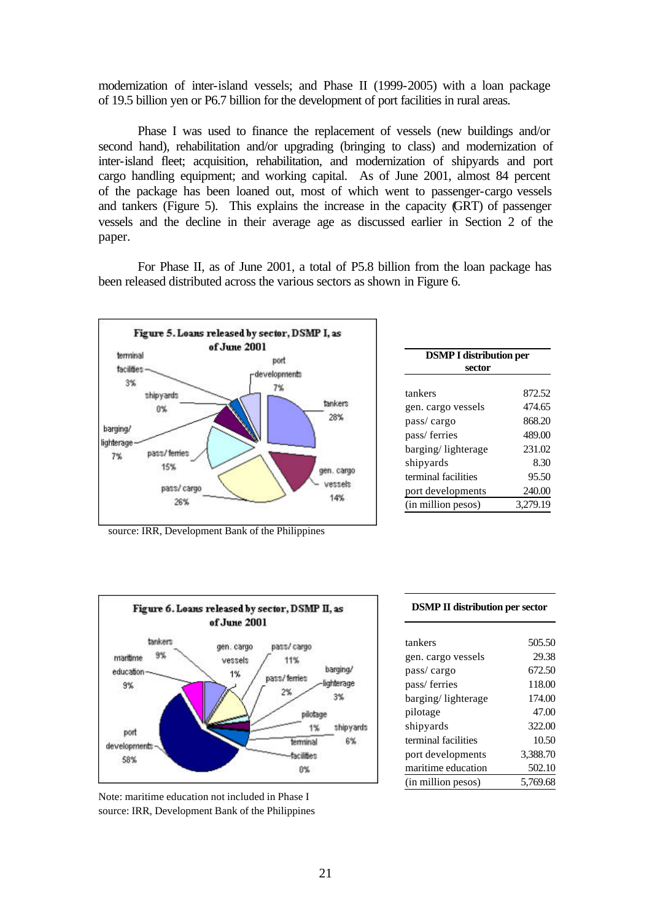modernization of inter-island vessels; and Phase II (1999-2005) with a loan package of 19.5 billion yen or P6.7 billion for the development of port facilities in rural areas.

Phase I was used to finance the replacement of vessels (new buildings and/or second hand), rehabilitation and/or upgrading (bringing to class) and modernization of inter-island fleet; acquisition, rehabilitation, and modernization of shipyards and port cargo handling equipment; and working capital. As of June 2001, almost 84 percent of the package has been loaned out, most of which went to passenger-cargo vessels and tankers (Figure 5). This explains the increase in the capacity (GRT) of passenger vessels and the decline in their average age as discussed earlier in Section 2 of the paper.

For Phase II, as of June 2001, a total of P5.8 billion from the loan package has been released distributed across the various sectors as shown in Figure 6.

**Figure 5. Loans released by sector, DSMP I, as of June 2001**

source: IRR, Development Bank of the Philippines

| DSMP I distribution per sector | |
|---|---|
| tankers | 872.52 |
| gen. cargo vessels | 474.65 |
| pass/ cargo | 868.20 |
| pass/ ferries | 489.00 |
| barging/ lighterage | 231.02 |
| shipyards | 8.30 |
| terminal facilities | 95.50 |
| port developments | 240.00 |
| (in million pesos) | 3,279.19 |

**Figure 6. Loans released by sector, DSMP II, as of June 2001**

Note: maritime education not included in Phase I
source: IRR, Development Bank of the Philippines

| DSMP II distribution per sector | |
|---|---|
| tankers | 505.50 |
| gen. cargo vessels | 29.38 |
| pass/ cargo | 672.50 |
| pass/ ferries | 118.00 |
| barging/ lighterage | 174.00 |
| pilotage | 47.00 |
| shipyards | 322.00 |
| terminal facilities | 10.50 |
| port developments | 3,388.70 |
| maritime education | 502.10 |
| (in million pesos) | 5,769.68 |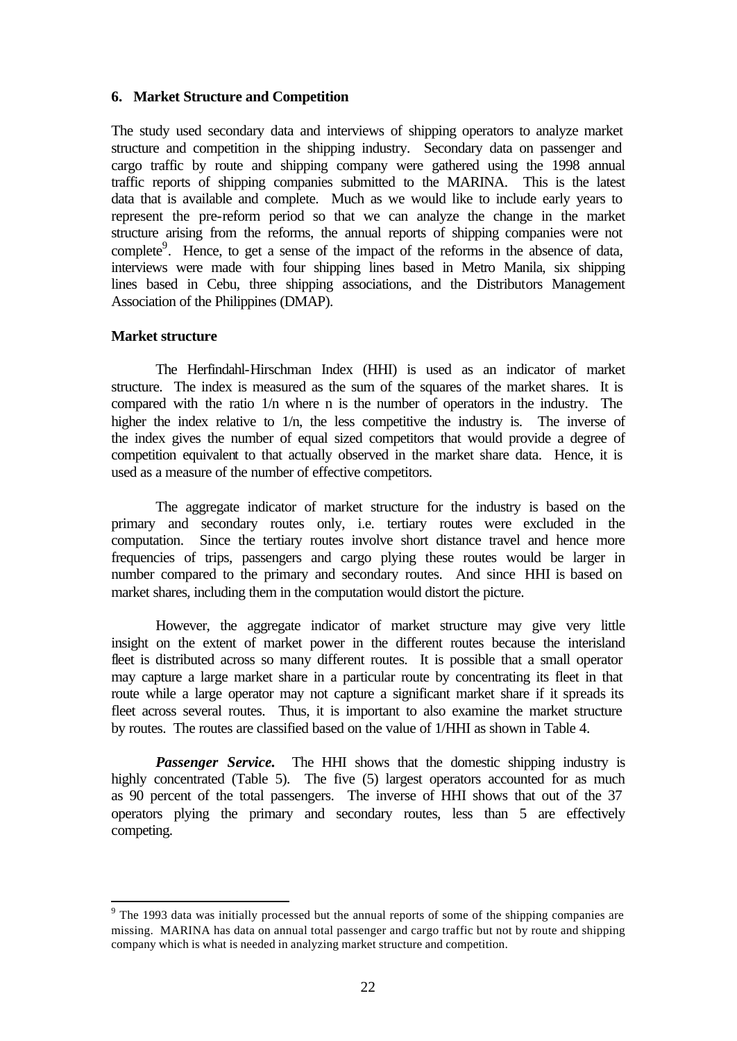## 6. Market Structure and Competition

The study used secondary data and interviews of shipping operators to analyze market structure and competition in the shipping industry. Secondary data on passenger and cargo traffic by route and shipping company were gathered using the 1998 annual traffic reports of shipping companies submitted to the MARINA. This is the latest data that is available and complete. Much as we would like to include early years to represent the pre-reform period so that we can analyze the change in the market structure arising from the reforms, the annual reports of shipping companies were not complete[9]. Hence, to get a sense of the impact of the reforms in the absence of data, interviews were made with four shipping lines based in Metro Manila, six shipping lines based in Cebu, three shipping associations, and the Distributors Management Association of the Philippines (DMAP).

### Market structure

The Herfindahl-Hirschman Index (HHI) is used as an indicator of market structure. The index is measured as the sum of the squares of the market shares. It is compared with the ratio 1/n where n is the number of operators in the industry. The higher the index relative to 1/n, the less competitive the industry is. The inverse of the index gives the number of equal sized competitors that would provide a degree of competition equivalent to that actually observed in the market share data. Hence, it is used as a measure of the number of effective competitors.

The aggregate indicator of market structure for the industry is based on the primary and secondary routes only, i.e. tertiary routes were excluded in the computation. Since the tertiary routes involve short distance travel and hence more frequencies of trips, passengers and cargo plying these routes would be larger in number compared to the primary and secondary routes. And since HHI is based on market shares, including them in the computation would distort the picture.

However, the aggregate indicator of market structure may give very little insight on the extent of market power in the different routes because the interisland fleet is distributed across so many different routes. It is possible that a small operator may capture a large market share in a particular route by concentrating its fleet in that route while a large operator may not capture a significant market share if it spreads its fleet across several routes. Thus, it is important to also examine the market structure by routes. The routes are classified based on the value of 1/HHI as shown in Table 4.

***Passenger Service.*** The HHI shows that the domestic shipping industry is highly concentrated (Table 5). The five (5) largest operators accounted for as much as 90 percent of the total passengers. The inverse of HHI shows that out of the 37 operators plying the primary and secondary routes, less than 5 are effectively competing.

---

[9] The 1993 data was initially processed but the annual reports of some of the shipping companies are missing. MARINA has data on annual total passenger and cargo traffic but not by route and shipping company which is what is needed in analyzing market structure and competition.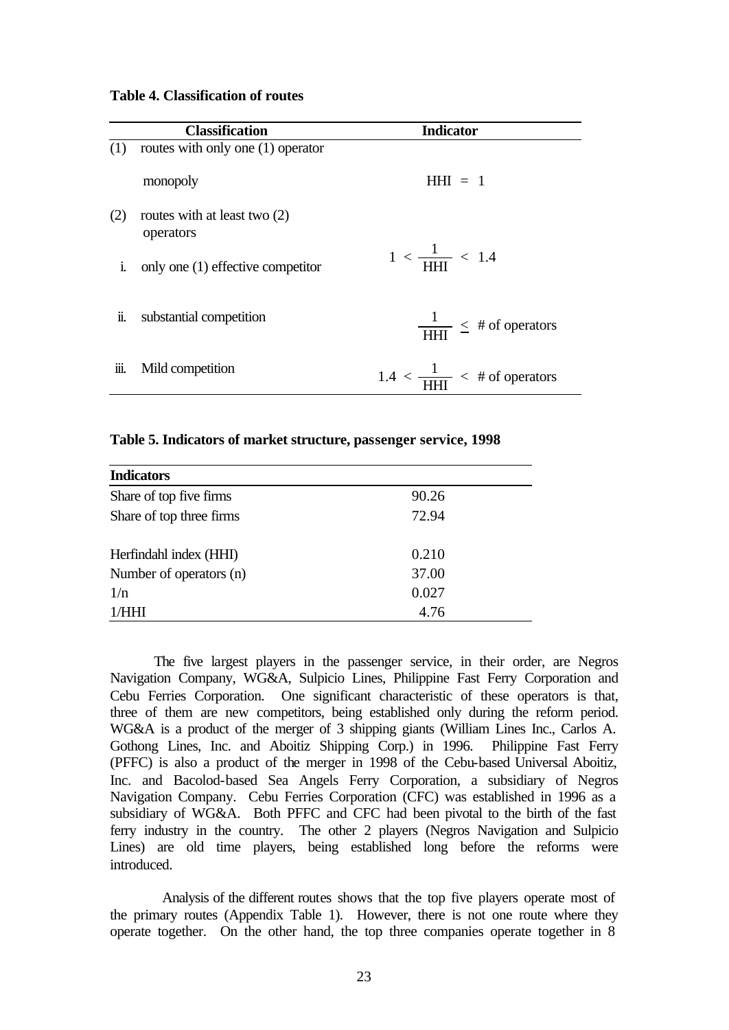**Table 4. Classification of routes**

| | Classification | Indicator |
|---|---|---|
| (1) | routes with only one (1) operator | |
| | monopoly | $HHI = 1$ |
| (2) | routes with at least two (2) operators | |
| i. | only one (1) effective competitor | $1 < \frac{1}{HHI} < 1.4$ |
| ii. | substantial competition | $\frac{1}{HHI} \leq$ # of operators |
| iii. | Mild competition | $1.4 < \frac{1}{HHI} <$ # of operators |

**Table 5. Indicators of market structure, passenger service, 1998**

| Indicators | |
|---|---|
| Share of top five firms | 90.26 |
| Share of top three firms | 72.94 |
| | |
| Herfindahl index (HHI) | 0.210 |
| Number of operators (n) | 37.00 |
| 1/n | 0.027 |
| 1/HHI | 4.76 |

The five largest players in the passenger service, in their order, are Negros Navigation Company, WG&A, Sulpicio Lines, Philippine Fast Ferry Corporation and Cebu Ferries Corporation. One significant characteristic of these operators is that, three of them are new competitors, being established only during the reform period. WG&A is a product of the merger of 3 shipping giants (William Lines Inc., Carlos A. Gothong Lines, Inc. and Aboitiz Shipping Corp.) in 1996. Philippine Fast Ferry (PFFC) is also a product of the merger in 1998 of the Cebu-based Universal Aboitiz, Inc. and Bacolod-based Sea Angels Ferry Corporation, a subsidiary of Negros Navigation Company. Cebu Ferries Corporation (CFC) was established in 1996 as a subsidiary of WG&A. Both PFFC and CFC had been pivotal to the birth of the fast ferry industry in the country. The other 2 players (Negros Navigation and Sulpicio Lines) are old time players, being established long before the reforms were introduced.

Analysis of the different routes shows that the top five players operate most of the primary routes (Appendix Table 1). However, there is not one route where they operate together. On the other hand, the top three companies operate together in 8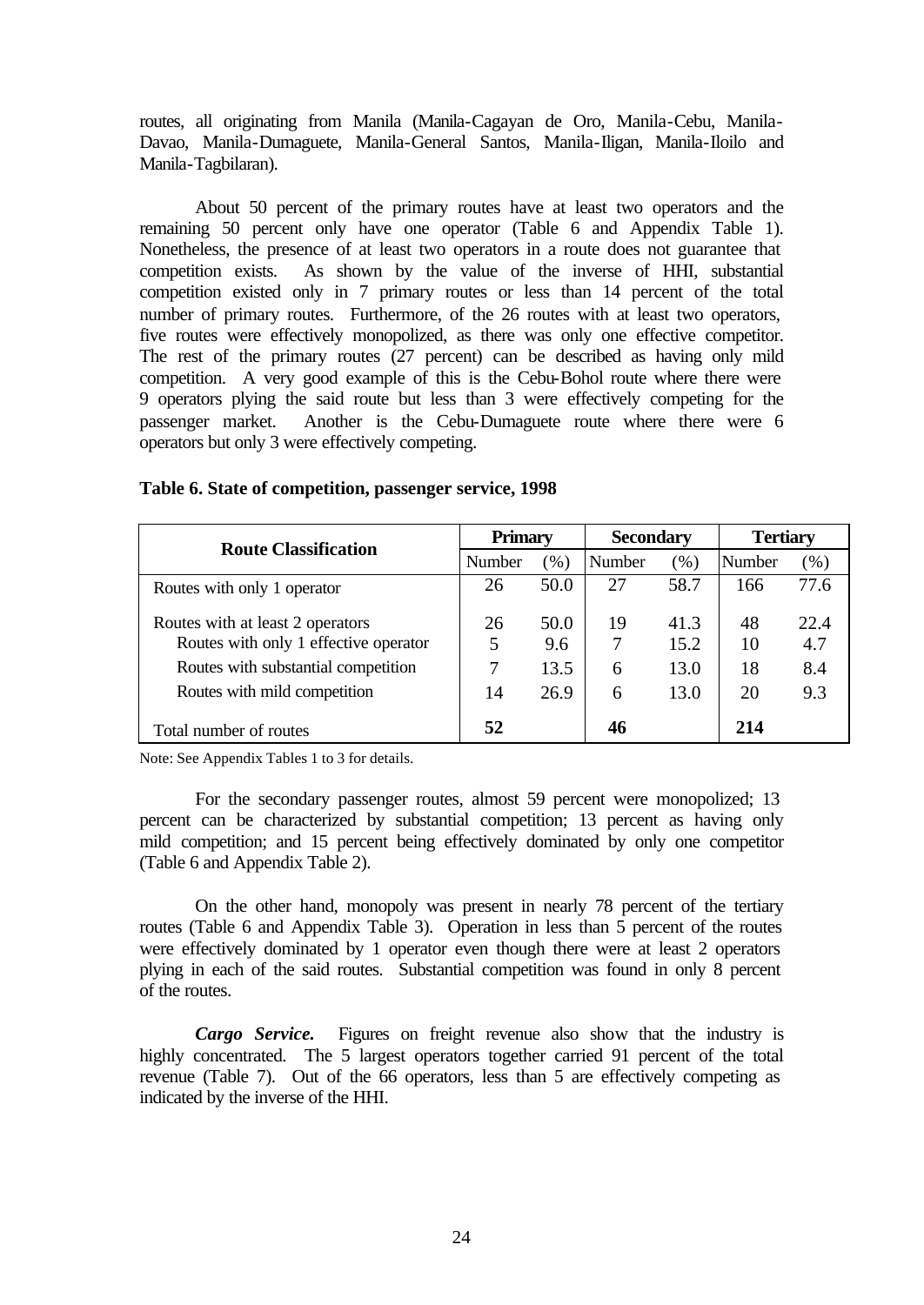routes, all originating from Manila (Manila-Cagayan de Oro, Manila-Cebu, Manila-Davao, Manila-Dumaguete, Manila-General Santos, Manila-Iligan, Manila-Iloilo and Manila-Tagbilaran).

About 50 percent of the primary routes have at least two operators and the remaining 50 percent only have one operator (Table 6 and Appendix Table 1). Nonetheless, the presence of at least two operators in a route does not guarantee that competition exists. As shown by the value of the inverse of HHI, substantial competition existed only in 7 primary routes or less than 14 percent of the total number of primary routes. Furthermore, of the 26 routes with at least two operators, five routes were effectively monopolized, as there was only one effective competitor. The rest of the primary routes (27 percent) can be described as having only mild competition. A very good example of this is the Cebu-Bohol route where there were 9 operators plying the said route but less than 3 were effectively competing for the passenger market. Another is the Cebu-Dumaguete route where there were 6 operators but only 3 were effectively competing.

**Table 6. State of competition, passenger service, 1998**

| Route Classification | Primary | | Secondary | | Tertiary | |
|---|---|---|---|---|---|---|
| | Number | (%) | Number | (%) | Number | (%) |
| Routes with only 1 operator | 26 | 50.0 | 27 | 58.7 | 166 | 77.6 |
| Routes with at least 2 operators | 26 | 50.0 | 19 | 41.3 | 48 | 22.4 |
| Routes with only 1 effective operator | 5 | 9.6 | 7 | 15.2 | 10 | 4.7 |
| Routes with substantial competition | 7 | 13.5 | 6 | 13.0 | 18 | 8.4 |
| Routes with mild competition | 14 | 26.9 | 6 | 13.0 | 20 | 9.3 |
| Total number of routes | **52** | | **46** | | **214** | |

Note: See Appendix Tables 1 to 3 for details.

For the secondary passenger routes, almost 59 percent were monopolized; 13 percent can be characterized by substantial competition; 13 percent as having only mild competition; and 15 percent being effectively dominated by only one competitor (Table 6 and Appendix Table 2).

On the other hand, monopoly was present in nearly 78 percent of the tertiary routes (Table 6 and Appendix Table 3). Operation in less than 5 percent of the routes were effectively dominated by 1 operator even though there were at least 2 operators plying in each of the said routes. Substantial competition was found in only 8 percent of the routes.

***Cargo Service.*** Figures on freight revenue also show that the industry is highly concentrated. The 5 largest operators together carried 91 percent of the total revenue (Table 7). Out of the 66 operators, less than 5 are effectively competing as indicated by the inverse of the HHI.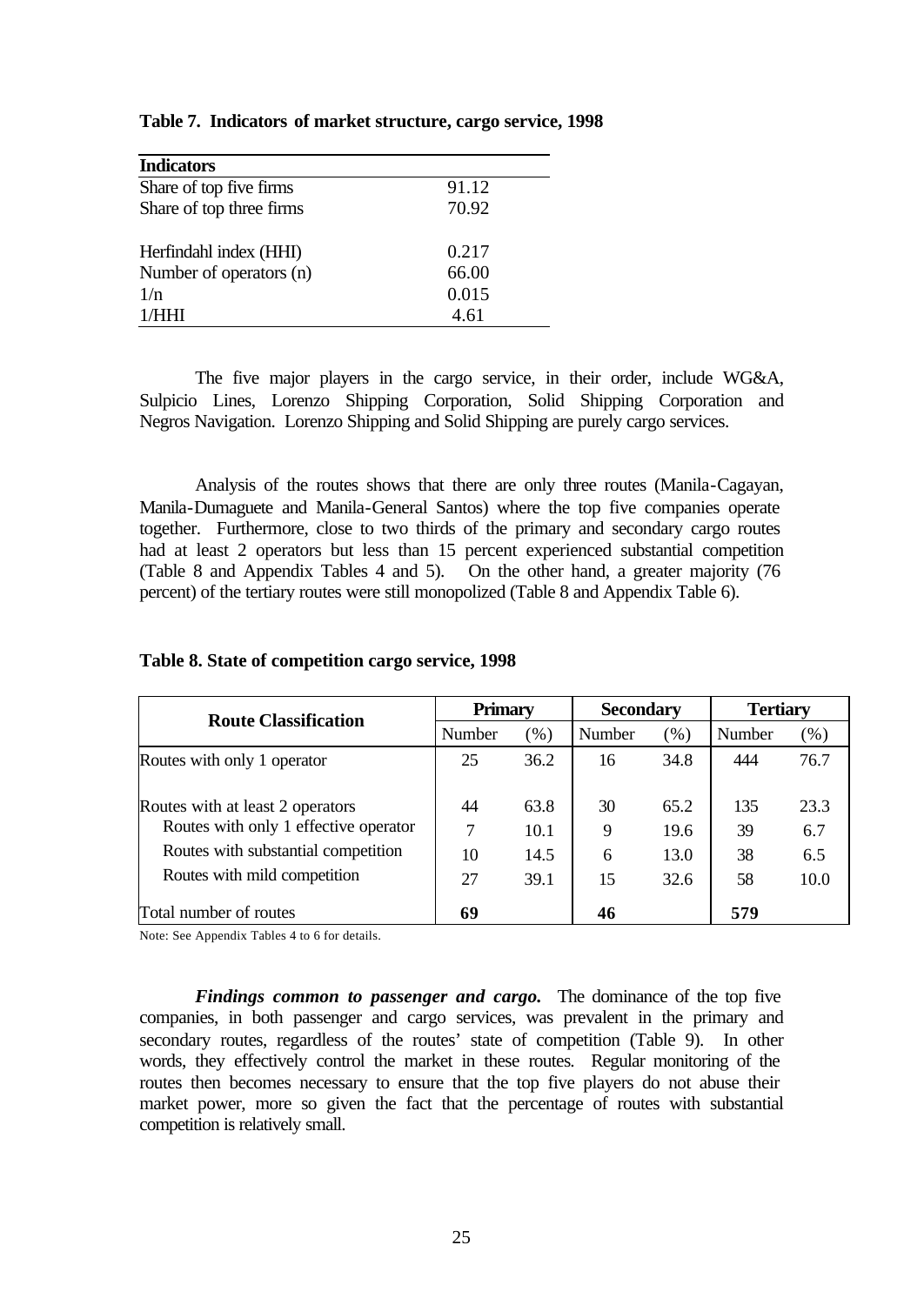**Table 7. Indicators of market structure, cargo service, 1998**

| Indicators | |
|---|---|
| Share of top five firms | 91.12 |
| Share of top three firms | 70.92 |
| Herfindahl index (HHI) | 0.217 |
| Number of operators (n) | 66.00 |
| 1/n | 0.015 |
| 1/HHI | 4.61 |

The five major players in the cargo service, in their order, include WG&A, Sulpicio Lines, Lorenzo Shipping Corporation, Solid Shipping Corporation and Negros Navigation. Lorenzo Shipping and Solid Shipping are purely cargo services.

Analysis of the routes shows that there are only three routes (Manila-Cagayan, Manila-Dumaguete and Manila-General Santos) where the top five companies operate together. Furthermore, close to two thirds of the primary and secondary cargo routes had at least 2 operators but less than 15 percent experienced substantial competition (Table 8 and Appendix Tables 4 and 5). On the other hand, a greater majority (76 percent) of the tertiary routes were still monopolized (Table 8 and Appendix Table 6).

**Table 8. State of competition cargo service, 1998**

| Route Classification | Primary | | Secondary | | Tertiary | |
|---|---|---|---|---|---|---|
| | Number | (%) | Number | (%) | Number | (%) |
| Routes with only 1 operator | 25 | 36.2 | 16 | 34.8 | 444 | 76.7 |
| Routes with at least 2 operators | 44 | 63.8 | 30 | 65.2 | 135 | 23.3 |
| Routes with only 1 effective operator | 7 | 10.1 | 9 | 19.6 | 39 | 6.7 |
| Routes with substantial competition | 10 | 14.5 | 6 | 13.0 | 38 | 6.5 |
| Routes with mild competition | 27 | 39.1 | 15 | 32.6 | 58 | 10.0 |
| Total number of routes | **69** | | **46** | | **579** | |

Note: See Appendix Tables 4 to 6 for details.

***Findings common to passenger and cargo.*** The dominance of the top five companies, in both passenger and cargo services, was prevalent in the primary and secondary routes, regardless of the routes' state of competition (Table 9). In other words, they effectively control the market in these routes. Regular monitoring of the routes then becomes necessary to ensure that the top five players do not abuse their market power, more so given the fact that the percentage of routes with substantial competition is relatively small.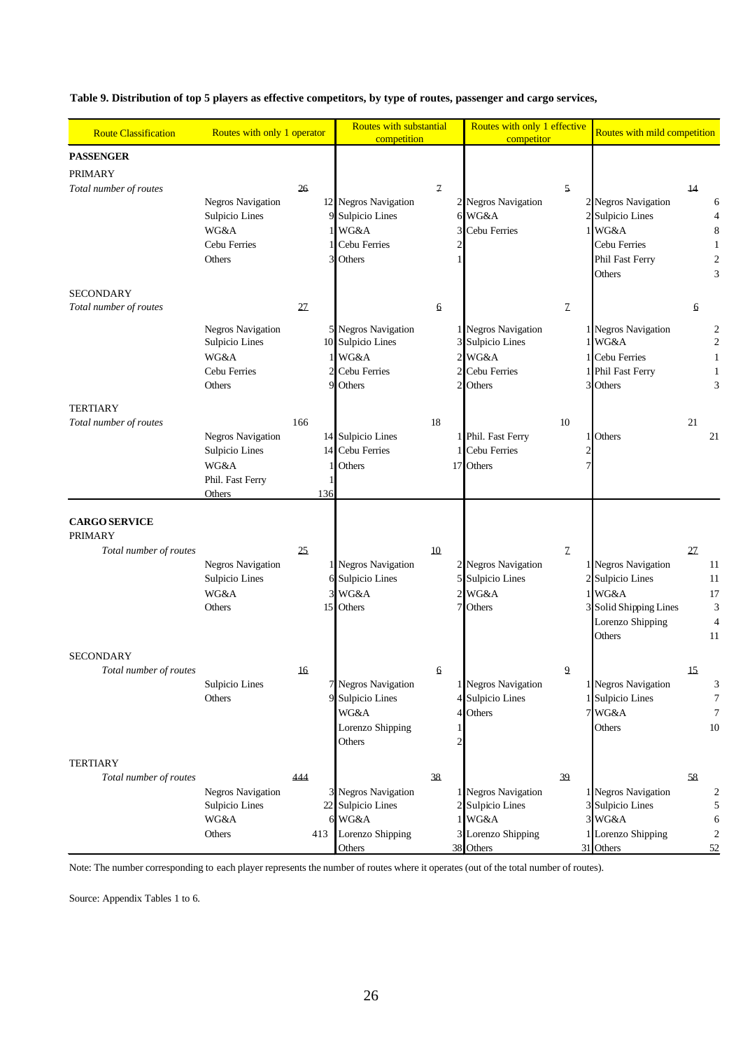**Table 9. Distribution of top 5 players as effective competitors, by type of routes, passenger and cargo services,**

| Route Classification | Routes with only 1 operator | | Routes with substantial competition | | Routes with only 1 effective competitor | | Routes with mild competition | |
|---|---|---|---|---|---|---|---|---|
| **PASSENGER** | | | | | | | | |
| PRIMARY | | | | | | | | |
| *Total number of routes* | | 26 | | 7 | | 5 | | 14 |
| | Negros Navigation | 12 | Negros Navigation | 2 | Negros Navigation | 2 | Negros Navigation | 6 |
| | Sulpicio Lines | 9 | Sulpicio Lines | 6 | WG&A | 2 | Sulpicio Lines | 4 |
| | WG&A | 1 | WG&A | 3 | Cebu Ferries | 1 | WG&A | 8 |
| | Cebu Ferries | 1 | Cebu Ferries | 2 | | | Cebu Ferries | 1 |
| | Others | 3 | Others | 1 | | | Phil Fast Ferry | 2 |
| | | | | | | | Others | 3 |
| SECONDARY | | | | | | | | |
| *Total number of routes* | | 27 | | 6 | | 7 | | 6 |
| | Negros Navigation | 5 | Negros Navigation | 1 | Negros Navigation | 1 | Negros Navigation | 2 |
| | Sulpicio Lines | 10 | Sulpicio Lines | 3 | Sulpicio Lines | 1 | WG&A | 2 |
| | WG&A | 1 | WG&A | 2 | WG&A | 1 | Cebu Ferries | 1 |
| | Cebu Ferries | 2 | Cebu Ferries | 2 | Cebu Ferries | 1 | Phil Fast Ferry | 1 |
| | Others | 9 | Others | 2 | Others | 3 | Others | 3 |
| TERTIARY | | | | | | | | |
| *Total number of routes* | | 166 | | 18 | | 10 | | 21 |
| | Negros Navigation | 14 | Sulpicio Lines | 1 | Phil. Fast Ferry | 1 | Others | 21 |
| | Sulpicio Lines | 14 | Cebu Ferries | 1 | Cebu Ferries | 2 | | |
| | WG&A | 1 | Others | 17 | Others | 7 | | |
| | Phil. Fast Ferry | 1 | | | | | | |
| | Others | 136 | | | | | | |
| **CARGO SERVICE** | | | | | | | | |
| PRIMARY | | | | | | | | |
| *Total number of routes* | | 25 | | 10 | | 7 | | 27 |
| | Negros Navigation | 1 | Negros Navigation | 2 | Negros Navigation | 1 | Negros Navigation | 11 |
| | Sulpicio Lines | 6 | Sulpicio Lines | 5 | Sulpicio Lines | 2 | Sulpicio Lines | 11 |
| | WG&A | 3 | WG&A | 2 | WG&A | 1 | WG&A | 17 |
| | Others | 15 | Others | 7 | Others | 3 | Solid Shipping Lines | 3 |
| | | | | | | | Lorenzo Shipping | 4 |
| | | | | | | | Others | 11 |
| SECONDARY | | | | | | | | |
| *Total number of routes* | | 16 | | 6 | | 9 | | 15 |
| | Sulpicio Lines | 7 | Negros Navigation | 1 | Negros Navigation | 1 | Negros Navigation | 3 |
| | Others | 9 | Sulpicio Lines | 4 | Sulpicio Lines | 1 | Sulpicio Lines | 7 |
| | | | WG&A | 4 | Others | 7 | WG&A | 7 |
| | | | Lorenzo Shipping | 1 | | | Others | 10 |
| | | | Others | 2 | | | | |
| TERTIARY | | | | | | | | |
| *Total number of routes* | | 444 | | 38 | | 39 | | 58 |
| | Negros Navigation | 3 | Negros Navigation | 1 | Negros Navigation | 1 | Negros Navigation | 2 |
| | Sulpicio Lines | 22 | Sulpicio Lines | 2 | Sulpicio Lines | 3 | Sulpicio Lines | 5 |
| | WG&A | 6 | WG&A | 1 | WG&A | 3 | WG&A | 6 |
| | Others | 413 | Lorenzo Shipping | 3 | Lorenzo Shipping | 1 | Lorenzo Shipping | 2 |
| | | | Others | 38 | Others | 31 | Others | 52 |

Note: The number corresponding to each player represents the number of routes where it operates (out of the total number of routes).

Source: Appendix Tables 1 to 6.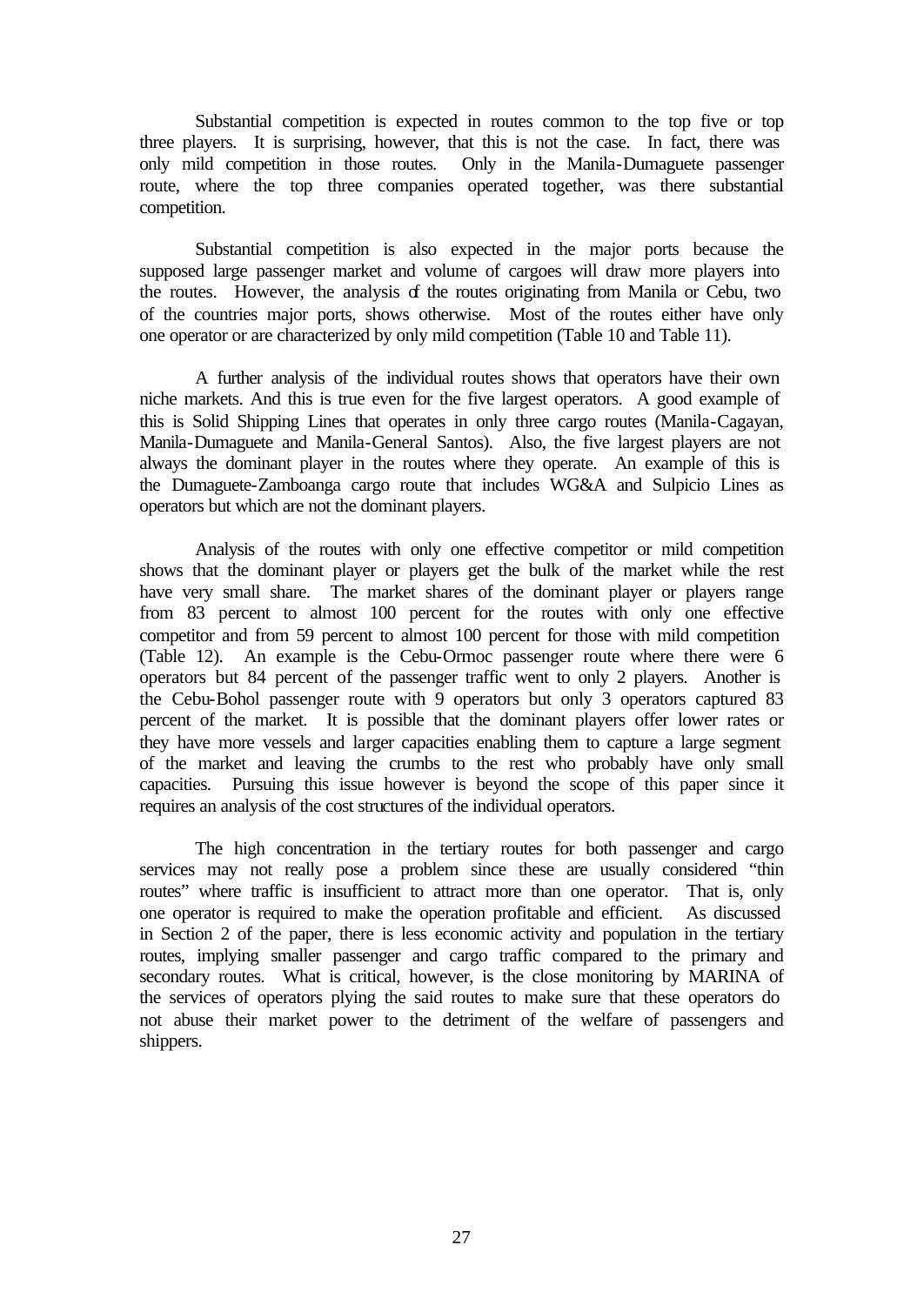Substantial competition is expected in routes common to the top five or top three players. It is surprising, however, that this is not the case. In fact, there was only mild competition in those routes. Only in the Manila-Dumaguete passenger route, where the top three companies operated together, was there substantial competition.

Substantial competition is also expected in the major ports because the supposed large passenger market and volume of cargoes will draw more players into the routes. However, the analysis of the routes originating from Manila or Cebu, two of the countries major ports, shows otherwise. Most of the routes either have only one operator or are characterized by only mild competition (Table 10 and Table 11).

A further analysis of the individual routes shows that operators have their own niche markets. And this is true even for the five largest operators. A good example of this is Solid Shipping Lines that operates in only three cargo routes (Manila-Cagayan, Manila-Dumaguete and Manila-General Santos). Also, the five largest players are not always the dominant player in the routes where they operate. An example of this is the Dumaguete-Zamboanga cargo route that includes WG&A and Sulpicio Lines as operators but which are not the dominant players.

Analysis of the routes with only one effective competitor or mild competition shows that the dominant player or players get the bulk of the market while the rest have very small share. The market shares of the dominant player or players range from 83 percent to almost 100 percent for the routes with only one effective competitor and from 59 percent to almost 100 percent for those with mild competition (Table 12). An example is the Cebu-Ormoc passenger route where there were 6 operators but 84 percent of the passenger traffic went to only 2 players. Another is the Cebu-Bohol passenger route with 9 operators but only 3 operators captured 83 percent of the market. It is possible that the dominant players offer lower rates or they have more vessels and larger capacities enabling them to capture a large segment of the market and leaving the crumbs to the rest who probably have only small capacities. Pursuing this issue however is beyond the scope of this paper since it requires an analysis of the cost structures of the individual operators.

The high concentration in the tertiary routes for both passenger and cargo services may not really pose a problem since these are usually considered "thin routes" where traffic is insufficient to attract more than one operator. That is, only one operator is required to make the operation profitable and efficient. As discussed in Section 2 of the paper, there is less economic activity and population in the tertiary routes, implying smaller passenger and cargo traffic compared to the primary and secondary routes. What is critical, however, is the close monitoring by MARINA of the services of operators plying the said routes to make sure that these operators do not abuse their market power to the detriment of the welfare of passengers and shippers.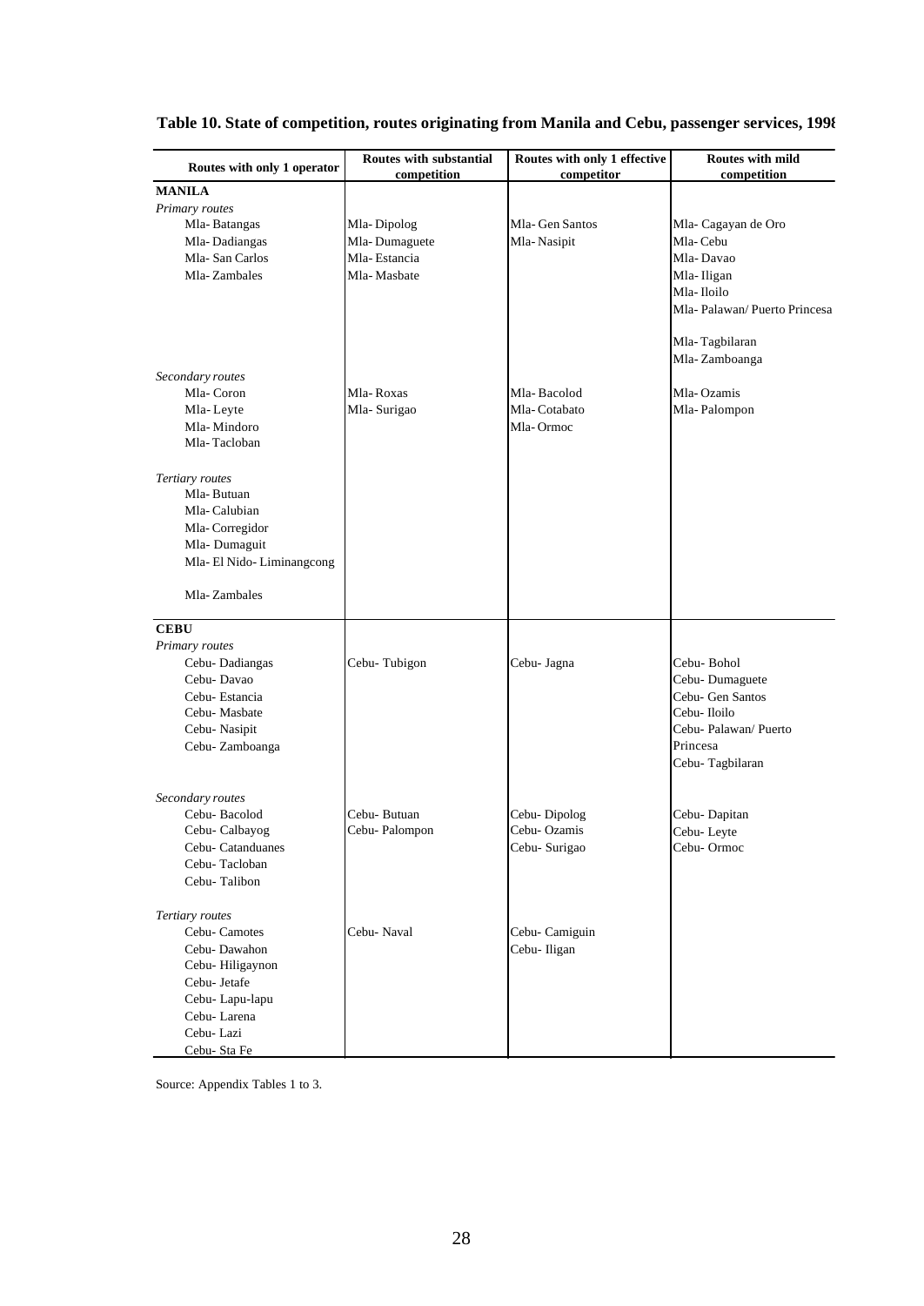**Table 10. State of competition, routes originating from Manila and Cebu, passenger services, 1998**

| Routes with only 1 operator | Routes with substantial competition | Routes with only 1 effective competitor | Routes with mild competition |
|---|---|---|---|
| **MANILA** | | | |
| *Primary routes* | | | |
| Mla- Batangas | Mla- Dipolog | Mla- Gen Santos | Mla- Cagayan de Oro |
| Mla- Dadiangas | Mla- Dumaguete | Mla- Nasipit | Mla- Cebu |
| Mla- San Carlos | Mla- Estancia | | Mla- Davao |
| Mla- Zambales | Mla- Masbate | | Mla- Iligan |
| | | | Mla- Iloilo |
| | | | Mla- Palawan/ Puerto Princesa |
| | | | Mla- Tagbilaran |
| | | | Mla- Zamboanga |
| *Secondary routes* | | | |
| Mla- Coron | Mla- Roxas | Mla- Bacolod | Mla- Ozamis |
| Mla- Leyte | Mla- Surigao | Mla- Cotabato | Mla- Palompon |
| Mla- Mindoro | | Mla- Ormoc | |
| Mla- Tacloban | | | |
| *Tertiary routes* | | | |
| Mla- Butuan | | | |
| Mla- Calubian | | | |
| Mla- Corregidor | | | |
| Mla- Dumaguit | | | |
| Mla- El Nido- Liminangcong | | | |
| Mla- Zambales | | | |
| **CEBU** | | | |
| *Primary routes* | | | |
| Cebu- Dadiangas | Cebu- Tubigon | Cebu- Jagna | Cebu- Bohol |
| Cebu- Davao | | | Cebu- Dumaguete |
| Cebu- Estancia | | | Cebu- Gen Santos |
| Cebu- Masbate | | | Cebu- Iloilo |
| Cebu- Nasipit | | | Cebu- Palawan/ Puerto Princesa |
| Cebu- Zamboanga | | | Cebu- Tagbilaran |
| *Secondary routes* | | | |
| Cebu- Bacolod | Cebu- Butuan | Cebu- Dipolog | Cebu- Dapitan |
| Cebu- Calbayog | Cebu- Palompon | Cebu- Ozamis | Cebu- Leyte |
| Cebu- Catanduanes | | Cebu- Surigao | Cebu- Ormoc |
| Cebu- Tacloban | | | |
| Cebu- Talibon | | | |
| *Tertiary routes* | | | |
| Cebu- Camotes | Cebu- Naval | Cebu- Camiguin | |
| Cebu- Dawahon | | Cebu- Iligan | |
| Cebu- Hiligaynon | | | |
| Cebu- Jetafe | | | |
| Cebu- Lapu-lapu | | | |
| Cebu- Larena | | | |
| Cebu- Lazi | | | |
| Cebu- Sta Fe | | | |

Source: Appendix Tables 1 to 3.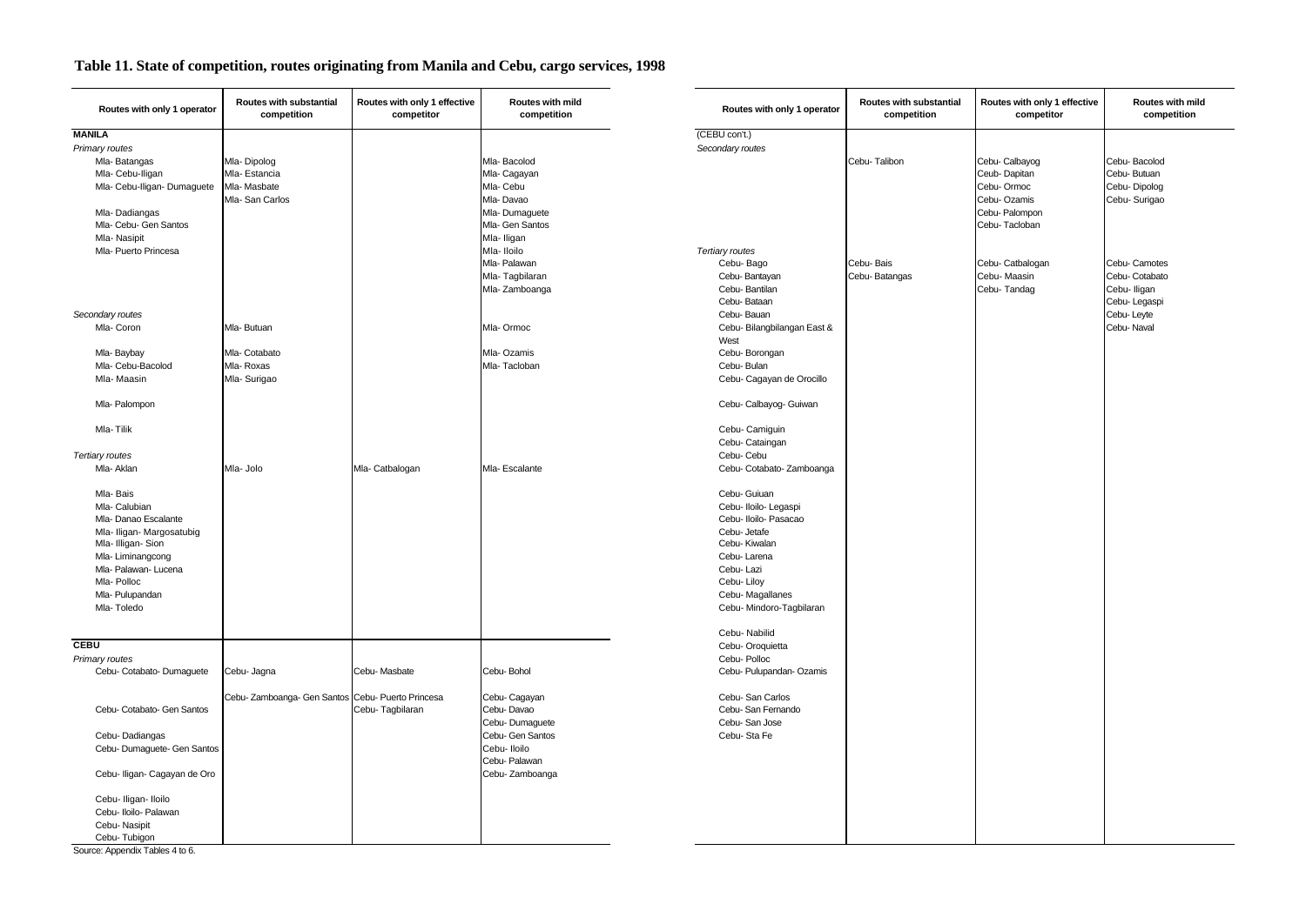## Table 11. State of competition, routes originating from Manila and Cebu, cargo services, 1998

| Routes with only 1 operator | Routes with substantial competition | Routes with only 1 effective competitor | Routes with mild competition |
|---|---|---|---|
| **MANILA** | | | |
| *Primary routes* | | | |
| Mla- Batangas | Mla- Dipolog | | Mla- Bacolod |
| Mla- Cebu-Iligan | Mla- Estancia | | Mla- Cagayan |
| Mla- Cebu-Iligan- Dumaguete | Mla- Masbate | | Mla- Cebu |
| | Mla- San Carlos | | Mla- Davao |
| Mla- Dadiangas | | | Mla- Dumaguete |
| Mla- Cebu- Gen Santos | | | Mla- Gen Santos |
| Mla- Nasipit | | | Mla- Iligan |
| Mla- Puerto Princesa | | | Mla- Iloilo |
| | | | Mla- Palawan |
| | | | Mla- Tagbilaran |
| | | | Mla- Zamboanga |
| *Secondary routes* | | | |
| Mla- Coron | Mla- Butuan | | Mla- Ormoc |
| Mla- Baybay | Mla- Cotabato | | Mla- Ozamis |
| Mla- Cebu-Bacolod | Mla- Roxas | | Mla- Tacloban |
| Mla- Maasin | Mla- Surigao | | |
| Mla- Palompon | | | |
| Mla- Tilik | | | |
| *Tertiary routes* | | | |
| Mla- Aklan | Mla- Jolo | Mla- Catbalogan | Mla- Escalante |
| Mla- Bais | | | |
| Mla- Calubian | | | |
| Mla- Danao Escalante | | | |
| Mla- Iligan- Margosatubig | | | |
| Mla- Illigan- Sion | | | |
| Mla- Liminangcong | | | |
| Mla- Palawan- Lucena | | | |
| Mla- Polloc | | | |
| Mla- Pulupandan | | | |
| Mla- Toledo | | | |
| **CEBU** | | | |
| *Primary routes* | | | |
| Cebu- Cotabato- Dumaguete | Cebu- Jagna | Cebu- Masbate | Cebu- Bohol |
| | Cebu- Zamboanga- Gen Santos | Cebu- Puerto Princesa | Cebu- Cagayan |
| Cebu- Cotabato- Gen Santos | | Cebu- Tagbilaran | Cebu- Davao |
| | | | Cebu- Dumaguete |
| Cebu- Dadiangas | | | Cebu- Gen Santos |
| Cebu- Dumaguete- Gen Santos | | | Cebu- Iloilo |
| | | | Cebu- Palawan |
| Cebu- Iligan- Cagayan de Oro | | | Cebu- Zamboanga |
| Cebu- Iligan- Iloilo | | | |
| Cebu- Iloilo- Palawan | | | |
| Cebu- Nasipit | | | |
| Cebu- Tubigon | | | |
| (CEBU con't.) | | | |
| *Secondary routes* | | | |
| | Cebu- Talibon | Cebu- Calbayog | Cebu- Bacolod |
| | | Ceub- Dapitan | Cebu- Butuan |
| | | Cebu- Ormoc | Cebu- Dipolog |
| | | Cebu- Ozamis | Cebu- Surigao |
| | | Cebu- Palompon | |
| | | Cebu- Tacloban | |
| *Tertiary routes* | | | |
| Cebu- Bago | Cebu- Bais | Cebu- Catbalogan | Cebu- Camotes |
| Cebu- Bantayan | Cebu- Batangas | Cebu- Maasin | Cebu- Cotabato |
| Cebu- Bantilan | | Cebu- Tandag | Cebu- Iligan |
| Cebu- Bataan | | | Cebu- Legaspi |
| Cebu- Bauan | | | Cebu- Leyte |
| Cebu- Bilangbilangan East & West | | | Cebu- Naval |
| Cebu- Borongan | | | |
| Cebu- Bulan | | | |
| Cebu- Cagayan de Orocillo | | | |
| Cebu- Calbayog- Guiwan | | | |
| Cebu- Camiguin | | | |
| Cebu- Cataingan | | | |
| Cebu- Cebu | | | |
| Cebu- Cotabato- Zamboanga | | | |
| Cebu- Guiuan | | | |
| Cebu- Iloilo- Legaspi | | | |
| Cebu- Iloilo- Pasacao | | | |
| Cebu- Jetafe | | | |
| Cebu- Kiwalan | | | |
| Cebu- Larena | | | |
| Cebu- Lazi | | | |
| Cebu- Liloy | | | |
| Cebu- Magallanes | | | |
| Cebu- Mindoro-Tagbilaran | | | |
| Cebu- Nabilid | | | |
| Cebu- Oroquietta | | | |
| Cebu- Polloc | | | |
| Cebu- Pulupandan- Ozamis | | | |
| Cebu- San Carlos | | | |
| Cebu- San Fernando | | | |
| Cebu- San Jose | | | |
| Cebu- Sta Fe | | | |

Source: Appendix Tables 4 to 6.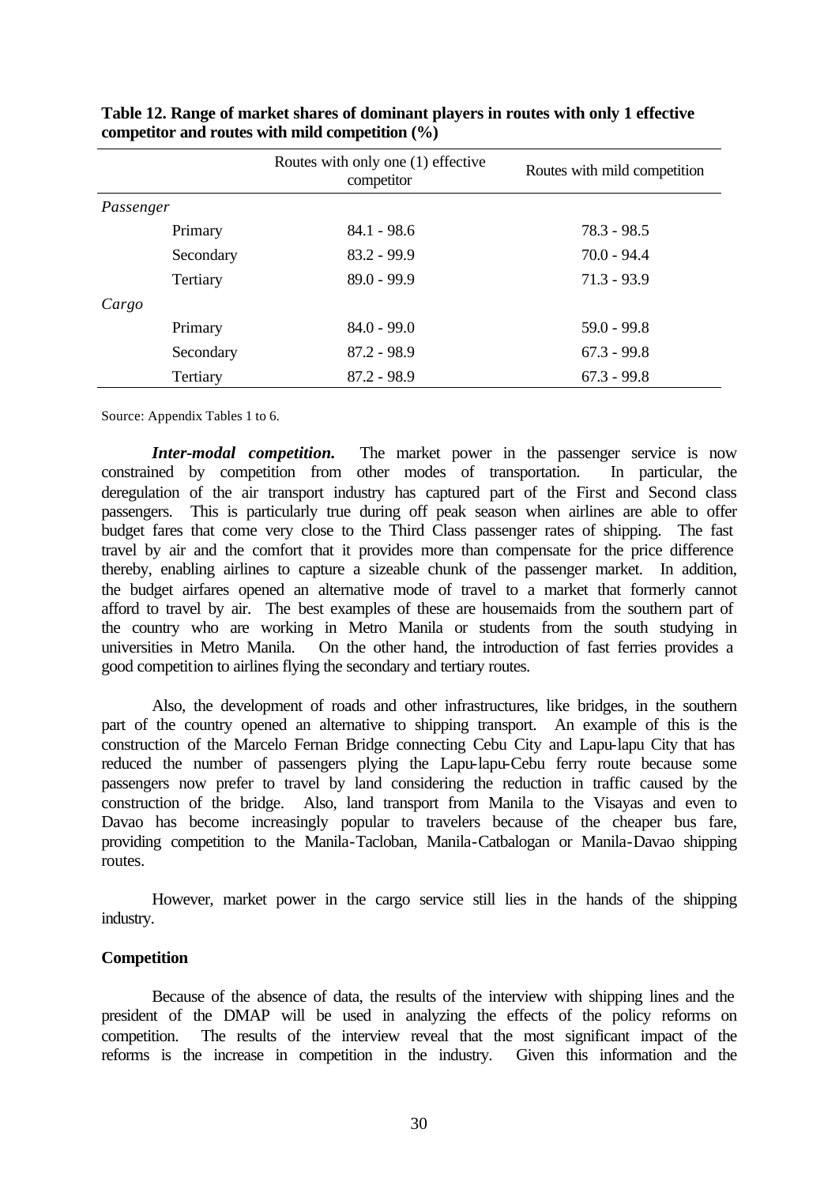**Table 12. Range of market shares of dominant players in routes with only 1 effective competitor and routes with mild competition (%)**

| | Routes with only one (1) effective competitor | Routes with mild competition |
|---|---|---|
| *Passenger* | | |
| Primary | 84.1 - 98.6 | 78.3 - 98.5 |
| Secondary | 83.2 - 99.9 | 70.0 - 94.4 |
| Tertiary | 89.0 - 99.9 | 71.3 - 93.9 |
| *Cargo* | | |
| Primary | 84.0 - 99.0 | 59.0 - 99.8 |
| Secondary | 87.2 - 98.9 | 67.3 - 99.8 |
| Tertiary | 87.2 - 98.9 | 67.3 - 99.8 |

Source: Appendix Tables 1 to 6.

***Inter-modal competition.*** The market power in the passenger service is now constrained by competition from other modes of transportation. In particular, the deregulation of the air transport industry has captured part of the First and Second class passengers. This is particularly true during off peak season when airlines are able to offer budget fares that come very close to the Third Class passenger rates of shipping. The fast travel by air and the comfort that it provides more than compensate for the price difference thereby, enabling airlines to capture a sizeable chunk of the passenger market. In addition, the budget airfares opened an alternative mode of travel to a market that formerly cannot afford to travel by air. The best examples of these are housemaids from the southern part of the country who are working in Metro Manila or students from the south studying in universities in Metro Manila. On the other hand, the introduction of fast ferries provides a good competition to airlines flying the secondary and tertiary routes.

Also, the development of roads and other infrastructures, like bridges, in the southern part of the country opened an alternative to shipping transport. An example of this is the construction of the Marcelo Fernan Bridge connecting Cebu City and Lapu-lapu City that has reduced the number of passengers plying the Lapu-lapu-Cebu ferry route because some passengers now prefer to travel by land considering the reduction in traffic caused by the construction of the bridge. Also, land transport from Manila to the Visayas and even to Davao has become increasingly popular to travelers because of the cheaper bus fare, providing competition to the Manila-Tacloban, Manila-Catbalogan or Manila-Davao shipping routes.

However, market power in the cargo service still lies in the hands of the shipping industry.

**Competition**

Because of the absence of data, the results of the interview with shipping lines and the president of the DMAP will be used in analyzing the effects of the policy reforms on competition. The results of the interview reveal that the most significant impact of the reforms is the increase in competition in the industry. Given this information and the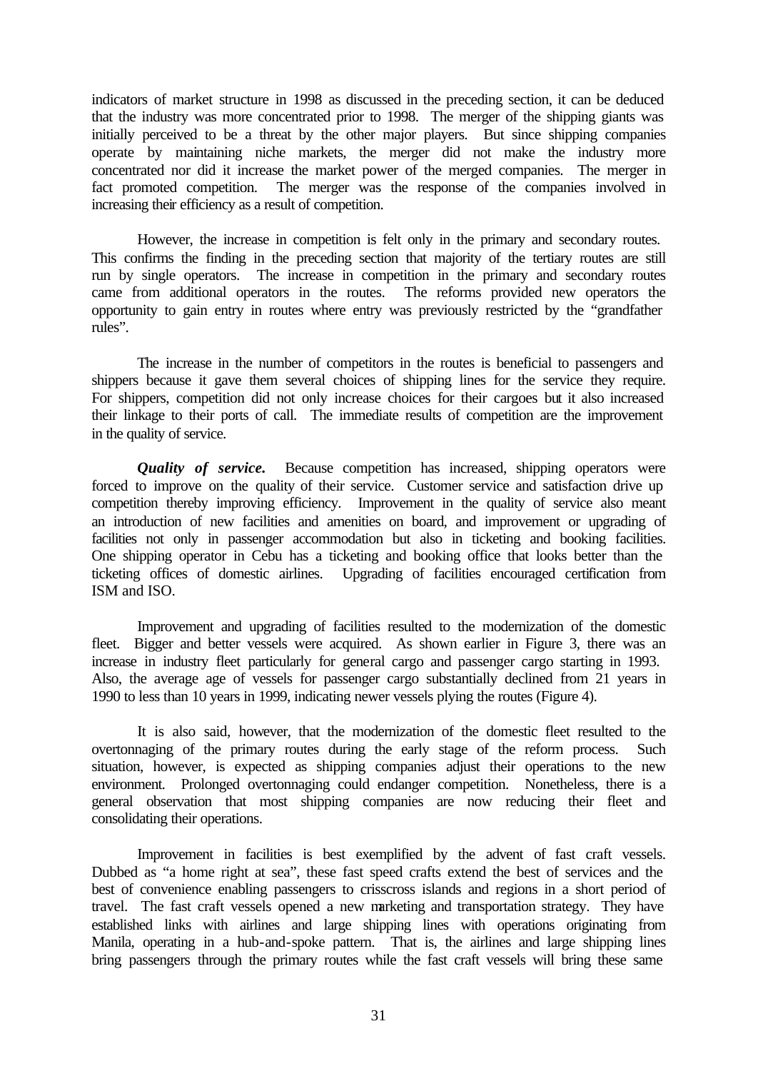indicators of market structure in 1998 as discussed in the preceding section, it can be deduced that the industry was more concentrated prior to 1998. The merger of the shipping giants was initially perceived to be a threat by the other major players. But since shipping companies operate by maintaining niche markets, the merger did not make the industry more concentrated nor did it increase the market power of the merged companies. The merger in fact promoted competition. The merger was the response of the companies involved in increasing their efficiency as a result of competition.

However, the increase in competition is felt only in the primary and secondary routes. This confirms the finding in the preceding section that majority of the tertiary routes are still run by single operators. The increase in competition in the primary and secondary routes came from additional operators in the routes. The reforms provided new operators the opportunity to gain entry in routes where entry was previously restricted by the "grandfather rules".

The increase in the number of competitors in the routes is beneficial to passengers and shippers because it gave them several choices of shipping lines for the service they require. For shippers, competition did not only increase choices for their cargoes but it also increased their linkage to their ports of call. The immediate results of competition are the improvement in the quality of service.

***Quality of service.*** Because competition has increased, shipping operators were forced to improve on the quality of their service. Customer service and satisfaction drive up competition thereby improving efficiency. Improvement in the quality of service also meant an introduction of new facilities and amenities on board, and improvement or upgrading of facilities not only in passenger accommodation but also in ticketing and booking facilities. One shipping operator in Cebu has a ticketing and booking office that looks better than the ticketing offices of domestic airlines. Upgrading of facilities encouraged certification from ISM and ISO.

Improvement and upgrading of facilities resulted to the modernization of the domestic fleet. Bigger and better vessels were acquired. As shown earlier in Figure 3, there was an increase in industry fleet particularly for general cargo and passenger cargo starting in 1993. Also, the average age of vessels for passenger cargo substantially declined from 21 years in 1990 to less than 10 years in 1999, indicating newer vessels plying the routes (Figure 4).

It is also said, however, that the modernization of the domestic fleet resulted to the overtonnaging of the primary routes during the early stage of the reform process. Such situation, however, is expected as shipping companies adjust their operations to the new environment. Prolonged overtonnaging could endanger competition. Nonetheless, there is a general observation that most shipping companies are now reducing their fleet and consolidating their operations.

Improvement in facilities is best exemplified by the advent of fast craft vessels. Dubbed as "a home right at sea", these fast speed crafts extend the best of services and the best of convenience enabling passengers to crisscross islands and regions in a short period of travel. The fast craft vessels opened a new marketing and transportation strategy. They have established links with airlines and large shipping lines with operations originating from Manila, operating in a hub-and-spoke pattern. That is, the airlines and large shipping lines bring passengers through the primary routes while the fast craft vessels will bring these same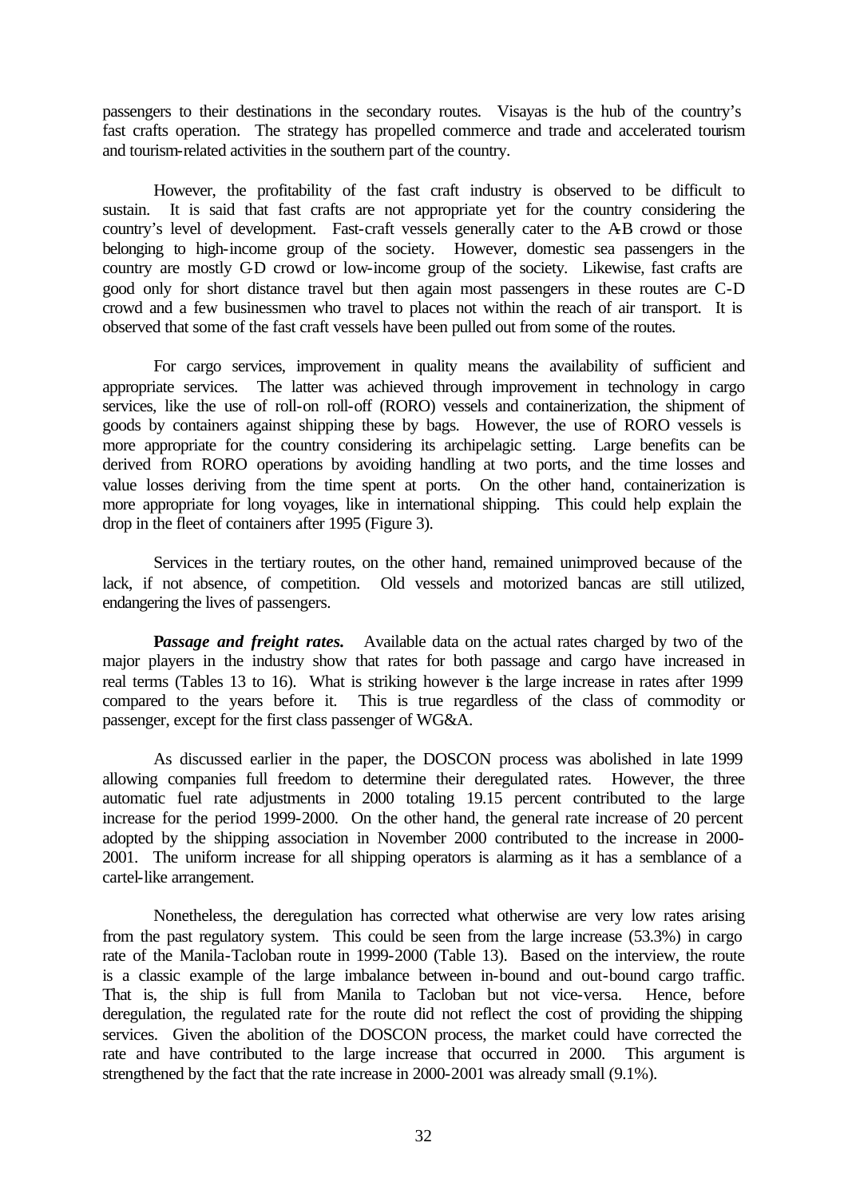passengers to their destinations in the secondary routes. Visayas is the hub of the country's fast crafts operation. The strategy has propelled commerce and trade and accelerated tourism and tourism-related activities in the southern part of the country.

However, the profitability of the fast craft industry is observed to be difficult to sustain. It is said that fast crafts are not appropriate yet for the country considering the country's level of development. Fast-craft vessels generally cater to the A-B crowd or those belonging to high-income group of the society. However, domestic sea passengers in the country are mostly C-D crowd or low-income group of the society. Likewise, fast crafts are good only for short distance travel but then again most passengers in these routes are C-D crowd and a few businessmen who travel to places not within the reach of air transport. It is observed that some of the fast craft vessels have been pulled out from some of the routes.

For cargo services, improvement in quality means the availability of sufficient and appropriate services. The latter was achieved through improvement in technology in cargo services, like the use of roll-on roll-off (RORO) vessels and containerization, the shipment of goods by containers against shipping these by bags. However, the use of RORO vessels is more appropriate for the country considering its archipelagic setting. Large benefits can be derived from RORO operations by avoiding handling at two ports, and the time losses and value losses deriving from the time spent at ports. On the other hand, containerization is more appropriate for long voyages, like in international shipping. This could help explain the drop in the fleet of containers after 1995 (Figure 3).

Services in the tertiary routes, on the other hand, remained unimproved because of the lack, if not absence, of competition. Old vessels and motorized bancas are still utilized, endangering the lives of passengers.

***Passage and freight rates.*** Available data on the actual rates charged by two of the major players in the industry show that rates for both passage and cargo have increased in real terms (Tables 13 to 16). What is striking however is the large increase in rates after 1999 compared to the years before it. This is true regardless of the class of commodity or passenger, except for the first class passenger of WG&A.

As discussed earlier in the paper, the DOSCON process was abolished in late 1999 allowing companies full freedom to determine their deregulated rates. However, the three automatic fuel rate adjustments in 2000 totaling 19.15 percent contributed to the large increase for the period 1999-2000. On the other hand, the general rate increase of 20 percent adopted by the shipping association in November 2000 contributed to the increase in 2000-2001. The uniform increase for all shipping operators is alarming as it has a semblance of a cartel-like arrangement.

Nonetheless, the deregulation has corrected what otherwise are very low rates arising from the past regulatory system. This could be seen from the large increase (53.3%) in cargo rate of the Manila-Tacloban route in 1999-2000 (Table 13). Based on the interview, the route is a classic example of the large imbalance between in-bound and out-bound cargo traffic. That is, the ship is full from Manila to Tacloban but not vice-versa. Hence, before deregulation, the regulated rate for the route did not reflect the cost of providing the shipping services. Given the abolition of the DOSCON process, the market could have corrected the rate and have contributed to the large increase that occurred in 2000. This argument is strengthened by the fact that the rate increase in 2000-2001 was already small (9.1%).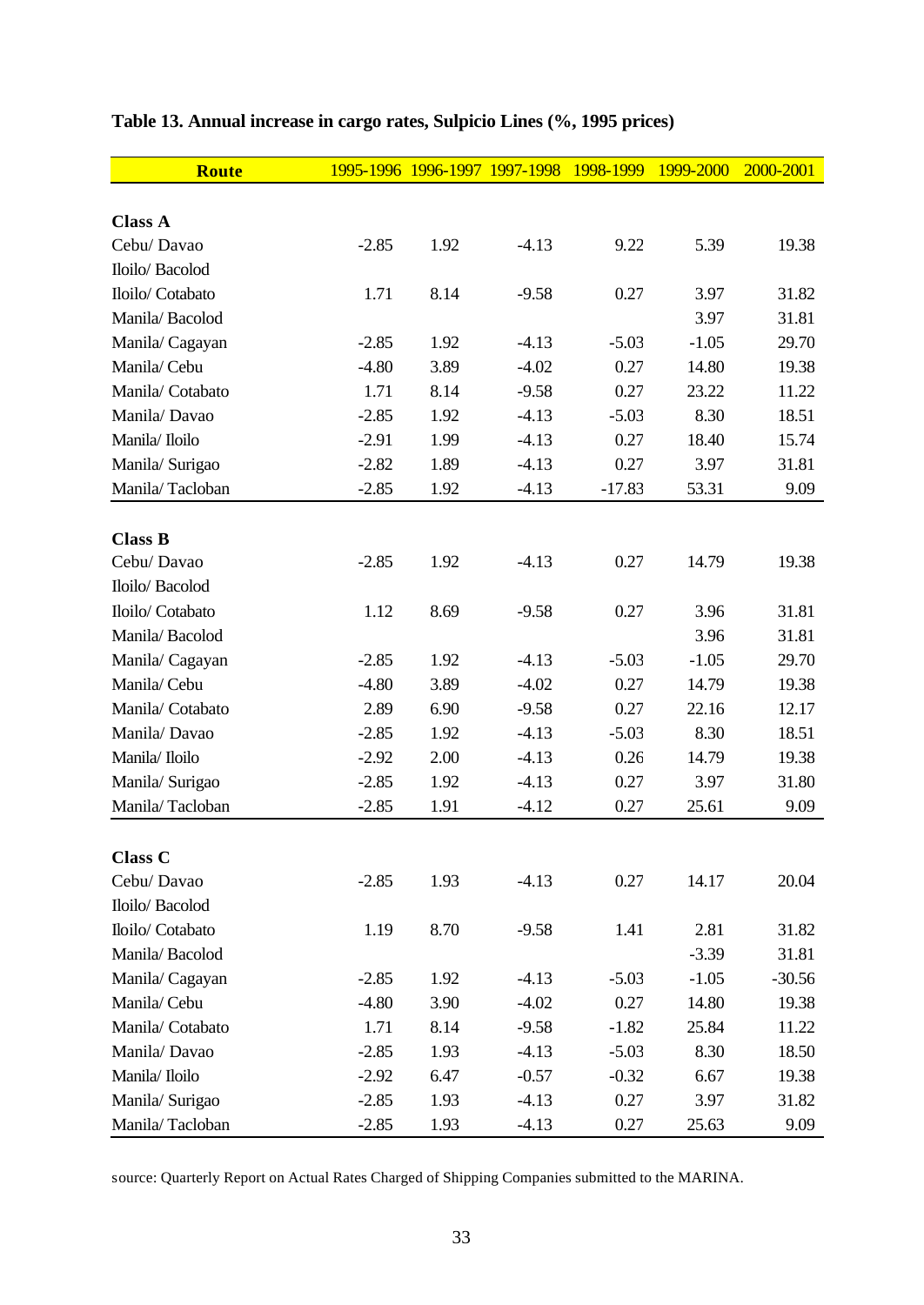**Table 13. Annual increase in cargo rates, Sulpicio Lines (%, 1995 prices)**

| Route | 1995-1996 | 1996-1997 | 1997-1998 | 1998-1999 | 1999-2000 | 2000-2001 |
|---|---|---|---|---|---|---|
| **Class A** | | | | | | |
| Cebu/ Davao | -2.85 | 1.92 | -4.13 | 9.22 | 5.39 | 19.38 |
| Iloilo/ Bacolod | | | | | | |
| Iloilo/ Cotabato | 1.71 | 8.14 | -9.58 | 0.27 | 3.97 | 31.82 |
| Manila/ Bacolod | | | | | 3.97 | 31.81 |
| Manila/ Cagayan | -2.85 | 1.92 | -4.13 | -5.03 | -1.05 | 29.70 |
| Manila/ Cebu | -4.80 | 3.89 | -4.02 | 0.27 | 14.80 | 19.38 |
| Manila/ Cotabato | 1.71 | 8.14 | -9.58 | 0.27 | 23.22 | 11.22 |
| Manila/ Davao | -2.85 | 1.92 | -4.13 | -5.03 | 8.30 | 18.51 |
| Manila/ Iloilo | -2.91 | 1.99 | -4.13 | 0.27 | 18.40 | 15.74 |
| Manila/ Surigao | -2.82 | 1.89 | -4.13 | 0.27 | 3.97 | 31.81 |
| Manila/ Tacloban | -2.85 | 1.92 | -4.13 | -17.83 | 53.31 | 9.09 |
| **Class B** | | | | | | |
| Cebu/ Davao | -2.85 | 1.92 | -4.13 | 0.27 | 14.79 | 19.38 |
| Iloilo/ Bacolod | | | | | | |
| Iloilo/ Cotabato | 1.12 | 8.69 | -9.58 | 0.27 | 3.96 | 31.81 |
| Manila/ Bacolod | | | | | 3.96 | 31.81 |
| Manila/ Cagayan | -2.85 | 1.92 | -4.13 | -5.03 | -1.05 | 29.70 |
| Manila/ Cebu | -4.80 | 3.89 | -4.02 | 0.27 | 14.79 | 19.38 |
| Manila/ Cotabato | 2.89 | 6.90 | -9.58 | 0.27 | 22.16 | 12.17 |
| Manila/ Davao | -2.85 | 1.92 | -4.13 | -5.03 | 8.30 | 18.51 |
| Manila/ Iloilo | -2.92 | 2.00 | -4.13 | 0.26 | 14.79 | 19.38 |
| Manila/ Surigao | -2.85 | 1.92 | -4.13 | 0.27 | 3.97 | 31.80 |
| Manila/ Tacloban | -2.85 | 1.91 | -4.12 | 0.27 | 25.61 | 9.09 |
| **Class C** | | | | | | |
| Cebu/ Davao | -2.85 | 1.93 | -4.13 | 0.27 | 14.17 | 20.04 |
| Iloilo/ Bacolod | | | | | | |
| Iloilo/ Cotabato | 1.19 | 8.70 | -9.58 | 1.41 | 2.81 | 31.82 |
| Manila/ Bacolod | | | | | -3.39 | 31.81 |
| Manila/ Cagayan | -2.85 | 1.92 | -4.13 | -5.03 | -1.05 | -30.56 |
| Manila/ Cebu | -4.80 | 3.90 | -4.02 | 0.27 | 14.80 | 19.38 |
| Manila/ Cotabato | 1.71 | 8.14 | -9.58 | -1.82 | 25.84 | 11.22 |
| Manila/ Davao | -2.85 | 1.93 | -4.13 | -5.03 | 8.30 | 18.50 |
| Manila/ Iloilo | -2.92 | 6.47 | -0.57 | -0.32 | 6.67 | 19.38 |
| Manila/ Surigao | -2.85 | 1.93 | -4.13 | 0.27 | 3.97 | 31.82 |
| Manila/ Tacloban | -2.85 | 1.93 | -4.13 | 0.27 | 25.63 | 9.09 |

source: Quarterly Report on Actual Rates Charged of Shipping Companies submitted to the MARINA.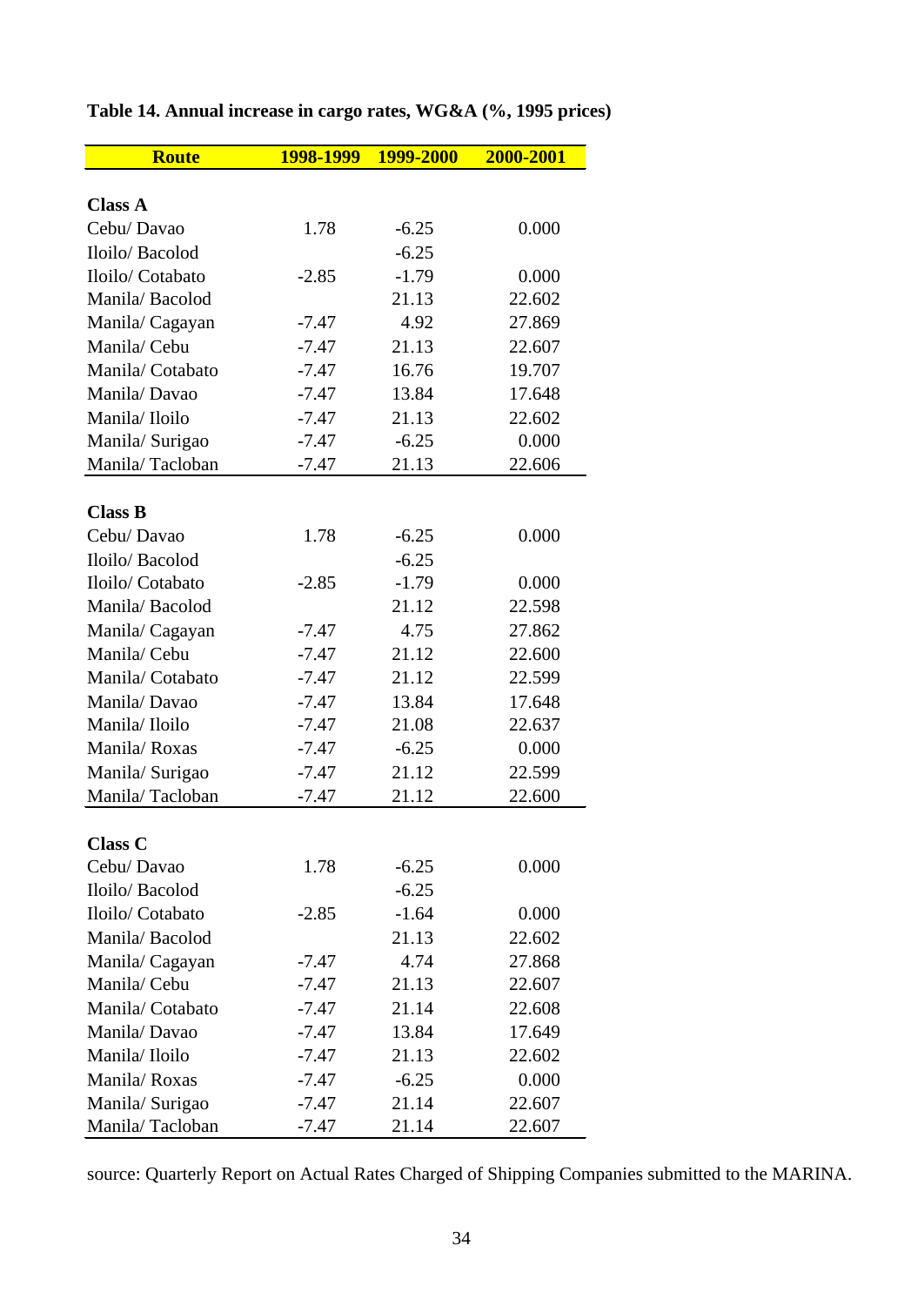**Table 14. Annual increase in cargo rates, WG&A (%, 1995 prices)**

| Route | 1998-1999 | 1999-2000 | 2000-2001 |
|---|---|---|---|
| **Class A** | | | |
| Cebu/ Davao | 1.78 | -6.25 | 0.000 |
| Iloilo/ Bacolod | | -6.25 | |
| Iloilo/ Cotabato | -2.85 | -1.79 | 0.000 |
| Manila/ Bacolod | | 21.13 | 22.602 |
| Manila/ Cagayan | -7.47 | 4.92 | 27.869 |
| Manila/ Cebu | -7.47 | 21.13 | 22.607 |
| Manila/ Cotabato | -7.47 | 16.76 | 19.707 |
| Manila/ Davao | -7.47 | 13.84 | 17.648 |
| Manila/ Iloilo | -7.47 | 21.13 | 22.602 |
| Manila/ Surigao | -7.47 | -6.25 | 0.000 |
| Manila/ Tacloban | -7.47 | 21.13 | 22.606 |
| **Class B** | | | |
| Cebu/ Davao | 1.78 | -6.25 | 0.000 |
| Iloilo/ Bacolod | | -6.25 | |
| Iloilo/ Cotabato | -2.85 | -1.79 | 0.000 |
| Manila/ Bacolod | | 21.12 | 22.598 |
| Manila/ Cagayan | -7.47 | 4.75 | 27.862 |
| Manila/ Cebu | -7.47 | 21.12 | 22.600 |
| Manila/ Cotabato | -7.47 | 21.12 | 22.599 |
| Manila/ Davao | -7.47 | 13.84 | 17.648 |
| Manila/ Iloilo | -7.47 | 21.08 | 22.637 |
| Manila/ Roxas | -7.47 | -6.25 | 0.000 |
| Manila/ Surigao | -7.47 | 21.12 | 22.599 |
| Manila/ Tacloban | -7.47 | 21.12 | 22.600 |
| **Class C** | | | |
| Cebu/ Davao | 1.78 | -6.25 | 0.000 |
| Iloilo/ Bacolod | | -6.25 | |
| Iloilo/ Cotabato | -2.85 | -1.64 | 0.000 |
| Manila/ Bacolod | | 21.13 | 22.602 |
| Manila/ Cagayan | -7.47 | 4.74 | 27.868 |
| Manila/ Cebu | -7.47 | 21.13 | 22.607 |
| Manila/ Cotabato | -7.47 | 21.14 | 22.608 |
| Manila/ Davao | -7.47 | 13.84 | 17.649 |
| Manila/ Iloilo | -7.47 | 21.13 | 22.602 |
| Manila/ Roxas | -7.47 | -6.25 | 0.000 |
| Manila/ Surigao | -7.47 | 21.14 | 22.607 |
| Manila/ Tacloban | -7.47 | 21.14 | 22.607 |

source: Quarterly Report on Actual Rates Charged of Shipping Companies submitted to the MARINA.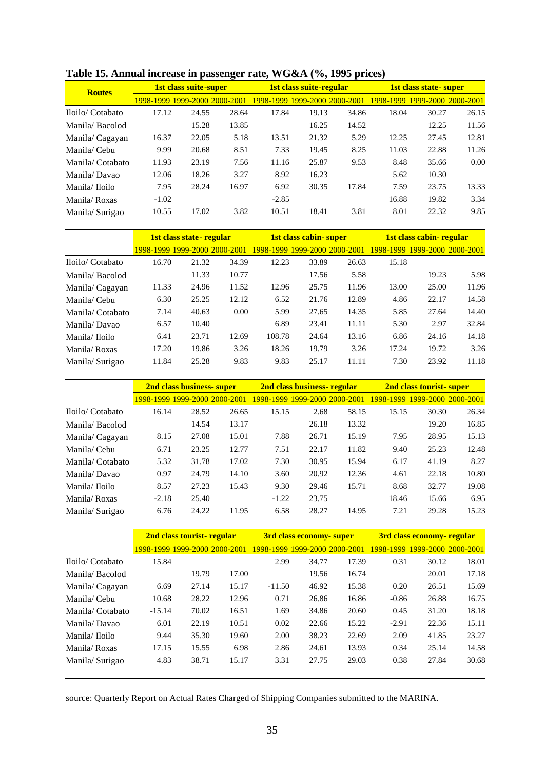## Table 15. Annual increase in passenger rate, WG&A (%, 1995 prices)

| Routes | 1st class suite-super | | | 1st class suite-regular | | | 1st class state- super | | |
|---|---|---|---|---|---|---|---|---|---|
| | 1998-1999 | 1999-2000 | 2000-2001 | 1998-1999 | 1999-2000 | 2000-2001 | 1998-1999 | 1999-2000 | 2000-2001 |
| Iloilo/ Cotabato | 17.12 | 24.55 | 28.64 | 17.84 | 19.13 | 34.86 | 18.04 | 30.27 | 26.15 |
| Manila/ Bacolod | | 15.28 | 13.85 | | 16.25 | 14.52 | | 12.25 | 11.56 |
| Manila/ Cagayan | 16.37 | 22.05 | 5.18 | 13.51 | 21.32 | 5.29 | 12.25 | 27.45 | 12.81 |
| Manila/ Cebu | 9.99 | 20.68 | 8.51 | 7.33 | 19.45 | 8.25 | 11.03 | 22.88 | 11.26 |
| Manila/ Cotabato | 11.93 | 23.19 | 7.56 | 11.16 | 25.87 | 9.53 | 8.48 | 35.66 | 0.00 |
| Manila/ Davao | 12.06 | 18.26 | 3.27 | 8.92 | 16.23 | | 5.62 | 10.30 | |
| Manila/ Iloilo | 7.95 | 28.24 | 16.97 | 6.92 | 30.35 | 17.84 | 7.59 | 23.75 | 13.33 |
| Manila/ Roxas | -1.02 | | | -2.85 | | | 16.88 | 19.82 | 3.34 |
| Manila/ Surigao | 10.55 | 17.02 | 3.82 | 10.51 | 18.41 | 3.81 | 8.01 | 22.32 | 9.85 |

| | 1st class state- regular | | | 1st class cabin- super | | | 1st class cabin- regular | | |
|---|---|---|---|---|---|---|---|---|---|
| | 1998-1999 | 1999-2000 | 2000-2001 | 1998-1999 | 1999-2000 | 2000-2001 | 1998-1999 | 1999-2000 | 2000-2001 |
| Iloilo/ Cotabato | 16.70 | 21.32 | 34.39 | 12.23 | 33.89 | 26.63 | 15.18 | | |
| Manila/ Bacolod | | 11.33 | 10.77 | | 17.56 | 5.58 | | 19.23 | 5.98 |
| Manila/ Cagayan | 11.33 | 24.96 | 11.52 | 12.96 | 25.75 | 11.96 | 13.00 | 25.00 | 11.96 |
| Manila/ Cebu | 6.30 | 25.25 | 12.12 | 6.52 | 21.76 | 12.89 | 4.86 | 22.17 | 14.58 |
| Manila/ Cotabato | 7.14 | 40.63 | 0.00 | 5.99 | 27.65 | 14.35 | 5.85 | 27.64 | 14.40 |
| Manila/ Davao | 6.57 | 10.40 | | 6.89 | 23.41 | 11.11 | 5.30 | 2.97 | 32.84 |
| Manila/ Iloilo | 6.41 | 23.71 | 12.69 | 108.78 | 24.64 | 13.16 | 6.86 | 24.16 | 14.18 |
| Manila/ Roxas | 17.20 | 19.86 | 3.26 | 18.26 | 19.79 | 3.26 | 17.24 | 19.72 | 3.26 |
| Manila/ Surigao | 11.84 | 25.28 | 9.83 | 9.83 | 25.17 | 11.11 | 7.30 | 23.92 | 11.18 |

| | 2nd class business- super | | | 2nd class business- regular | | | 2nd class tourist- super | | |
|---|---|---|---|---|---|---|---|---|---|
| | 1998-1999 | 1999-2000 | 2000-2001 | 1998-1999 | 1999-2000 | 2000-2001 | 1998-1999 | 1999-2000 | 2000-2001 |
| Iloilo/ Cotabato | 16.14 | 28.52 | 26.65 | 15.15 | 2.68 | 58.15 | 15.15 | 30.30 | 26.34 |
| Manila/ Bacolod | | 14.54 | 13.17 | | 26.18 | 13.32 | | 19.20 | 16.85 |
| Manila/ Cagayan | 8.15 | 27.08 | 15.01 | 7.88 | 26.71 | 15.19 | 7.95 | 28.95 | 15.13 |
| Manila/ Cebu | 6.71 | 23.25 | 12.77 | 7.51 | 22.17 | 11.82 | 9.40 | 25.23 | 12.48 |
| Manila/ Cotabato | 5.32 | 31.78 | 17.02 | 7.30 | 30.95 | 15.94 | 6.17 | 41.19 | 8.27 |
| Manila/ Davao | 0.97 | 24.79 | 14.10 | 3.60 | 20.92 | 12.36 | 4.61 | 22.18 | 10.80 |
| Manila/ Iloilo | 8.57 | 27.23 | 15.43 | 9.30 | 29.46 | 15.71 | 8.68 | 32.77 | 19.08 |
| Manila/ Roxas | -2.18 | 25.40 | | -1.22 | 23.75 | | 18.46 | 15.66 | 6.95 |
| Manila/ Surigao | 6.76 | 24.22 | 11.95 | 6.58 | 28.27 | 14.95 | 7.21 | 29.28 | 15.23 |

| | 2nd class tourist- regular | | | 3rd class economy- super | | | 3rd class economy- regular | | |
|---|---|---|---|---|---|---|---|---|---|
| | 1998-1999 | 1999-2000 | 2000-2001 | 1998-1999 | 1999-2000 | 2000-2001 | 1998-1999 | 1999-2000 | 2000-2001 |
| Iloilo/ Cotabato | 15.84 | | | 2.99 | 34.77 | 17.39 | 0.31 | 30.12 | 18.01 |
| Manila/ Bacolod | | 19.79 | 17.00 | | 19.56 | 16.74 | | 20.01 | 17.18 |
| Manila/ Cagayan | 6.69 | 27.14 | 15.17 | -11.50 | 46.92 | 15.38 | 0.20 | 26.51 | 15.69 |
| Manila/ Cebu | 10.68 | 28.22 | 12.96 | 0.71 | 26.86 | 16.86 | -0.86 | 26.88 | 16.75 |
| Manila/ Cotabato | -15.14 | 70.02 | 16.51 | 1.69 | 34.86 | 20.60 | 0.45 | 31.20 | 18.18 |
| Manila/ Davao | 6.01 | 22.19 | 10.51 | 0.02 | 22.66 | 15.22 | -2.91 | 22.36 | 15.11 |
| Manila/ Iloilo | 9.44 | 35.30 | 19.60 | 2.00 | 38.23 | 22.69 | 2.09 | 41.85 | 23.27 |
| Manila/ Roxas | 17.15 | 15.55 | 6.98 | 2.86 | 24.61 | 13.93 | 0.34 | 25.14 | 14.58 |
| Manila/ Surigao | 4.83 | 38.71 | 15.17 | 3.31 | 27.75 | 29.03 | 0.38 | 27.84 | 30.68 |

source: Quarterly Report on Actual Rates Charged of Shipping Companies submitted to the MARINA.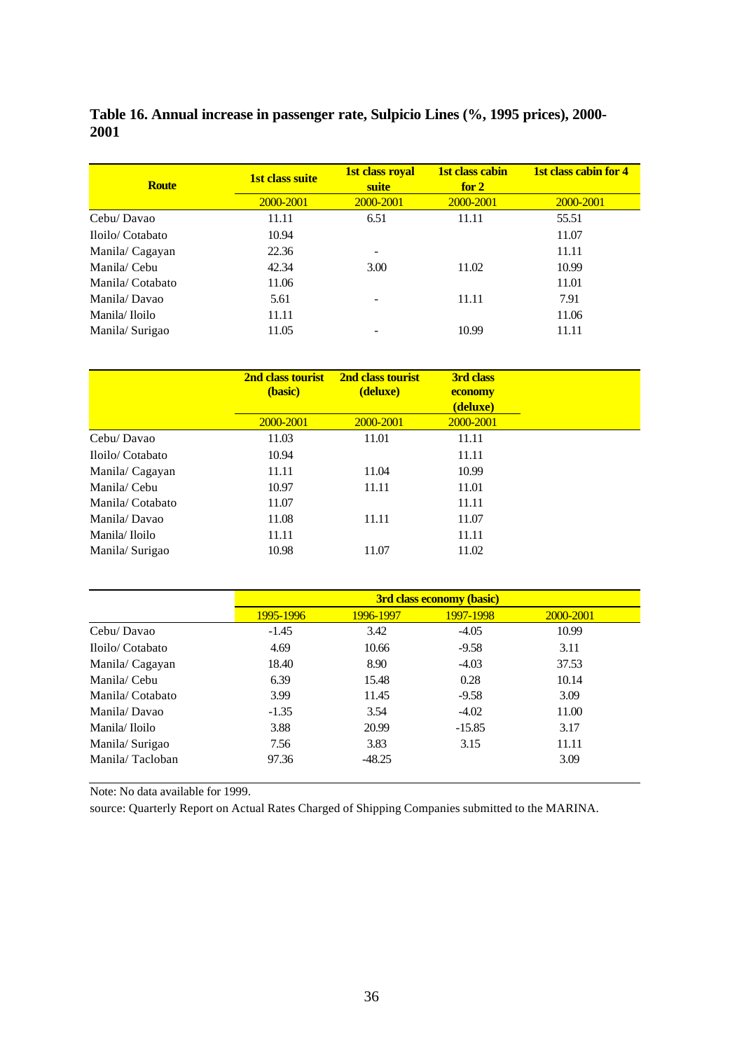**Table 16. Annual increase in passenger rate, Sulpicio Lines (%, 1995 prices), 2000-2001**

| Route | 1st class suite | 1st class royal suite | 1st class cabin for 2 | 1st class cabin for 4 |
|---|---|---|---|---|
| | 2000-2001 | 2000-2001 | 2000-2001 | 2000-2001 |
| Cebu/ Davao | 11.11 | 6.51 | 11.11 | 55.51 |
| Iloilo/ Cotabato | 10.94 | | | 11.07 |
| Manila/ Cagayan | 22.36 | - | | 11.11 |
| Manila/ Cebu | 42.34 | 3.00 | 11.02 | 10.99 |
| Manila/ Cotabato | 11.06 | | | 11.01 |
| Manila/ Davao | 5.61 | - | 11.11 | 7.91 |
| Manila/ Iloilo | 11.11 | | | 11.06 |
| Manila/ Surigao | 11.05 | - | 10.99 | 11.11 |

| | 2nd class tourist (basic) | 2nd class tourist (deluxe) | 3rd class economy (deluxe) |
|---|---|---|---|
| | 2000-2001 | 2000-2001 | 2000-2001 |
| Cebu/ Davao | 11.03 | 11.01 | 11.11 |
| Iloilo/ Cotabato | 10.94 | | 11.11 |
| Manila/ Cagayan | 11.11 | 11.04 | 10.99 |
| Manila/ Cebu | 10.97 | 11.11 | 11.01 |
| Manila/ Cotabato | 11.07 | | 11.11 |
| Manila/ Davao | 11.08 | 11.11 | 11.07 |
| Manila/ Iloilo | 11.11 | | 11.11 |
| Manila/ Surigao | 10.98 | 11.07 | 11.02 |

| | 3rd class economy (basic) | | | |
|---|---|---|---|---|
| | 1995-1996 | 1996-1997 | 1997-1998 | 2000-2001 |
| Cebu/ Davao | -1.45 | 3.42 | -4.05 | 10.99 |
| Iloilo/ Cotabato | 4.69 | 10.66 | -9.58 | 3.11 |
| Manila/ Cagayan | 18.40 | 8.90 | -4.03 | 37.53 |
| Manila/ Cebu | 6.39 | 15.48 | 0.28 | 10.14 |
| Manila/ Cotabato | 3.99 | 11.45 | -9.58 | 3.09 |
| Manila/ Davao | -1.35 | 3.54 | -4.02 | 11.00 |
| Manila/ Iloilo | 3.88 | 20.99 | -15.85 | 3.17 |
| Manila/ Surigao | 7.56 | 3.83 | 3.15 | 11.11 |
| Manila/ Tacloban | 97.36 | -48.25 | | 3.09 |

Note: No data available for 1999.

source: Quarterly Report on Actual Rates Charged of Shipping Companies submitted to the MARINA.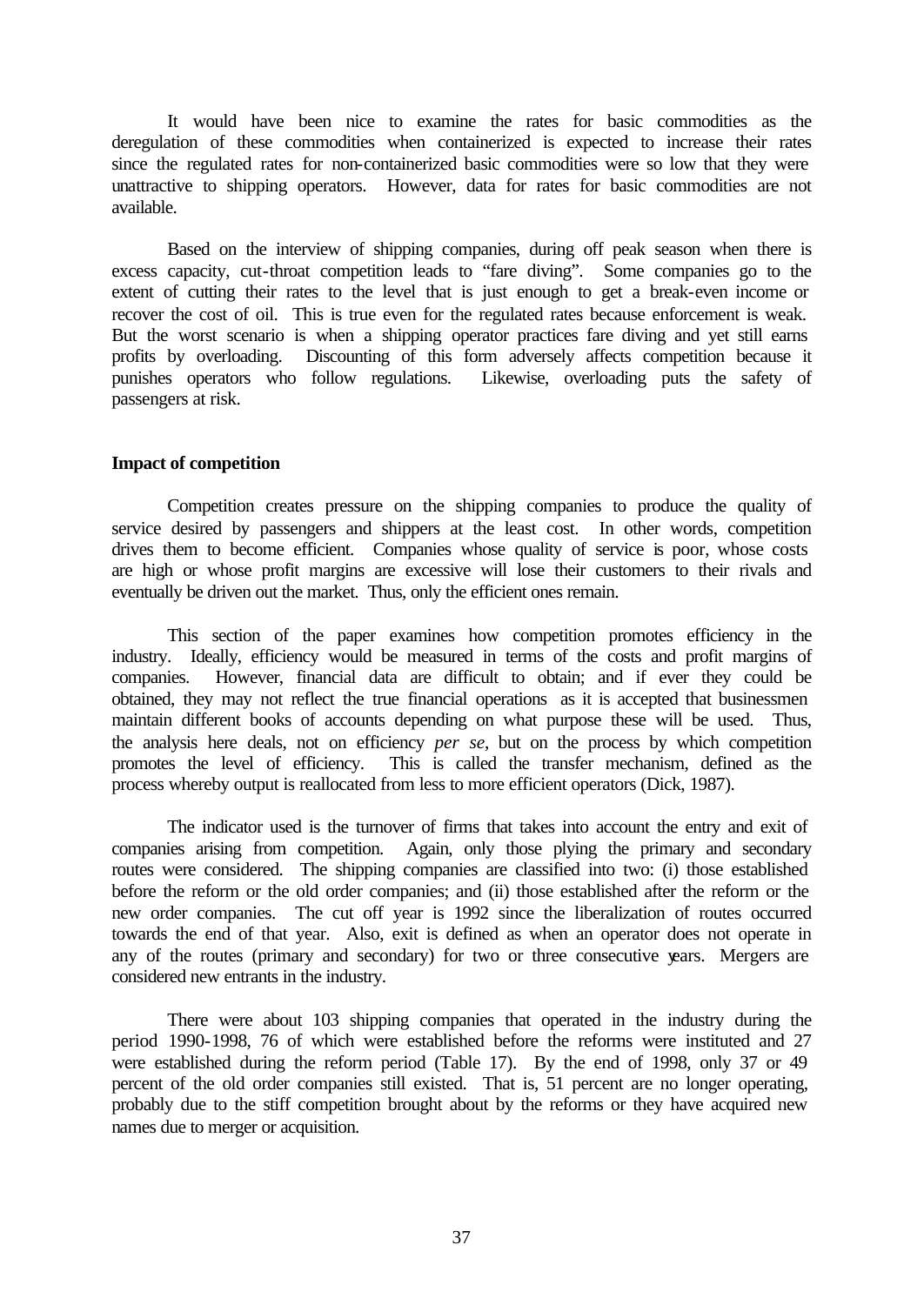It would have been nice to examine the rates for basic commodities as the deregulation of these commodities when containerized is expected to increase their rates since the regulated rates for non-containerized basic commodities were so low that they were unattractive to shipping operators. However, data for rates for basic commodities are not available.

Based on the interview of shipping companies, during off peak season when there is excess capacity, cut-throat competition leads to "fare diving". Some companies go to the extent of cutting their rates to the level that is just enough to get a break-even income or recover the cost of oil. This is true even for the regulated rates because enforcement is weak. But the worst scenario is when a shipping operator practices fare diving and yet still earns profits by overloading. Discounting of this form adversely affects competition because it punishes operators who follow regulations. Likewise, overloading puts the safety of passengers at risk.

**Impact of competition**

Competition creates pressure on the shipping companies to produce the quality of service desired by passengers and shippers at the least cost. In other words, competition drives them to become efficient. Companies whose quality of service is poor, whose costs are high or whose profit margins are excessive will lose their customers to their rivals and eventually be driven out the market. Thus, only the efficient ones remain.

This section of the paper examines how competition promotes efficiency in the industry. Ideally, efficiency would be measured in terms of the costs and profit margins of companies. However, financial data are difficult to obtain; and if ever they could be obtained, they may not reflect the true financial operations as it is accepted that businessmen maintain different books of accounts depending on what purpose these will be used. Thus, the analysis here deals, not on efficiency *per se*, but on the process by which competition promotes the level of efficiency. This is called the transfer mechanism, defined as the process whereby output is reallocated from less to more efficient operators (Dick, 1987).

The indicator used is the turnover of firms that takes into account the entry and exit of companies arising from competition. Again, only those plying the primary and secondary routes were considered. The shipping companies are classified into two: (i) those established before the reform or the old order companies; and (ii) those established after the reform or the new order companies. The cut off year is 1992 since the liberalization of routes occurred towards the end of that year. Also, exit is defined as when an operator does not operate in any of the routes (primary and secondary) for two or three consecutive years. Mergers are considered new entrants in the industry.

There were about 103 shipping companies that operated in the industry during the period 1990-1998, 76 of which were established before the reforms were instituted and 27 were established during the reform period (Table 17). By the end of 1998, only 37 or 49 percent of the old order companies still existed. That is, 51 percent are no longer operating, probably due to the stiff competition brought about by the reforms or they have acquired new names due to merger or acquisition.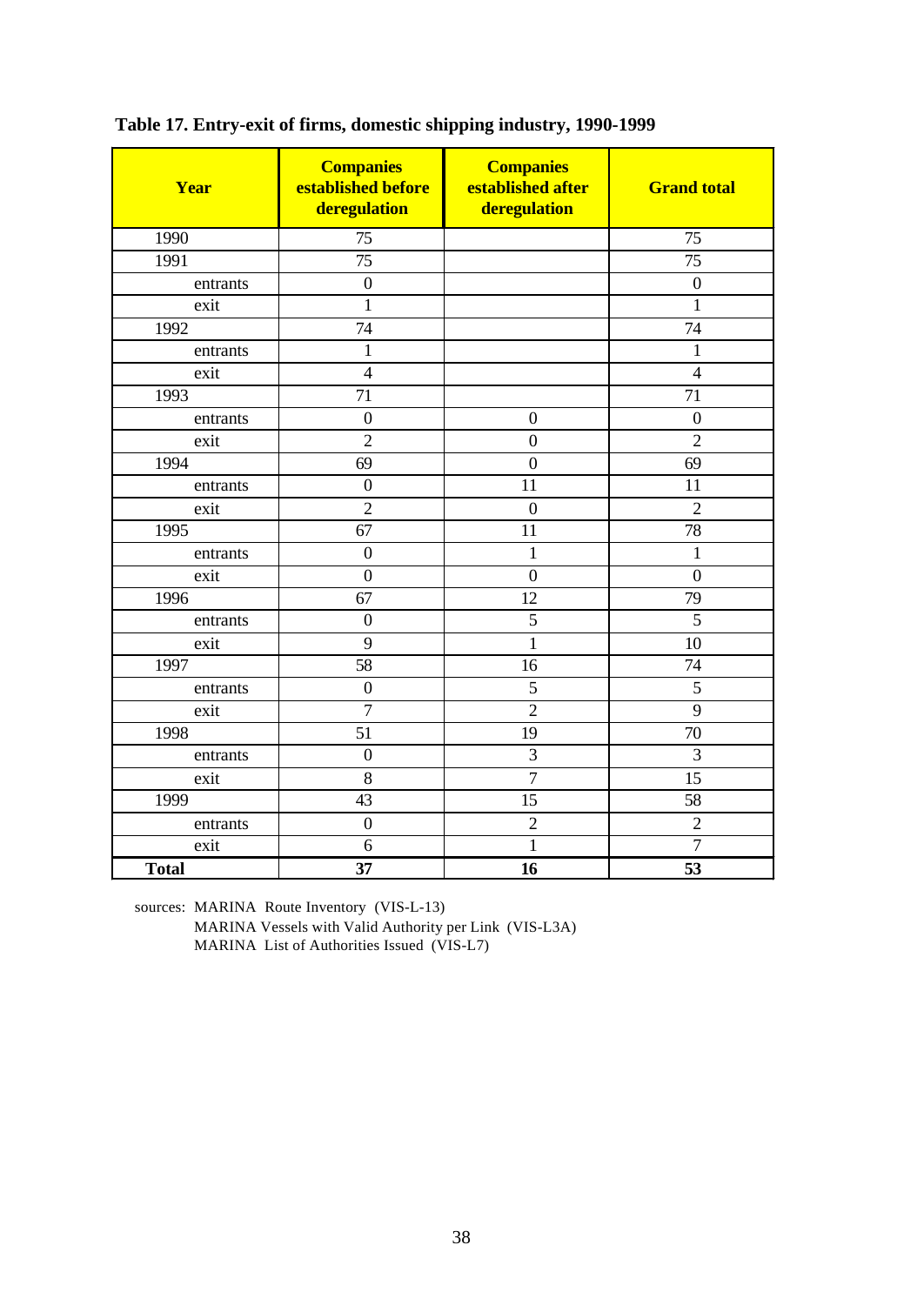**Table 17. Entry-exit of firms, domestic shipping industry, 1990-1999**

| Year | Companies established before deregulation | Companies established after deregulation | Grand total |
|---|---|---|---|
| 1990 | 75 | | 75 |
| 1991 | 75 | | 75 |
| entrants | 0 | | 0 |
| exit | 1 | | 1 |
| 1992 | 74 | | 74 |
| entrants | 1 | | 1 |
| exit | 4 | | 4 |
| 1993 | 71 | | 71 |
| entrants | 0 | 0 | 0 |
| exit | 2 | 0 | 2 |
| 1994 | 69 | 0 | 69 |
| entrants | 0 | 11 | 11 |
| exit | 2 | 0 | 2 |
| 1995 | 67 | 11 | 78 |
| entrants | 0 | 1 | 1 |
| exit | 0 | 0 | 0 |
| 1996 | 67 | 12 | 79 |
| entrants | 0 | 5 | 5 |
| exit | 9 | 1 | 10 |
| 1997 | 58 | 16 | 74 |
| entrants | 0 | 5 | 5 |
| exit | 7 | 2 | 9 |
| 1998 | 51 | 19 | 70 |
| entrants | 0 | 3 | 3 |
| exit | 8 | 7 | 15 |
| 1999 | 43 | 15 | 58 |
| entrants | 0 | 2 | 2 |
| exit | 6 | 1 | 7 |
| **Total** | **37** | **16** | **53** |

sources: MARINA Route Inventory (VIS-L-13)
MARINA Vessels with Valid Authority per Link (VIS-L3A)
MARINA List of Authorities Issued (VIS-L7)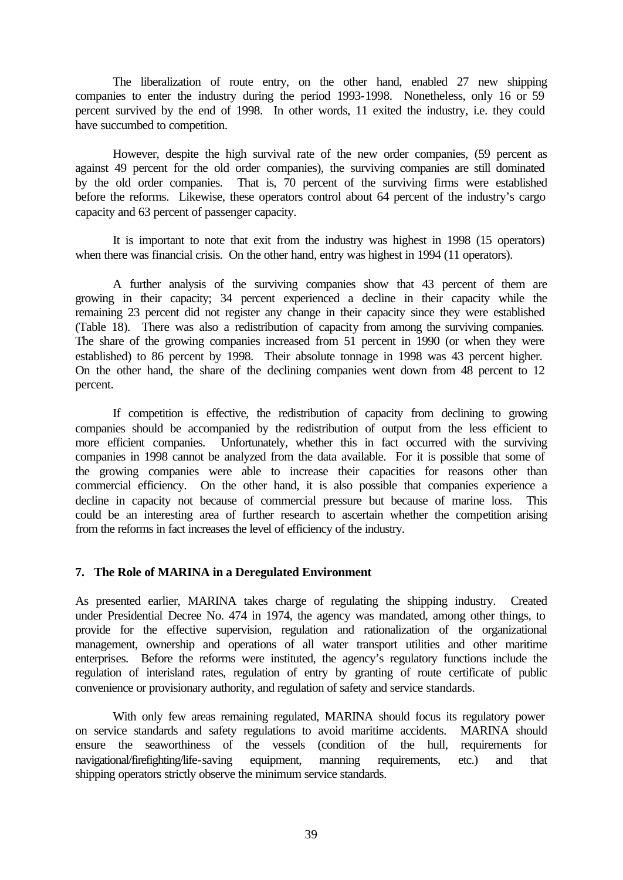The liberalization of route entry, on the other hand, enabled 27 new shipping companies to enter the industry during the period 1993-1998. Nonetheless, only 16 or 59 percent survived by the end of 1998. In other words, 11 exited the industry, i.e. they could have succumbed to competition.

However, despite the high survival rate of the new order companies, (59 percent as against 49 percent for the old order companies), the surviving companies are still dominated by the old order companies. That is, 70 percent of the surviving firms were established before the reforms. Likewise, these operators control about 64 percent of the industry's cargo capacity and 63 percent of passenger capacity.

It is important to note that exit from the industry was highest in 1998 (15 operators) when there was financial crisis. On the other hand, entry was highest in 1994 (11 operators).

A further analysis of the surviving companies show that 43 percent of them are growing in their capacity; 34 percent experienced a decline in their capacity while the remaining 23 percent did not register any change in their capacity since they were established (Table 18). There was also a redistribution of capacity from among the surviving companies. The share of the growing companies increased from 51 percent in 1990 (or when they were established) to 86 percent by 1998. Their absolute tonnage in 1998 was 43 percent higher. On the other hand, the share of the declining companies went down from 48 percent to 12 percent.

If competition is effective, the redistribution of capacity from declining to growing companies should be accompanied by the redistribution of output from the less efficient to more efficient companies. Unfortunately, whether this in fact occurred with the surviving companies in 1998 cannot be analyzed from the data available. For it is possible that some of the growing companies were able to increase their capacities for reasons other than commercial efficiency. On the other hand, it is also possible that companies experience a decline in capacity not because of commercial pressure but because of marine loss. This could be an interesting area of further research to ascertain whether the competition arising from the reforms in fact increases the level of efficiency of the industry.

## 7. The Role of MARINA in a Deregulated Environment

As presented earlier, MARINA takes charge of regulating the shipping industry. Created under Presidential Decree No. 474 in 1974, the agency was mandated, among other things, to provide for the effective supervision, regulation and rationalization of the organizational management, ownership and operations of all water transport utilities and other maritime enterprises. Before the reforms were instituted, the agency's regulatory functions include the regulation of interisland rates, regulation of entry by granting of route certificate of public convenience or provisionary authority, and regulation of safety and service standards.

With only few areas remaining regulated, MARINA should focus its regulatory power on service standards and safety regulations to avoid maritime accidents. MARINA should ensure the seaworthiness of the vessels (condition of the hull, requirements for navigational/firefighting/life-saving equipment, manning requirements, etc.) and that shipping operators strictly observe the minimum service standards.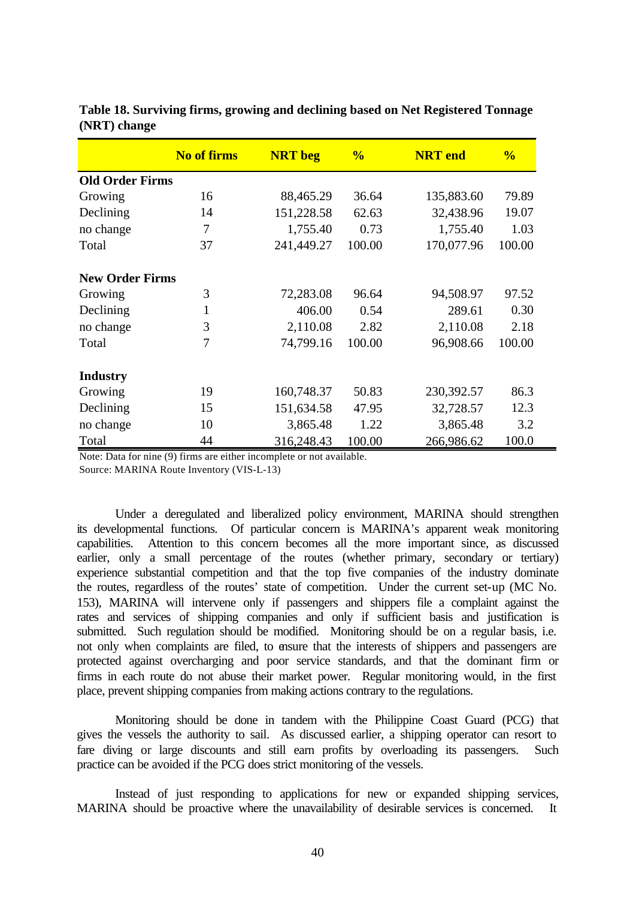**Table 18. Surviving firms, growing and declining based on Net Registered Tonnage (NRT) change**

| | No of firms | NRT beg | % | NRT end | % |
|---|---|---|---|---|---|
| **Old Order Firms** | | | | | |
| Growing | 16 | 88,465.29 | 36.64 | 135,883.60 | 79.89 |
| Declining | 14 | 151,228.58 | 62.63 | 32,438.96 | 19.07 |
| no change | 7 | 1,755.40 | 0.73 | 1,755.40 | 1.03 |
| Total | 37 | 241,449.27 | 100.00 | 170,077.96 | 100.00 |
| **New Order Firms** | | | | | |
| Growing | 3 | 72,283.08 | 96.64 | 94,508.97 | 97.52 |
| Declining | 1 | 406.00 | 0.54 | 289.61 | 0.30 |
| no change | 3 | 2,110.08 | 2.82 | 2,110.08 | 2.18 |
| Total | 7 | 74,799.16 | 100.00 | 96,908.66 | 100.00 |
| **Industry** | | | | | |
| Growing | 19 | 160,748.37 | 50.83 | 230,392.57 | 86.3 |
| Declining | 15 | 151,634.58 | 47.95 | 32,728.57 | 12.3 |
| no change | 10 | 3,865.48 | 1.22 | 3,865.48 | 3.2 |
| Total | 44 | 316,248.43 | 100.00 | 266,986.62 | 100.0 |

Note: Data for nine (9) firms are either incomplete or not available.
Source: MARINA Route Inventory (VIS-L-13)

Under a deregulated and liberalized policy environment, MARINA should strengthen its developmental functions. Of particular concern is MARINA's apparent weak monitoring capabilities. Attention to this concern becomes all the more important since, as discussed earlier, only a small percentage of the routes (whether primary, secondary or tertiary) experience substantial competition and that the top five companies of the industry dominate the routes, regardless of the routes' state of competition. Under the current set-up (MC No. 153), MARINA will intervene only if passengers and shippers file a complaint against the rates and services of shipping companies and only if sufficient basis and justification is submitted. Such regulation should be modified. Monitoring should be on a regular basis, i.e. not only when complaints are filed, to ensure that the interests of shippers and passengers are protected against overcharging and poor service standards, and that the dominant firm or firms in each route do not abuse their market power. Regular monitoring would, in the first place, prevent shipping companies from making actions contrary to the regulations.

Monitoring should be done in tandem with the Philippine Coast Guard (PCG) that gives the vessels the authority to sail. As discussed earlier, a shipping operator can resort to fare diving or large discounts and still earn profits by overloading its passengers. Such practice can be avoided if the PCG does strict monitoring of the vessels.

Instead of just responding to applications for new or expanded shipping services, MARINA should be proactive where the unavailability of desirable services is concerned. It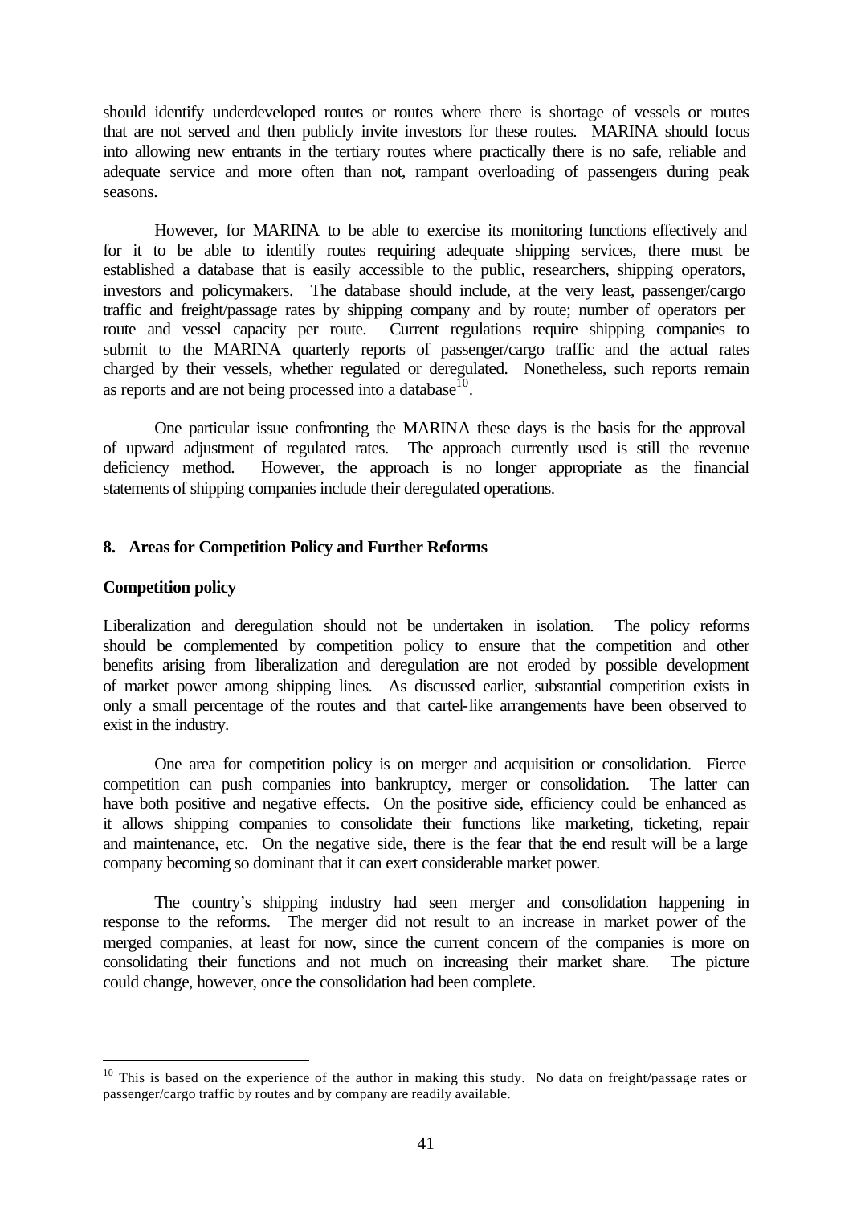should identify underdeveloped routes or routes where there is shortage of vessels or routes that are not served and then publicly invite investors for these routes. MARINA should focus into allowing new entrants in the tertiary routes where practically there is no safe, reliable and adequate service and more often than not, rampant overloading of passengers during peak seasons.

However, for MARINA to be able to exercise its monitoring functions effectively and for it to be able to identify routes requiring adequate shipping services, there must be established a database that is easily accessible to the public, researchers, shipping operators, investors and policymakers. The database should include, at the very least, passenger/cargo traffic and freight/passage rates by shipping company and by route; number of operators per route and vessel capacity per route. Current regulations require shipping companies to submit to the MARINA quarterly reports of passenger/cargo traffic and the actual rates charged by their vessels, whether regulated or deregulated. Nonetheless, such reports remain as reports and are not being processed into a database[10].

One particular issue confronting the MARINA these days is the basis for the approval of upward adjustment of regulated rates. The approach currently used is still the revenue deficiency method. However, the approach is no longer appropriate as the financial statements of shipping companies include their deregulated operations.

## 8. Areas for Competition Policy and Further Reforms

### Competition policy

Liberalization and deregulation should not be undertaken in isolation. The policy reforms should be complemented by competition policy to ensure that the competition and other benefits arising from liberalization and deregulation are not eroded by possible development of market power among shipping lines. As discussed earlier, substantial competition exists in only a small percentage of the routes and that cartel-like arrangements have been observed to exist in the industry.

One area for competition policy is on merger and acquisition or consolidation. Fierce competition can push companies into bankruptcy, merger or consolidation. The latter can have both positive and negative effects. On the positive side, efficiency could be enhanced as it allows shipping companies to consolidate their functions like marketing, ticketing, repair and maintenance, etc. On the negative side, there is the fear that the end result will be a large company becoming so dominant that it can exert considerable market power.

The country's shipping industry had seen merger and consolidation happening in response to the reforms. The merger did not result to an increase in market power of the merged companies, at least for now, since the current concern of the companies is more on consolidating their functions and not much on increasing their market share. The picture could change, however, once the consolidation had been complete.

---

[10] This is based on the experience of the author in making this study. No data on freight/passage rates or passenger/cargo traffic by routes and by company are readily available.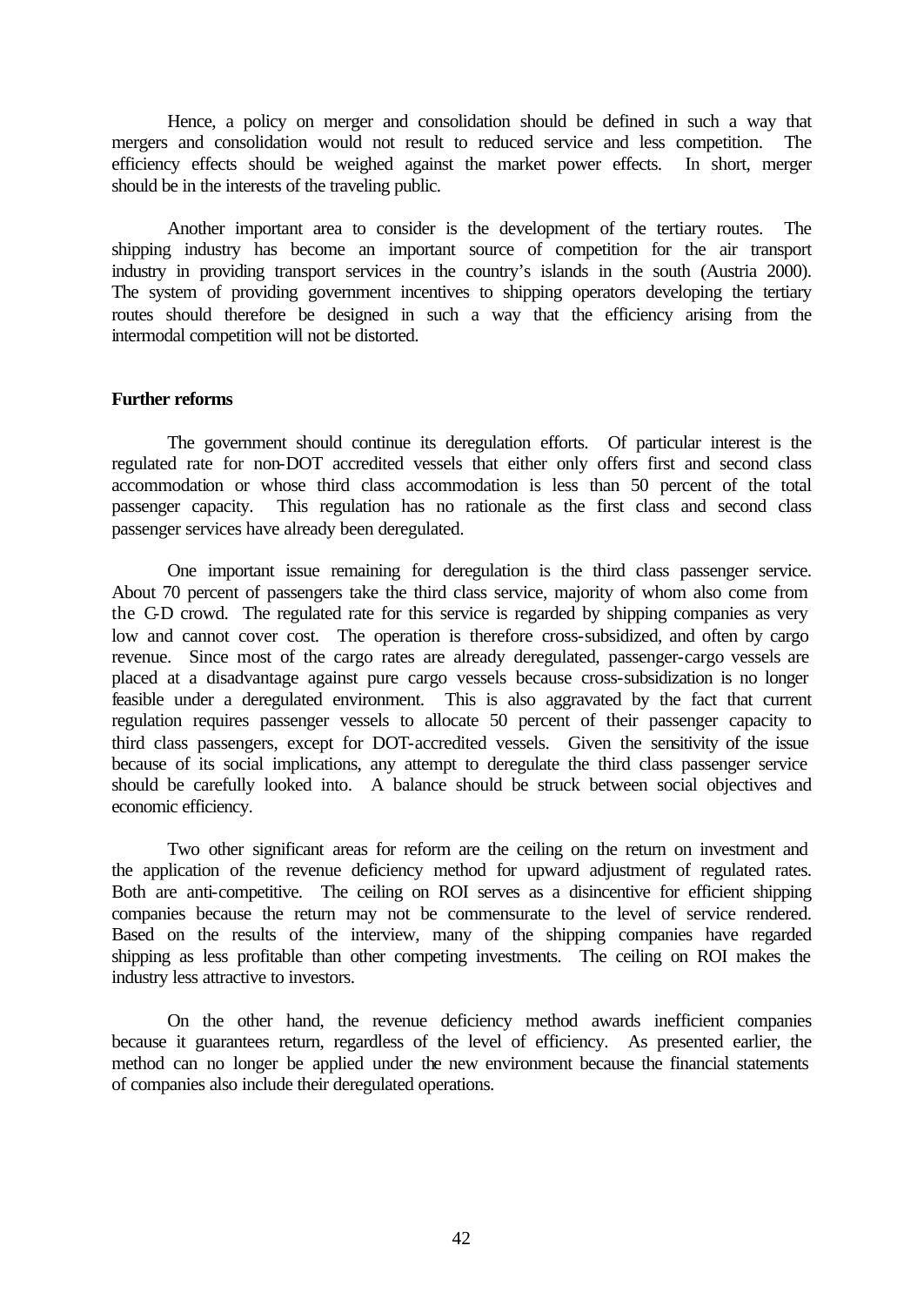Hence, a policy on merger and consolidation should be defined in such a way that mergers and consolidation would not result to reduced service and less competition. The efficiency effects should be weighed against the market power effects. In short, merger should be in the interests of the traveling public.

Another important area to consider is the development of the tertiary routes. The shipping industry has become an important source of competition for the air transport industry in providing transport services in the country's islands in the south (Austria 2000). The system of providing government incentives to shipping operators developing the tertiary routes should therefore be designed in such a way that the efficiency arising from the intermodal competition will not be distorted.

**Further reforms**

The government should continue its deregulation efforts. Of particular interest is the regulated rate for non-DOT accredited vessels that either only offers first and second class accommodation or whose third class accommodation is less than 50 percent of the total passenger capacity. This regulation has no rationale as the first class and second class passenger services have already been deregulated.

One important issue remaining for deregulation is the third class passenger service. About 70 percent of passengers take the third class service, majority of whom also come from the C-D crowd. The regulated rate for this service is regarded by shipping companies as very low and cannot cover cost. The operation is therefore cross-subsidized, and often by cargo revenue. Since most of the cargo rates are already deregulated, passenger-cargo vessels are placed at a disadvantage against pure cargo vessels because cross-subsidization is no longer feasible under a deregulated environment. This is also aggravated by the fact that current regulation requires passenger vessels to allocate 50 percent of their passenger capacity to third class passengers, except for DOT-accredited vessels. Given the sensitivity of the issue because of its social implications, any attempt to deregulate the third class passenger service should be carefully looked into. A balance should be struck between social objectives and economic efficiency.

Two other significant areas for reform are the ceiling on the return on investment and the application of the revenue deficiency method for upward adjustment of regulated rates. Both are anti-competitive. The ceiling on ROI serves as a disincentive for efficient shipping companies because the return may not be commensurate to the level of service rendered. Based on the results of the interview, many of the shipping companies have regarded shipping as less profitable than other competing investments. The ceiling on ROI makes the industry less attractive to investors.

On the other hand, the revenue deficiency method awards inefficient companies because it guarantees return, regardless of the level of efficiency. As presented earlier, the method can no longer be applied under the new environment because the financial statements of companies also include their deregulated operations.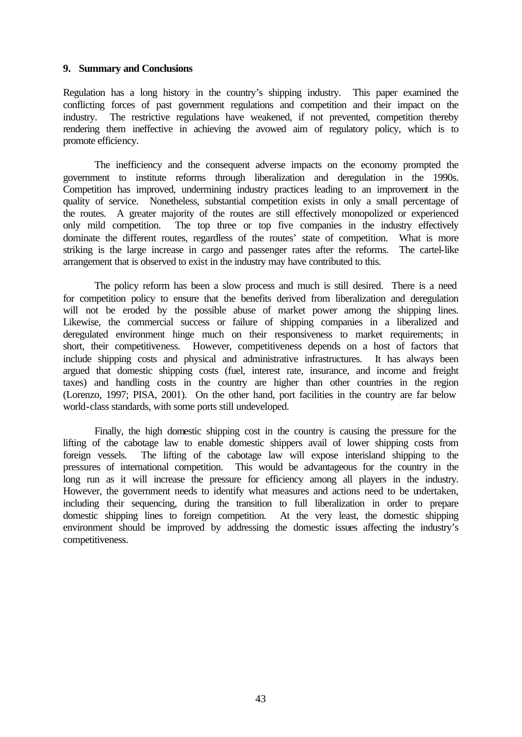## 9. Summary and Conclusions

Regulation has a long history in the country's shipping industry. This paper examined the conflicting forces of past government regulations and competition and their impact on the industry. The restrictive regulations have weakened, if not prevented, competition thereby rendering them ineffective in achieving the avowed aim of regulatory policy, which is to promote efficiency.

The inefficiency and the consequent adverse impacts on the economy prompted the government to institute reforms through liberalization and deregulation in the 1990s. Competition has improved, undermining industry practices leading to an improvement in the quality of service. Nonetheless, substantial competition exists in only a small percentage of the routes. A greater majority of the routes are still effectively monopolized or experienced only mild competition. The top three or top five companies in the industry effectively dominate the different routes, regardless of the routes' state of competition. What is more striking is the large increase in cargo and passenger rates after the reforms. The cartel-like arrangement that is observed to exist in the industry may have contributed to this.

The policy reform has been a slow process and much is still desired. There is a need for competition policy to ensure that the benefits derived from liberalization and deregulation will not be eroded by the possible abuse of market power among the shipping lines. Likewise, the commercial success or failure of shipping companies in a liberalized and deregulated environment hinge much on their responsiveness to market requirements; in short, their competitiveness. However, competitiveness depends on a host of factors that include shipping costs and physical and administrative infrastructures. It has always been argued that domestic shipping costs (fuel, interest rate, insurance, and income and freight taxes) and handling costs in the country are higher than other countries in the region (Lorenzo, 1997; PISA, 2001). On the other hand, port facilities in the country are far below world-class standards, with some ports still undeveloped.

Finally, the high domestic shipping cost in the country is causing the pressure for the lifting of the cabotage law to enable domestic shippers avail of lower shipping costs from foreign vessels. The lifting of the cabotage law will expose interisland shipping to the pressures of international competition. This would be advantageous for the country in the long run as it will increase the pressure for efficiency among all players in the industry. However, the government needs to identify what measures and actions need to be undertaken, including their sequencing, during the transition to full liberalization in order to prepare domestic shipping lines to foreign competition. At the very least, the domestic shipping environment should be improved by addressing the domestic issues affecting the industry's competitiveness.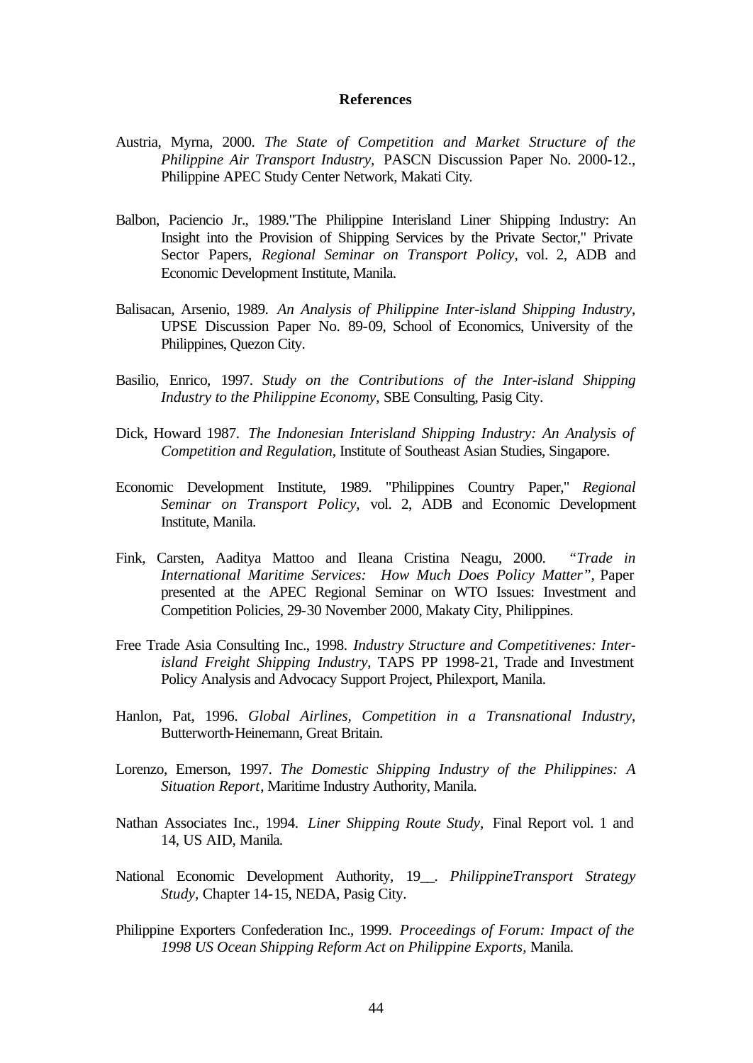## References

Austria, Myrna, 2000. *The State of Competition and Market Structure of the Philippine Air Transport Industry,* PASCN Discussion Paper No. 2000-12., Philippine APEC Study Center Network, Makati City.

Balbon, Paciencio Jr., 1989."The Philippine Interisland Liner Shipping Industry: An Insight into the Provision of Shipping Services by the Private Sector," Private Sector Papers, *Regional Seminar on Transport Policy*, vol. 2, ADB and Economic Development Institute, Manila.

Balisacan, Arsenio, 1989. *An Analysis of Philippine Inter-island Shipping Industry*, UPSE Discussion Paper No. 89-09, School of Economics, University of the Philippines, Quezon City.

Basilio, Enrico, 1997. *Study on the Contributions of the Inter-island Shipping Industry to the Philippine Economy,* SBE Consulting, Pasig City.

Dick, Howard 1987. *The Indonesian Interisland Shipping Industry: An Analysis of Competition and Regulation*, Institute of Southeast Asian Studies, Singapore.

Economic Development Institute, 1989. "Philippines Country Paper," *Regional Seminar on Transport Policy,* vol. 2, ADB and Economic Development Institute, Manila.

Fink, Carsten, Aaditya Mattoo and Ileana Cristina Neagu, 2000. *"Trade in International Maritime Services: How Much Does Policy Matter"*, Paper presented at the APEC Regional Seminar on WTO Issues: Investment and Competition Policies, 29-30 November 2000, Makaty City, Philippines.

Free Trade Asia Consulting Inc., 1998. *Industry Structure and Competitivenes: Inter-island Freight Shipping Industry,* TAPS PP 1998-21, Trade and Investment Policy Analysis and Advocacy Support Project, Philexport, Manila.

Hanlon, Pat, 1996. *Global Airlines, Competition in a Transnational Industry*, Butterworth-Heinemann, Great Britain.

Lorenzo, Emerson, 1997. *The Domestic Shipping Industry of the Philippines: A Situation Report*, Maritime Industry Authority, Manila.

Nathan Associates Inc., 1994. *Liner Shipping Route Study,* Final Report vol. 1 and 14, US AID, Manila.

National Economic Development Authority, 19__. *PhilippineTransport Strategy Study,* Chapter 14-15, NEDA, Pasig City.

Philippine Exporters Confederation Inc., 1999. *Proceedings of Forum: Impact of the 1998 US Ocean Shipping Reform Act on Philippine Exports,* Manila.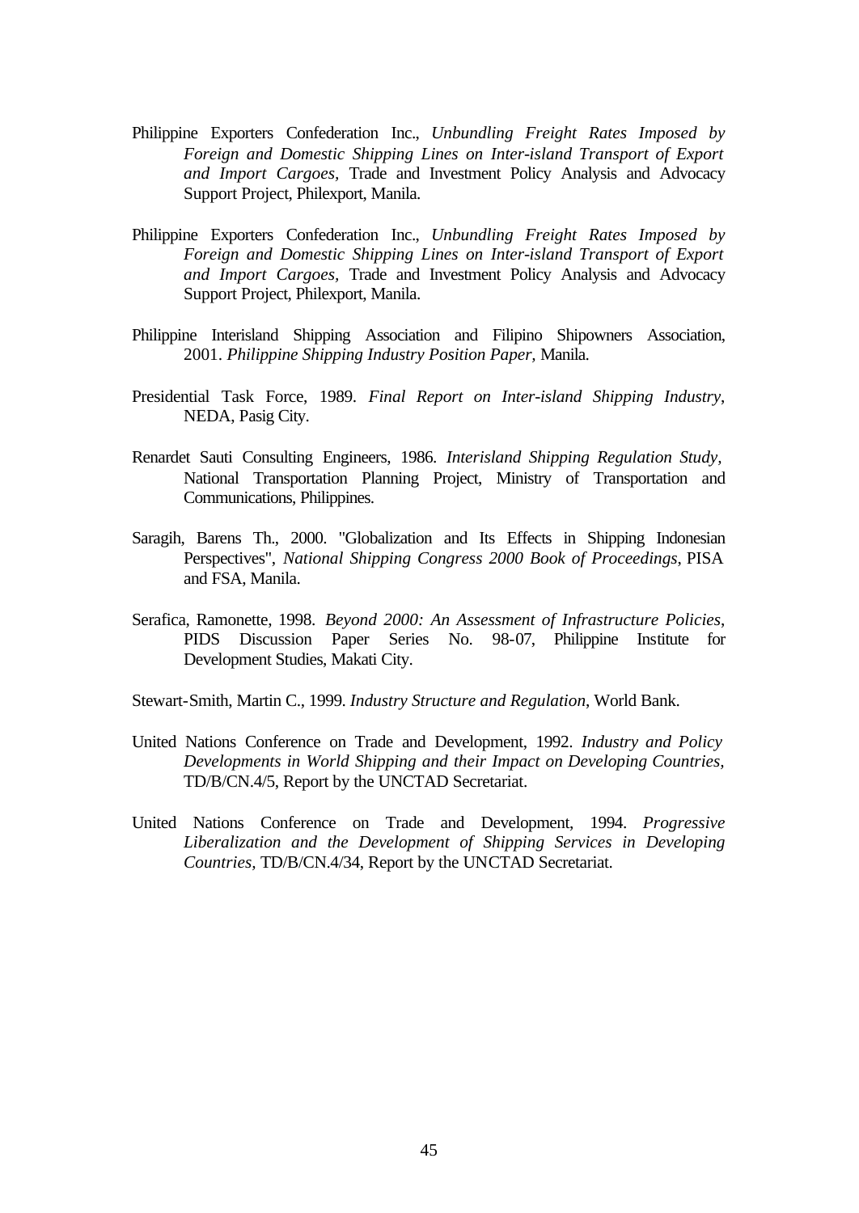Philippine Exporters Confederation Inc., *Unbundling Freight Rates Imposed by Foreign and Domestic Shipping Lines on Inter-island Transport of Export and Import Cargoes*, Trade and Investment Policy Analysis and Advocacy Support Project, Philexport, Manila.

Philippine Exporters Confederation Inc., *Unbundling Freight Rates Imposed by Foreign and Domestic Shipping Lines on Inter-island Transport of Export and Import Cargoes*, Trade and Investment Policy Analysis and Advocacy Support Project, Philexport, Manila.

Philippine Interisland Shipping Association and Filipino Shipowners Association, 2001. *Philippine Shipping Industry Position Paper*, Manila.

Presidential Task Force, 1989. *Final Report on Inter-island Shipping Industry*, NEDA, Pasig City.

Renardet Sauti Consulting Engineers, 1986. *Interisland Shipping Regulation Study*, National Transportation Planning Project, Ministry of Transportation and Communications, Philippines.

Saragih, Barens Th., 2000. "Globalization and Its Effects in Shipping Indonesian Perspectives", *National Shipping Congress 2000 Book of Proceedings*, PISA and FSA, Manila.

Serafica, Ramonette, 1998. *Beyond 2000: An Assessment of Infrastructure Policies*, PIDS Discussion Paper Series No. 98-07, Philippine Institute for Development Studies, Makati City.

Stewart-Smith, Martin C., 1999. *Industry Structure and Regulation*, World Bank.

United Nations Conference on Trade and Development, 1992. *Industry and Policy Developments in World Shipping and their Impact on Developing Countries*, TD/B/CN.4/5, Report by the UNCTAD Secretariat.

United Nations Conference on Trade and Development, 1994. *Progressive Liberalization and the Development of Shipping Services in Developing Countries*, TD/B/CN.4/34, Report by the UNCTAD Secretariat.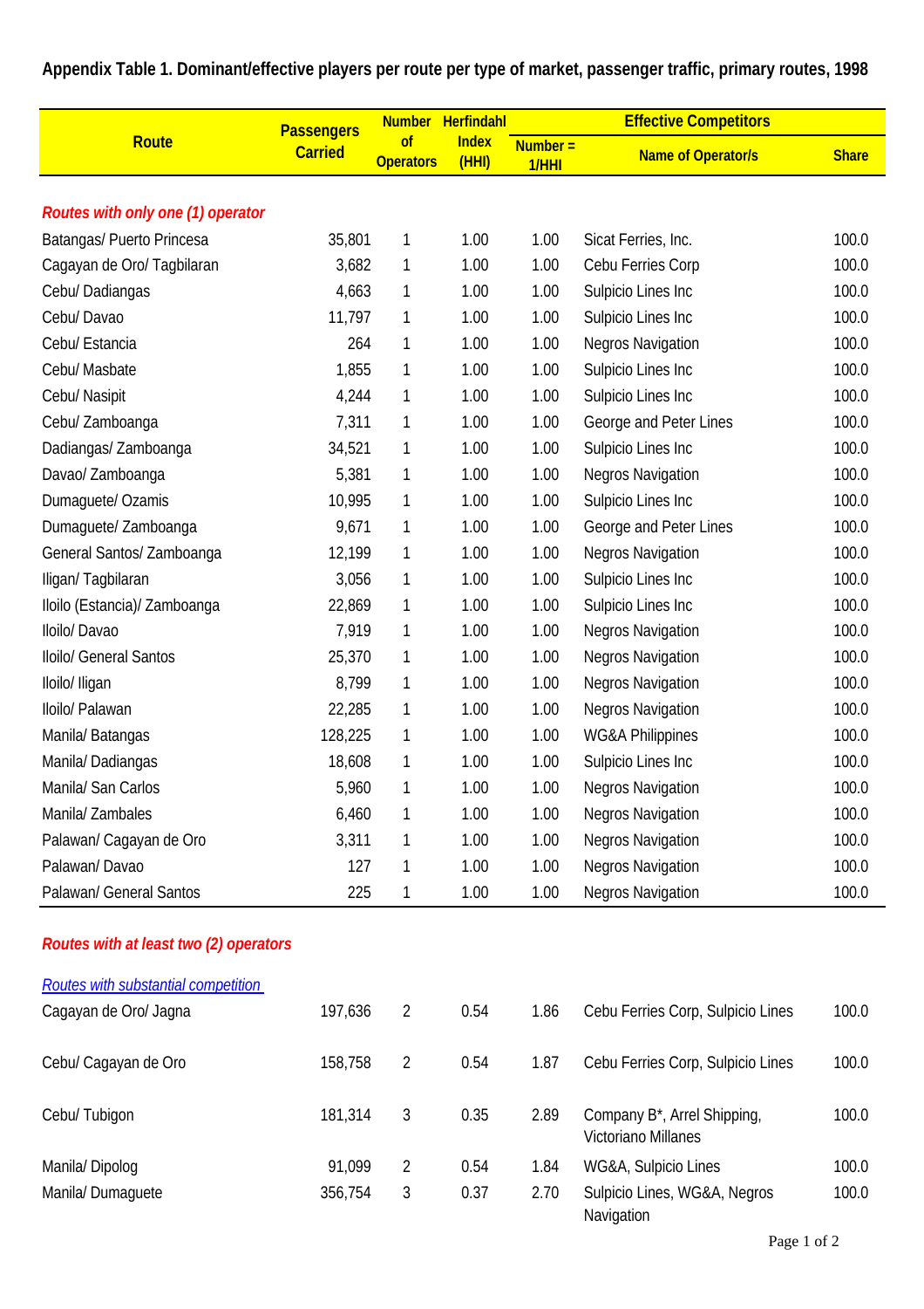**Appendix Table 1. Dominant/effective players per route per type of market, passenger traffic, primary routes, 1998**

| Route | Passengers Carried | Number of Operators | Herfindahl Index (HHI) | Effective Competitors | | |
|---|---|---|---|---|---|---|
| | | | | Number = 1/HHI | Name of Operator/s | Share |
| ***Routes with only one (1) operator*** | | | | | | |
| Batangas/ Puerto Princesa | 35,801 | 1 | 1.00 | 1.00 | Sicat Ferries, Inc. | 100.0 |
| Cagayan de Oro/ Tagbilaran | 3,682 | 1 | 1.00 | 1.00 | Cebu Ferries Corp | 100.0 |
| Cebu/ Dadiangas | 4,663 | 1 | 1.00 | 1.00 | Sulpicio Lines Inc | 100.0 |
| Cebu/ Davao | 11,797 | 1 | 1.00 | 1.00 | Sulpicio Lines Inc | 100.0 |
| Cebu/ Estancia | 264 | 1 | 1.00 | 1.00 | Negros Navigation | 100.0 |
| Cebu/ Masbate | 1,855 | 1 | 1.00 | 1.00 | Sulpicio Lines Inc | 100.0 |
| Cebu/ Nasipit | 4,244 | 1 | 1.00 | 1.00 | Sulpicio Lines Inc | 100.0 |
| Cebu/ Zamboanga | 7,311 | 1 | 1.00 | 1.00 | George and Peter Lines | 100.0 |
| Dadiangas/ Zamboanga | 34,521 | 1 | 1.00 | 1.00 | Sulpicio Lines Inc | 100.0 |
| Davao/ Zamboanga | 5,381 | 1 | 1.00 | 1.00 | Negros Navigation | 100.0 |
| Dumaguete/ Ozamis | 10,995 | 1 | 1.00 | 1.00 | Sulpicio Lines Inc | 100.0 |
| Dumaguete/ Zamboanga | 9,671 | 1 | 1.00 | 1.00 | George and Peter Lines | 100.0 |
| General Santos/ Zamboanga | 12,199 | 1 | 1.00 | 1.00 | Negros Navigation | 100.0 |
| Iligan/ Tagbilaran | 3,056 | 1 | 1.00 | 1.00 | Sulpicio Lines Inc | 100.0 |
| Iloilo (Estancia)/ Zamboanga | 22,869 | 1 | 1.00 | 1.00 | Sulpicio Lines Inc | 100.0 |
| Iloilo/ Davao | 7,919 | 1 | 1.00 | 1.00 | Negros Navigation | 100.0 |
| Iloilo/ General Santos | 25,370 | 1 | 1.00 | 1.00 | Negros Navigation | 100.0 |
| Iloilo/ Iligan | 8,799 | 1 | 1.00 | 1.00 | Negros Navigation | 100.0 |
| Iloilo/ Palawan | 22,285 | 1 | 1.00 | 1.00 | Negros Navigation | 100.0 |
| Manila/ Batangas | 128,225 | 1 | 1.00 | 1.00 | WG&A Philippines | 100.0 |
| Manila/ Dadiangas | 18,608 | 1 | 1.00 | 1.00 | Sulpicio Lines Inc | 100.0 |
| Manila/ San Carlos | 5,960 | 1 | 1.00 | 1.00 | Negros Navigation | 100.0 |
| Manila/ Zambales | 6,460 | 1 | 1.00 | 1.00 | Negros Navigation | 100.0 |
| Palawan/ Cagayan de Oro | 3,311 | 1 | 1.00 | 1.00 | Negros Navigation | 100.0 |
| Palawan/ Davao | 127 | 1 | 1.00 | 1.00 | Negros Navigation | 100.0 |
| Palawan/ General Santos | 225 | 1 | 1.00 | 1.00 | Negros Navigation | 100.0 |
| ***Routes with at least two (2) operators*** | | | | | | |
| *Routes with substantial competition* | | | | | | |
| Cagayan de Oro/ Jagna | 197,636 | 2 | 0.54 | 1.86 | Cebu Ferries Corp, Sulpicio Lines | 100.0 |
| Cebu/ Cagayan de Oro | 158,758 | 2 | 0.54 | 1.87 | Cebu Ferries Corp, Sulpicio Lines | 100.0 |
| Cebu/ Tubigon | 181,314 | 3 | 0.35 | 2.89 | Company B*, Arrel Shipping, Victoriano Millanes | 100.0 |
| Manila/ Dipolog | 91,099 | 2 | 0.54 | 1.84 | WG&A, Sulpicio Lines | 100.0 |
| Manila/ Dumaguete | 356,754 | 3 | 0.37 | 2.70 | Sulpicio Lines, WG&A, Negros Navigation | 100.0 |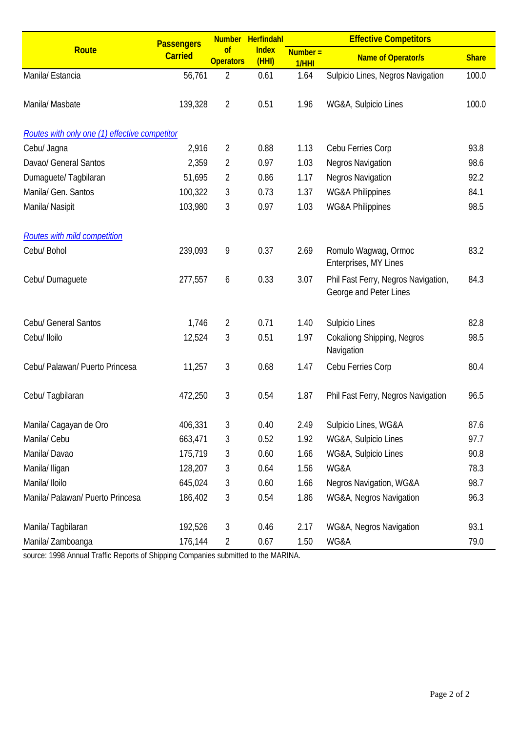| Route | Passengers Carried | Number of Operators | Herfindahl Index (HHI) | Effective Competitors | | |
|---|---|---|---|---|---|---|
| | | | | Number = 1/HHI | Name of Operator/s | Share |
| Manila/ Estancia | 56,761 | 2 | 0.61 | 1.64 | Sulpicio Lines, Negros Navigation | 100.0 |
| Manila/ Masbate | 139,328 | 2 | 0.51 | 1.96 | WG&A, Sulpicio Lines | 100.0 |
| *Routes with only one (1) effective competitor* | | | | | | |
| Cebu/ Jagna | 2,916 | 2 | 0.88 | 1.13 | Cebu Ferries Corp | 93.8 |
| Davao/ General Santos | 2,359 | 2 | 0.97 | 1.03 | Negros Navigation | 98.6 |
| Dumaguete/ Tagbilaran | 51,695 | 2 | 0.86 | 1.17 | Negros Navigation | 92.2 |
| Manila/ Gen. Santos | 100,322 | 3 | 0.73 | 1.37 | WG&A Philippines | 84.1 |
| Manila/ Nasipit | 103,980 | 3 | 0.97 | 1.03 | WG&A Philippines | 98.5 |
| *Routes with mild competition* | | | | | | |
| Cebu/ Bohol | 239,093 | 9 | 0.37 | 2.69 | Romulo Wagwag, Ormoc Enterprises, MY Lines | 83.2 |
| Cebu/ Dumaguete | 277,557 | 6 | 0.33 | 3.07 | Phil Fast Ferry, Negros Navigation, George and Peter Lines | 84.3 |
| Cebu/ General Santos | 1,746 | 2 | 0.71 | 1.40 | Sulpicio Lines | 82.8 |
| Cebu/ Iloilo | 12,524 | 3 | 0.51 | 1.97 | Cokaliong Shipping, Negros Navigation | 98.5 |
| Cebu/ Palawan/ Puerto Princesa | 11,257 | 3 | 0.68 | 1.47 | Cebu Ferries Corp | 80.4 |
| Cebu/ Tagbilaran | 472,250 | 3 | 0.54 | 1.87 | Phil Fast Ferry, Negros Navigation | 96.5 |
| Manila/ Cagayan de Oro | 406,331 | 3 | 0.40 | 2.49 | Sulpicio Lines, WG&A | 87.6 |
| Manila/ Cebu | 663,471 | 3 | 0.52 | 1.92 | WG&A, Sulpicio Lines | 97.7 |
| Manila/ Davao | 175,719 | 3 | 0.60 | 1.66 | WG&A, Sulpicio Lines | 90.8 |
| Manila/ Iligan | 128,207 | 3 | 0.64 | 1.56 | WG&A | 78.3 |
| Manila/ Iloilo | 645,024 | 3 | 0.60 | 1.66 | Negros Navigation, WG&A | 98.7 |
| Manila/ Palawan/ Puerto Princesa | 186,402 | 3 | 0.54 | 1.86 | WG&A, Negros Navigation | 96.3 |
| Manila/ Tagbilaran | 192,526 | 3 | 0.46 | 2.17 | WG&A, Negros Navigation | 93.1 |
| Manila/ Zamboanga | 176,144 | 2 | 0.67 | 1.50 | WG&A | 79.0 |

source: 1998 Annual Traffic Reports of Shipping Companies submitted to the MARINA.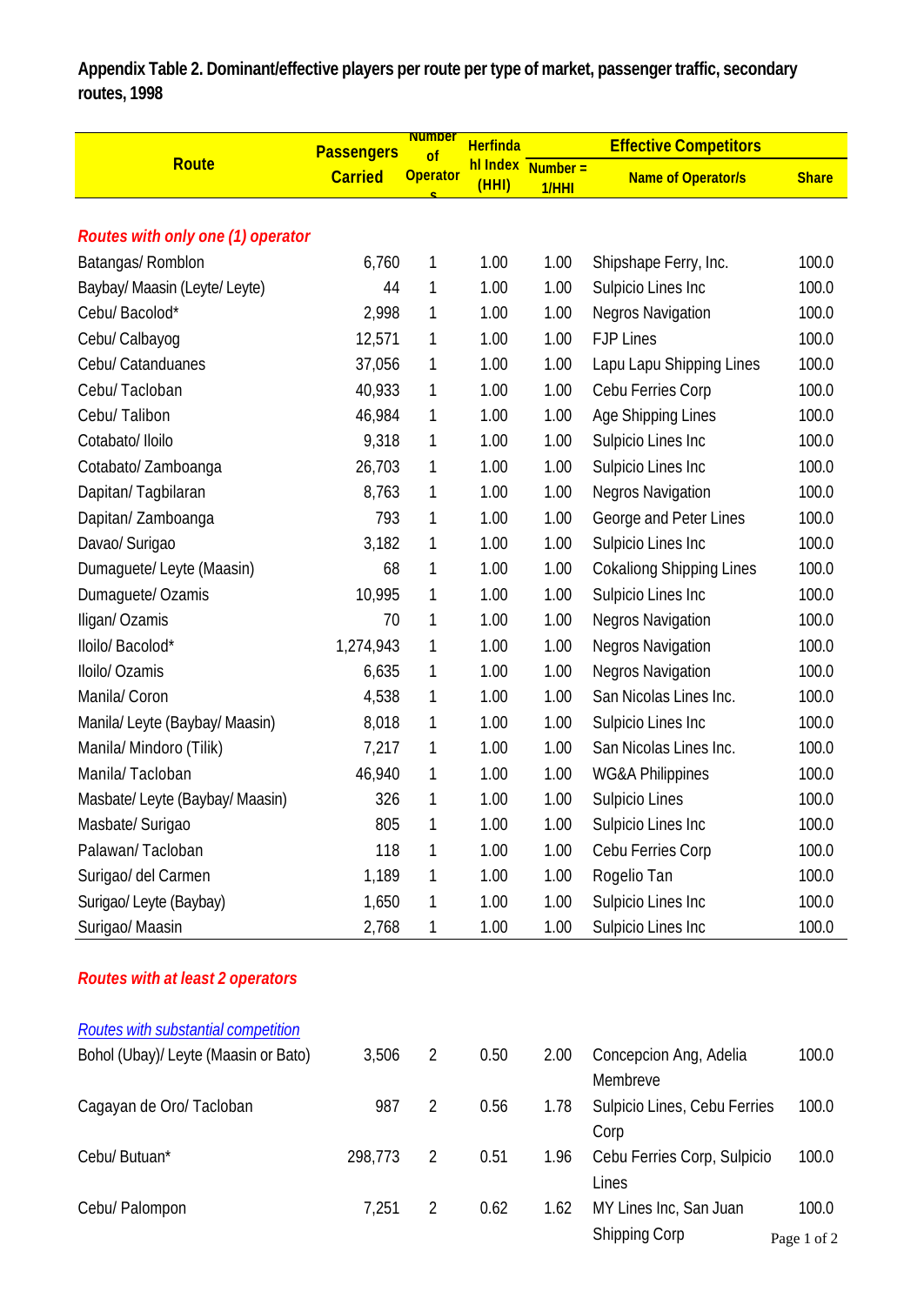**Appendix Table 2. Dominant/effective players per route per type of market, passenger traffic, secondary routes, 1998**

| Route | Passengers Carried | Number of Operators | Herfindahl Index (HHI) | Effective Competitors | | |
|---|---|---|---|---|---|---|
| | | | | Number = 1/HHI | Name of Operator/s | Share |
| ***Routes with only one (1) operator*** | | | | | | |
| Batangas/ Romblon | 6,760 | 1 | 1.00 | 1.00 | Shipshape Ferry, Inc. | 100.0 |
| Baybay/ Maasin (Leyte/ Leyte) | 44 | 1 | 1.00 | 1.00 | Sulpicio Lines Inc | 100.0 |
| Cebu/ Bacolod* | 2,998 | 1 | 1.00 | 1.00 | Negros Navigation | 100.0 |
| Cebu/ Calbayog | 12,571 | 1 | 1.00 | 1.00 | FJP Lines | 100.0 |
| Cebu/ Catanduanes | 37,056 | 1 | 1.00 | 1.00 | Lapu Lapu Shipping Lines | 100.0 |
| Cebu/ Tacloban | 40,933 | 1 | 1.00 | 1.00 | Cebu Ferries Corp | 100.0 |
| Cebu/ Talibon | 46,984 | 1 | 1.00 | 1.00 | Age Shipping Lines | 100.0 |
| Cotabato/ Iloilo | 9,318 | 1 | 1.00 | 1.00 | Sulpicio Lines Inc | 100.0 |
| Cotabato/ Zamboanga | 26,703 | 1 | 1.00 | 1.00 | Sulpicio Lines Inc | 100.0 |
| Dapitan/ Tagbilaran | 8,763 | 1 | 1.00 | 1.00 | Negros Navigation | 100.0 |
| Dapitan/ Zamboanga | 793 | 1 | 1.00 | 1.00 | George and Peter Lines | 100.0 |
| Davao/ Surigao | 3,182 | 1 | 1.00 | 1.00 | Sulpicio Lines Inc | 100.0 |
| Dumaguete/ Leyte (Maasin) | 68 | 1 | 1.00 | 1.00 | Cokaliong Shipping Lines | 100.0 |
| Dumaguete/ Ozamis | 10,995 | 1 | 1.00 | 1.00 | Sulpicio Lines Inc | 100.0 |
| Iligan/ Ozamis | 70 | 1 | 1.00 | 1.00 | Negros Navigation | 100.0 |
| Iloilo/ Bacolod* | 1,274,943 | 1 | 1.00 | 1.00 | Negros Navigation | 100.0 |
| Iloilo/ Ozamis | 6,635 | 1 | 1.00 | 1.00 | Negros Navigation | 100.0 |
| Manila/ Coron | 4,538 | 1 | 1.00 | 1.00 | San Nicolas Lines Inc. | 100.0 |
| Manila/ Leyte (Baybay/ Maasin) | 8,018 | 1 | 1.00 | 1.00 | Sulpicio Lines Inc | 100.0 |
| Manila/ Mindoro (Tilik) | 7,217 | 1 | 1.00 | 1.00 | San Nicolas Lines Inc. | 100.0 |
| Manila/ Tacloban | 46,940 | 1 | 1.00 | 1.00 | WG&A Philippines | 100.0 |
| Masbate/ Leyte (Baybay/ Maasin) | 326 | 1 | 1.00 | 1.00 | Sulpicio Lines | 100.0 |
| Masbate/ Surigao | 805 | 1 | 1.00 | 1.00 | Sulpicio Lines Inc | 100.0 |
| Palawan/ Tacloban | 118 | 1 | 1.00 | 1.00 | Cebu Ferries Corp | 100.0 |
| Surigao/ del Carmen | 1,189 | 1 | 1.00 | 1.00 | Rogelio Tan | 100.0 |
| Surigao/ Leyte (Baybay) | 1,650 | 1 | 1.00 | 1.00 | Sulpicio Lines Inc | 100.0 |
| Surigao/ Maasin | 2,768 | 1 | 1.00 | 1.00 | Sulpicio Lines Inc | 100.0 |
| ***Routes with at least 2 operators*** | | | | | | |
| *Routes with substantial competition* | | | | | | |
| Bohol (Ubay)/ Leyte (Maasin or Bato) | 3,506 | 2 | 0.50 | 2.00 | Concepcion Ang, Adelia Membreve | 100.0 |
| Cagayan de Oro/ Tacloban | 987 | 2 | 0.56 | 1.78 | Sulpicio Lines, Cebu Ferries Corp | 100.0 |
| Cebu/ Butuan* | 298,773 | 2 | 0.51 | 1.96 | Cebu Ferries Corp, Sulpicio Lines | 100.0 |
| Cebu/ Palompon | 7,251 | 2 | 0.62 | 1.62 | MY Lines Inc, San Juan Shipping Corp | 100.0 |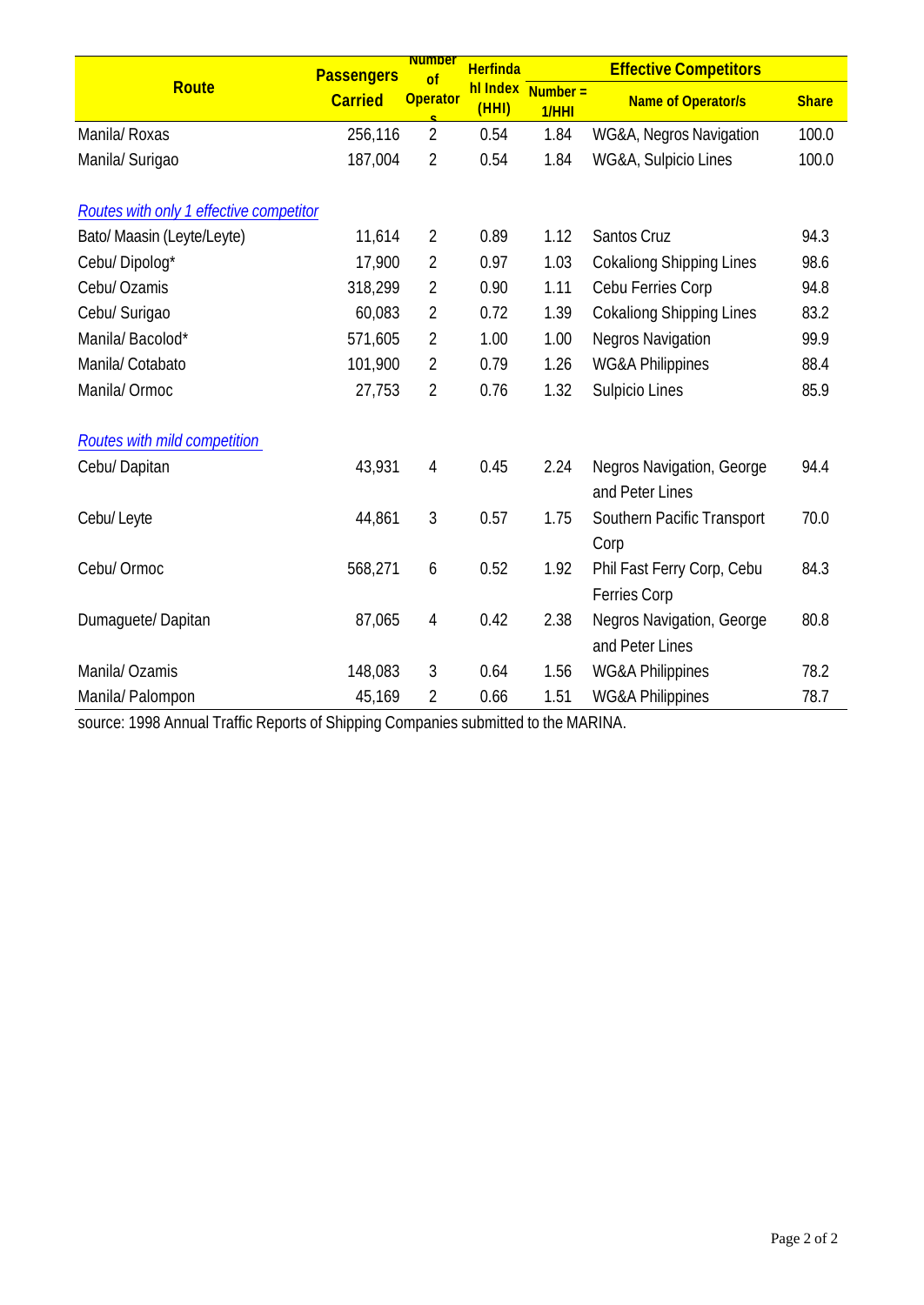| Route | Passengers Carried | Number of Operators | Herfindahl Index (HHI) | Effective Competitors | | |
|---|---|---|---|---|---|---|
| | | | | Number = 1/HHI | Name of Operator/s | Share |
| Manila/ Roxas | 256,116 | 2 | 0.54 | 1.84 | WG&A, Negros Navigation | 100.0 |
| Manila/ Surigao | 187,004 | 2 | 0.54 | 1.84 | WG&A, Sulpicio Lines | 100.0 |
| *Routes with only 1 effective competitor* | | | | | | |
| Bato/ Maasin (Leyte/Leyte) | 11,614 | 2 | 0.89 | 1.12 | Santos Cruz | 94.3 |
| Cebu/ Dipolog* | 17,900 | 2 | 0.97 | 1.03 | Cokaliong Shipping Lines | 98.6 |
| Cebu/ Ozamis | 318,299 | 2 | 0.90 | 1.11 | Cebu Ferries Corp | 94.8 |
| Cebu/ Surigao | 60,083 | 2 | 0.72 | 1.39 | Cokaliong Shipping Lines | 83.2 |
| Manila/ Bacolod* | 571,605 | 2 | 1.00 | 1.00 | Negros Navigation | 99.9 |
| Manila/ Cotabato | 101,900 | 2 | 0.79 | 1.26 | WG&A Philippines | 88.4 |
| Manila/ Ormoc | 27,753 | 2 | 0.76 | 1.32 | Sulpicio Lines | 85.9 |
| *Routes with mild competition* | | | | | | |
| Cebu/ Dapitan | 43,931 | 4 | 0.45 | 2.24 | Negros Navigation, George and Peter Lines | 94.4 |
| Cebu/ Leyte | 44,861 | 3 | 0.57 | 1.75 | Southern Pacific Transport Corp | 70.0 |
| Cebu/ Ormoc | 568,271 | 6 | 0.52 | 1.92 | Phil Fast Ferry Corp, Cebu Ferries Corp | 84.3 |
| Dumaguete/ Dapitan | 87,065 | 4 | 0.42 | 2.38 | Negros Navigation, George and Peter Lines | 80.8 |
| Manila/ Ozamis | 148,083 | 3 | 0.64 | 1.56 | WG&A Philippines | 78.2 |
| Manila/ Palompon | 45,169 | 2 | 0.66 | 1.51 | WG&A Philippines | 78.7 |

source: 1998 Annual Traffic Reports of Shipping Companies submitted to the MARINA.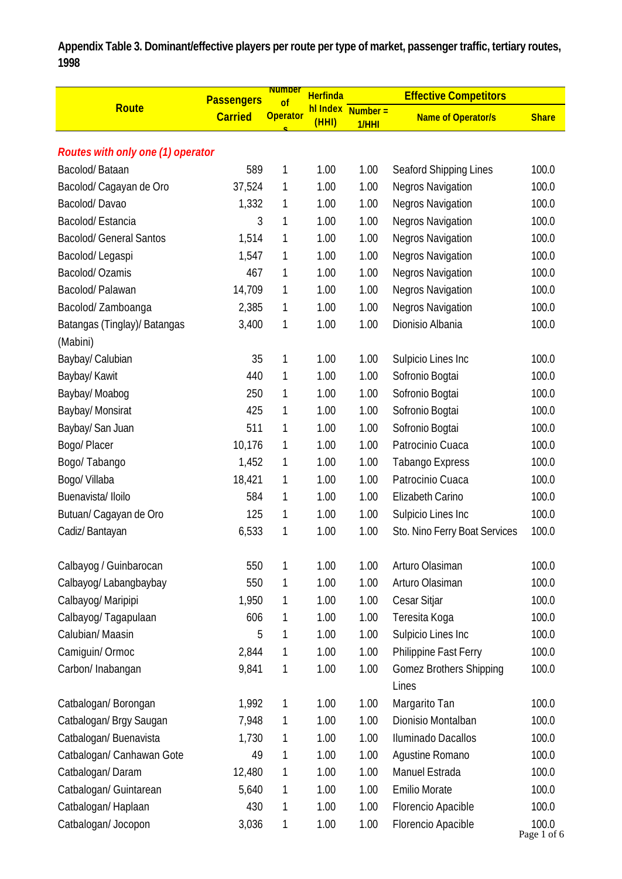**Appendix Table 3. Dominant/effective players per route per type of market, passenger traffic, tertiary routes, 1998**

| Route | Passengers Carried | Number of Operators | Herfindahl Index (HHI) | Effective Competitors | | |
|---|---|---|---|---|---|---|
| | | | | Number = 1/HHI | Name of Operator/s | Share |
| *Routes with only one (1) operator* | | | | | | |
| Bacolod/ Bataan | 589 | 1 | 1.00 | 1.00 | Seaford Shipping Lines | 100.0 |
| Bacolod/ Cagayan de Oro | 37,524 | 1 | 1.00 | 1.00 | Negros Navigation | 100.0 |
| Bacolod/ Davao | 1,332 | 1 | 1.00 | 1.00 | Negros Navigation | 100.0 |
| Bacolod/ Estancia | 3 | 1 | 1.00 | 1.00 | Negros Navigation | 100.0 |
| Bacolod/ General Santos | 1,514 | 1 | 1.00 | 1.00 | Negros Navigation | 100.0 |
| Bacolod/ Legaspi | 1,547 | 1 | 1.00 | 1.00 | Negros Navigation | 100.0 |
| Bacolod/ Ozamis | 467 | 1 | 1.00 | 1.00 | Negros Navigation | 100.0 |
| Bacolod/ Palawan | 14,709 | 1 | 1.00 | 1.00 | Negros Navigation | 100.0 |
| Bacolod/ Zamboanga | 2,385 | 1 | 1.00 | 1.00 | Negros Navigation | 100.0 |
| Batangas (Tinglay)/ Batangas (Mabini) | 3,400 | 1 | 1.00 | 1.00 | Dionisio Albania | 100.0 |
| Baybay/ Calubian | 35 | 1 | 1.00 | 1.00 | Sulpicio Lines Inc | 100.0 |
| Baybay/ Kawit | 440 | 1 | 1.00 | 1.00 | Sofronio Bogtai | 100.0 |
| Baybay/ Moabog | 250 | 1 | 1.00 | 1.00 | Sofronio Bogtai | 100.0 |
| Baybay/ Monsirat | 425 | 1 | 1.00 | 1.00 | Sofronio Bogtai | 100.0 |
| Baybay/ San Juan | 511 | 1 | 1.00 | 1.00 | Sofronio Bogtai | 100.0 |
| Bogo/ Placer | 10,176 | 1 | 1.00 | 1.00 | Patrocinio Cuaca | 100.0 |
| Bogo/ Tabango | 1,452 | 1 | 1.00 | 1.00 | Tabango Express | 100.0 |
| Bogo/ Villaba | 18,421 | 1 | 1.00 | 1.00 | Patrocinio Cuaca | 100.0 |
| Buenavista/ Iloilo | 584 | 1 | 1.00 | 1.00 | Elizabeth Carino | 100.0 |
| Butuan/ Cagayan de Oro | 125 | 1 | 1.00 | 1.00 | Sulpicio Lines Inc | 100.0 |
| Cadiz/ Bantayan | 6,533 | 1 | 1.00 | 1.00 | Sto. Nino Ferry Boat Services | 100.0 |
| Calbayog / Guinbarocan | 550 | 1 | 1.00 | 1.00 | Arturo Olasiman | 100.0 |
| Calbayog/ Labangbaybay | 550 | 1 | 1.00 | 1.00 | Arturo Olasiman | 100.0 |
| Calbayog/ Maripipi | 1,950 | 1 | 1.00 | 1.00 | Cesar Sitjar | 100.0 |
| Calbayog/ Tagapulaan | 606 | 1 | 1.00 | 1.00 | Teresita Koga | 100.0 |
| Calubian/ Maasin | 5 | 1 | 1.00 | 1.00 | Sulpicio Lines Inc | 100.0 |
| Camiguin/ Ormoc | 2,844 | 1 | 1.00 | 1.00 | Philippine Fast Ferry | 100.0 |
| Carbon/ Inabangan | 9,841 | 1 | 1.00 | 1.00 | Gomez Brothers Shipping Lines | 100.0 |
| Catbalogan/ Borongan | 1,992 | 1 | 1.00 | 1.00 | Margarito Tan | 100.0 |
| Catbalogan/ Brgy Saugan | 7,948 | 1 | 1.00 | 1.00 | Dionisio Montalban | 100.0 |
| Catbalogan/ Buenavista | 1,730 | 1 | 1.00 | 1.00 | Iluminado Dacallos | 100.0 |
| Catbalogan/ Canhawan Gote | 49 | 1 | 1.00 | 1.00 | Agustine Romano | 100.0 |
| Catbalogan/ Daram | 12,480 | 1 | 1.00 | 1.00 | Manuel Estrada | 100.0 |
| Catbalogan/ Guintarean | 5,640 | 1 | 1.00 | 1.00 | Emilio Morate | 100.0 |
| Catbalogan/ Haplaan | 430 | 1 | 1.00 | 1.00 | Florencio Apacible | 100.0 |
| Catbalogan/ Jocopon | 3,036 | 1 | 1.00 | 1.00 | Florencio Apacible | 100.0 |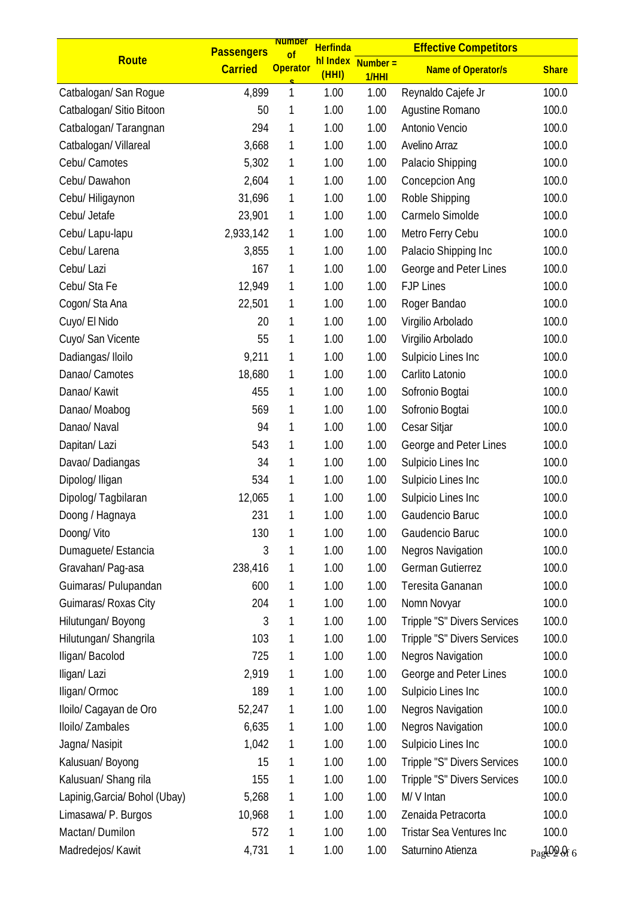| Route | Passengers Carried | Number of Operators | Herfindahl Index (HHI) | Effective Competitors | | |
|---|---|---|---|---|---|---|
| | | | | Number = 1/HHI | Name of Operator/s | Share |
| Catbalogan/ San Rogue | 4,899 | 1 | 1.00 | 1.00 | Reynaldo Cajefe Jr | 100.0 |
| Catbalogan/ Sitio Bitoon | 50 | 1 | 1.00 | 1.00 | Agustine Romano | 100.0 |
| Catbalogan/ Tarangnan | 294 | 1 | 1.00 | 1.00 | Antonio Vencio | 100.0 |
| Catbalogan/ Villareal | 3,668 | 1 | 1.00 | 1.00 | Avelino Arraz | 100.0 |
| Cebu/ Camotes | 5,302 | 1 | 1.00 | 1.00 | Palacio Shipping | 100.0 |
| Cebu/ Dawahon | 2,604 | 1 | 1.00 | 1.00 | Concepcion Ang | 100.0 |
| Cebu/ Hiligaynon | 31,696 | 1 | 1.00 | 1.00 | Roble Shipping | 100.0 |
| Cebu/ Jetafe | 23,901 | 1 | 1.00 | 1.00 | Carmelo Simolde | 100.0 |
| Cebu/ Lapu-lapu | 2,933,142 | 1 | 1.00 | 1.00 | Metro Ferry Cebu | 100.0 |
| Cebu/ Larena | 3,855 | 1 | 1.00 | 1.00 | Palacio Shipping Inc | 100.0 |
| Cebu/ Lazi | 167 | 1 | 1.00 | 1.00 | George and Peter Lines | 100.0 |
| Cebu/ Sta Fe | 12,949 | 1 | 1.00 | 1.00 | FJP Lines | 100.0 |
| Cogon/ Sta Ana | 22,501 | 1 | 1.00 | 1.00 | Roger Bandao | 100.0 |
| Cuyo/ El Nido | 20 | 1 | 1.00 | 1.00 | Virgilio Arbolado | 100.0 |
| Cuyo/ San Vicente | 55 | 1 | 1.00 | 1.00 | Virgilio Arbolado | 100.0 |
| Dadiangas/ Iloilo | 9,211 | 1 | 1.00 | 1.00 | Sulpicio Lines Inc | 100.0 |
| Danao/ Camotes | 18,680 | 1 | 1.00 | 1.00 | Carlito Latonio | 100.0 |
| Danao/ Kawit | 455 | 1 | 1.00 | 1.00 | Sofronio Bogtai | 100.0 |
| Danao/ Moabog | 569 | 1 | 1.00 | 1.00 | Sofronio Bogtai | 100.0 |
| Danao/ Naval | 94 | 1 | 1.00 | 1.00 | Cesar Sitjar | 100.0 |
| Dapitan/ Lazi | 543 | 1 | 1.00 | 1.00 | George and Peter Lines | 100.0 |
| Davao/ Dadiangas | 34 | 1 | 1.00 | 1.00 | Sulpicio Lines Inc | 100.0 |
| Dipolog/ Iligan | 534 | 1 | 1.00 | 1.00 | Sulpicio Lines Inc | 100.0 |
| Dipolog/ Tagbilaran | 12,065 | 1 | 1.00 | 1.00 | Sulpicio Lines Inc | 100.0 |
| Doong / Hagnaya | 231 | 1 | 1.00 | 1.00 | Gaudencio Baruc | 100.0 |
| Doong/ Vito | 130 | 1 | 1.00 | 1.00 | Gaudencio Baruc | 100.0 |
| Dumaguete/ Estancia | 3 | 1 | 1.00 | 1.00 | Negros Navigation | 100.0 |
| Gravahan/ Pag-asa | 238,416 | 1 | 1.00 | 1.00 | German Gutierrez | 100.0 |
| Guimaras/ Pulupandan | 600 | 1 | 1.00 | 1.00 | Teresita Gananan | 100.0 |
| Guimaras/ Roxas City | 204 | 1 | 1.00 | 1.00 | Nomn Novyar | 100.0 |
| Hilutungan/ Boyong | 3 | 1 | 1.00 | 1.00 | Tripple "S" Divers Services | 100.0 |
| Hilutungan/ Shangrila | 103 | 1 | 1.00 | 1.00 | Tripple "S" Divers Services | 100.0 |
| Iligan/ Bacolod | 725 | 1 | 1.00 | 1.00 | Negros Navigation | 100.0 |
| Iligan/ Lazi | 2,919 | 1 | 1.00 | 1.00 | George and Peter Lines | 100.0 |
| Iligan/ Ormoc | 189 | 1 | 1.00 | 1.00 | Sulpicio Lines Inc | 100.0 |
| Iloilo/ Cagayan de Oro | 52,247 | 1 | 1.00 | 1.00 | Negros Navigation | 100.0 |
| Iloilo/ Zambales | 6,635 | 1 | 1.00 | 1.00 | Negros Navigation | 100.0 |
| Jagna/ Nasipit | 1,042 | 1 | 1.00 | 1.00 | Sulpicio Lines Inc | 100.0 |
| Kalusuan/ Boyong | 15 | 1 | 1.00 | 1.00 | Tripple "S" Divers Services | 100.0 |
| Kalusuan/ Shang rila | 155 | 1 | 1.00 | 1.00 | Tripple "S" Divers Services | 100.0 |
| Lapinig,Garcia/ Bohol (Ubay) | 5,268 | 1 | 1.00 | 1.00 | M/ V Intan | 100.0 |
| Limasawa/ P. Burgos | 10,968 | 1 | 1.00 | 1.00 | Zenaida Petracorta | 100.0 |
| Mactan/ Dumilon | 572 | 1 | 1.00 | 1.00 | Tristar Sea Ventures Inc | 100.0 |
| Madredejos/ Kawit | 4,731 | 1 | 1.00 | 1.00 | Saturnino Atienza | 100.0 |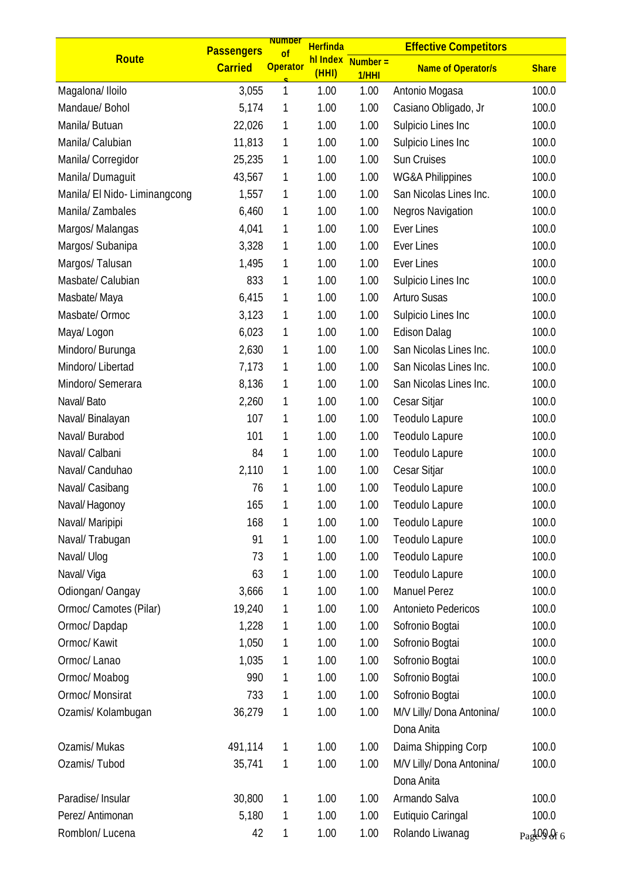| Route | Passengers Carried | Number of Operators | Herfindahl Index (HHI) | Effective Competitors | | |
|---|---|---|---|---|---|---|
| | | | | Number = 1/HHI | Name of Operator/s | Share |
| Magalona/ Iloilo | 3,055 | 1 | 1.00 | 1.00 | Antonio Mogasa | 100.0 |
| Mandaue/ Bohol | 5,174 | 1 | 1.00 | 1.00 | Casiano Obligado, Jr | 100.0 |
| Manila/ Butuan | 22,026 | 1 | 1.00 | 1.00 | Sulpicio Lines Inc | 100.0 |
| Manila/ Calubian | 11,813 | 1 | 1.00 | 1.00 | Sulpicio Lines Inc | 100.0 |
| Manila/ Corregidor | 25,235 | 1 | 1.00 | 1.00 | Sun Cruises | 100.0 |
| Manila/ Dumaguit | 43,567 | 1 | 1.00 | 1.00 | WG&A Philippines | 100.0 |
| Manila/ El Nido- Liminangcong | 1,557 | 1 | 1.00 | 1.00 | San Nicolas Lines Inc. | 100.0 |
| Manila/ Zambales | 6,460 | 1 | 1.00 | 1.00 | Negros Navigation | 100.0 |
| Margos/ Malangas | 4,041 | 1 | 1.00 | 1.00 | Ever Lines | 100.0 |
| Margos/ Subanipa | 3,328 | 1 | 1.00 | 1.00 | Ever Lines | 100.0 |
| Margos/ Talusan | 1,495 | 1 | 1.00 | 1.00 | Ever Lines | 100.0 |
| Masbate/ Calubian | 833 | 1 | 1.00 | 1.00 | Sulpicio Lines Inc | 100.0 |
| Masbate/ Maya | 6,415 | 1 | 1.00 | 1.00 | Arturo Susas | 100.0 |
| Masbate/ Ormoc | 3,123 | 1 | 1.00 | 1.00 | Sulpicio Lines Inc | 100.0 |
| Maya/ Logon | 6,023 | 1 | 1.00 | 1.00 | Edison Dalag | 100.0 |
| Mindoro/ Burunga | 2,630 | 1 | 1.00 | 1.00 | San Nicolas Lines Inc. | 100.0 |
| Mindoro/ Libertad | 7,173 | 1 | 1.00 | 1.00 | San Nicolas Lines Inc. | 100.0 |
| Mindoro/ Semerara | 8,136 | 1 | 1.00 | 1.00 | San Nicolas Lines Inc. | 100.0 |
| Naval/ Bato | 2,260 | 1 | 1.00 | 1.00 | Cesar Sitjar | 100.0 |
| Naval/ Binalayan | 107 | 1 | 1.00 | 1.00 | Teodulo Lapure | 100.0 |
| Naval/ Burabod | 101 | 1 | 1.00 | 1.00 | Teodulo Lapure | 100.0 |
| Naval/ Calbani | 84 | 1 | 1.00 | 1.00 | Teodulo Lapure | 100.0 |
| Naval/ Canduhao | 2,110 | 1 | 1.00 | 1.00 | Cesar Sitjar | 100.0 |
| Naval/ Casibang | 76 | 1 | 1.00 | 1.00 | Teodulo Lapure | 100.0 |
| Naval/ Hagonoy | 165 | 1 | 1.00 | 1.00 | Teodulo Lapure | 100.0 |
| Naval/ Maripipi | 168 | 1 | 1.00 | 1.00 | Teodulo Lapure | 100.0 |
| Naval/ Trabugan | 91 | 1 | 1.00 | 1.00 | Teodulo Lapure | 100.0 |
| Naval/ Ulog | 73 | 1 | 1.00 | 1.00 | Teodulo Lapure | 100.0 |
| Naval/ Viga | 63 | 1 | 1.00 | 1.00 | Teodulo Lapure | 100.0 |
| Odiongan/ Oangay | 3,666 | 1 | 1.00 | 1.00 | Manuel Perez | 100.0 |
| Ormoc/ Camotes (Pilar) | 19,240 | 1 | 1.00 | 1.00 | Antonieto Pedericos | 100.0 |
| Ormoc/ Dapdap | 1,228 | 1 | 1.00 | 1.00 | Sofronio Bogtai | 100.0 |
| Ormoc/ Kawit | 1,050 | 1 | 1.00 | 1.00 | Sofronio Bogtai | 100.0 |
| Ormoc/ Lanao | 1,035 | 1 | 1.00 | 1.00 | Sofronio Bogtai | 100.0 |
| Ormoc/ Moabog | 990 | 1 | 1.00 | 1.00 | Sofronio Bogtai | 100.0 |
| Ormoc/ Monsirat | 733 | 1 | 1.00 | 1.00 | Sofronio Bogtai | 100.0 |
| Ozamis/ Kolambugan | 36,279 | 1 | 1.00 | 1.00 | M/V Lilly/ Dona Antonina/ Dona Anita | 100.0 |
| Ozamis/ Mukas | 491,114 | 1 | 1.00 | 1.00 | Daima Shipping Corp | 100.0 |
| Ozamis/ Tubod | 35,741 | 1 | 1.00 | 1.00 | M/V Lilly/ Dona Antonina/ Dona Anita | 100.0 |
| Paradise/ Insular | 30,800 | 1 | 1.00 | 1.00 | Armando Salva | 100.0 |
| Perez/ Antimonan | 5,180 | 1 | 1.00 | 1.00 | Eutiquio Caringal | 100.0 |
| Romblon/ Lucena | 42 | 1 | 1.00 | 1.00 | Rolando Liwanag | 100.0 |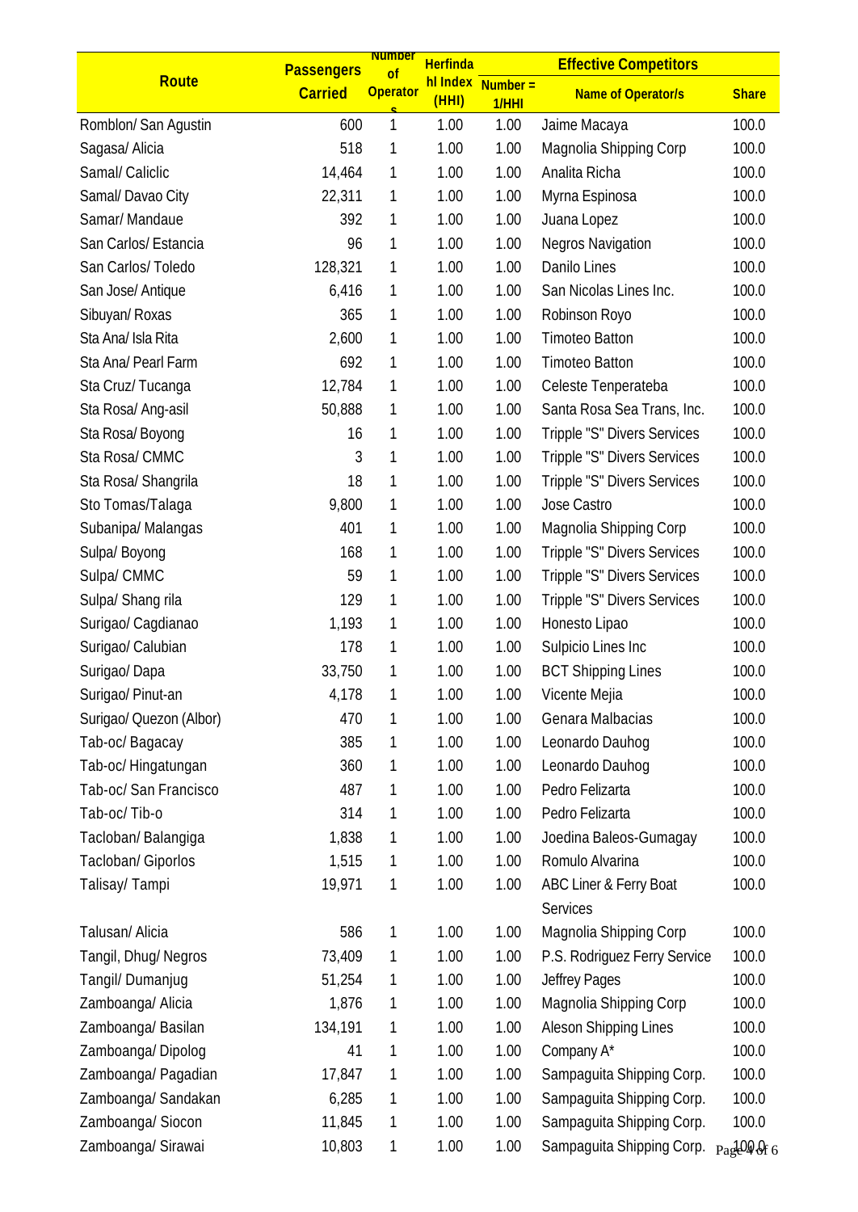| Route | Passengers Carried | Number of Operators | Herfindahl Index (HHI) | Effective Competitors | | |
|---|---|---|---|---|---|---|
| | | | | Number = 1/HHI | Name of Operator/s | Share |
| Romblon/ San Agustin | 600 | 1 | 1.00 | 1.00 | Jaime Macaya | 100.0 |
| Sagasa/ Alicia | 518 | 1 | 1.00 | 1.00 | Magnolia Shipping Corp | 100.0 |
| Samal/ Caliclic | 14,464 | 1 | 1.00 | 1.00 | Analita Richa | 100.0 |
| Samal/ Davao City | 22,311 | 1 | 1.00 | 1.00 | Myrna Espinosa | 100.0 |
| Samar/ Mandaue | 392 | 1 | 1.00 | 1.00 | Juana Lopez | 100.0 |
| San Carlos/ Estancia | 96 | 1 | 1.00 | 1.00 | Negros Navigation | 100.0 |
| San Carlos/ Toledo | 128,321 | 1 | 1.00 | 1.00 | Danilo Lines | 100.0 |
| San Jose/ Antique | 6,416 | 1 | 1.00 | 1.00 | San Nicolas Lines Inc. | 100.0 |
| Sibuyan/ Roxas | 365 | 1 | 1.00 | 1.00 | Robinson Royo | 100.0 |
| Sta Ana/ Isla Rita | 2,600 | 1 | 1.00 | 1.00 | Timoteo Batton | 100.0 |
| Sta Ana/ Pearl Farm | 692 | 1 | 1.00 | 1.00 | Timoteo Batton | 100.0 |
| Sta Cruz/ Tucanga | 12,784 | 1 | 1.00 | 1.00 | Celeste Tenperateba | 100.0 |
| Sta Rosa/ Ang-asil | 50,888 | 1 | 1.00 | 1.00 | Santa Rosa Sea Trans, Inc. | 100.0 |
| Sta Rosa/ Boyong | 16 | 1 | 1.00 | 1.00 | Tripple "S" Divers Services | 100.0 |
| Sta Rosa/ CMMC | 3 | 1 | 1.00 | 1.00 | Tripple "S" Divers Services | 100.0 |
| Sta Rosa/ Shangrila | 18 | 1 | 1.00 | 1.00 | Tripple "S" Divers Services | 100.0 |
| Sto Tomas/Talaga | 9,800 | 1 | 1.00 | 1.00 | Jose Castro | 100.0 |
| Subanipa/ Malangas | 401 | 1 | 1.00 | 1.00 | Magnolia Shipping Corp | 100.0 |
| Sulpa/ Boyong | 168 | 1 | 1.00 | 1.00 | Tripple "S" Divers Services | 100.0 |
| Sulpa/ CMMC | 59 | 1 | 1.00 | 1.00 | Tripple "S" Divers Services | 100.0 |
| Sulpa/ Shang rila | 129 | 1 | 1.00 | 1.00 | Tripple "S" Divers Services | 100.0 |
| Surigao/ Cagdianao | 1,193 | 1 | 1.00 | 1.00 | Honesto Lipao | 100.0 |
| Surigao/ Calubian | 178 | 1 | 1.00 | 1.00 | Sulpicio Lines Inc | 100.0 |
| Surigao/ Dapa | 33,750 | 1 | 1.00 | 1.00 | BCT Shipping Lines | 100.0 |
| Surigao/ Pinut-an | 4,178 | 1 | 1.00 | 1.00 | Vicente Mejia | 100.0 |
| Surigao/ Quezon (Albor) | 470 | 1 | 1.00 | 1.00 | Genara Malbacias | 100.0 |
| Tab-oc/ Bagacay | 385 | 1 | 1.00 | 1.00 | Leonardo Dauhog | 100.0 |
| Tab-oc/ Hingatungan | 360 | 1 | 1.00 | 1.00 | Leonardo Dauhog | 100.0 |
| Tab-oc/ San Francisco | 487 | 1 | 1.00 | 1.00 | Pedro Felizarta | 100.0 |
| Tab-oc/ Tib-o | 314 | 1 | 1.00 | 1.00 | Pedro Felizarta | 100.0 |
| Tacloban/ Balangiga | 1,838 | 1 | 1.00 | 1.00 | Joedina Baleos-Gumagay | 100.0 |
| Tacloban/ Giporlos | 1,515 | 1 | 1.00 | 1.00 | Romulo Alvarina | 100.0 |
| Talisay/ Tampi | 19,971 | 1 | 1.00 | 1.00 | ABC Liner & Ferry Boat Services | 100.0 |
| Talusan/ Alicia | 586 | 1 | 1.00 | 1.00 | Magnolia Shipping Corp | 100.0 |
| Tangil, Dhug/ Negros | 73,409 | 1 | 1.00 | 1.00 | P.S. Rodriguez Ferry Service | 100.0 |
| Tangil/ Dumanjug | 51,254 | 1 | 1.00 | 1.00 | Jeffrey Pages | 100.0 |
| Zamboanga/ Alicia | 1,876 | 1 | 1.00 | 1.00 | Magnolia Shipping Corp | 100.0 |
| Zamboanga/ Basilan | 134,191 | 1 | 1.00 | 1.00 | Aleson Shipping Lines | 100.0 |
| Zamboanga/ Dipolog | 41 | 1 | 1.00 | 1.00 | Company A* | 100.0 |
| Zamboanga/ Pagadian | 17,847 | 1 | 1.00 | 1.00 | Sampaguita Shipping Corp. | 100.0 |
| Zamboanga/ Sandakan | 6,285 | 1 | 1.00 | 1.00 | Sampaguita Shipping Corp. | 100.0 |
| Zamboanga/ Siocon | 11,845 | 1 | 1.00 | 1.00 | Sampaguita Shipping Corp. | 100.0 |
| Zamboanga/ Sirawai | 10,803 | 1 | 1.00 | 1.00 | Sampaguita Shipping Corp. | 100.0 |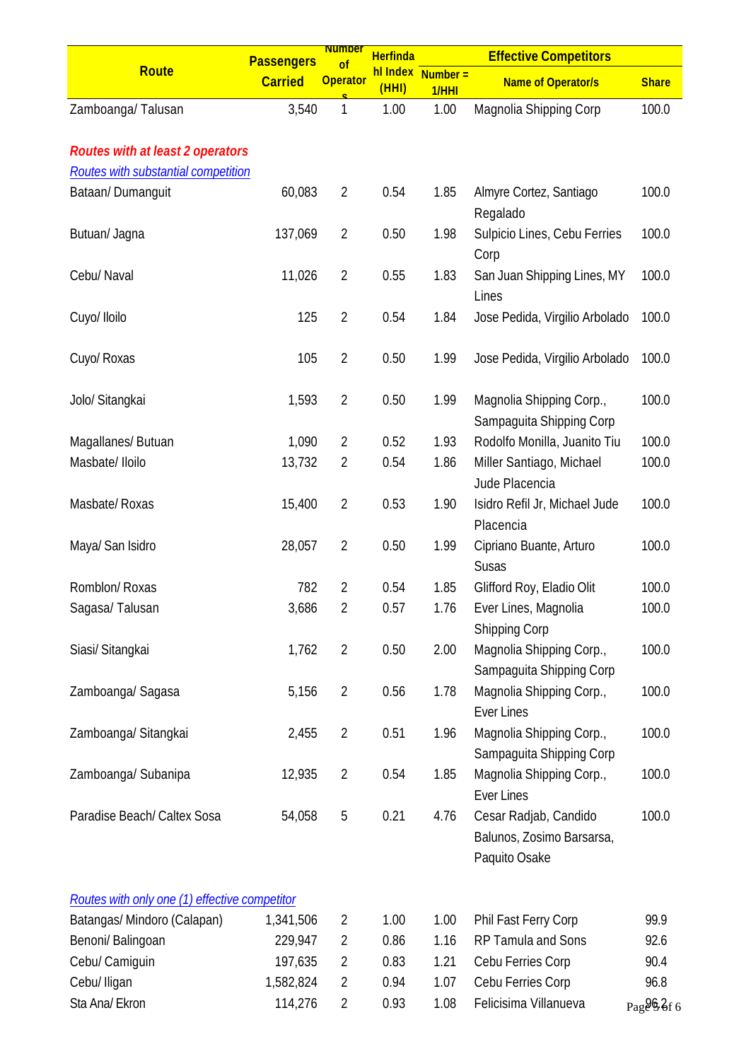| Route | Passengers Carried | Number of Operators | Herfindahl Index (HHI) | Effective Competitors | | |
|---|---|---|---|---|---|---|
| | | | | Number = 1/HHI | Name of Operator/s | Share |
| Zamboanga/ Talusan | 3,540 | 1 | 1.00 | 1.00 | Magnolia Shipping Corp | 100.0 |
| ***Routes with at least 2 operators*** | | | | | | |
| *Routes with substantial competition* | | | | | | |
| Bataan/ Dumanguit | 60,083 | 2 | 0.54 | 1.85 | Almyre Cortez, Santiago Regalado | 100.0 |
| Butuan/ Jagna | 137,069 | 2 | 0.50 | 1.98 | Sulpicio Lines, Cebu Ferries Corp | 100.0 |
| Cebu/ Naval | 11,026 | 2 | 0.55 | 1.83 | San Juan Shipping Lines, MY Lines | 100.0 |
| Cuyo/ Iloilo | 125 | 2 | 0.54 | 1.84 | Jose Pedida, Virgilio Arbolado | 100.0 |
| Cuyo/ Roxas | 105 | 2 | 0.50 | 1.99 | Jose Pedida, Virgilio Arbolado | 100.0 |
| Jolo/ Sitangkai | 1,593 | 2 | 0.50 | 1.99 | Magnolia Shipping Corp., Sampaguita Shipping Corp | 100.0 |
| Magallanes/ Butuan | 1,090 | 2 | 0.52 | 1.93 | Rodolfo Monilla, Juanito Tiu | 100.0 |
| Masbate/ Iloilo | 13,732 | 2 | 0.54 | 1.86 | Miller Santiago, Michael Jude Placencia | 100.0 |
| Masbate/ Roxas | 15,400 | 2 | 0.53 | 1.90 | Isidro Refil Jr, Michael Jude Placencia | 100.0 |
| Maya/ San Isidro | 28,057 | 2 | 0.50 | 1.99 | Cipriano Buante, Arturo Susas | 100.0 |
| Romblon/ Roxas | 782 | 2 | 0.54 | 1.85 | Glifford Roy, Eladio Olit | 100.0 |
| Sagasa/ Talusan | 3,686 | 2 | 0.57 | 1.76 | Ever Lines, Magnolia Shipping Corp | 100.0 |
| Siasi/ Sitangkai | 1,762 | 2 | 0.50 | 2.00 | Magnolia Shipping Corp., Sampaguita Shipping Corp | 100.0 |
| Zamboanga/ Sagasa | 5,156 | 2 | 0.56 | 1.78 | Magnolia Shipping Corp., Ever Lines | 100.0 |
| Zamboanga/ Sitangkai | 2,455 | 2 | 0.51 | 1.96 | Magnolia Shipping Corp., Sampaguita Shipping Corp | 100.0 |
| Zamboanga/ Subanipa | 12,935 | 2 | 0.54 | 1.85 | Magnolia Shipping Corp., Ever Lines | 100.0 |
| Paradise Beach/ Caltex Sosa | 54,058 | 5 | 0.21 | 4.76 | Cesar Radjab, Candido Balunos, Zosimo Barsarsa, Paquito Osake | 100.0 |
| *Routes with only one (1) effective competitor* | | | | | | |
| Batangas/ Mindoro (Calapan) | 1,341,506 | 2 | 1.00 | 1.00 | Phil Fast Ferry Corp | 99.9 |
| Benoni/ Balingoan | 229,947 | 2 | 0.86 | 1.16 | RP Tamula and Sons | 92.6 |
| Cebu/ Camiguin | 197,635 | 2 | 0.83 | 1.21 | Cebu Ferries Corp | 90.4 |
| Cebu/ Iligan | 1,582,824 | 2 | 0.94 | 1.07 | Cebu Ferries Corp | 96.8 |
| Sta Ana/ Ekron | 114,276 | 2 | 0.93 | 1.08 | Felicisima Villanueva | 96.2 |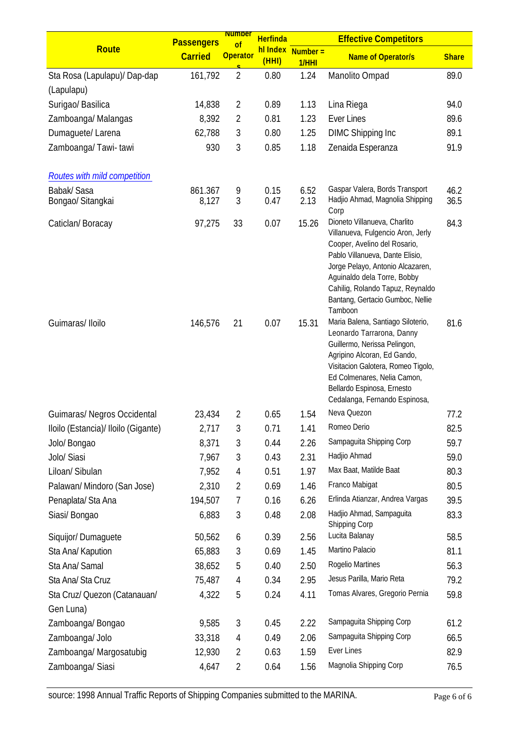| Route | Passengers Carried | Number of Operators | Herfindahl Index (HHI) | Effective Competitors | | |
|---|---|---|---|---|---|---|
| | | | | Number = 1/HHI | Name of Operator/s | Share |
| Sta Rosa (Lapulapu)/ Dap-dap (Lapulapu) | 161,792 | 2 | 0.80 | 1.24 | Manolito Ompad | 89.0 |
| Surigao/ Basilica | 14,838 | 2 | 0.89 | 1.13 | Lina Riega | 94.0 |
| Zamboanga/ Malangas | 8,392 | 2 | 0.81 | 1.23 | Ever Lines | 89.6 |
| Dumaguete/ Larena | 62,788 | 3 | 0.80 | 1.25 | DIMC Shipping Inc | 89.1 |
| Zamboanga/ Tawi- tawi | 930 | 3 | 0.85 | 1.18 | Zenaida Esperanza | 91.9 |
| *Routes with mild competition* | | | | | | |
| Babak/ Sasa | 861.367 | 9 | 0.15 | 6.52 | Gaspar Valera, Bords Transport | 46.2 |
| Bongao/ Sitangkai | 8,127 | 3 | 0.47 | 2.13 | Hadjio Ahmad, Magnolia Shipping Corp | 36.5 |
| Caticlan/ Boracay | 97,275 | 33 | 0.07 | 15.26 | Dioneto Villanueva, Charlito Villanueva, Fulgencio Aron, Jerly Cooper, Avelino del Rosario, Pablo Villanueva, Dante Elisio, Jorge Pelayo, Antonio Alcazaren, Aguinaldo dela Torre, Bobby Cahilig, Rolando Tapuz, Reynaldo Bantang, Gertacio Gumboc, Nellie Tamboon | 84.3 |
| Guimaras/ Iloilo | 146,576 | 21 | 0.07 | 15.31 | Maria Balena, Santiago Siloterio, Leonardo Tarrarona, Danny Guillermo, Nerissa Pelingon, Agripino Alcoran, Ed Gando, Visitacion Galotera, Romeo Tigolo, Ed Colmenares, Nelia Camon, Bellardo Espinosa, Ernesto Cedalanga, Fernando Espinosa, | 81.6 |
| Guimaras/ Negros Occidental | 23,434 | 2 | 0.65 | 1.54 | Neva Quezon | 77.2 |
| Iloilo (Estancia)/ Iloilo (Gigante) | 2,717 | 3 | 0.71 | 1.41 | Romeo Derio | 82.5 |
| Jolo/ Bongao | 8,371 | 3 | 0.44 | 2.26 | Sampaguita Shipping Corp | 59.7 |
| Jolo/ Siasi | 7,967 | 3 | 0.43 | 2.31 | Hadjio Ahmad | 59.0 |
| Liloan/ Sibulan | 7,952 | 4 | 0.51 | 1.97 | Max Baat, Matilde Baat | 80.3 |
| Palawan/ Mindoro (San Jose) | 2,310 | 2 | 0.69 | 1.46 | Franco Mabigat | 80.5 |
| Penaplata/ Sta Ana | 194,507 | 7 | 0.16 | 6.26 | Erlinda Atianzar, Andrea Vargas | 39.5 |
| Siasi/ Bongao | 6,883 | 3 | 0.48 | 2.08 | Hadjio Ahmad, Sampaguita Shipping Corp | 83.3 |
| Siquijor/ Dumaguete | 50,562 | 6 | 0.39 | 2.56 | Lucita Balanay | 58.5 |
| Sta Ana/ Kapution | 65,883 | 3 | 0.69 | 1.45 | Martino Palacio | 81.1 |
| Sta Ana/ Samal | 38,652 | 5 | 0.40 | 2.50 | Rogelio Martines | 56.3 |
| Sta Ana/ Sta Cruz | 75,487 | 4 | 0.34 | 2.95 | Jesus Parilla, Mario Reta | 79.2 |
| Sta Cruz/ Quezon (Catanauan/ Gen Luna) | 4,322 | 5 | 0.24 | 4.11 | Tomas Alvares, Gregorio Pernia | 59.8 |
| Zamboanga/ Bongao | 9,585 | 3 | 0.45 | 2.22 | Sampaguita Shipping Corp | 61.2 |
| Zamboanga/ Jolo | 33,318 | 4 | 0.49 | 2.06 | Sampaguita Shipping Corp | 66.5 |
| Zamboanga/ Margosatubig | 12,930 | 2 | 0.63 | 1.59 | Ever Lines | 82.9 |
| Zamboanga/ Siasi | 4,647 | 2 | 0.64 | 1.56 | Magnolia Shipping Corp | 76.5 |

source: 1998 Annual Traffic Reports of Shipping Companies submitted to the MARINA.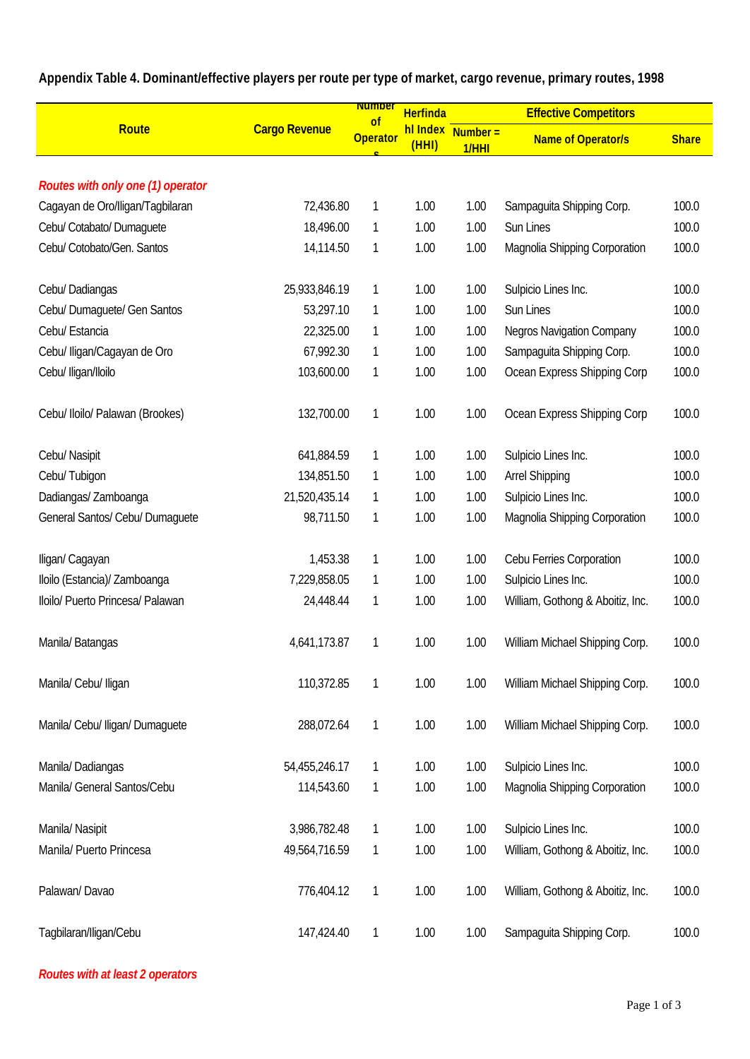**Appendix Table 4. Dominant/effective players per route per type of market, cargo revenue, primary routes, 1998**

| Route | Cargo Revenue | Number of Operators | Herfindahl Index (HHI) | Effective Competitors | | |
|---|---|---|---|---|---|---|
| | | | | Number = 1/HHI | Name of Operator/s | Share |
| ***Routes with only one (1) operator*** | | | | | | |
| Cagayan de Oro/Iligan/Tagbilaran | 72,436.80 | 1 | 1.00 | 1.00 | Sampaguita Shipping Corp. | 100.0 |
| Cebu/ Cotabato/ Dumaguete | 18,496.00 | 1 | 1.00 | 1.00 | Sun Lines | 100.0 |
| Cebu/ Cotobato/Gen. Santos | 14,114.50 | 1 | 1.00 | 1.00 | Magnolia Shipping Corporation | 100.0 |
| Cebu/ Dadiangas | 25,933,846.19 | 1 | 1.00 | 1.00 | Sulpicio Lines Inc. | 100.0 |
| Cebu/ Dumaguete/ Gen Santos | 53,297.10 | 1 | 1.00 | 1.00 | Sun Lines | 100.0 |
| Cebu/ Estancia | 22,325.00 | 1 | 1.00 | 1.00 | Negros Navigation Company | 100.0 |
| Cebu/ Iligan/Cagayan de Oro | 67,992.30 | 1 | 1.00 | 1.00 | Sampaguita Shipping Corp. | 100.0 |
| Cebu/ Iligan/Iloilo | 103,600.00 | 1 | 1.00 | 1.00 | Ocean Express Shipping Corp | 100.0 |
| Cebu/ Iloilo/ Palawan (Brookes) | 132,700.00 | 1 | 1.00 | 1.00 | Ocean Express Shipping Corp | 100.0 |
| Cebu/ Nasipit | 641,884.59 | 1 | 1.00 | 1.00 | Sulpicio Lines Inc. | 100.0 |
| Cebu/ Tubigon | 134,851.50 | 1 | 1.00 | 1.00 | Arrel Shipping | 100.0 |
| Dadiangas/ Zamboanga | 21,520,435.14 | 1 | 1.00 | 1.00 | Sulpicio Lines Inc. | 100.0 |
| General Santos/ Cebu/ Dumaguete | 98,711.50 | 1 | 1.00 | 1.00 | Magnolia Shipping Corporation | 100.0 |
| Iligan/ Cagayan | 1,453.38 | 1 | 1.00 | 1.00 | Cebu Ferries Corporation | 100.0 |
| Iloilo (Estancia)/ Zamboanga | 7,229,858.05 | 1 | 1.00 | 1.00 | Sulpicio Lines Inc. | 100.0 |
| Iloilo/ Puerto Princesa/ Palawan | 24,448.44 | 1 | 1.00 | 1.00 | William, Gothong & Aboitiz, Inc. | 100.0 |
| Manila/ Batangas | 4,641,173.87 | 1 | 1.00 | 1.00 | William Michael Shipping Corp. | 100.0 |
| Manila/ Cebu/ Iligan | 110,372.85 | 1 | 1.00 | 1.00 | William Michael Shipping Corp. | 100.0 |
| Manila/ Cebu/ Iligan/ Dumaguete | 288,072.64 | 1 | 1.00 | 1.00 | William Michael Shipping Corp. | 100.0 |
| Manila/ Dadiangas | 54,455,246.17 | 1 | 1.00 | 1.00 | Sulpicio Lines Inc. | 100.0 |
| Manila/ General Santos/Cebu | 114,543.60 | 1 | 1.00 | 1.00 | Magnolia Shipping Corporation | 100.0 |
| Manila/ Nasipit | 3,986,782.48 | 1 | 1.00 | 1.00 | Sulpicio Lines Inc. | 100.0 |
| Manila/ Puerto Princesa | 49,564,716.59 | 1 | 1.00 | 1.00 | William, Gothong & Aboitiz, Inc. | 100.0 |
| Palawan/ Davao | 776,404.12 | 1 | 1.00 | 1.00 | William, Gothong & Aboitiz, Inc. | 100.0 |
| Tagbilaran/Iligan/Cebu | 147,424.40 | 1 | 1.00 | 1.00 | Sampaguita Shipping Corp. | 100.0 |
| ***Routes with at least 2 operators*** | | | | | | |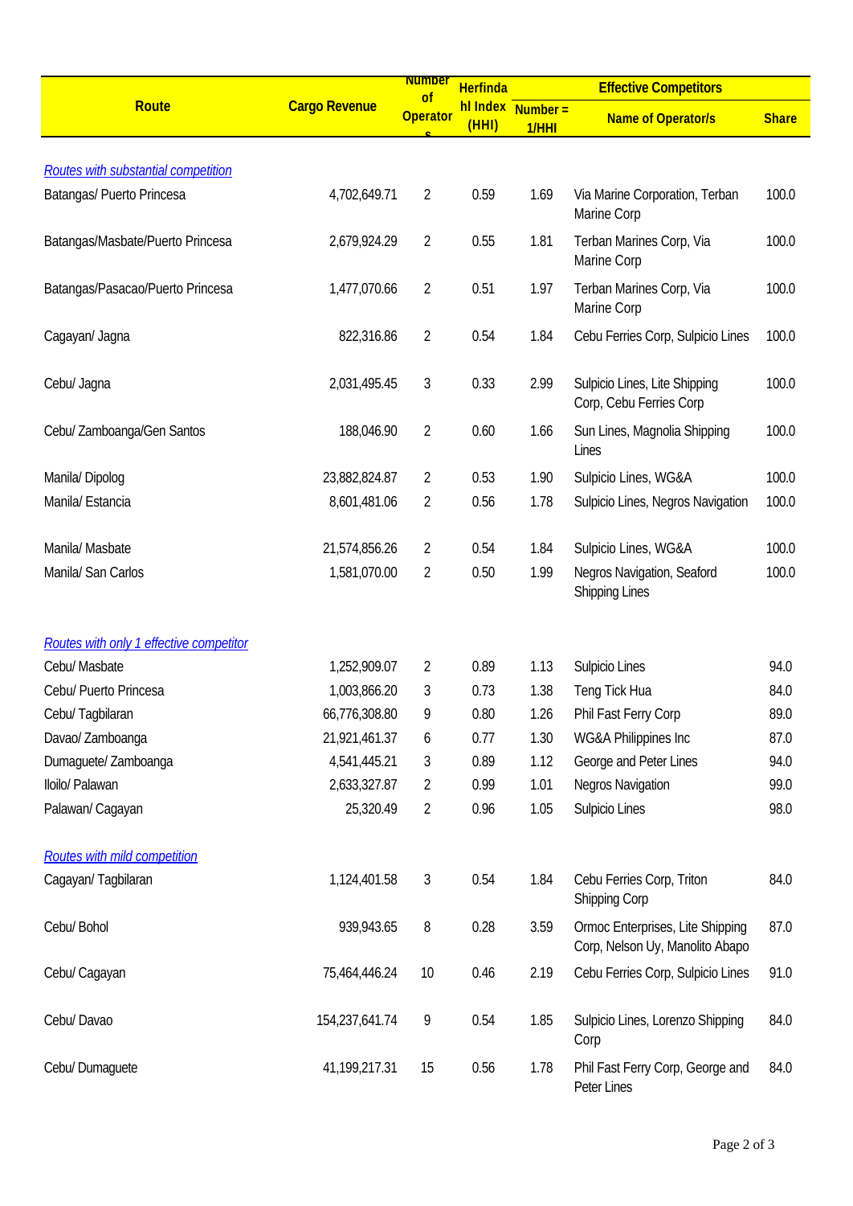| Route | Cargo Revenue | Number of Operators | Herfindahl Index (HHI) | Effective Competitors | | |
|---|---|---|---|---|---|---|
| | | | | Number = 1/HHI | Name of Operator/s | Share |
| *Routes with substantial competition* | | | | | | |
| Batangas/ Puerto Princesa | 4,702,649.71 | 2 | 0.59 | 1.69 | Via Marine Corporation, Terban Marine Corp | 100.0 |
| Batangas/Masbate/Puerto Princesa | 2,679,924.29 | 2 | 0.55 | 1.81 | Terban Marines Corp, Via Marine Corp | 100.0 |
| Batangas/Pasacao/Puerto Princesa | 1,477,070.66 | 2 | 0.51 | 1.97 | Terban Marines Corp, Via Marine Corp | 100.0 |
| Cagayan/ Jagna | 822,316.86 | 2 | 0.54 | 1.84 | Cebu Ferries Corp, Sulpicio Lines | 100.0 |
| Cebu/ Jagna | 2,031,495.45 | 3 | 0.33 | 2.99 | Sulpicio Lines, Lite Shipping Corp, Cebu Ferries Corp | 100.0 |
| Cebu/ Zamboanga/Gen Santos | 188,046.90 | 2 | 0.60 | 1.66 | Sun Lines, Magnolia Shipping Lines | 100.0 |
| Manila/ Dipolog | 23,882,824.87 | 2 | 0.53 | 1.90 | Sulpicio Lines, WG&A | 100.0 |
| Manila/ Estancia | 8,601,481.06 | 2 | 0.56 | 1.78 | Sulpicio Lines, Negros Navigation | 100.0 |
| Manila/ Masbate | 21,574,856.26 | 2 | 0.54 | 1.84 | Sulpicio Lines, WG&A | 100.0 |
| Manila/ San Carlos | 1,581,070.00 | 2 | 0.50 | 1.99 | Negros Navigation, Seaford Shipping Lines | 100.0 |
| *Routes with only 1 effective competitor* | | | | | | |
| Cebu/ Masbate | 1,252,909.07 | 2 | 0.89 | 1.13 | Sulpicio Lines | 94.0 |
| Cebu/ Puerto Princesa | 1,003,866.20 | 3 | 0.73 | 1.38 | Teng Tick Hua | 84.0 |
| Cebu/ Tagbilaran | 66,776,308.80 | 9 | 0.80 | 1.26 | Phil Fast Ferry Corp | 89.0 |
| Davao/ Zamboanga | 21,921,461.37 | 6 | 0.77 | 1.30 | WG&A Philippines Inc | 87.0 |
| Dumaguete/ Zamboanga | 4,541,445.21 | 3 | 0.89 | 1.12 | George and Peter Lines | 94.0 |
| Iloilo/ Palawan | 2,633,327.87 | 2 | 0.99 | 1.01 | Negros Navigation | 99.0 |
| Palawan/ Cagayan | 25,320.49 | 2 | 0.96 | 1.05 | Sulpicio Lines | 98.0 |
| *Routes with mild competition* | | | | | | |
| Cagayan/ Tagbilaran | 1,124,401.58 | 3 | 0.54 | 1.84 | Cebu Ferries Corp, Triton Shipping Corp | 84.0 |
| Cebu/ Bohol | 939,943.65 | 8 | 0.28 | 3.59 | Ormoc Enterprises, Lite Shipping Corp, Nelson Uy, Manolito Abapo | 87.0 |
| Cebu/ Cagayan | 75,464,446.24 | 10 | 0.46 | 2.19 | Cebu Ferries Corp, Sulpicio Lines | 91.0 |
| Cebu/ Davao | 154,237,641.74 | 9 | 0.54 | 1.85 | Sulpicio Lines, Lorenzo Shipping Corp | 84.0 |
| Cebu/ Dumaguete | 41,199,217.31 | 15 | 0.56 | 1.78 | Phil Fast Ferry Corp, George and Peter Lines | 84.0 |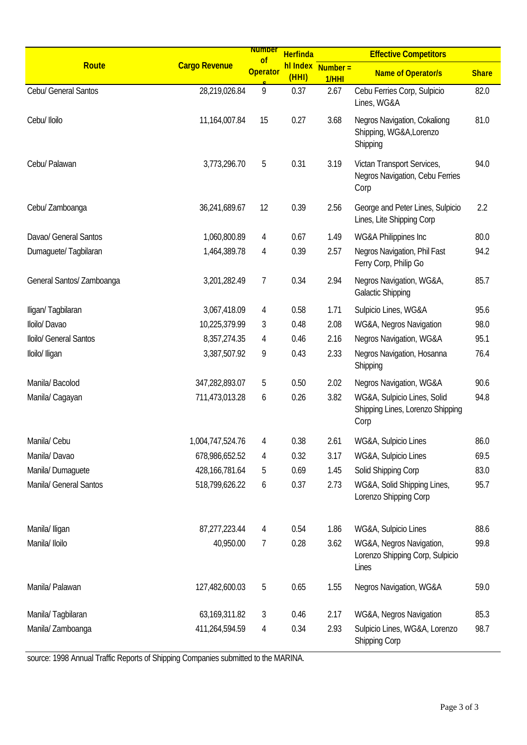| Route | Cargo Revenue | Number of Operators | Herfindahl Index (HHI) | Effective Competitors | | |
|---|---|---|---|---|---|---|
| | | | | Number = 1/HHI | Name of Operator/s | Share |
| Cebu/ General Santos | 28,219,026.84 | 9 | 0.37 | 2.67 | Cebu Ferries Corp, Sulpicio Lines, WG&A | 82.0 |
| Cebu/ Iloilo | 11,164,007.84 | 15 | 0.27 | 3.68 | Negros Navigation, Cokaliong Shipping, WG&A,Lorenzo Shipping | 81.0 |
| Cebu/ Palawan | 3,773,296.70 | 5 | 0.31 | 3.19 | Victan Transport Services, Negros Navigation, Cebu Ferries Corp | 94.0 |
| Cebu/ Zamboanga | 36,241,689.67 | 12 | 0.39 | 2.56 | George and Peter Lines, Sulpicio Lines, Lite Shipping Corp | 2.2 |
| Davao/ General Santos | 1,060,800.89 | 4 | 0.67 | 1.49 | WG&A Philippines Inc | 80.0 |
| Dumaguete/ Tagbilaran | 1,464,389.78 | 4 | 0.39 | 2.57 | Negros Navigation, Phil Fast Ferry Corp, Philip Go | 94.2 |
| General Santos/ Zamboanga | 3,201,282.49 | 7 | 0.34 | 2.94 | Negros Navigation, WG&A, Galactic Shipping | 85.7 |
| Iligan/ Tagbilaran | 3,067,418.09 | 4 | 0.58 | 1.71 | Sulpicio Lines, WG&A | 95.6 |
| Iloilo/ Davao | 10,225,379.99 | 3 | 0.48 | 2.08 | WG&A, Negros Navigation | 98.0 |
| Iloilo/ General Santos | 8,357,274.35 | 4 | 0.46 | 2.16 | Negros Navigation, WG&A | 95.1 |
| Iloilo/ Iligan | 3,387,507.92 | 9 | 0.43 | 2.33 | Negros Navigation, Hosanna Shipping | 76.4 |
| Manila/ Bacolod | 347,282,893.07 | 5 | 0.50 | 2.02 | Negros Navigation, WG&A | 90.6 |
| Manila/ Cagayan | 711,473,013.28 | 6 | 0.26 | 3.82 | WG&A, Sulpicio Lines, Solid Shipping Lines, Lorenzo Shipping Corp | 94.8 |
| Manila/ Cebu | 1,004,747,524.76 | 4 | 0.38 | 2.61 | WG&A, Sulpicio Lines | 86.0 |
| Manila/ Davao | 678,986,652.52 | 4 | 0.32 | 3.17 | WG&A, Sulpicio Lines | 69.5 |
| Manila/ Dumaguete | 428,166,781.64 | 5 | 0.69 | 1.45 | Solid Shipping Corp | 83.0 |
| Manila/ General Santos | 518,799,626.22 | 6 | 0.37 | 2.73 | WG&A, Solid Shipping Lines, Lorenzo Shipping Corp | 95.7 |
| Manila/ Iligan | 87,277,223.44 | 4 | 0.54 | 1.86 | WG&A, Sulpicio Lines | 88.6 |
| Manila/ Iloilo | 40,950.00 | 7 | 0.28 | 3.62 | WG&A, Negros Navigation, Lorenzo Shipping Corp, Sulpicio Lines | 99.8 |
| Manila/ Palawan | 127,482,600.03 | 5 | 0.65 | 1.55 | Negros Navigation, WG&A | 59.0 |
| Manila/ Tagbilaran | 63,169,311.82 | 3 | 0.46 | 2.17 | WG&A, Negros Navigation | 85.3 |
| Manila/ Zamboanga | 411,264,594.59 | 4 | 0.34 | 2.93 | Sulpicio Lines, WG&A, Lorenzo Shipping Corp | 98.7 |

source: 1998 Annual Traffic Reports of Shipping Companies submitted to the MARINA.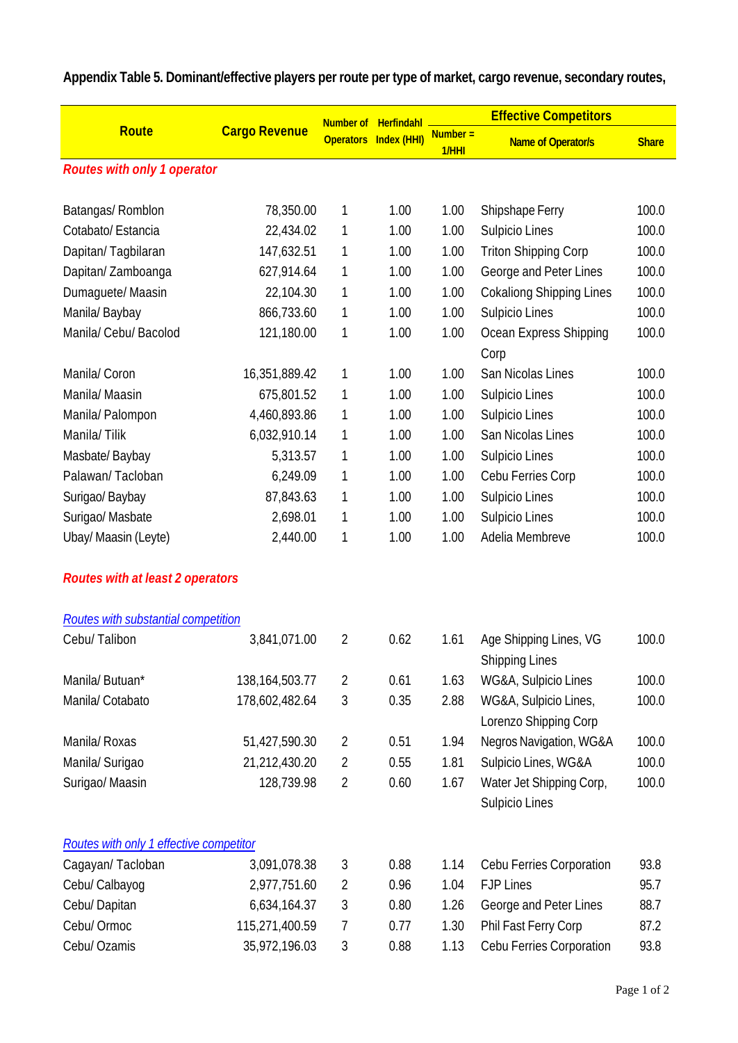**Appendix Table 5. Dominant/effective players per route per type of market, cargo revenue, secondary routes,**

| Route | Cargo Revenue | Number of Operators | Herfindahl Index (HHI) | Effective Competitors | | |
|---|---|---|---|---|---|---|
| | | | | Number = 1/HHI | Name of Operator/s | Share |
| ***Routes with only 1 operator*** | | | | | | |
| Batangas/ Romblon | 78,350.00 | 1 | 1.00 | 1.00 | Shipshape Ferry | 100.0 |
| Cotabato/ Estancia | 22,434.02 | 1 | 1.00 | 1.00 | Sulpicio Lines | 100.0 |
| Dapitan/ Tagbilaran | 147,632.51 | 1 | 1.00 | 1.00 | Triton Shipping Corp | 100.0 |
| Dapitan/ Zamboanga | 627,914.64 | 1 | 1.00 | 1.00 | George and Peter Lines | 100.0 |
| Dumaguete/ Maasin | 22,104.30 | 1 | 1.00 | 1.00 | Cokaliong Shipping Lines | 100.0 |
| Manila/ Baybay | 866,733.60 | 1 | 1.00 | 1.00 | Sulpicio Lines | 100.0 |
| Manila/ Cebu/ Bacolod | 121,180.00 | 1 | 1.00 | 1.00 | Ocean Express Shipping Corp | 100.0 |
| Manila/ Coron | 16,351,889.42 | 1 | 1.00 | 1.00 | San Nicolas Lines | 100.0 |
| Manila/ Maasin | 675,801.52 | 1 | 1.00 | 1.00 | Sulpicio Lines | 100.0 |
| Manila/ Palompon | 4,460,893.86 | 1 | 1.00 | 1.00 | Sulpicio Lines | 100.0 |
| Manila/ Tilik | 6,032,910.14 | 1 | 1.00 | 1.00 | San Nicolas Lines | 100.0 |
| Masbate/ Baybay | 5,313.57 | 1 | 1.00 | 1.00 | Sulpicio Lines | 100.0 |
| Palawan/ Tacloban | 6,249.09 | 1 | 1.00 | 1.00 | Cebu Ferries Corp | 100.0 |
| Surigao/ Baybay | 87,843.63 | 1 | 1.00 | 1.00 | Sulpicio Lines | 100.0 |
| Surigao/ Masbate | 2,698.01 | 1 | 1.00 | 1.00 | Sulpicio Lines | 100.0 |
| Ubay/ Maasin (Leyte) | 2,440.00 | 1 | 1.00 | 1.00 | Adelia Membreve | 100.0 |
| ***Routes with at least 2 operators*** | | | | | | |
| *Routes with substantial competition* | | | | | | |
| Cebu/ Talibon | 3,841,071.00 | 2 | 0.62 | 1.61 | Age Shipping Lines, VG Shipping Lines | 100.0 |
| Manila/ Butuan* | 138,164,503.77 | 2 | 0.61 | 1.63 | WG&A, Sulpicio Lines | 100.0 |
| Manila/ Cotabato | 178,602,482.64 | 3 | 0.35 | 2.88 | WG&A, Sulpicio Lines, Lorenzo Shipping Corp | 100.0 |
| Manila/ Roxas | 51,427,590.30 | 2 | 0.51 | 1.94 | Negros Navigation, WG&A | 100.0 |
| Manila/ Surigao | 21,212,430.20 | 2 | 0.55 | 1.81 | Sulpicio Lines, WG&A | 100.0 |
| Surigao/ Maasin | 128,739.98 | 2 | 0.60 | 1.67 | Water Jet Shipping Corp, Sulpicio Lines | 100.0 |
| *Routes with only 1 effective competitor* | | | | | | |
| Cagayan/ Tacloban | 3,091,078.38 | 3 | 0.88 | 1.14 | Cebu Ferries Corporation | 93.8 |
| Cebu/ Calbayog | 2,977,751.60 | 2 | 0.96 | 1.04 | FJP Lines | 95.7 |
| Cebu/ Dapitan | 6,634,164.37 | 3 | 0.80 | 1.26 | George and Peter Lines | 88.7 |
| Cebu/ Ormoc | 115,271,400.59 | 7 | 0.77 | 1.30 | Phil Fast Ferry Corp | 87.2 |
| Cebu/ Ozamis | 35,972,196.03 | 3 | 0.88 | 1.13 | Cebu Ferries Corporation | 93.8 |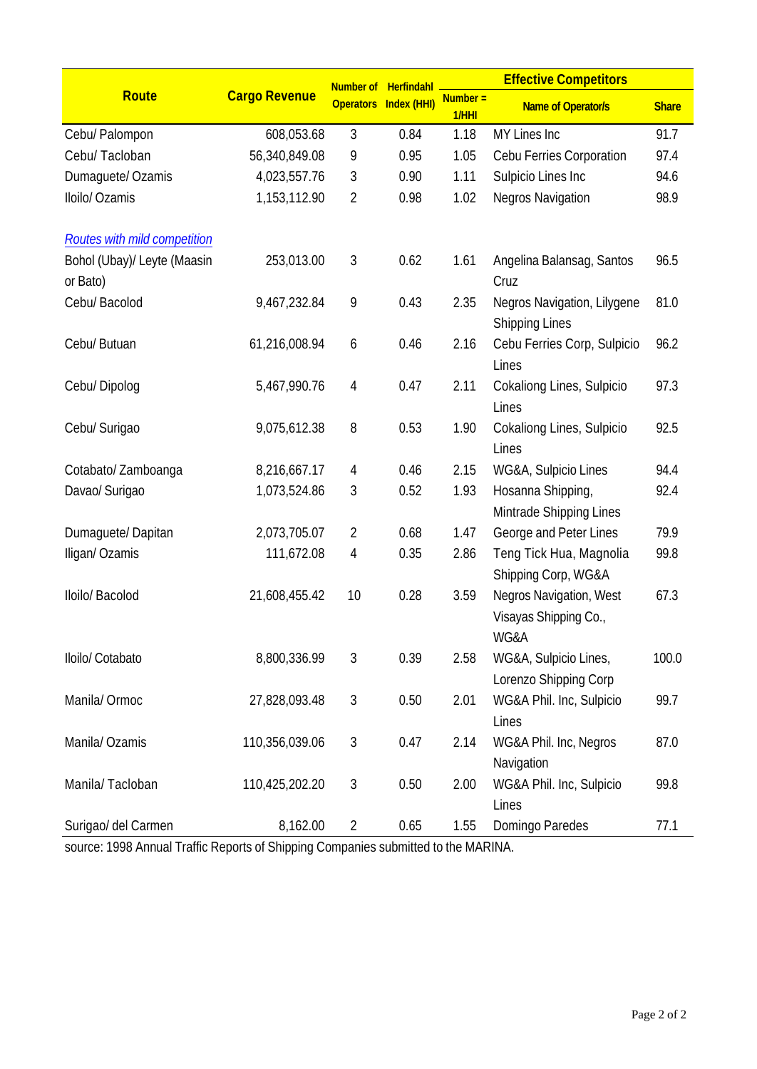| Route | Cargo Revenue | Number of Operators | Herfindahl Index (HHI) | Effective Competitors | | |
|---|---|---|---|---|---|---|
| | | | | Number = 1/HHI | Name of Operator/s | Share |
| Cebu/ Palompon | 608,053.68 | 3 | 0.84 | 1.18 | MY Lines Inc | 91.7 |
| Cebu/ Tacloban | 56,340,849.08 | 9 | 0.95 | 1.05 | Cebu Ferries Corporation | 97.4 |
| Dumaguete/ Ozamis | 4,023,557.76 | 3 | 0.90 | 1.11 | Sulpicio Lines Inc | 94.6 |
| Iloilo/ Ozamis | 1,153,112.90 | 2 | 0.98 | 1.02 | Negros Navigation | 98.9 |
| *Routes with mild competition* | | | | | | |
| Bohol (Ubay)/ Leyte (Maasin or Bato) | 253,013.00 | 3 | 0.62 | 1.61 | Angelina Balansag, Santos Cruz | 96.5 |
| Cebu/ Bacolod | 9,467,232.84 | 9 | 0.43 | 2.35 | Negros Navigation, Lilygene Shipping Lines | 81.0 |
| Cebu/ Butuan | 61,216,008.94 | 6 | 0.46 | 2.16 | Cebu Ferries Corp, Sulpicio Lines | 96.2 |
| Cebu/ Dipolog | 5,467,990.76 | 4 | 0.47 | 2.11 | Cokaliong Lines, Sulpicio Lines | 97.3 |
| Cebu/ Surigao | 9,075,612.38 | 8 | 0.53 | 1.90 | Cokaliong Lines, Sulpicio Lines | 92.5 |
| Cotabato/ Zamboanga | 8,216,667.17 | 4 | 0.46 | 2.15 | WG&A, Sulpicio Lines | 94.4 |
| Davao/ Surigao | 1,073,524.86 | 3 | 0.52 | 1.93 | Hosanna Shipping, Mintrade Shipping Lines | 92.4 |
| Dumaguete/ Dapitan | 2,073,705.07 | 2 | 0.68 | 1.47 | George and Peter Lines | 79.9 |
| Iligan/ Ozamis | 111,672.08 | 4 | 0.35 | 2.86 | Teng Tick Hua, Magnolia Shipping Corp, WG&A | 99.8 |
| Iloilo/ Bacolod | 21,608,455.42 | 10 | 0.28 | 3.59 | Negros Navigation, West Visayas Shipping Co., WG&A | 67.3 |
| Iloilo/ Cotabato | 8,800,336.99 | 3 | 0.39 | 2.58 | WG&A, Sulpicio Lines, Lorenzo Shipping Corp | 100.0 |
| Manila/ Ormoc | 27,828,093.48 | 3 | 0.50 | 2.01 | WG&A Phil. Inc, Sulpicio Lines | 99.7 |
| Manila/ Ozamis | 110,356,039.06 | 3 | 0.47 | 2.14 | WG&A Phil. Inc, Negros Navigation | 87.0 |
| Manila/ Tacloban | 110,425,202.20 | 3 | 0.50 | 2.00 | WG&A Phil. Inc, Sulpicio Lines | 99.8 |
| Surigao/ del Carmen | 8,162.00 | 2 | 0.65 | 1.55 | Domingo Paredes | 77.1 |

source: 1998 Annual Traffic Reports of Shipping Companies submitted to the MARINA.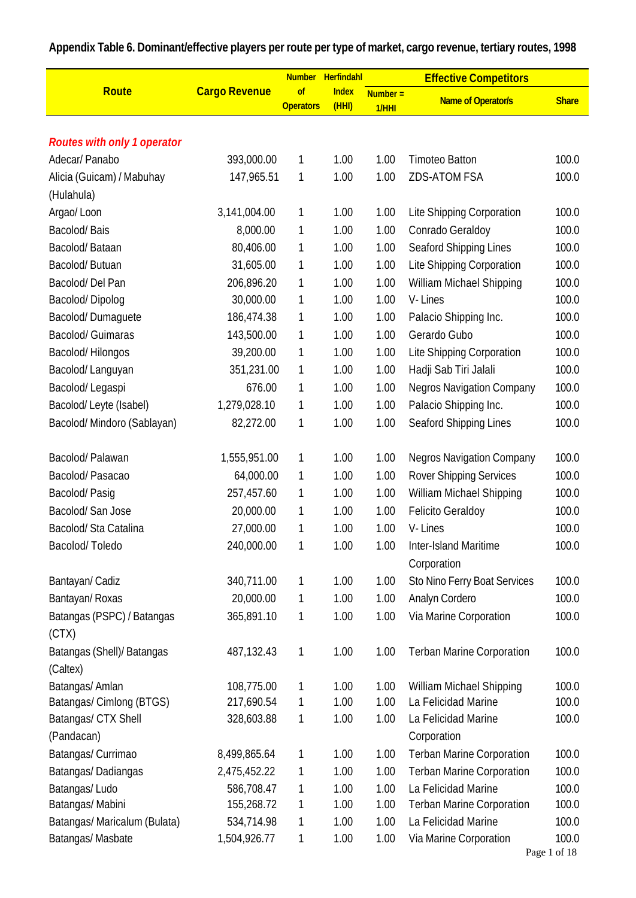**Appendix Table 6. Dominant/effective players per route per type of market, cargo revenue, tertiary routes, 1998**

| Route | Cargo Revenue | Number of Operators | Herfindahl Index (HHI) | Effective Competitors | | |
|---|---|---|---|---|---|---|
| | | | | Number = 1/HHI | Name of Operator/s | Share |
| ***Routes with only 1 operator*** | | | | | | |
| Adecar/ Panabo | 393,000.00 | 1 | 1.00 | 1.00 | Timoteo Batton | 100.0 |
| Alicia (Guicam) / Mabuhay (Hulahula) | 147,965.51 | 1 | 1.00 | 1.00 | ZDS-ATOM FSA | 100.0 |
| Argao/ Loon | 3,141,004.00 | 1 | 1.00 | 1.00 | Lite Shipping Corporation | 100.0 |
| Bacolod/ Bais | 8,000.00 | 1 | 1.00 | 1.00 | Conrado Geraldoy | 100.0 |
| Bacolod/ Bataan | 80,406.00 | 1 | 1.00 | 1.00 | Seaford Shipping Lines | 100.0 |
| Bacolod/ Butuan | 31,605.00 | 1 | 1.00 | 1.00 | Lite Shipping Corporation | 100.0 |
| Bacolod/ Del Pan | 206,896.20 | 1 | 1.00 | 1.00 | William Michael Shipping | 100.0 |
| Bacolod/ Dipolog | 30,000.00 | 1 | 1.00 | 1.00 | V- Lines | 100.0 |
| Bacolod/ Dumaguete | 186,474.38 | 1 | 1.00 | 1.00 | Palacio Shipping Inc. | 100.0 |
| Bacolod/ Guimaras | 143,500.00 | 1 | 1.00 | 1.00 | Gerardo Gubo | 100.0 |
| Bacolod/ Hilongos | 39,200.00 | 1 | 1.00 | 1.00 | Lite Shipping Corporation | 100.0 |
| Bacolod/ Languyan | 351,231.00 | 1 | 1.00 | 1.00 | Hadji Sab Tiri Jalali | 100.0 |
| Bacolod/ Legaspi | 676.00 | 1 | 1.00 | 1.00 | Negros Navigation Company | 100.0 |
| Bacolod/ Leyte (Isabel) | 1,279,028.10 | 1 | 1.00 | 1.00 | Palacio Shipping Inc. | 100.0 |
| Bacolod/ Mindoro (Sablayan) | 82,272.00 | 1 | 1.00 | 1.00 | Seaford Shipping Lines | 100.0 |
| Bacolod/ Palawan | 1,555,951.00 | 1 | 1.00 | 1.00 | Negros Navigation Company | 100.0 |
| Bacolod/ Pasacao | 64,000.00 | 1 | 1.00 | 1.00 | Rover Shipping Services | 100.0 |
| Bacolod/ Pasig | 257,457.60 | 1 | 1.00 | 1.00 | William Michael Shipping | 100.0 |
| Bacolod/ San Jose | 20,000.00 | 1 | 1.00 | 1.00 | Felicito Geraldoy | 100.0 |
| Bacolod/ Sta Catalina | 27,000.00 | 1 | 1.00 | 1.00 | V- Lines | 100.0 |
| Bacolod/ Toledo | 240,000.00 | 1 | 1.00 | 1.00 | Inter-Island Maritime Corporation | 100.0 |
| Bantayan/ Cadiz | 340,711.00 | 1 | 1.00 | 1.00 | Sto Nino Ferry Boat Services | 100.0 |
| Bantayan/ Roxas | 20,000.00 | 1 | 1.00 | 1.00 | Analyn Cordero | 100.0 |
| Batangas (PSPC) / Batangas (CTX) | 365,891.10 | 1 | 1.00 | 1.00 | Via Marine Corporation | 100.0 |
| Batangas (Shell)/ Batangas (Caltex) | 487,132.43 | 1 | 1.00 | 1.00 | Terban Marine Corporation | 100.0 |
| Batangas/ Amlan | 108,775.00 | 1 | 1.00 | 1.00 | William Michael Shipping | 100.0 |
| Batangas/ Cimlong (BTGS) | 217,690.54 | 1 | 1.00 | 1.00 | La Felicidad Marine | 100.0 |
| Batangas/ CTX Shell (Pandacan) | 328,603.88 | 1 | 1.00 | 1.00 | La Felicidad Marine Corporation | 100.0 |
| Batangas/ Currimao | 8,499,865.64 | 1 | 1.00 | 1.00 | Terban Marine Corporation | 100.0 |
| Batangas/ Dadiangas | 2,475,452.22 | 1 | 1.00 | 1.00 | Terban Marine Corporation | 100.0 |
| Batangas/ Ludo | 586,708.47 | 1 | 1.00 | 1.00 | La Felicidad Marine | 100.0 |
| Batangas/ Mabini | 155,268.72 | 1 | 1.00 | 1.00 | Terban Marine Corporation | 100.0 |
| Batangas/ Maricalum (Bulata) | 534,714.98 | 1 | 1.00 | 1.00 | La Felicidad Marine | 100.0 |
| Batangas/ Masbate | 1,504,926.77 | 1 | 1.00 | 1.00 | Via Marine Corporation | 100.0 |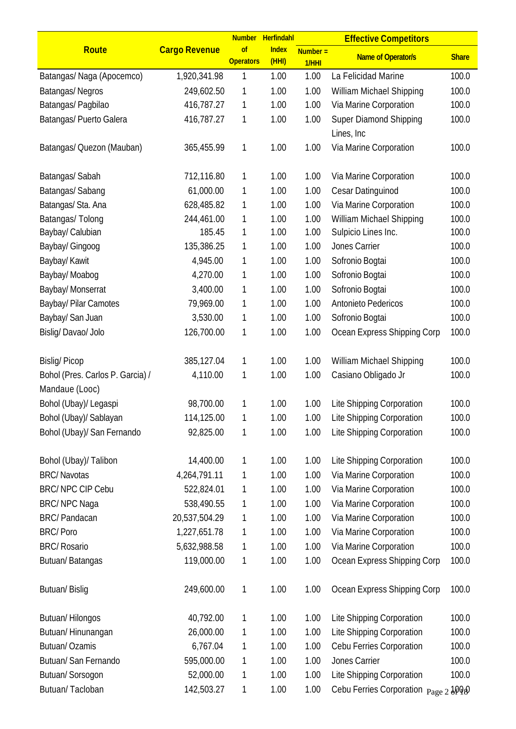| Route | Cargo Revenue | Number of Operators | Herfindahl Index (HHI) | Effective Competitors | | |
|---|---|---|---|---|---|---|
| | | | | Number = 1/HHI | Name of Operator/s | Share |
| Batangas/ Naga (Apocemco) | 1,920,341.98 | 1 | 1.00 | 1.00 | La Felicidad Marine | 100.0 |
| Batangas/ Negros | 249,602.50 | 1 | 1.00 | 1.00 | William Michael Shipping | 100.0 |
| Batangas/ Pagbilao | 416,787.27 | 1 | 1.00 | 1.00 | Via Marine Corporation | 100.0 |
| Batangas/ Puerto Galera | 416,787.27 | 1 | 1.00 | 1.00 | Super Diamond Shipping Lines, Inc | 100.0 |
| Batangas/ Quezon (Mauban) | 365,455.99 | 1 | 1.00 | 1.00 | Via Marine Corporation | 100.0 |
| Batangas/ Sabah | 712,116.80 | 1 | 1.00 | 1.00 | Via Marine Corporation | 100.0 |
| Batangas/ Sabang | 61,000.00 | 1 | 1.00 | 1.00 | Cesar Datinguinod | 100.0 |
| Batangas/ Sta. Ana | 628,485.82 | 1 | 1.00 | 1.00 | Via Marine Corporation | 100.0 |
| Batangas/ Tolong | 244,461.00 | 1 | 1.00 | 1.00 | William Michael Shipping | 100.0 |
| Baybay/ Calubian | 185.45 | 1 | 1.00 | 1.00 | Sulpicio Lines Inc. | 100.0 |
| Baybay/ Gingoog | 135,386.25 | 1 | 1.00 | 1.00 | Jones Carrier | 100.0 |
| Baybay/ Kawit | 4,945.00 | 1 | 1.00 | 1.00 | Sofronio Bogtai | 100.0 |
| Baybay/ Moabog | 4,270.00 | 1 | 1.00 | 1.00 | Sofronio Bogtai | 100.0 |
| Baybay/ Monserrat | 3,400.00 | 1 | 1.00 | 1.00 | Sofronio Bogtai | 100.0 |
| Baybay/ Pilar Camotes | 79,969.00 | 1 | 1.00 | 1.00 | Antonieto Pedericos | 100.0 |
| Baybay/ San Juan | 3,530.00 | 1 | 1.00 | 1.00 | Sofronio Bogtai | 100.0 |
| Bislig/ Davao/ Jolo | 126,700.00 | 1 | 1.00 | 1.00 | Ocean Express Shipping Corp | 100.0 |
| Bislig/ Picop | 385,127.04 | 1 | 1.00 | 1.00 | William Michael Shipping | 100.0 |
| Bohol (Pres. Carlos P. Garcia) / Mandaue (Looc) | 4,110.00 | 1 | 1.00 | 1.00 | Casiano Obligado Jr | 100.0 |
| Bohol (Ubay)/ Legaspi | 98,700.00 | 1 | 1.00 | 1.00 | Lite Shipping Corporation | 100.0 |
| Bohol (Ubay)/ Sablayan | 114,125.00 | 1 | 1.00 | 1.00 | Lite Shipping Corporation | 100.0 |
| Bohol (Ubay)/ San Fernando | 92,825.00 | 1 | 1.00 | 1.00 | Lite Shipping Corporation | 100.0 |
| Bohol (Ubay)/ Talibon | 14,400.00 | 1 | 1.00 | 1.00 | Lite Shipping Corporation | 100.0 |
| BRC/ Navotas | 4,264,791.11 | 1 | 1.00 | 1.00 | Via Marine Corporation | 100.0 |
| BRC/ NPC CIP Cebu | 522,824.01 | 1 | 1.00 | 1.00 | Via Marine Corporation | 100.0 |
| BRC/ NPC Naga | 538,490.55 | 1 | 1.00 | 1.00 | Via Marine Corporation | 100.0 |
| BRC/ Pandacan | 20,537,504.29 | 1 | 1.00 | 1.00 | Via Marine Corporation | 100.0 |
| BRC/ Poro | 1,227,651.78 | 1 | 1.00 | 1.00 | Via Marine Corporation | 100.0 |
| BRC/ Rosario | 5,632,988.58 | 1 | 1.00 | 1.00 | Via Marine Corporation | 100.0 |
| Butuan/ Batangas | 119,000.00 | 1 | 1.00 | 1.00 | Ocean Express Shipping Corp | 100.0 |
| Butuan/ Bislig | 249,600.00 | 1 | 1.00 | 1.00 | Ocean Express Shipping Corp | 100.0 |
| Butuan/ Hilongos | 40,792.00 | 1 | 1.00 | 1.00 | Lite Shipping Corporation | 100.0 |
| Butuan/ Hinunangan | 26,000.00 | 1 | 1.00 | 1.00 | Lite Shipping Corporation | 100.0 |
| Butuan/ Ozamis | 6,767.04 | 1 | 1.00 | 1.00 | Cebu Ferries Corporation | 100.0 |
| Butuan/ San Fernando | 595,000.00 | 1 | 1.00 | 1.00 | Jones Carrier | 100.0 |
| Butuan/ Sorsogon | 52,000.00 | 1 | 1.00 | 1.00 | Lite Shipping Corporation | 100.0 |
| Butuan/ Tacloban | 142,503.27 | 1 | 1.00 | 1.00 | Cebu Ferries Corporation | 100.0 |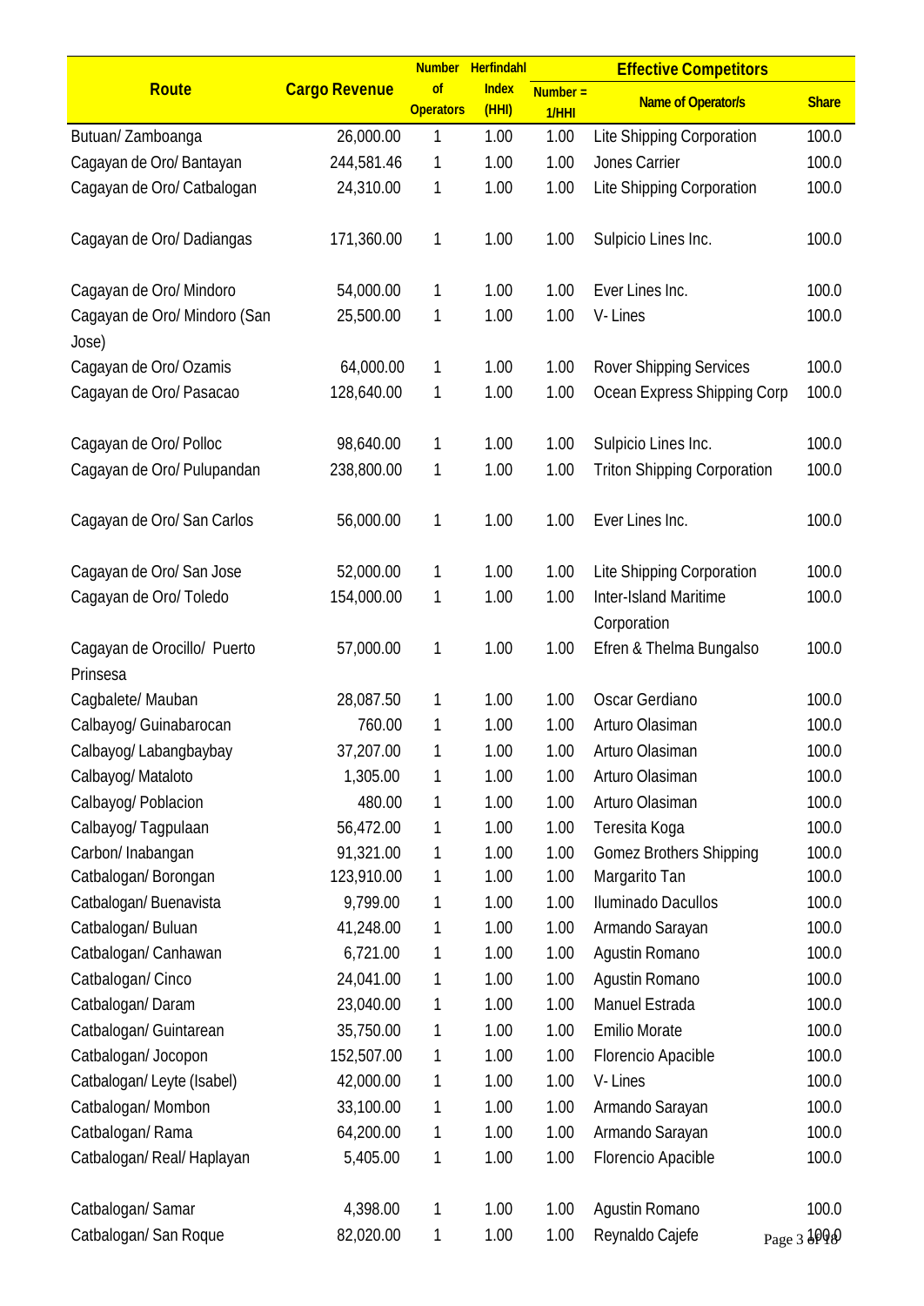| Route | Cargo Revenue | Number of Operators | Herfindahl Index (HHI) | Effective Competitors | | |
|---|---|---|---|---|---|---|
| | | | | Number = 1/HHI | Name of Operator/s | Share |
| Butuan/ Zamboanga | 26,000.00 | 1 | 1.00 | 1.00 | Lite Shipping Corporation | 100.0 |
| Cagayan de Oro/ Bantayan | 244,581.46 | 1 | 1.00 | 1.00 | Jones Carrier | 100.0 |
| Cagayan de Oro/ Catbalogan | 24,310.00 | 1 | 1.00 | 1.00 | Lite Shipping Corporation | 100.0 |
| Cagayan de Oro/ Dadiangas | 171,360.00 | 1 | 1.00 | 1.00 | Sulpicio Lines Inc. | 100.0 |
| Cagayan de Oro/ Mindoro | 54,000.00 | 1 | 1.00 | 1.00 | Ever Lines Inc. | 100.0 |
| Cagayan de Oro/ Mindoro (San Jose) | 25,500.00 | 1 | 1.00 | 1.00 | V- Lines | 100.0 |
| Cagayan de Oro/ Ozamis | 64,000.00 | 1 | 1.00 | 1.00 | Rover Shipping Services | 100.0 |
| Cagayan de Oro/ Pasacao | 128,640.00 | 1 | 1.00 | 1.00 | Ocean Express Shipping Corp | 100.0 |
| Cagayan de Oro/ Polloc | 98,640.00 | 1 | 1.00 | 1.00 | Sulpicio Lines Inc. | 100.0 |
| Cagayan de Oro/ Pulupandan | 238,800.00 | 1 | 1.00 | 1.00 | Triton Shipping Corporation | 100.0 |
| Cagayan de Oro/ San Carlos | 56,000.00 | 1 | 1.00 | 1.00 | Ever Lines Inc. | 100.0 |
| Cagayan de Oro/ San Jose | 52,000.00 | 1 | 1.00 | 1.00 | Lite Shipping Corporation | 100.0 |
| Cagayan de Oro/ Toledo | 154,000.00 | 1 | 1.00 | 1.00 | Inter-Island Maritime Corporation | 100.0 |
| Cagayan de Orocillo/ Puerto Prinsesa | 57,000.00 | 1 | 1.00 | 1.00 | Efren & Thelma Bungalso | 100.0 |
| Cagbalete/ Mauban | 28,087.50 | 1 | 1.00 | 1.00 | Oscar Gerdiano | 100.0 |
| Calbayog/ Guinabarocan | 760.00 | 1 | 1.00 | 1.00 | Arturo Olasiman | 100.0 |
| Calbayog/ Labangbaybay | 37,207.00 | 1 | 1.00 | 1.00 | Arturo Olasiman | 100.0 |
| Calbayog/ Mataloto | 1,305.00 | 1 | 1.00 | 1.00 | Arturo Olasiman | 100.0 |
| Calbayog/ Poblacion | 480.00 | 1 | 1.00 | 1.00 | Arturo Olasiman | 100.0 |
| Calbayog/ Tagpulaan | 56,472.00 | 1 | 1.00 | 1.00 | Teresita Koga | 100.0 |
| Carbon/ Inabangan | 91,321.00 | 1 | 1.00 | 1.00 | Gomez Brothers Shipping | 100.0 |
| Catbalogan/ Borongan | 123,910.00 | 1 | 1.00 | 1.00 | Margarito Tan | 100.0 |
| Catbalogan/ Buenavista | 9,799.00 | 1 | 1.00 | 1.00 | Iluminado Dacullos | 100.0 |
| Catbalogan/ Buluan | 41,248.00 | 1 | 1.00 | 1.00 | Armando Sarayan | 100.0 |
| Catbalogan/ Canhawan | 6,721.00 | 1 | 1.00 | 1.00 | Agustin Romano | 100.0 |
| Catbalogan/ Cinco | 24,041.00 | 1 | 1.00 | 1.00 | Agustin Romano | 100.0 |
| Catbalogan/ Daram | 23,040.00 | 1 | 1.00 | 1.00 | Manuel Estrada | 100.0 |
| Catbalogan/ Guintarean | 35,750.00 | 1 | 1.00 | 1.00 | Emilio Morate | 100.0 |
| Catbalogan/ Jocopon | 152,507.00 | 1 | 1.00 | 1.00 | Florencio Apacible | 100.0 |
| Catbalogan/ Leyte (Isabel) | 42,000.00 | 1 | 1.00 | 1.00 | V- Lines | 100.0 |
| Catbalogan/ Mombon | 33,100.00 | 1 | 1.00 | 1.00 | Armando Sarayan | 100.0 |
| Catbalogan/ Rama | 64,200.00 | 1 | 1.00 | 1.00 | Armando Sarayan | 100.0 |
| Catbalogan/ Real/ Haplayan | 5,405.00 | 1 | 1.00 | 1.00 | Florencio Apacible | 100.0 |
| Catbalogan/ Samar | 4,398.00 | 1 | 1.00 | 1.00 | Agustin Romano | 100.0 |
| Catbalogan/ San Roque | 82,020.00 | 1 | 1.00 | 1.00 | Reynaldo Cajefe | 100.0 |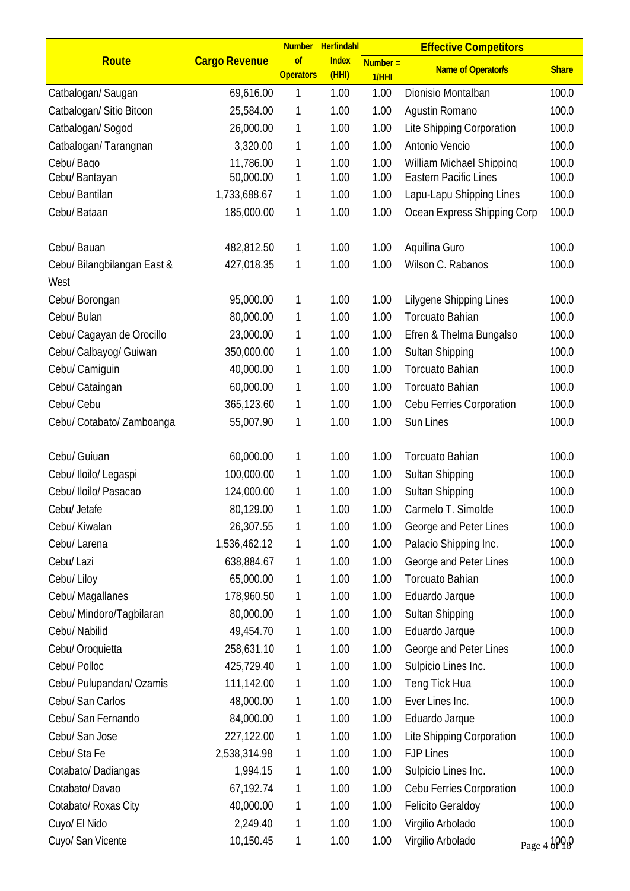| Route | Cargo Revenue | Number of Operators | Herfindahl Index (HHI) | Effective Competitors | | |
|---|---|---|---|---|---|---|
| | | | | Number = 1/HHI | Name of Operator/s | Share |
| Catbalogan/ Saugan | 69,616.00 | 1 | 1.00 | 1.00 | Dionisio Montalban | 100.0 |
| Catbalogan/ Sitio Bitoon | 25,584.00 | 1 | 1.00 | 1.00 | Agustin Romano | 100.0 |
| Catbalogan/ Sogod | 26,000.00 | 1 | 1.00 | 1.00 | Lite Shipping Corporation | 100.0 |
| Catbalogan/ Tarangnan | 3,320.00 | 1 | 1.00 | 1.00 | Antonio Vencio | 100.0 |
| Cebu/ Bago | 11,786.00 | 1 | 1.00 | 1.00 | William Michael Shipping | 100.0 |
| Cebu/ Bantayan | 50,000.00 | 1 | 1.00 | 1.00 | Eastern Pacific Lines | 100.0 |
| Cebu/ Bantilan | 1,733,688.67 | 1 | 1.00 | 1.00 | Lapu-Lapu Shipping Lines | 100.0 |
| Cebu/ Bataan | 185,000.00 | 1 | 1.00 | 1.00 | Ocean Express Shipping Corp | 100.0 |
| Cebu/ Bauan | 482,812.50 | 1 | 1.00 | 1.00 | Aquilina Guro | 100.0 |
| Cebu/ Bilangbilangan East & West | 427,018.35 | 1 | 1.00 | 1.00 | Wilson C. Rabanos | 100.0 |
| Cebu/ Borongan | 95,000.00 | 1 | 1.00 | 1.00 | Lilygene Shipping Lines | 100.0 |
| Cebu/ Bulan | 80,000.00 | 1 | 1.00 | 1.00 | Torcuato Bahian | 100.0 |
| Cebu/ Cagayan de Orocillo | 23,000.00 | 1 | 1.00 | 1.00 | Efren & Thelma Bungalso | 100.0 |
| Cebu/ Calbayog/ Guiwan | 350,000.00 | 1 | 1.00 | 1.00 | Sultan Shipping | 100.0 |
| Cebu/ Camiguin | 40,000.00 | 1 | 1.00 | 1.00 | Torcuato Bahian | 100.0 |
| Cebu/ Cataingan | 60,000.00 | 1 | 1.00 | 1.00 | Torcuato Bahian | 100.0 |
| Cebu/ Cebu | 365,123.60 | 1 | 1.00 | 1.00 | Cebu Ferries Corporation | 100.0 |
| Cebu/ Cotabato/ Zamboanga | 55,007.90 | 1 | 1.00 | 1.00 | Sun Lines | 100.0 |
| Cebu/ Guiuan | 60,000.00 | 1 | 1.00 | 1.00 | Torcuato Bahian | 100.0 |
| Cebu/ Iloilo/ Legaspi | 100,000.00 | 1 | 1.00 | 1.00 | Sultan Shipping | 100.0 |
| Cebu/ Iloilo/ Pasacao | 124,000.00 | 1 | 1.00 | 1.00 | Sultan Shipping | 100.0 |
| Cebu/ Jetafe | 80,129.00 | 1 | 1.00 | 1.00 | Carmelo T. Simolde | 100.0 |
| Cebu/ Kiwalan | 26,307.55 | 1 | 1.00 | 1.00 | George and Peter Lines | 100.0 |
| Cebu/ Larena | 1,536,462.12 | 1 | 1.00 | 1.00 | Palacio Shipping Inc. | 100.0 |
| Cebu/ Lazi | 638,884.67 | 1 | 1.00 | 1.00 | George and Peter Lines | 100.0 |
| Cebu/ Liloy | 65,000.00 | 1 | 1.00 | 1.00 | Torcuato Bahian | 100.0 |
| Cebu/ Magallanes | 178,960.50 | 1 | 1.00 | 1.00 | Eduardo Jarque | 100.0 |
| Cebu/ Mindoro/Tagbilaran | 80,000.00 | 1 | 1.00 | 1.00 | Sultan Shipping | 100.0 |
| Cebu/ Nabilid | 49,454.70 | 1 | 1.00 | 1.00 | Eduardo Jarque | 100.0 |
| Cebu/ Oroquietta | 258,631.10 | 1 | 1.00 | 1.00 | George and Peter Lines | 100.0 |
| Cebu/ Polloc | 425,729.40 | 1 | 1.00 | 1.00 | Sulpicio Lines Inc. | 100.0 |
| Cebu/ Pulupandan/ Ozamis | 111,142.00 | 1 | 1.00 | 1.00 | Teng Tick Hua | 100.0 |
| Cebu/ San Carlos | 48,000.00 | 1 | 1.00 | 1.00 | Ever Lines Inc. | 100.0 |
| Cebu/ San Fernando | 84,000.00 | 1 | 1.00 | 1.00 | Eduardo Jarque | 100.0 |
| Cebu/ San Jose | 227,122.00 | 1 | 1.00 | 1.00 | Lite Shipping Corporation | 100.0 |
| Cebu/ Sta Fe | 2,538,314.98 | 1 | 1.00 | 1.00 | FJP Lines | 100.0 |
| Cotabato/ Dadiangas | 1,994.15 | 1 | 1.00 | 1.00 | Sulpicio Lines Inc. | 100.0 |
| Cotabato/ Davao | 67,192.74 | 1 | 1.00 | 1.00 | Cebu Ferries Corporation | 100.0 |
| Cotabato/ Roxas City | 40,000.00 | 1 | 1.00 | 1.00 | Felicito Geraldoy | 100.0 |
| Cuyo/ El Nido | 2,249.40 | 1 | 1.00 | 1.00 | Virgilio Arbolado | 100.0 |
| Cuyo/ San Vicente | 10,150.45 | 1 | 1.00 | 1.00 | Virgilio Arbolado | 100.0 |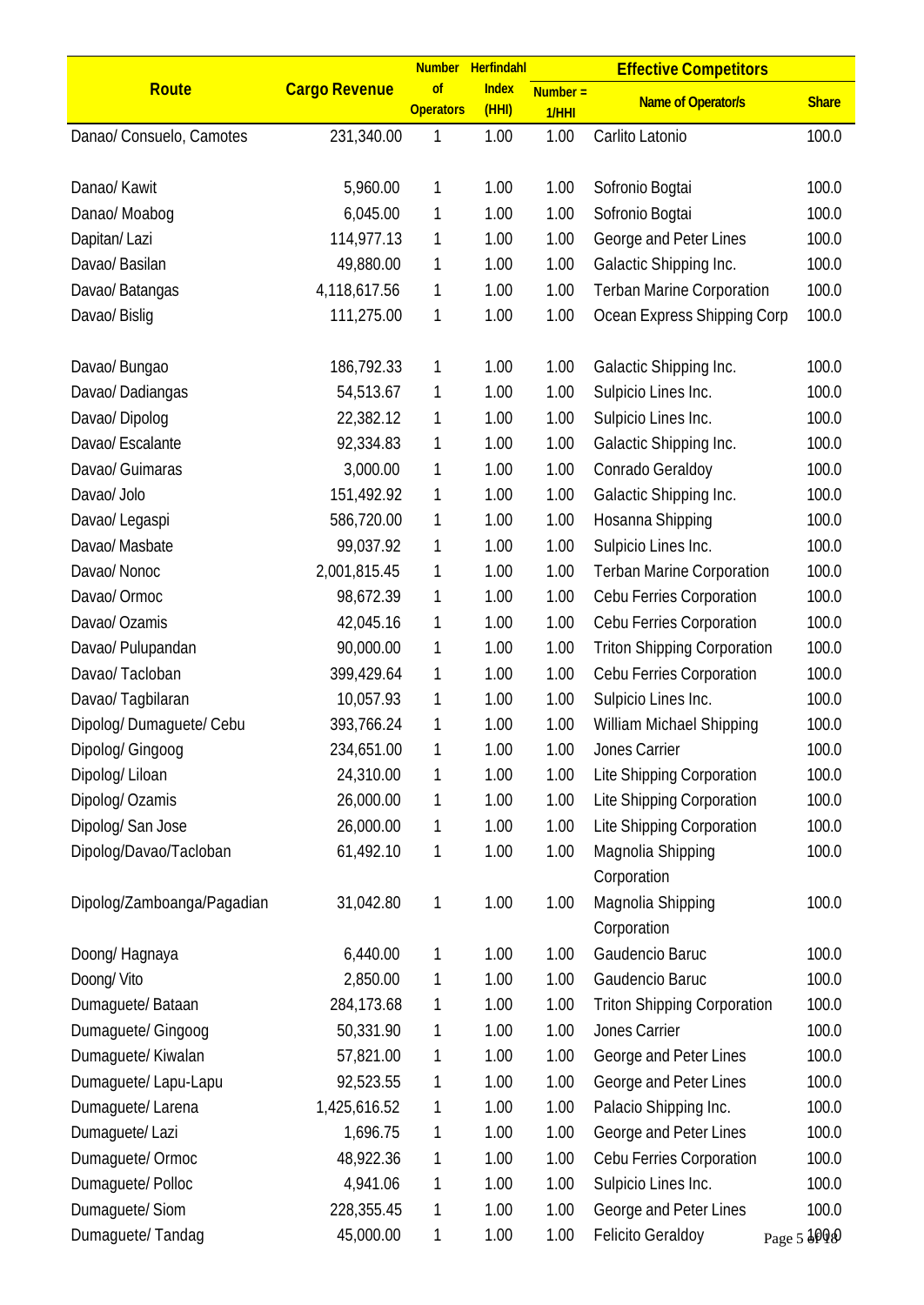| Route | Cargo Revenue | Number of Operators | Herfindahl Index (HHI) | Effective Competitors | | |
|---|---|---|---|---|---|---|
| | | | | Number = 1/HHI | Name of Operator/s | Share |
| Danao/ Consuelo, Camotes | 231,340.00 | 1 | 1.00 | 1.00 | Carlito Latonio | 100.0 |
| Danao/ Kawit | 5,960.00 | 1 | 1.00 | 1.00 | Sofronio Bogtai | 100.0 |
| Danao/ Moabog | 6,045.00 | 1 | 1.00 | 1.00 | Sofronio Bogtai | 100.0 |
| Dapitan/ Lazi | 114,977.13 | 1 | 1.00 | 1.00 | George and Peter Lines | 100.0 |
| Davao/ Basilan | 49,880.00 | 1 | 1.00 | 1.00 | Galactic Shipping Inc. | 100.0 |
| Davao/ Batangas | 4,118,617.56 | 1 | 1.00 | 1.00 | Terban Marine Corporation | 100.0 |
| Davao/ Bislig | 111,275.00 | 1 | 1.00 | 1.00 | Ocean Express Shipping Corp | 100.0 |
| Davao/ Bungao | 186,792.33 | 1 | 1.00 | 1.00 | Galactic Shipping Inc. | 100.0 |
| Davao/ Dadiangas | 54,513.67 | 1 | 1.00 | 1.00 | Sulpicio Lines Inc. | 100.0 |
| Davao/ Dipolog | 22,382.12 | 1 | 1.00 | 1.00 | Sulpicio Lines Inc. | 100.0 |
| Davao/ Escalante | 92,334.83 | 1 | 1.00 | 1.00 | Galactic Shipping Inc. | 100.0 |
| Davao/ Guimaras | 3,000.00 | 1 | 1.00 | 1.00 | Conrado Geraldoy | 100.0 |
| Davao/ Jolo | 151,492.92 | 1 | 1.00 | 1.00 | Galactic Shipping Inc. | 100.0 |
| Davao/ Legaspi | 586,720.00 | 1 | 1.00 | 1.00 | Hosanna Shipping | 100.0 |
| Davao/ Masbate | 99,037.92 | 1 | 1.00 | 1.00 | Sulpicio Lines Inc. | 100.0 |
| Davao/ Nonoc | 2,001,815.45 | 1 | 1.00 | 1.00 | Terban Marine Corporation | 100.0 |
| Davao/ Ormoc | 98,672.39 | 1 | 1.00 | 1.00 | Cebu Ferries Corporation | 100.0 |
| Davao/ Ozamis | 42,045.16 | 1 | 1.00 | 1.00 | Cebu Ferries Corporation | 100.0 |
| Davao/ Pulupandan | 90,000.00 | 1 | 1.00 | 1.00 | Triton Shipping Corporation | 100.0 |
| Davao/ Tacloban | 399,429.64 | 1 | 1.00 | 1.00 | Cebu Ferries Corporation | 100.0 |
| Davao/ Tagbilaran | 10,057.93 | 1 | 1.00 | 1.00 | Sulpicio Lines Inc. | 100.0 |
| Dipolog/ Dumaguete/ Cebu | 393,766.24 | 1 | 1.00 | 1.00 | William Michael Shipping | 100.0 |
| Dipolog/ Gingoog | 234,651.00 | 1 | 1.00 | 1.00 | Jones Carrier | 100.0 |
| Dipolog/ Liloan | 24,310.00 | 1 | 1.00 | 1.00 | Lite Shipping Corporation | 100.0 |
| Dipolog/ Ozamis | 26,000.00 | 1 | 1.00 | 1.00 | Lite Shipping Corporation | 100.0 |
| Dipolog/ San Jose | 26,000.00 | 1 | 1.00 | 1.00 | Lite Shipping Corporation | 100.0 |
| Dipolog/Davao/Tacloban | 61,492.10 | 1 | 1.00 | 1.00 | Magnolia Shipping Corporation | 100.0 |
| Dipolog/Zamboanga/Pagadian | 31,042.80 | 1 | 1.00 | 1.00 | Magnolia Shipping Corporation | 100.0 |
| Doong/ Hagnaya | 6,440.00 | 1 | 1.00 | 1.00 | Gaudencio Baruc | 100.0 |
| Doong/ Vito | 2,850.00 | 1 | 1.00 | 1.00 | Gaudencio Baruc | 100.0 |
| Dumaguete/ Bataan | 284,173.68 | 1 | 1.00 | 1.00 | Triton Shipping Corporation | 100.0 |
| Dumaguete/ Gingoog | 50,331.90 | 1 | 1.00 | 1.00 | Jones Carrier | 100.0 |
| Dumaguete/ Kiwalan | 57,821.00 | 1 | 1.00 | 1.00 | George and Peter Lines | 100.0 |
| Dumaguete/ Lapu-Lapu | 92,523.55 | 1 | 1.00 | 1.00 | George and Peter Lines | 100.0 |
| Dumaguete/ Larena | 1,425,616.52 | 1 | 1.00 | 1.00 | Palacio Shipping Inc. | 100.0 |
| Dumaguete/ Lazi | 1,696.75 | 1 | 1.00 | 1.00 | George and Peter Lines | 100.0 |
| Dumaguete/ Ormoc | 48,922.36 | 1 | 1.00 | 1.00 | Cebu Ferries Corporation | 100.0 |
| Dumaguete/ Polloc | 4,941.06 | 1 | 1.00 | 1.00 | Sulpicio Lines Inc. | 100.0 |
| Dumaguete/ Siom | 228,355.45 | 1 | 1.00 | 1.00 | George and Peter Lines | 100.0 |
| Dumaguete/ Tandag | 45,000.00 | 1 | 1.00 | 1.00 | Felicito Geraldoy | 100.0 |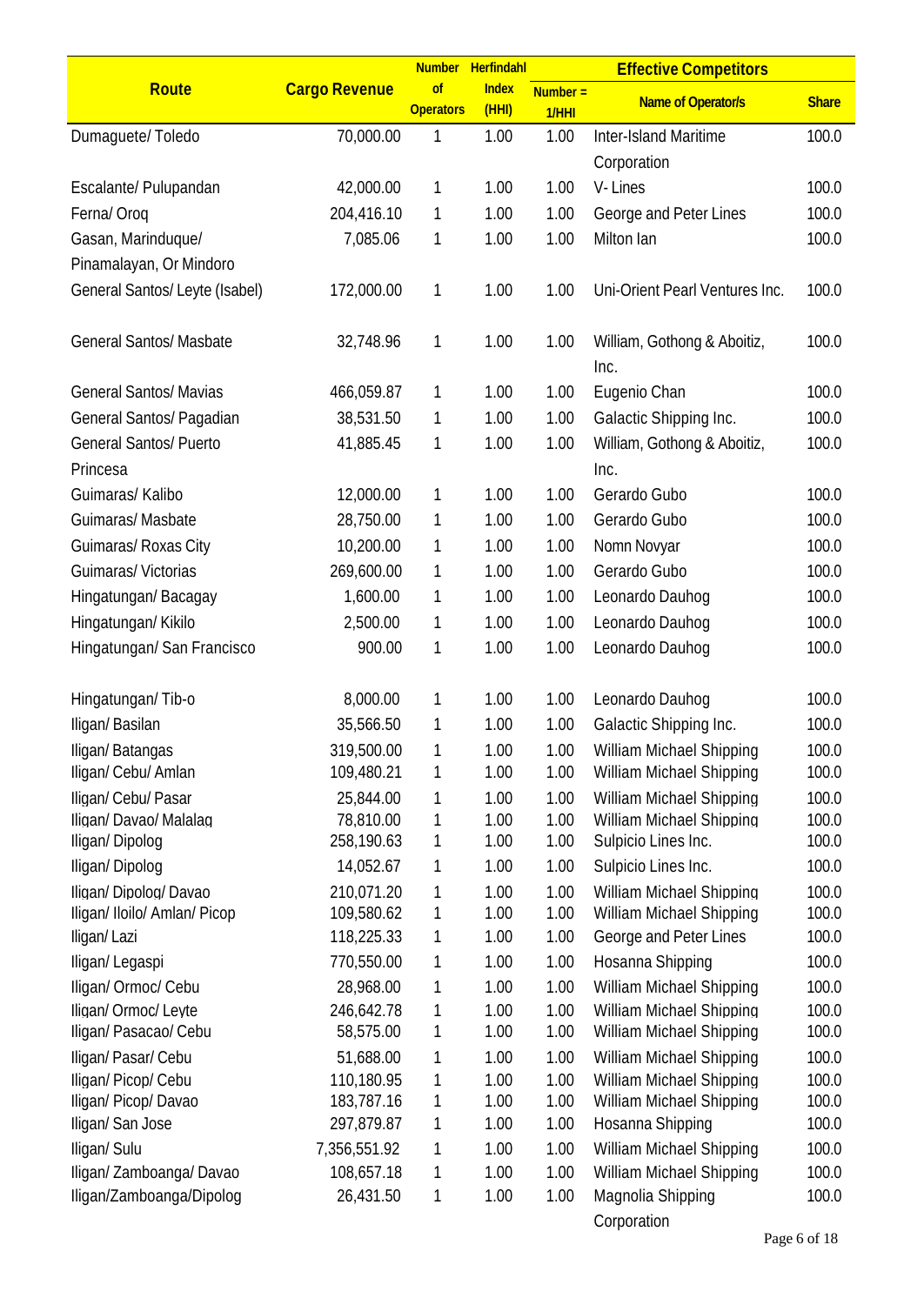| Route | Cargo Revenue | Number of Operators | Herfindahl Index (HHI) | Effective Competitors | | |
|---|---|---|---|---|---|---|
| | | | | Number = 1/HHI | Name of Operator/s | Share |
| Dumaguete/ Toledo | 70,000.00 | 1 | 1.00 | 1.00 | Inter-Island Maritime Corporation | 100.0 |
| Escalante/ Pulupandan | 42,000.00 | 1 | 1.00 | 1.00 | V- Lines | 100.0 |
| Ferna/ Oroq | 204,416.10 | 1 | 1.00 | 1.00 | George and Peter Lines | 100.0 |
| Gasan, Marinduque/ Pinamalayan, Or Mindoro | 7,085.06 | 1 | 1.00 | 1.00 | Milton Ian | 100.0 |
| General Santos/ Leyte (Isabel) | 172,000.00 | 1 | 1.00 | 1.00 | Uni-Orient Pearl Ventures Inc. | 100.0 |
| General Santos/ Masbate | 32,748.96 | 1 | 1.00 | 1.00 | William, Gothong & Aboitiz, Inc. | 100.0 |
| General Santos/ Mavias | 466,059.87 | 1 | 1.00 | 1.00 | Eugenio Chan | 100.0 |
| General Santos/ Pagadian | 38,531.50 | 1 | 1.00 | 1.00 | Galactic Shipping Inc. | 100.0 |
| General Santos/ Puerto Princesa | 41,885.45 | 1 | 1.00 | 1.00 | William, Gothong & Aboitiz, Inc. | 100.0 |
| Guimaras/ Kalibo | 12,000.00 | 1 | 1.00 | 1.00 | Gerardo Gubo | 100.0 |
| Guimaras/ Masbate | 28,750.00 | 1 | 1.00 | 1.00 | Gerardo Gubo | 100.0 |
| Guimaras/ Roxas City | 10,200.00 | 1 | 1.00 | 1.00 | Nomn Novyar | 100.0 |
| Guimaras/ Victorias | 269,600.00 | 1 | 1.00 | 1.00 | Gerardo Gubo | 100.0 |
| Hingatungan/ Bacagay | 1,600.00 | 1 | 1.00 | 1.00 | Leonardo Dauhog | 100.0 |
| Hingatungan/ Kikilo | 2,500.00 | 1 | 1.00 | 1.00 | Leonardo Dauhog | 100.0 |
| Hingatungan/ San Francisco | 900.00 | 1 | 1.00 | 1.00 | Leonardo Dauhog | 100.0 |
| Hingatungan/ Tib-o | 8,000.00 | 1 | 1.00 | 1.00 | Leonardo Dauhog | 100.0 |
| Iligan/ Basilan | 35,566.50 | 1 | 1.00 | 1.00 | Galactic Shipping Inc. | 100.0 |
| Iligan/ Batangas | 319,500.00 | 1 | 1.00 | 1.00 | William Michael Shipping | 100.0 |
| Iligan/ Cebu/ Amlan | 109,480.21 | 1 | 1.00 | 1.00 | William Michael Shipping | 100.0 |
| Iligan/ Cebu/ Pasar | 25,844.00 | 1 | 1.00 | 1.00 | William Michael Shipping | 100.0 |
| Iligan/ Davao/ Malalag | 78,810.00 | 1 | 1.00 | 1.00 | William Michael Shipping | 100.0 |
| Iligan/ Dipolog | 258,190.63 | 1 | 1.00 | 1.00 | Sulpicio Lines Inc. | 100.0 |
| Iligan/ Dipolog | 14,052.67 | 1 | 1.00 | 1.00 | Sulpicio Lines Inc. | 100.0 |
| Iligan/ Dipolog/ Davao | 210,071.20 | 1 | 1.00 | 1.00 | William Michael Shipping | 100.0 |
| Iligan/ Iloilo/ Amlan/ Picop | 109,580.62 | 1 | 1.00 | 1.00 | William Michael Shipping | 100.0 |
| Iligan/ Lazi | 118,225.33 | 1 | 1.00 | 1.00 | George and Peter Lines | 100.0 |
| Iligan/ Legaspi | 770,550.00 | 1 | 1.00 | 1.00 | Hosanna Shipping | 100.0 |
| Iligan/ Ormoc/ Cebu | 28,968.00 | 1 | 1.00 | 1.00 | William Michael Shipping | 100.0 |
| Iligan/ Ormoc/ Leyte | 246,642.78 | 1 | 1.00 | 1.00 | William Michael Shipping | 100.0 |
| Iligan/ Pasacao/ Cebu | 58,575.00 | 1 | 1.00 | 1.00 | William Michael Shipping | 100.0 |
| Iligan/ Pasar/ Cebu | 51,688.00 | 1 | 1.00 | 1.00 | William Michael Shipping | 100.0 |
| Iligan/ Picop/ Cebu | 110,180.95 | 1 | 1.00 | 1.00 | William Michael Shipping | 100.0 |
| Iligan/ Picop/ Davao | 183,787.16 | 1 | 1.00 | 1.00 | William Michael Shipping | 100.0 |
| Iligan/ San Jose | 297,879.87 | 1 | 1.00 | 1.00 | Hosanna Shipping | 100.0 |
| Iligan/ Sulu | 7,356,551.92 | 1 | 1.00 | 1.00 | William Michael Shipping | 100.0 |
| Iligan/ Zamboanga/ Davao | 108,657.18 | 1 | 1.00 | 1.00 | William Michael Shipping | 100.0 |
| Iligan/Zamboanga/Dipolog | 26,431.50 | 1 | 1.00 | 1.00 | Magnolia Shipping Corporation | 100.0 |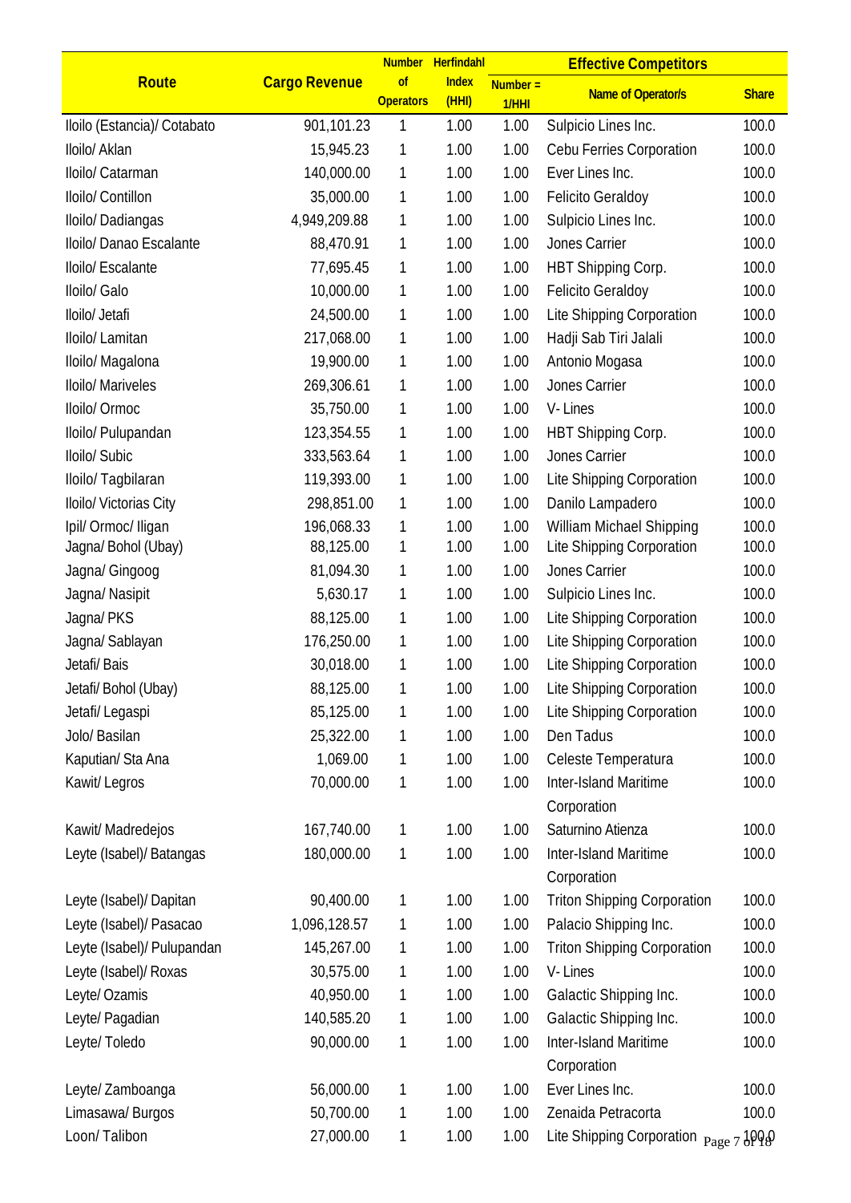| Route | Cargo Revenue | Number of Operators | Herfindahl Index (HHI) | Effective Competitors | | |
|---|---|---|---|---|---|---|
| | | | | Number = 1/HHI | Name of Operator/s | Share |
| Iloilo (Estancia)/ Cotabato | 901,101.23 | 1 | 1.00 | 1.00 | Sulpicio Lines Inc. | 100.0 |
| Iloilo/ Aklan | 15,945.23 | 1 | 1.00 | 1.00 | Cebu Ferries Corporation | 100.0 |
| Iloilo/ Catarman | 140,000.00 | 1 | 1.00 | 1.00 | Ever Lines Inc. | 100.0 |
| Iloilo/ Contillon | 35,000.00 | 1 | 1.00 | 1.00 | Felicito Geraldoy | 100.0 |
| Iloilo/ Dadiangas | 4,949,209.88 | 1 | 1.00 | 1.00 | Sulpicio Lines Inc. | 100.0 |
| Iloilo/ Danao Escalante | 88,470.91 | 1 | 1.00 | 1.00 | Jones Carrier | 100.0 |
| Iloilo/ Escalante | 77,695.45 | 1 | 1.00 | 1.00 | HBT Shipping Corp. | 100.0 |
| Iloilo/ Galo | 10,000.00 | 1 | 1.00 | 1.00 | Felicito Geraldoy | 100.0 |
| Iloilo/ Jetafi | 24,500.00 | 1 | 1.00 | 1.00 | Lite Shipping Corporation | 100.0 |
| Iloilo/ Lamitan | 217,068.00 | 1 | 1.00 | 1.00 | Hadji Sab Tiri Jalali | 100.0 |
| Iloilo/ Magalona | 19,900.00 | 1 | 1.00 | 1.00 | Antonio Mogasa | 100.0 |
| Iloilo/ Mariveles | 269,306.61 | 1 | 1.00 | 1.00 | Jones Carrier | 100.0 |
| Iloilo/ Ormoc | 35,750.00 | 1 | 1.00 | 1.00 | V- Lines | 100.0 |
| Iloilo/ Pulupandan | 123,354.55 | 1 | 1.00 | 1.00 | HBT Shipping Corp. | 100.0 |
| Iloilo/ Subic | 333,563.64 | 1 | 1.00 | 1.00 | Jones Carrier | 100.0 |
| Iloilo/ Tagbilaran | 119,393.00 | 1 | 1.00 | 1.00 | Lite Shipping Corporation | 100.0 |
| Iloilo/ Victorias City | 298,851.00 | 1 | 1.00 | 1.00 | Danilo Lampadero | 100.0 |
| Ipil/ Ormoc/ Iligan | 196,068.33 | 1 | 1.00 | 1.00 | William Michael Shipping | 100.0 |
| Jagna/ Bohol (Ubay) | 88,125.00 | 1 | 1.00 | 1.00 | Lite Shipping Corporation | 100.0 |
| Jagna/ Gingoog | 81,094.30 | 1 | 1.00 | 1.00 | Jones Carrier | 100.0 |
| Jagna/ Nasipit | 5,630.17 | 1 | 1.00 | 1.00 | Sulpicio Lines Inc. | 100.0 |
| Jagna/ PKS | 88,125.00 | 1 | 1.00 | 1.00 | Lite Shipping Corporation | 100.0 |
| Jagna/ Sablayan | 176,250.00 | 1 | 1.00 | 1.00 | Lite Shipping Corporation | 100.0 |
| Jetafi/ Bais | 30,018.00 | 1 | 1.00 | 1.00 | Lite Shipping Corporation | 100.0 |
| Jetafi/ Bohol (Ubay) | 88,125.00 | 1 | 1.00 | 1.00 | Lite Shipping Corporation | 100.0 |
| Jetafi/ Legaspi | 85,125.00 | 1 | 1.00 | 1.00 | Lite Shipping Corporation | 100.0 |
| Jolo/ Basilan | 25,322.00 | 1 | 1.00 | 1.00 | Den Tadus | 100.0 |
| Kaputian/ Sta Ana | 1,069.00 | 1 | 1.00 | 1.00 | Celeste Temperatura | 100.0 |
| Kawit/ Legros | 70,000.00 | 1 | 1.00 | 1.00 | Inter-Island Maritime Corporation | 100.0 |
| Kawit/ Madredejos | 167,740.00 | 1 | 1.00 | 1.00 | Saturnino Atienza | 100.0 |
| Leyte (Isabel)/ Batangas | 180,000.00 | 1 | 1.00 | 1.00 | Inter-Island Maritime Corporation | 100.0 |
| Leyte (Isabel)/ Dapitan | 90,400.00 | 1 | 1.00 | 1.00 | Triton Shipping Corporation | 100.0 |
| Leyte (Isabel)/ Pasacao | 1,096,128.57 | 1 | 1.00 | 1.00 | Palacio Shipping Inc. | 100.0 |
| Leyte (Isabel)/ Pulupandan | 145,267.00 | 1 | 1.00 | 1.00 | Triton Shipping Corporation | 100.0 |
| Leyte (Isabel)/ Roxas | 30,575.00 | 1 | 1.00 | 1.00 | V- Lines | 100.0 |
| Leyte/ Ozamis | 40,950.00 | 1 | 1.00 | 1.00 | Galactic Shipping Inc. | 100.0 |
| Leyte/ Pagadian | 140,585.20 | 1 | 1.00 | 1.00 | Galactic Shipping Inc. | 100.0 |
| Leyte/ Toledo | 90,000.00 | 1 | 1.00 | 1.00 | Inter-Island Maritime Corporation | 100.0 |
| Leyte/ Zamboanga | 56,000.00 | 1 | 1.00 | 1.00 | Ever Lines Inc. | 100.0 |
| Limasawa/ Burgos | 50,700.00 | 1 | 1.00 | 1.00 | Zenaida Petracorta | 100.0 |
| Loon/ Talibon | 27,000.00 | 1 | 1.00 | 1.00 | Lite Shipping Corporation | 100.0 |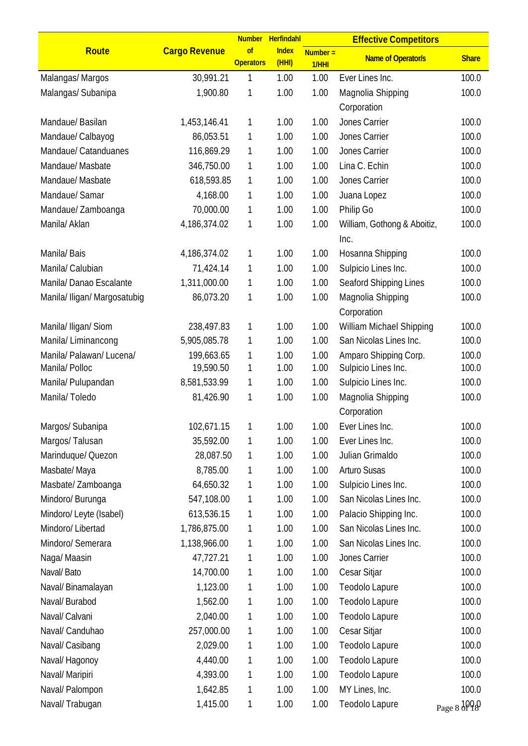| Route | Cargo Revenue | Number of Operators | Herfindahl Index (HHI) | Effective Competitors | | |
|---|---|---|---|---|---|---|
| | | | | Number = 1/HHI | Name of Operator/s | Share |
| Malangas/ Margos | 30,991.21 | 1 | 1.00 | 1.00 | Ever Lines Inc. | 100.0 |
| Malangas/ Subanipa | 1,900.80 | 1 | 1.00 | 1.00 | Magnolia Shipping Corporation | 100.0 |
| Mandaue/ Basilan | 1,453,146.41 | 1 | 1.00 | 1.00 | Jones Carrier | 100.0 |
| Mandaue/ Calbayog | 86,053.51 | 1 | 1.00 | 1.00 | Jones Carrier | 100.0 |
| Mandaue/ Catanduanes | 116,869.29 | 1 | 1.00 | 1.00 | Jones Carrier | 100.0 |
| Mandaue/ Masbate | 346,750.00 | 1 | 1.00 | 1.00 | Lina C. Echin | 100.0 |
| Mandaue/ Masbate | 618,593.85 | 1 | 1.00 | 1.00 | Jones Carrier | 100.0 |
| Mandaue/ Samar | 4,168.00 | 1 | 1.00 | 1.00 | Juana Lopez | 100.0 |
| Mandaue/ Zamboanga | 70,000.00 | 1 | 1.00 | 1.00 | Philip Go | 100.0 |
| Manila/ Aklan | 4,186,374.02 | 1 | 1.00 | 1.00 | William, Gothong & Aboitiz, Inc. | 100.0 |
| Manila/ Bais | 4,186,374.02 | 1 | 1.00 | 1.00 | Hosanna Shipping | 100.0 |
| Manila/ Calubian | 71,424.14 | 1 | 1.00 | 1.00 | Sulpicio Lines Inc. | 100.0 |
| Manila/ Danao Escalante | 1,311,000.00 | 1 | 1.00 | 1.00 | Seaford Shipping Lines | 100.0 |
| Manila/ Iligan/ Margosatubig | 86,073.20 | 1 | 1.00 | 1.00 | Magnolia Shipping Corporation | 100.0 |
| Manila/ Iligan/ Siom | 238,497.83 | 1 | 1.00 | 1.00 | William Michael Shipping | 100.0 |
| Manila/ Liminancong | 5,905,085.78 | 1 | 1.00 | 1.00 | San Nicolas Lines Inc. | 100.0 |
| Manila/ Palawan/ Lucena/ | 199,663.65 | 1 | 1.00 | 1.00 | Amparo Shipping Corp. | 100.0 |
| Manila/ Polloc | 19,590.50 | 1 | 1.00 | 1.00 | Sulpicio Lines Inc. | 100.0 |
| Manila/ Pulupandan | 8,581,533.99 | 1 | 1.00 | 1.00 | Sulpicio Lines Inc. | 100.0 |
| Manila/ Toledo | 81,426.90 | 1 | 1.00 | 1.00 | Magnolia Shipping Corporation | 100.0 |
| Margos/ Subanipa | 102,671.15 | 1 | 1.00 | 1.00 | Ever Lines Inc. | 100.0 |
| Margos/ Talusan | 35,592.00 | 1 | 1.00 | 1.00 | Ever Lines Inc. | 100.0 |
| Marinduque/ Quezon | 28,087.50 | 1 | 1.00 | 1.00 | Julian Grimaldo | 100.0 |
| Masbate/ Maya | 8,785.00 | 1 | 1.00 | 1.00 | Arturo Susas | 100.0 |
| Masbate/ Zamboanga | 64,650.32 | 1 | 1.00 | 1.00 | Sulpicio Lines Inc. | 100.0 |
| Mindoro/ Burunga | 547,108.00 | 1 | 1.00 | 1.00 | San Nicolas Lines Inc. | 100.0 |
| Mindoro/ Leyte (Isabel) | 613,536.15 | 1 | 1.00 | 1.00 | Palacio Shipping Inc. | 100.0 |
| Mindoro/ Libertad | 1,786,875.00 | 1 | 1.00 | 1.00 | San Nicolas Lines Inc. | 100.0 |
| Mindoro/ Semerara | 1,138,966.00 | 1 | 1.00 | 1.00 | San Nicolas Lines Inc. | 100.0 |
| Naga/ Maasin | 47,727.21 | 1 | 1.00 | 1.00 | Jones Carrier | 100.0 |
| Naval/ Bato | 14,700.00 | 1 | 1.00 | 1.00 | Cesar Sitjar | 100.0 |
| Naval/ Binamalayan | 1,123.00 | 1 | 1.00 | 1.00 | Teodolo Lapure | 100.0 |
| Naval/ Burabod | 1,562.00 | 1 | 1.00 | 1.00 | Teodolo Lapure | 100.0 |
| Naval/ Calvani | 2,040.00 | 1 | 1.00 | 1.00 | Teodolo Lapure | 100.0 |
| Naval/ Canduhao | 257,000.00 | 1 | 1.00 | 1.00 | Cesar Sitjar | 100.0 |
| Naval/ Casibang | 2,029.00 | 1 | 1.00 | 1.00 | Teodolo Lapure | 100.0 |
| Naval/ Hagonoy | 4,440.00 | 1 | 1.00 | 1.00 | Teodolo Lapure | 100.0 |
| Naval/ Maripiri | 4,393.00 | 1 | 1.00 | 1.00 | Teodolo Lapure | 100.0 |
| Naval/ Palompon | 1,642.85 | 1 | 1.00 | 1.00 | MY Lines, Inc. | 100.0 |
| Naval/ Trabugan | 1,415.00 | 1 | 1.00 | 1.00 | Teodolo Lapure | 100.0 |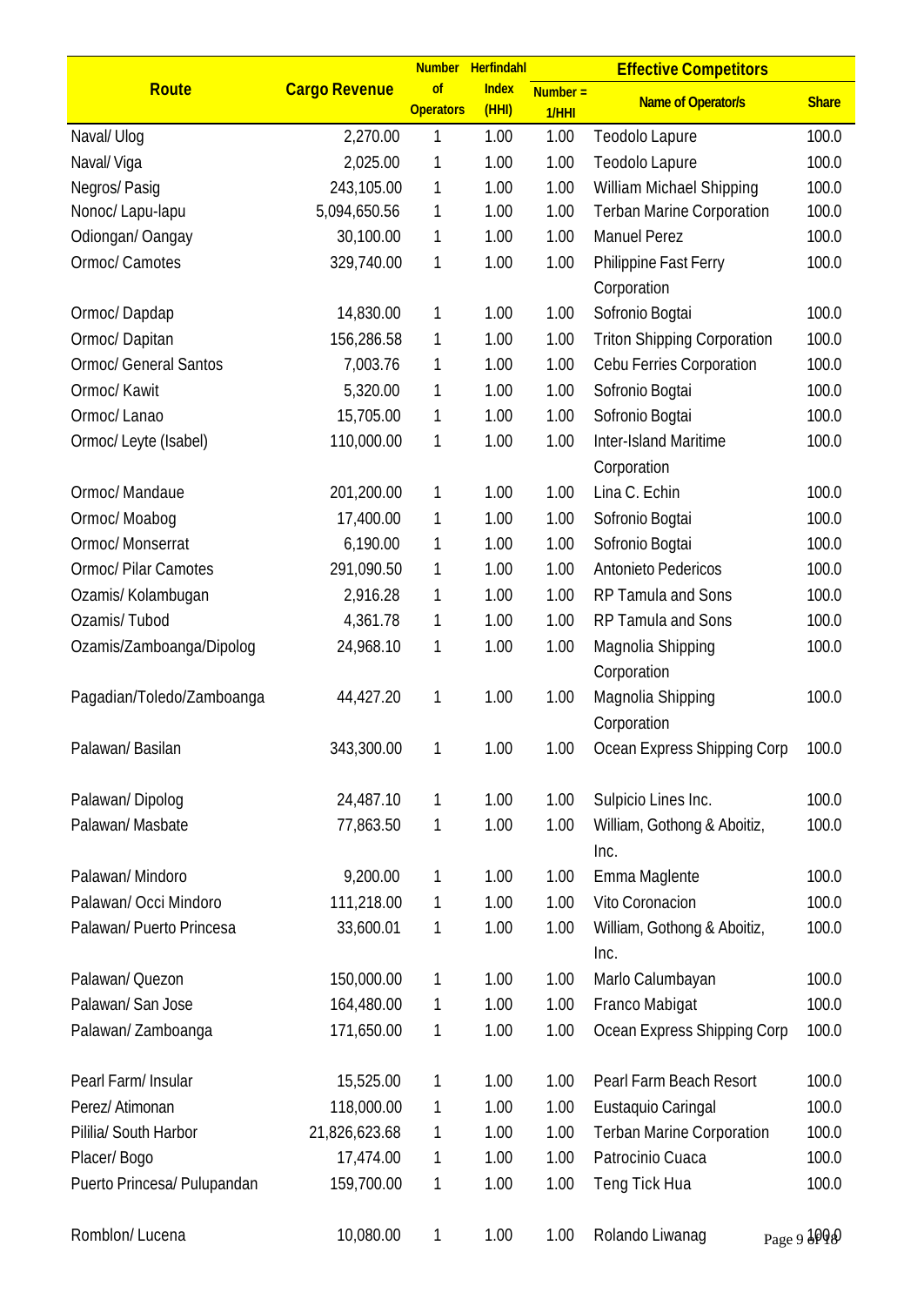| Route | Cargo Revenue | Number of Operators | Herfindahl Index (HHI) | Effective Competitors | | |
|---|---|---|---|---|---|---|
| | | | | Number = 1/HHI | Name of Operator/s | Share |
| Naval/ Ulog | 2,270.00 | 1 | 1.00 | 1.00 | Teodolo Lapure | 100.0 |
| Naval/ Viga | 2,025.00 | 1 | 1.00 | 1.00 | Teodolo Lapure | 100.0 |
| Negros/ Pasig | 243,105.00 | 1 | 1.00 | 1.00 | William Michael Shipping | 100.0 |
| Nonoc/ Lapu-lapu | 5,094,650.56 | 1 | 1.00 | 1.00 | Terban Marine Corporation | 100.0 |
| Odiongan/ Oangay | 30,100.00 | 1 | 1.00 | 1.00 | Manuel Perez | 100.0 |
| Ormoc/ Camotes | 329,740.00 | 1 | 1.00 | 1.00 | Philippine Fast Ferry Corporation | 100.0 |
| Ormoc/ Dapdap | 14,830.00 | 1 | 1.00 | 1.00 | Sofronio Bogtai | 100.0 |
| Ormoc/ Dapitan | 156,286.58 | 1 | 1.00 | 1.00 | Triton Shipping Corporation | 100.0 |
| Ormoc/ General Santos | 7,003.76 | 1 | 1.00 | 1.00 | Cebu Ferries Corporation | 100.0 |
| Ormoc/ Kawit | 5,320.00 | 1 | 1.00 | 1.00 | Sofronio Bogtai | 100.0 |
| Ormoc/ Lanao | 15,705.00 | 1 | 1.00 | 1.00 | Sofronio Bogtai | 100.0 |
| Ormoc/ Leyte (Isabel) | 110,000.00 | 1 | 1.00 | 1.00 | Inter-Island Maritime Corporation | 100.0 |
| Ormoc/ Mandaue | 201,200.00 | 1 | 1.00 | 1.00 | Lina C. Echin | 100.0 |
| Ormoc/ Moabog | 17,400.00 | 1 | 1.00 | 1.00 | Sofronio Bogtai | 100.0 |
| Ormoc/ Monserrat | 6,190.00 | 1 | 1.00 | 1.00 | Sofronio Bogtai | 100.0 |
| Ormoc/ Pilar Camotes | 291,090.50 | 1 | 1.00 | 1.00 | Antonieto Pedericos | 100.0 |
| Ozamis/ Kolambugan | 2,916.28 | 1 | 1.00 | 1.00 | RP Tamula and Sons | 100.0 |
| Ozamis/ Tubod | 4,361.78 | 1 | 1.00 | 1.00 | RP Tamula and Sons | 100.0 |
| Ozamis/Zamboanga/Dipolog | 24,968.10 | 1 | 1.00 | 1.00 | Magnolia Shipping Corporation | 100.0 |
| Pagadian/Toledo/Zamboanga | 44,427.20 | 1 | 1.00 | 1.00 | Magnolia Shipping Corporation | 100.0 |
| Palawan/ Basilan | 343,300.00 | 1 | 1.00 | 1.00 | Ocean Express Shipping Corp | 100.0 |
| Palawan/ Dipolog | 24,487.10 | 1 | 1.00 | 1.00 | Sulpicio Lines Inc. | 100.0 |
| Palawan/ Masbate | 77,863.50 | 1 | 1.00 | 1.00 | William, Gothong & Aboitiz, Inc. | 100.0 |
| Palawan/ Mindoro | 9,200.00 | 1 | 1.00 | 1.00 | Emma Maglente | 100.0 |
| Palawan/ Occi Mindoro | 111,218.00 | 1 | 1.00 | 1.00 | Vito Coronacion | 100.0 |
| Palawan/ Puerto Princesa | 33,600.01 | 1 | 1.00 | 1.00 | William, Gothong & Aboitiz, Inc. | 100.0 |
| Palawan/ Quezon | 150,000.00 | 1 | 1.00 | 1.00 | Marlo Calumbayan | 100.0 |
| Palawan/ San Jose | 164,480.00 | 1 | 1.00 | 1.00 | Franco Mabigat | 100.0 |
| Palawan/ Zamboanga | 171,650.00 | 1 | 1.00 | 1.00 | Ocean Express Shipping Corp | 100.0 |
| Pearl Farm/ Insular | 15,525.00 | 1 | 1.00 | 1.00 | Pearl Farm Beach Resort | 100.0 |
| Perez/ Atimonan | 118,000.00 | 1 | 1.00 | 1.00 | Eustaquio Caringal | 100.0 |
| Pililia/ South Harbor | 21,826,623.68 | 1 | 1.00 | 1.00 | Terban Marine Corporation | 100.0 |
| Placer/ Bogo | 17,474.00 | 1 | 1.00 | 1.00 | Patrocinio Cuaca | 100.0 |
| Puerto Princesa/ Pulupandan | 159,700.00 | 1 | 1.00 | 1.00 | Teng Tick Hua | 100.0 |
| Romblon/ Lucena | 10,080.00 | 1 | 1.00 | 1.00 | Rolando Liwanag | 100.0 |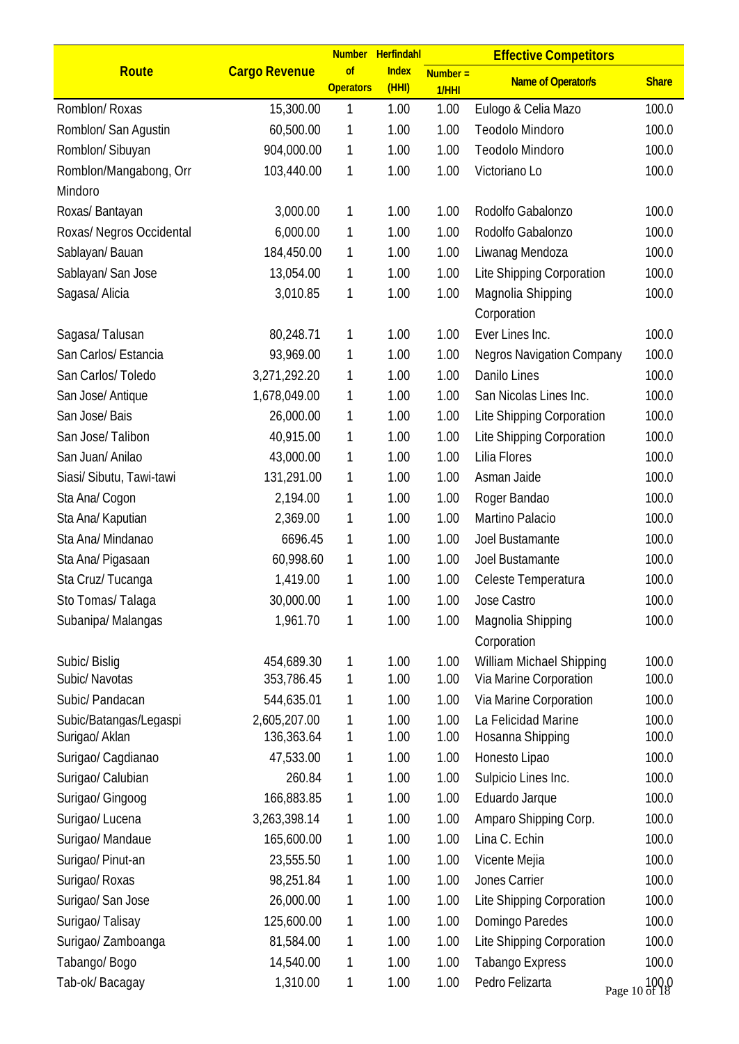| Route | Cargo Revenue | Number of Operators | Herfindahl Index (HHI) | Effective Competitors | | |
|---|---|---|---|---|---|---|
| | | | | Number = 1/HHI | Name of Operator/s | Share |
| Romblon/ Roxas | 15,300.00 | 1 | 1.00 | 1.00 | Eulogo & Celia Mazo | 100.0 |
| Romblon/ San Agustin | 60,500.00 | 1 | 1.00 | 1.00 | Teodolo Mindoro | 100.0 |
| Romblon/ Sibuyan | 904,000.00 | 1 | 1.00 | 1.00 | Teodolo Mindoro | 100.0 |
| Romblon/Mangabong, Orr Mindoro | 103,440.00 | 1 | 1.00 | 1.00 | Victoriano Lo | 100.0 |
| Roxas/ Bantayan | 3,000.00 | 1 | 1.00 | 1.00 | Rodolfo Gabalonzo | 100.0 |
| Roxas/ Negros Occidental | 6,000.00 | 1 | 1.00 | 1.00 | Rodolfo Gabalonzo | 100.0 |
| Sablayan/ Bauan | 184,450.00 | 1 | 1.00 | 1.00 | Liwanag Mendoza | 100.0 |
| Sablayan/ San Jose | 13,054.00 | 1 | 1.00 | 1.00 | Lite Shipping Corporation | 100.0 |
| Sagasa/ Alicia | 3,010.85 | 1 | 1.00 | 1.00 | Magnolia Shipping Corporation | 100.0 |
| Sagasa/ Talusan | 80,248.71 | 1 | 1.00 | 1.00 | Ever Lines Inc. | 100.0 |
| San Carlos/ Estancia | 93,969.00 | 1 | 1.00 | 1.00 | Negros Navigation Company | 100.0 |
| San Carlos/ Toledo | 3,271,292.20 | 1 | 1.00 | 1.00 | Danilo Lines | 100.0 |
| San Jose/ Antique | 1,678,049.00 | 1 | 1.00 | 1.00 | San Nicolas Lines Inc. | 100.0 |
| San Jose/ Bais | 26,000.00 | 1 | 1.00 | 1.00 | Lite Shipping Corporation | 100.0 |
| San Jose/ Talibon | 40,915.00 | 1 | 1.00 | 1.00 | Lite Shipping Corporation | 100.0 |
| San Juan/ Anilao | 43,000.00 | 1 | 1.00 | 1.00 | Lilia Flores | 100.0 |
| Siasi/ Sibutu, Tawi-tawi | 131,291.00 | 1 | 1.00 | 1.00 | Asman Jaide | 100.0 |
| Sta Ana/ Cogon | 2,194.00 | 1 | 1.00 | 1.00 | Roger Bandao | 100.0 |
| Sta Ana/ Kaputian | 2,369.00 | 1 | 1.00 | 1.00 | Martino Palacio | 100.0 |
| Sta Ana/ Mindanao | 6696.45 | 1 | 1.00 | 1.00 | Joel Bustamante | 100.0 |
| Sta Ana/ Pigasaan | 60,998.60 | 1 | 1.00 | 1.00 | Joel Bustamante | 100.0 |
| Sta Cruz/ Tucanga | 1,419.00 | 1 | 1.00 | 1.00 | Celeste Temperatura | 100.0 |
| Sto Tomas/ Talaga | 30,000.00 | 1 | 1.00 | 1.00 | Jose Castro | 100.0 |
| Subanipa/ Malangas | 1,961.70 | 1 | 1.00 | 1.00 | Magnolia Shipping Corporation | 100.0 |
| Subic/ Bislig | 454,689.30 | 1 | 1.00 | 1.00 | William Michael Shipping | 100.0 |
| Subic/ Navotas | 353,786.45 | 1 | 1.00 | 1.00 | Via Marine Corporation | 100.0 |
| Subic/ Pandacan | 544,635.01 | 1 | 1.00 | 1.00 | Via Marine Corporation | 100.0 |
| Subic/Batangas/Legaspi | 2,605,207.00 | 1 | 1.00 | 1.00 | La Felicidad Marine | 100.0 |
| Surigao/ Aklan | 136,363.64 | 1 | 1.00 | 1.00 | Hosanna Shipping | 100.0 |
| Surigao/ Cagdianao | 47,533.00 | 1 | 1.00 | 1.00 | Honesto Lipao | 100.0 |
| Surigao/ Calubian | 260.84 | 1 | 1.00 | 1.00 | Sulpicio Lines Inc. | 100.0 |
| Surigao/ Gingoog | 166,883.85 | 1 | 1.00 | 1.00 | Eduardo Jarque | 100.0 |
| Surigao/ Lucena | 3,263,398.14 | 1 | 1.00 | 1.00 | Amparo Shipping Corp. | 100.0 |
| Surigao/ Mandaue | 165,600.00 | 1 | 1.00 | 1.00 | Lina C. Echin | 100.0 |
| Surigao/ Pinut-an | 23,555.50 | 1 | 1.00 | 1.00 | Vicente Mejia | 100.0 |
| Surigao/ Roxas | 98,251.84 | 1 | 1.00 | 1.00 | Jones Carrier | 100.0 |
| Surigao/ San Jose | 26,000.00 | 1 | 1.00 | 1.00 | Lite Shipping Corporation | 100.0 |
| Surigao/ Talisay | 125,600.00 | 1 | 1.00 | 1.00 | Domingo Paredes | 100.0 |
| Surigao/ Zamboanga | 81,584.00 | 1 | 1.00 | 1.00 | Lite Shipping Corporation | 100.0 |
| Tabango/ Bogo | 14,540.00 | 1 | 1.00 | 1.00 | Tabango Express | 100.0 |
| Tab-ok/ Bacagay | 1,310.00 | 1 | 1.00 | 1.00 | Pedro Felizarta | 100.0 |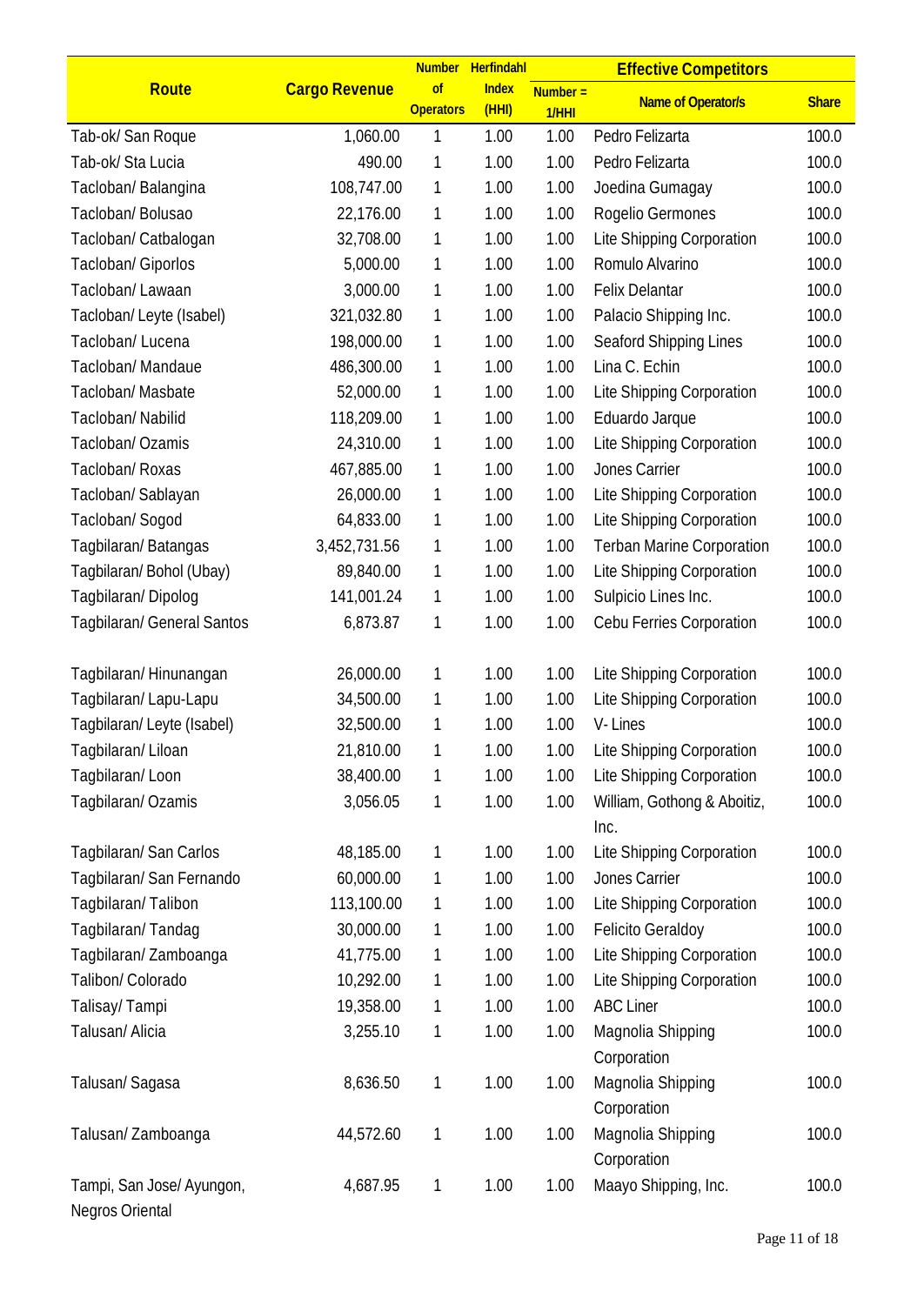| Route | Cargo Revenue | Number of Operators | Herfindahl Index (HHI) | Effective Competitors | | |
|---|---|---|---|---|---|---|
| | | | | Number = 1/HHI | Name of Operator/s | Share |
| Tab-ok/ San Roque | 1,060.00 | 1 | 1.00 | 1.00 | Pedro Felizarta | 100.0 |
| Tab-ok/ Sta Lucia | 490.00 | 1 | 1.00 | 1.00 | Pedro Felizarta | 100.0 |
| Tacloban/ Balangina | 108,747.00 | 1 | 1.00 | 1.00 | Joedina Gumagay | 100.0 |
| Tacloban/ Bolusao | 22,176.00 | 1 | 1.00 | 1.00 | Rogelio Germones | 100.0 |
| Tacloban/ Catbalogan | 32,708.00 | 1 | 1.00 | 1.00 | Lite Shipping Corporation | 100.0 |
| Tacloban/ Giporlos | 5,000.00 | 1 | 1.00 | 1.00 | Romulo Alvarino | 100.0 |
| Tacloban/ Lawaan | 3,000.00 | 1 | 1.00 | 1.00 | Felix Delantar | 100.0 |
| Tacloban/ Leyte (Isabel) | 321,032.80 | 1 | 1.00 | 1.00 | Palacio Shipping Inc. | 100.0 |
| Tacloban/ Lucena | 198,000.00 | 1 | 1.00 | 1.00 | Seaford Shipping Lines | 100.0 |
| Tacloban/ Mandaue | 486,300.00 | 1 | 1.00 | 1.00 | Lina C. Echin | 100.0 |
| Tacloban/ Masbate | 52,000.00 | 1 | 1.00 | 1.00 | Lite Shipping Corporation | 100.0 |
| Tacloban/ Nabilid | 118,209.00 | 1 | 1.00 | 1.00 | Eduardo Jarque | 100.0 |
| Tacloban/ Ozamis | 24,310.00 | 1 | 1.00 | 1.00 | Lite Shipping Corporation | 100.0 |
| Tacloban/ Roxas | 467,885.00 | 1 | 1.00 | 1.00 | Jones Carrier | 100.0 |
| Tacloban/ Sablayan | 26,000.00 | 1 | 1.00 | 1.00 | Lite Shipping Corporation | 100.0 |
| Tacloban/ Sogod | 64,833.00 | 1 | 1.00 | 1.00 | Lite Shipping Corporation | 100.0 |
| Tagbilaran/ Batangas | 3,452,731.56 | 1 | 1.00 | 1.00 | Terban Marine Corporation | 100.0 |
| Tagbilaran/ Bohol (Ubay) | 89,840.00 | 1 | 1.00 | 1.00 | Lite Shipping Corporation | 100.0 |
| Tagbilaran/ Dipolog | 141,001.24 | 1 | 1.00 | 1.00 | Sulpicio Lines Inc. | 100.0 |
| Tagbilaran/ General Santos | 6,873.87 | 1 | 1.00 | 1.00 | Cebu Ferries Corporation | 100.0 |
| Tagbilaran/ Hinunangan | 26,000.00 | 1 | 1.00 | 1.00 | Lite Shipping Corporation | 100.0 |
| Tagbilaran/ Lapu-Lapu | 34,500.00 | 1 | 1.00 | 1.00 | Lite Shipping Corporation | 100.0 |
| Tagbilaran/ Leyte (Isabel) | 32,500.00 | 1 | 1.00 | 1.00 | V- Lines | 100.0 |
| Tagbilaran/ Liloan | 21,810.00 | 1 | 1.00 | 1.00 | Lite Shipping Corporation | 100.0 |
| Tagbilaran/ Loon | 38,400.00 | 1 | 1.00 | 1.00 | Lite Shipping Corporation | 100.0 |
| Tagbilaran/ Ozamis | 3,056.05 | 1 | 1.00 | 1.00 | William, Gothong & Aboitiz, Inc. | 100.0 |
| Tagbilaran/ San Carlos | 48,185.00 | 1 | 1.00 | 1.00 | Lite Shipping Corporation | 100.0 |
| Tagbilaran/ San Fernando | 60,000.00 | 1 | 1.00 | 1.00 | Jones Carrier | 100.0 |
| Tagbilaran/ Talibon | 113,100.00 | 1 | 1.00 | 1.00 | Lite Shipping Corporation | 100.0 |
| Tagbilaran/ Tandag | 30,000.00 | 1 | 1.00 | 1.00 | Felicito Geraldoy | 100.0 |
| Tagbilaran/ Zamboanga | 41,775.00 | 1 | 1.00 | 1.00 | Lite Shipping Corporation | 100.0 |
| Talibon/ Colorado | 10,292.00 | 1 | 1.00 | 1.00 | Lite Shipping Corporation | 100.0 |
| Talisay/ Tampi | 19,358.00 | 1 | 1.00 | 1.00 | ABC Liner | 100.0 |
| Talusan/ Alicia | 3,255.10 | 1 | 1.00 | 1.00 | Magnolia Shipping Corporation | 100.0 |
| Talusan/ Sagasa | 8,636.50 | 1 | 1.00 | 1.00 | Magnolia Shipping Corporation | 100.0 |
| Talusan/ Zamboanga | 44,572.60 | 1 | 1.00 | 1.00 | Magnolia Shipping Corporation | 100.0 |
| Tampi, San Jose/ Ayungon, Negros Oriental | 4,687.95 | 1 | 1.00 | 1.00 | Maayo Shipping, Inc. | 100.0 |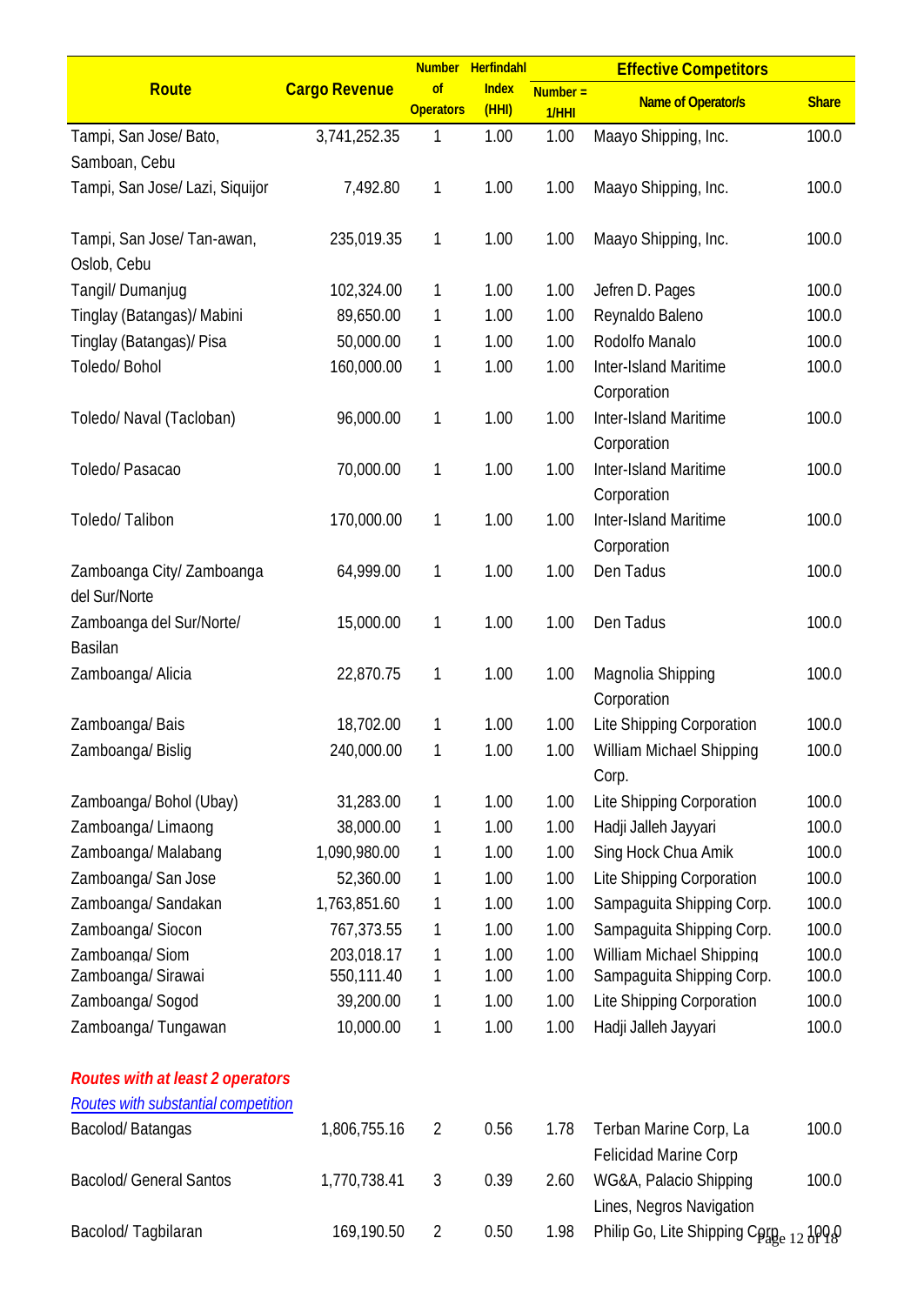| Route | Cargo Revenue | Number of Operators | Herfindahl Index (HHI) | Effective Competitors | | |
|---|---|---|---|---|---|---|
| | | | | Number = 1/HHI | Name of Operator/s | Share |
| Tampi, San Jose/ Bato, Samboan, Cebu | 3,741,252.35 | 1 | 1.00 | 1.00 | Maayo Shipping, Inc. | 100.0 |
| Tampi, San Jose/ Lazi, Siquijor | 7,492.80 | 1 | 1.00 | 1.00 | Maayo Shipping, Inc. | 100.0 |
| Tampi, San Jose/ Tan-awan, Oslob, Cebu | 235,019.35 | 1 | 1.00 | 1.00 | Maayo Shipping, Inc. | 100.0 |
| Tangil/ Dumanjug | 102,324.00 | 1 | 1.00 | 1.00 | Jefren D. Pages | 100.0 |
| Tinglay (Batangas)/ Mabini | 89,650.00 | 1 | 1.00 | 1.00 | Reynaldo Baleno | 100.0 |
| Tinglay (Batangas)/ Pisa | 50,000.00 | 1 | 1.00 | 1.00 | Rodolfo Manalo | 100.0 |
| Toledo/ Bohol | 160,000.00 | 1 | 1.00 | 1.00 | Inter-Island Maritime Corporation | 100.0 |
| Toledo/ Naval (Tacloban) | 96,000.00 | 1 | 1.00 | 1.00 | Inter-Island Maritime Corporation | 100.0 |
| Toledo/ Pasacao | 70,000.00 | 1 | 1.00 | 1.00 | Inter-Island Maritime Corporation | 100.0 |
| Toledo/ Talibon | 170,000.00 | 1 | 1.00 | 1.00 | Inter-Island Maritime Corporation | 100.0 |
| Zamboanga City/ Zamboanga del Sur/Norte | 64,999.00 | 1 | 1.00 | 1.00 | Den Tadus | 100.0 |
| Zamboanga del Sur/Norte/ Basilan | 15,000.00 | 1 | 1.00 | 1.00 | Den Tadus | 100.0 |
| Zamboanga/ Alicia | 22,870.75 | 1 | 1.00 | 1.00 | Magnolia Shipping Corporation | 100.0 |
| Zamboanga/ Bais | 18,702.00 | 1 | 1.00 | 1.00 | Lite Shipping Corporation | 100.0 |
| Zamboanga/ Bislig | 240,000.00 | 1 | 1.00 | 1.00 | William Michael Shipping Corp. | 100.0 |
| Zamboanga/ Bohol (Ubay) | 31,283.00 | 1 | 1.00 | 1.00 | Lite Shipping Corporation | 100.0 |
| Zamboanga/ Limaong | 38,000.00 | 1 | 1.00 | 1.00 | Hadji Jalleh Jayyari | 100.0 |
| Zamboanga/ Malabang | 1,090,980.00 | 1 | 1.00 | 1.00 | Sing Hock Chua Amik | 100.0 |
| Zamboanga/ San Jose | 52,360.00 | 1 | 1.00 | 1.00 | Lite Shipping Corporation | 100.0 |
| Zamboanga/ Sandakan | 1,763,851.60 | 1 | 1.00 | 1.00 | Sampaguita Shipping Corp. | 100.0 |
| Zamboanga/ Siocon | 767,373.55 | 1 | 1.00 | 1.00 | Sampaguita Shipping Corp. | 100.0 |
| Zamboanga/ Siom | 203,018.17 | 1 | 1.00 | 1.00 | William Michael Shipping | 100.0 |
| Zamboanga/ Sirawai | 550,111.40 | 1 | 1.00 | 1.00 | Sampaguita Shipping Corp. | 100.0 |
| Zamboanga/ Sogod | 39,200.00 | 1 | 1.00 | 1.00 | Lite Shipping Corporation | 100.0 |
| Zamboanga/ Tungawan | 10,000.00 | 1 | 1.00 | 1.00 | Hadji Jalleh Jayyari | 100.0 |
| ***Routes with at least 2 operators*** | | | | | | |
| Routes with substantial competition | | | | | | |
| Bacolod/ Batangas | 1,806,755.16 | 2 | 0.56 | 1.78 | Terban Marine Corp, La Felicidad Marine Corp | 100.0 |
| Bacolod/ General Santos | 1,770,738.41 | 3 | 0.39 | 2.60 | WG&A, Palacio Shipping Lines, Negros Navigation | 100.0 |
| Bacolod/ Tagbilaran | 169,190.50 | 2 | 0.50 | 1.98 | Philip Go, Lite Shipping Corp. | 100.0 |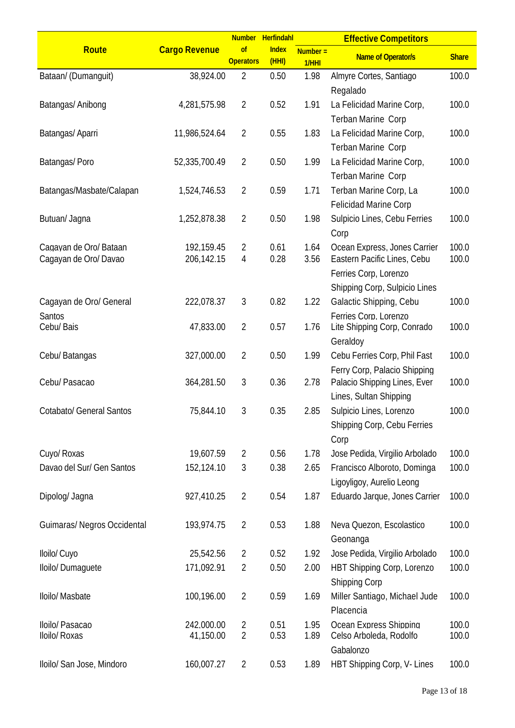| Route | Cargo Revenue | Number of Operators | Herfindahl Index (HHI) | Effective Competitors | | |
|---|---|---|---|---|---|---|
| | | | | Number = 1/HHI | Name of Operator/s | Share |
| Bataan/ (Dumanguit) | 38,924.00 | 2 | 0.50 | 1.98 | Almyre Cortes, Santiago Regalado | 100.0 |
| Batangas/ Anibong | 4,281,575.98 | 2 | 0.52 | 1.91 | La Felicidad Marine Corp, Terban Marine Corp | 100.0 |
| Batangas/ Aparri | 11,986,524.64 | 2 | 0.55 | 1.83 | La Felicidad Marine Corp, Terban Marine Corp | 100.0 |
| Batangas/ Poro | 52,335,700.49 | 2 | 0.50 | 1.99 | La Felicidad Marine Corp, Terban Marine Corp | 100.0 |
| Batangas/Masbate/Calapan | 1,524,746.53 | 2 | 0.59 | 1.71 | Terban Marine Corp, La Felicidad Marine Corp | 100.0 |
| Butuan/ Jagna | 1,252,878.38 | 2 | 0.50 | 1.98 | Sulpicio Lines, Cebu Ferries Corp | 100.0 |
| Cagayan de Oro/ Bataan | 192,159.45 | 2 | 0.61 | 1.64 | Ocean Express, Jones Carrier | 100.0 |
| Cagayan de Oro/ Davao | 206,142.15 | 4 | 0.28 | 3.56 | Eastern Pacific Lines, Cebu Ferries Corp, Lorenzo Shipping Corp, Sulpicio Lines | 100.0 |
| Cagayan de Oro/ General Santos | 222,078.37 | 3 | 0.82 | 1.22 | Galactic Shipping, Cebu Ferries Corp, Lorenzo | 100.0 |
| Cebu/ Bais | 47,833.00 | 2 | 0.57 | 1.76 | Lite Shipping Corp, Conrado Geraldoy | 100.0 |
| Cebu/ Batangas | 327,000.00 | 2 | 0.50 | 1.99 | Cebu Ferries Corp, Phil Fast Ferry Corp, Palacio Shipping | 100.0 |
| Cebu/ Pasacao | 364,281.50 | 3 | 0.36 | 2.78 | Palacio Shipping Lines, Ever Lines, Sultan Shipping | 100.0 |
| Cotabato/ General Santos | 75,844.10 | 3 | 0.35 | 2.85 | Sulpicio Lines, Lorenzo Shipping Corp, Cebu Ferries Corp | 100.0 |
| Cuyo/ Roxas | 19,607.59 | 2 | 0.56 | 1.78 | Jose Pedida, Virgilio Arbolado | 100.0 |
| Davao del Sur/ Gen Santos | 152,124.10 | 3 | 0.38 | 2.65 | Francisco Alboroto, Dominga Ligoyligoy, Aurelio Leong | 100.0 |
| Dipolog/ Jagna | 927,410.25 | 2 | 0.54 | 1.87 | Eduardo Jarque, Jones Carrier | 100.0 |
| Guimaras/ Negros Occidental | 193,974.75 | 2 | 0.53 | 1.88 | Neva Quezon, Escolastico Geonanga | 100.0 |
| Iloilo/ Cuyo | 25,542.56 | 2 | 0.52 | 1.92 | Jose Pedida, Virgilio Arbolado | 100.0 |
| Iloilo/ Dumaguete | 171,092.91 | 2 | 0.50 | 2.00 | HBT Shipping Corp, Lorenzo Shipping Corp | 100.0 |
| Iloilo/ Masbate | 100,196.00 | 2 | 0.59 | 1.69 | Miller Santiago, Michael Jude Placencia | 100.0 |
| Iloilo/ Pasacao | 242,000.00 | 2 | 0.51 | 1.95 | Ocean Express Shipping | 100.0 |
| Iloilo/ Roxas | 41,150.00 | 2 | 0.53 | 1.89 | Celso Arboleda, Rodolfo Gabalonzo | 100.0 |
| Iloilo/ San Jose, Mindoro | 160,007.27 | 2 | 0.53 | 1.89 | HBT Shipping Corp, V- Lines | 100.0 |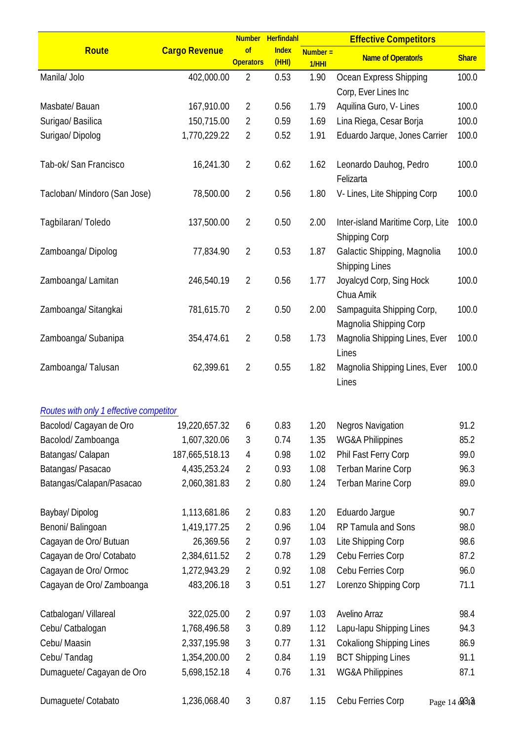| Route | Cargo Revenue | Number of Operators | Herfindahl Index (HHI) | Effective Competitors | | |
|---|---|---|---|---|---|---|
| | | | | Number = 1/HHI | Name of Operator/s | Share |
| Manila/ Jolo | 402,000.00 | 2 | 0.53 | 1.90 | Ocean Express Shipping Corp, Ever Lines Inc | 100.0 |
| Masbate/ Bauan | 167,910.00 | 2 | 0.56 | 1.79 | Aquilina Guro, V- Lines | 100.0 |
| Surigao/ Basilica | 150,715.00 | 2 | 0.59 | 1.69 | Lina Riega, Cesar Borja | 100.0 |
| Surigao/ Dipolog | 1,770,229.22 | 2 | 0.52 | 1.91 | Eduardo Jarque, Jones Carrier | 100.0 |
| Tab-ok/ San Francisco | 16,241.30 | 2 | 0.62 | 1.62 | Leonardo Dauhog, Pedro Felizarta | 100.0 |
| Tacloban/ Mindoro (San Jose) | 78,500.00 | 2 | 0.56 | 1.80 | V- Lines, Lite Shipping Corp | 100.0 |
| Tagbilaran/ Toledo | 137,500.00 | 2 | 0.50 | 2.00 | Inter-island Maritime Corp, Lite Shipping Corp | 100.0 |
| Zamboanga/ Dipolog | 77,834.90 | 2 | 0.53 | 1.87 | Galactic Shipping, Magnolia Shipping Lines | 100.0 |
| Zamboanga/ Lamitan | 246,540.19 | 2 | 0.56 | 1.77 | Joyalcyd Corp, Sing Hock Chua Amik | 100.0 |
| Zamboanga/ Sitangkai | 781,615.70 | 2 | 0.50 | 2.00 | Sampaguita Shipping Corp, Magnolia Shipping Corp | 100.0 |
| Zamboanga/ Subanipa | 354,474.61 | 2 | 0.58 | 1.73 | Magnolia Shipping Lines, Ever Lines | 100.0 |
| Zamboanga/ Talusan | 62,399.61 | 2 | 0.55 | 1.82 | Magnolia Shipping Lines, Ever Lines | 100.0 |
| *Routes with only 1 effective competitor* | | | | | | |
| Bacolod/ Cagayan de Oro | 19,220,657.32 | 6 | 0.83 | 1.20 | Negros Navigation | 91.2 |
| Bacolod/ Zamboanga | 1,607,320.06 | 3 | 0.74 | 1.35 | WG&A Philippines | 85.2 |
| Batangas/ Calapan | 187,665,518.13 | 4 | 0.98 | 1.02 | Phil Fast Ferry Corp | 99.0 |
| Batangas/ Pasacao | 4,435,253.24 | 2 | 0.93 | 1.08 | Terban Marine Corp | 96.3 |
| Batangas/Calapan/Pasacao | 2,060,381.83 | 2 | 0.80 | 1.24 | Terban Marine Corp | 89.0 |
| Baybay/ Dipolog | 1,113,681.86 | 2 | 0.83 | 1.20 | Eduardo Jargue | 90.7 |
| Benoni/ Balingoan | 1,419,177.25 | 2 | 0.96 | 1.04 | RP Tamula and Sons | 98.0 |
| Cagayan de Oro/ Butuan | 26,369.56 | 2 | 0.97 | 1.03 | Lite Shipping Corp | 98.6 |
| Cagayan de Oro/ Cotabato | 2,384,611.52 | 2 | 0.78 | 1.29 | Cebu Ferries Corp | 87.2 |
| Cagayan de Oro/ Ormoc | 1,272,943.29 | 2 | 0.92 | 1.08 | Cebu Ferries Corp | 96.0 |
| Cagayan de Oro/ Zamboanga | 483,206.18 | 3 | 0.51 | 1.27 | Lorenzo Shipping Corp | 71.1 |
| Catbalogan/ Villareal | 322,025.00 | 2 | 0.97 | 1.03 | Avelino Arraz | 98.4 |
| Cebu/ Catbalogan | 1,768,496.58 | 3 | 0.89 | 1.12 | Lapu-lapu Shipping Lines | 94.3 |
| Cebu/ Maasin | 2,337,195.98 | 3 | 0.77 | 1.31 | Cokaliong Shipping Lines | 86.9 |
| Cebu/ Tandag | 1,354,200.00 | 2 | 0.84 | 1.19 | BCT Shipping Lines | 91.1 |
| Dumaguete/ Cagayan de Oro | 5,698,152.18 | 4 | 0.76 | 1.31 | WG&A Philippines | 87.1 |
| Dumaguete/ Cotabato | 1,236,068.40 | 3 | 0.87 | 1.15 | Cebu Ferries Corp | 93.3 |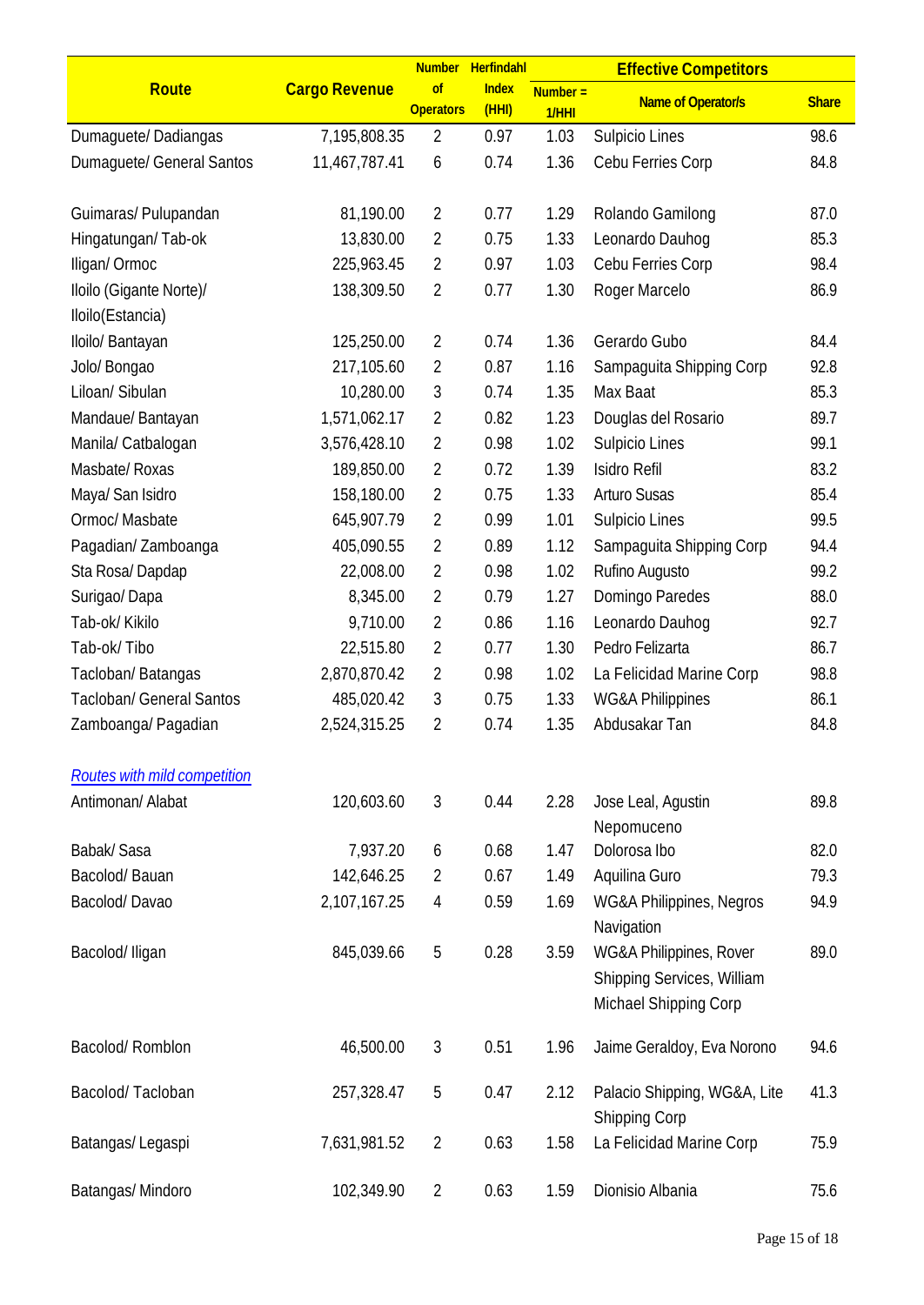| Route | Cargo Revenue | Number of Operators | Herfindahl Index (HHI) | Effective Competitors | | |
|---|---|---|---|---|---|---|
| | | | | Number = 1/HHI | Name of Operator/s | Share |
| Dumaguete/ Dadiangas | 7,195,808.35 | 2 | 0.97 | 1.03 | Sulpicio Lines | 98.6 |
| Dumaguete/ General Santos | 11,467,787.41 | 6 | 0.74 | 1.36 | Cebu Ferries Corp | 84.8 |
| Guimaras/ Pulupandan | 81,190.00 | 2 | 0.77 | 1.29 | Rolando Gamilong | 87.0 |
| Hingatungan/ Tab-ok | 13,830.00 | 2 | 0.75 | 1.33 | Leonardo Dauhog | 85.3 |
| Iligan/ Ormoc | 225,963.45 | 2 | 0.97 | 1.03 | Cebu Ferries Corp | 98.4 |
| Iloilo (Gigante Norte)/ Iloilo(Estancia) | 138,309.50 | 2 | 0.77 | 1.30 | Roger Marcelo | 86.9 |
| Iloilo/ Bantayan | 125,250.00 | 2 | 0.74 | 1.36 | Gerardo Gubo | 84.4 |
| Jolo/ Bongao | 217,105.60 | 2 | 0.87 | 1.16 | Sampaguita Shipping Corp | 92.8 |
| Liloan/ Sibulan | 10,280.00 | 3 | 0.74 | 1.35 | Max Baat | 85.3 |
| Mandaue/ Bantayan | 1,571,062.17 | 2 | 0.82 | 1.23 | Douglas del Rosario | 89.7 |
| Manila/ Catbalogan | 3,576,428.10 | 2 | 0.98 | 1.02 | Sulpicio Lines | 99.1 |
| Masbate/ Roxas | 189,850.00 | 2 | 0.72 | 1.39 | Isidro Refil | 83.2 |
| Maya/ San Isidro | 158,180.00 | 2 | 0.75 | 1.33 | Arturo Susas | 85.4 |
| Ormoc/ Masbate | 645,907.79 | 2 | 0.99 | 1.01 | Sulpicio Lines | 99.5 |
| Pagadian/ Zamboanga | 405,090.55 | 2 | 0.89 | 1.12 | Sampaguita Shipping Corp | 94.4 |
| Sta Rosa/ Dapdap | 22,008.00 | 2 | 0.98 | 1.02 | Rufino Augusto | 99.2 |
| Surigao/ Dapa | 8,345.00 | 2 | 0.79 | 1.27 | Domingo Paredes | 88.0 |
| Tab-ok/ Kikilo | 9,710.00 | 2 | 0.86 | 1.16 | Leonardo Dauhog | 92.7 |
| Tab-ok/ Tibo | 22,515.80 | 2 | 0.77 | 1.30 | Pedro Felizarta | 86.7 |
| Tacloban/ Batangas | 2,870,870.42 | 2 | 0.98 | 1.02 | La Felicidad Marine Corp | 98.8 |
| Tacloban/ General Santos | 485,020.42 | 3 | 0.75 | 1.33 | WG&A Philippines | 86.1 |
| Zamboanga/ Pagadian | 2,524,315.25 | 2 | 0.74 | 1.35 | Abdusakar Tan | 84.8 |
| *Routes with mild competition* | | | | | | |
| Antimonan/ Alabat | 120,603.60 | 3 | 0.44 | 2.28 | Jose Leal, Agustin Nepomuceno | 89.8 |
| Babak/ Sasa | 7,937.20 | 6 | 0.68 | 1.47 | Dolorosa Ibo | 82.0 |
| Bacolod/ Bauan | 142,646.25 | 2 | 0.67 | 1.49 | Aquilina Guro | 79.3 |
| Bacolod/ Davao | 2,107,167.25 | 4 | 0.59 | 1.69 | WG&A Philippines, Negros Navigation | 94.9 |
| Bacolod/ Iligan | 845,039.66 | 5 | 0.28 | 3.59 | WG&A Philippines, Rover Shipping Services, William Michael Shipping Corp | 89.0 |
| Bacolod/ Romblon | 46,500.00 | 3 | 0.51 | 1.96 | Jaime Geraldoy, Eva Norono | 94.6 |
| Bacolod/ Tacloban | 257,328.47 | 5 | 0.47 | 2.12 | Palacio Shipping, WG&A, Lite Shipping Corp | 41.3 |
| Batangas/ Legaspi | 7,631,981.52 | 2 | 0.63 | 1.58 | La Felicidad Marine Corp | 75.9 |
| Batangas/ Mindoro | 102,349.90 | 2 | 0.63 | 1.59 | Dionisio Albania | 75.6 |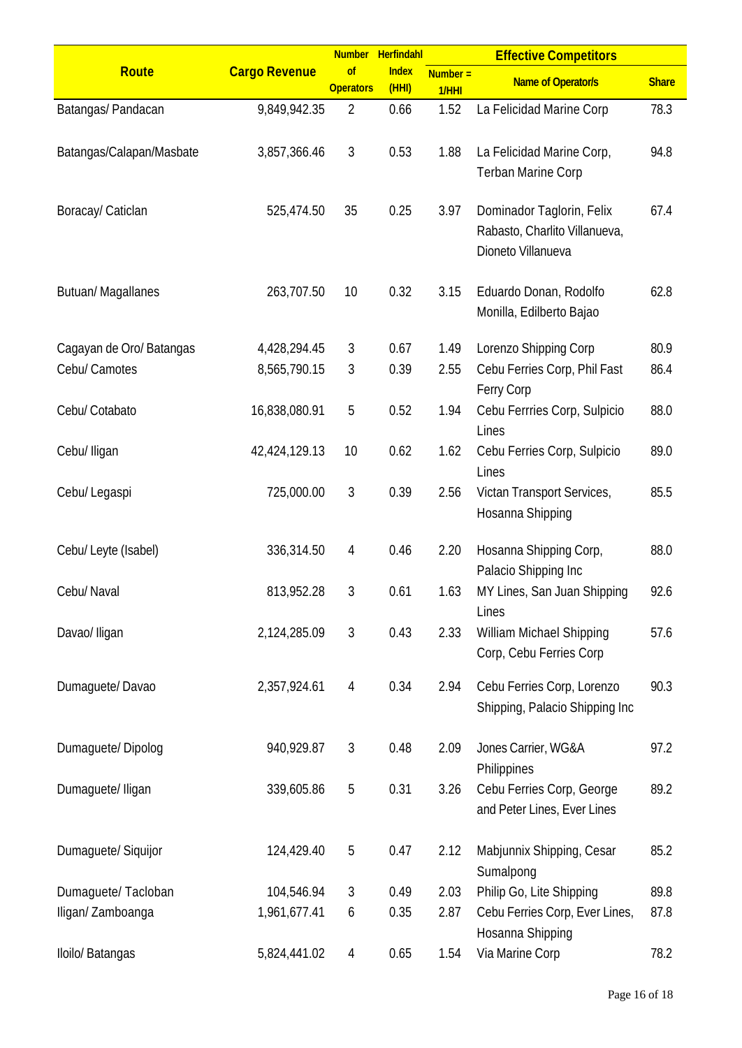| Route | Cargo Revenue | Number of Operators | Herfindahl Index (HHI) | Effective Competitors | | |
|---|---|---|---|---|---|---|
| | | | | Number = 1/HHI | Name of Operator/s | Share |
| Batangas/ Pandacan | 9,849,942.35 | 2 | 0.66 | 1.52 | La Felicidad Marine Corp | 78.3 |
| Batangas/Calapan/Masbate | 3,857,366.46 | 3 | 0.53 | 1.88 | La Felicidad Marine Corp, Terban Marine Corp | 94.8 |
| Boracay/ Caticlan | 525,474.50 | 35 | 0.25 | 3.97 | Dominador Taglorin, Felix Rabasto, Charlito Villanueva, Dioneto Villanueva | 67.4 |
| Butuan/ Magallanes | 263,707.50 | 10 | 0.32 | 3.15 | Eduardo Donan, Rodolfo Monilla, Edilberto Bajao | 62.8 |
| Cagayan de Oro/ Batangas | 4,428,294.45 | 3 | 0.67 | 1.49 | Lorenzo Shipping Corp | 80.9 |
| Cebu/ Camotes | 8,565,790.15 | 3 | 0.39 | 2.55 | Cebu Ferries Corp, Phil Fast Ferry Corp | 86.4 |
| Cebu/ Cotabato | 16,838,080.91 | 5 | 0.52 | 1.94 | Cebu Ferrries Corp, Sulpicio Lines | 88.0 |
| Cebu/ Iligan | 42,424,129.13 | 10 | 0.62 | 1.62 | Cebu Ferries Corp, Sulpicio Lines | 89.0 |
| Cebu/ Legaspi | 725,000.00 | 3 | 0.39 | 2.56 | Victan Transport Services, Hosanna Shipping | 85.5 |
| Cebu/ Leyte (Isabel) | 336,314.50 | 4 | 0.46 | 2.20 | Hosanna Shipping Corp, Palacio Shipping Inc | 88.0 |
| Cebu/ Naval | 813,952.28 | 3 | 0.61 | 1.63 | MY Lines, San Juan Shipping Lines | 92.6 |
| Davao/ Iligan | 2,124,285.09 | 3 | 0.43 | 2.33 | William Michael Shipping Corp, Cebu Ferries Corp | 57.6 |
| Dumaguete/ Davao | 2,357,924.61 | 4 | 0.34 | 2.94 | Cebu Ferries Corp, Lorenzo Shipping, Palacio Shipping Inc | 90.3 |
| Dumaguete/ Dipolog | 940,929.87 | 3 | 0.48 | 2.09 | Jones Carrier, WG&A Philippines | 97.2 |
| Dumaguete/ Iligan | 339,605.86 | 5 | 0.31 | 3.26 | Cebu Ferries Corp, George and Peter Lines, Ever Lines | 89.2 |
| Dumaguete/ Siquijor | 124,429.40 | 5 | 0.47 | 2.12 | Mabjunnix Shipping, Cesar Sumalpong | 85.2 |
| Dumaguete/ Tacloban | 104,546.94 | 3 | 0.49 | 2.03 | Philip Go, Lite Shipping | 89.8 |
| Iligan/ Zamboanga | 1,961,677.41 | 6 | 0.35 | 2.87 | Cebu Ferries Corp, Ever Lines, Hosanna Shipping | 87.8 |
| Iloilo/ Batangas | 5,824,441.02 | 4 | 0.65 | 1.54 | Via Marine Corp | 78.2 |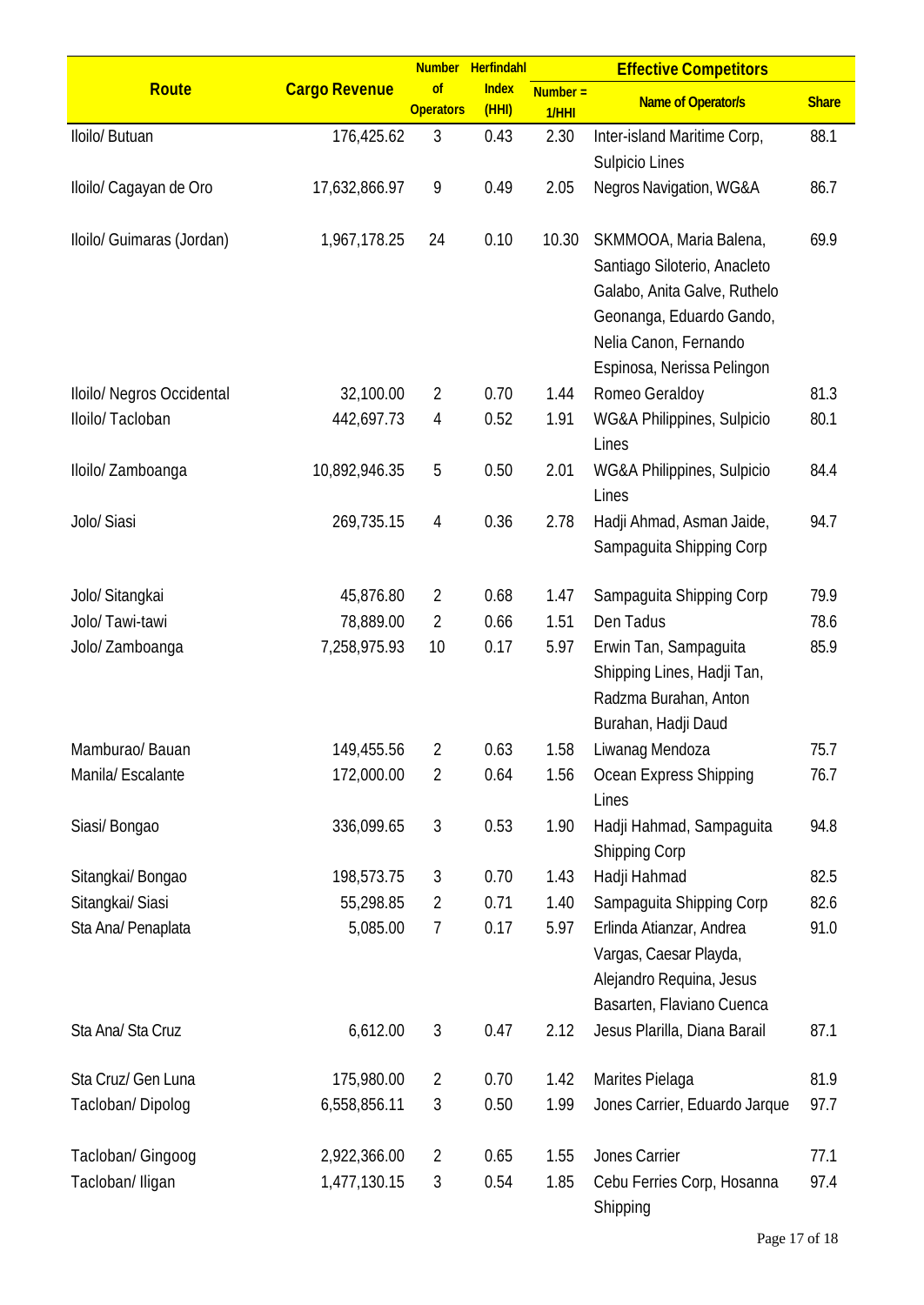| Route | Cargo Revenue | Number of Operators | Herfindahl Index (HHI) | Effective Competitors | | |
|---|---|---|---|---|---|---|
| | | | | Number = 1/HHI | Name of Operator/s | Share |
| Iloilo/ Butuan | 176,425.62 | 3 | 0.43 | 2.30 | Inter-island Maritime Corp, Sulpicio Lines | 88.1 |
| Iloilo/ Cagayan de Oro | 17,632,866.97 | 9 | 0.49 | 2.05 | Negros Navigation, WG&A | 86.7 |
| Iloilo/ Guimaras (Jordan) | 1,967,178.25 | 24 | 0.10 | 10.30 | SKMMOOA, Maria Balena, Santiago Siloterio, Anacleto Galabo, Anita Galve, Ruthelo Geonanga, Eduardo Gando, Nelia Canon, Fernando Espinosa, Nerissa Pelingon | 69.9 |
| Iloilo/ Negros Occidental | 32,100.00 | 2 | 0.70 | 1.44 | Romeo Geraldoy | 81.3 |
| Iloilo/ Tacloban | 442,697.73 | 4 | 0.52 | 1.91 | WG&A Philippines, Sulpicio Lines | 80.1 |
| Iloilo/ Zamboanga | 10,892,946.35 | 5 | 0.50 | 2.01 | WG&A Philippines, Sulpicio Lines | 84.4 |
| Jolo/ Siasi | 269,735.15 | 4 | 0.36 | 2.78 | Hadji Ahmad, Asman Jaide, Sampaguita Shipping Corp | 94.7 |
| Jolo/ Sitangkai | 45,876.80 | 2 | 0.68 | 1.47 | Sampaguita Shipping Corp | 79.9 |
| Jolo/ Tawi-tawi | 78,889.00 | 2 | 0.66 | 1.51 | Den Tadus | 78.6 |
| Jolo/ Zamboanga | 7,258,975.93 | 10 | 0.17 | 5.97 | Erwin Tan, Sampaguita Shipping Lines, Hadji Tan, Radzma Burahan, Anton Burahan, Hadji Daud | 85.9 |
| Mamburao/ Bauan | 149,455.56 | 2 | 0.63 | 1.58 | Liwanag Mendoza | 75.7 |
| Manila/ Escalante | 172,000.00 | 2 | 0.64 | 1.56 | Ocean Express Shipping Lines | 76.7 |
| Siasi/ Bongao | 336,099.65 | 3 | 0.53 | 1.90 | Hadji Hahmad, Sampaguita Shipping Corp | 94.8 |
| Sitangkai/ Bongao | 198,573.75 | 3 | 0.70 | 1.43 | Hadji Hahmad | 82.5 |
| Sitangkai/ Siasi | 55,298.85 | 2 | 0.71 | 1.40 | Sampaguita Shipping Corp | 82.6 |
| Sta Ana/ Penaplata | 5,085.00 | 7 | 0.17 | 5.97 | Erlinda Atianzar, Andrea Vargas, Caesar Playda, Alejandro Requina, Jesus Basarten, Flaviano Cuenca | 91.0 |
| Sta Ana/ Sta Cruz | 6,612.00 | 3 | 0.47 | 2.12 | Jesus Plarilla, Diana Barail | 87.1 |
| Sta Cruz/ Gen Luna | 175,980.00 | 2 | 0.70 | 1.42 | Marites Pielaga | 81.9 |
| Tacloban/ Dipolog | 6,558,856.11 | 3 | 0.50 | 1.99 | Jones Carrier, Eduardo Jarque | 97.7 |
| Tacloban/ Gingoog | 2,922,366.00 | 2 | 0.65 | 1.55 | Jones Carrier | 77.1 |
| Tacloban/ Iligan | 1,477,130.15 | 3 | 0.54 | 1.85 | Cebu Ferries Corp, Hosanna Shipping | 97.4 |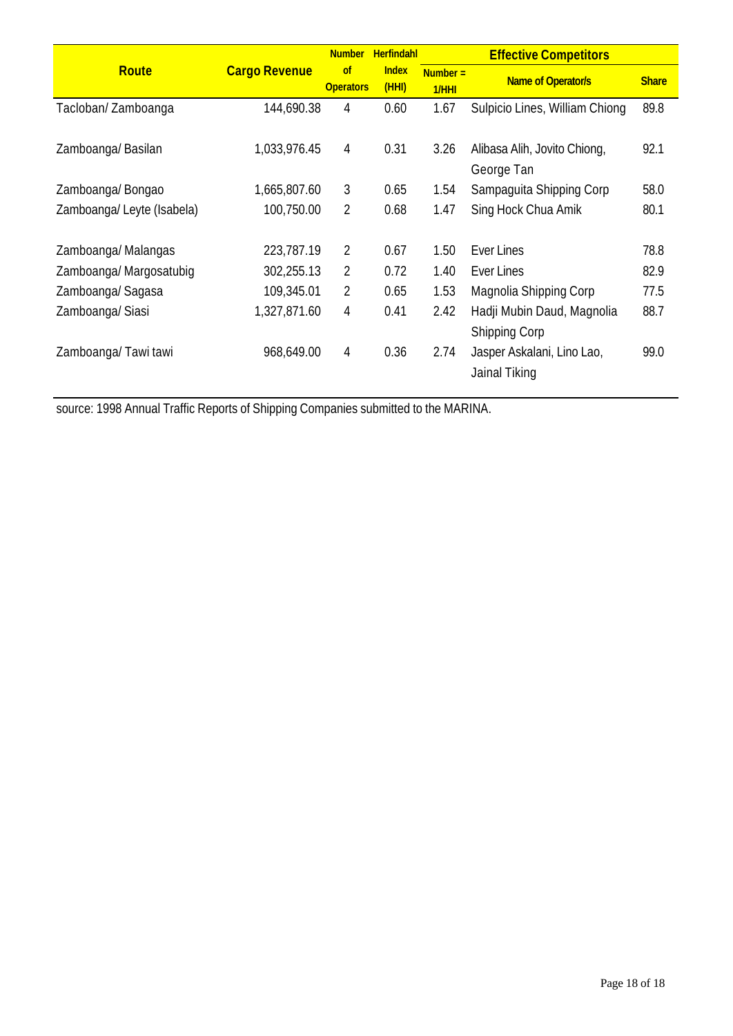| Route | Cargo Revenue | Number of Operators | Herfindahl Index (HHI) | Effective Competitors | | |
|---|---|---|---|---|---|---|
| | | | | Number = 1/HHI | Name of Operator/s | Share |
| Tacloban/ Zamboanga | 144,690.38 | 4 | 0.60 | 1.67 | Sulpicio Lines, William Chiong | 89.8 |
| Zamboanga/ Basilan | 1,033,976.45 | 4 | 0.31 | 3.26 | Alibasa Alih, Jovito Chiong, George Tan | 92.1 |
| Zamboanga/ Bongao | 1,665,807.60 | 3 | 0.65 | 1.54 | Sampaguita Shipping Corp | 58.0 |
| Zamboanga/ Leyte (Isabela) | 100,750.00 | 2 | 0.68 | 1.47 | Sing Hock Chua Amik | 80.1 |
| Zamboanga/ Malangas | 223,787.19 | 2 | 0.67 | 1.50 | Ever Lines | 78.8 |
| Zamboanga/ Margosatubig | 302,255.13 | 2 | 0.72 | 1.40 | Ever Lines | 82.9 |
| Zamboanga/ Sagasa | 109,345.01 | 2 | 0.65 | 1.53 | Magnolia Shipping Corp | 77.5 |
| Zamboanga/ Siasi | 1,327,871.60 | 4 | 0.41 | 2.42 | Hadji Mubin Daud, Magnolia Shipping Corp | 88.7 |
| Zamboanga/ Tawi tawi | 968,649.00 | 4 | 0.36 | 2.74 | Jasper Askalani, Lino Lao, Jainal Tiking | 99.0 |

source: 1998 Annual Traffic Reports of Shipping Companies submitted to the MARINA.